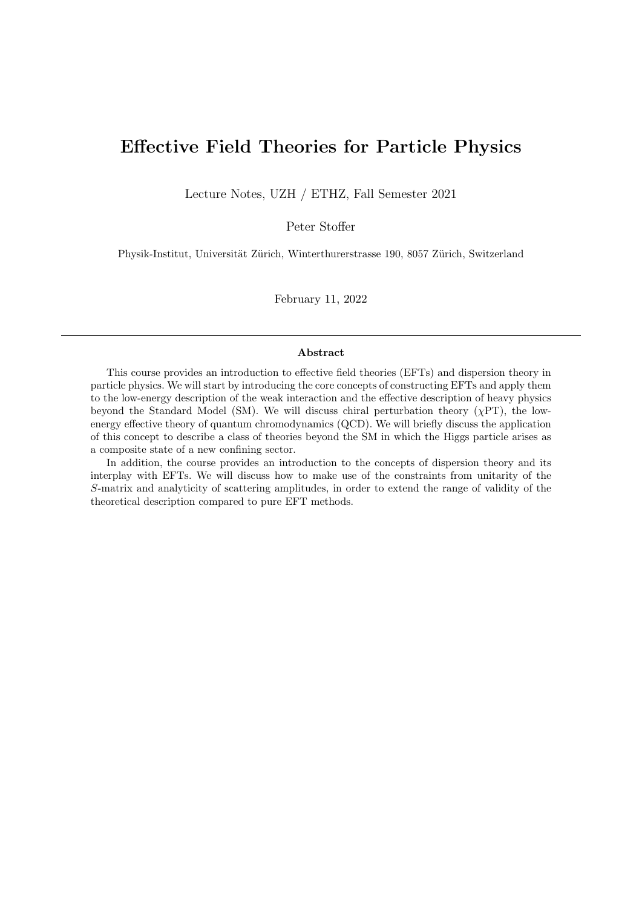# Effective Field Theories for Particle Physics

Lecture Notes, UZH / ETHZ, Fall Semester 2021

Peter Stoffer

Physik-Institut, Universität Zürich, Winterthurerstrasse 190, 8057 Zürich, Switzerland

February 11, 2022

---

## Abstract

This course provides an introduction to effective field theories (EFTs) and dispersion theory in particle physics. We will start by introducing the core concepts of constructing EFTs and apply them to the low-energy description of the weak interaction and the effective description of heavy physics beyond the Standard Model (SM). We will discuss chiral perturbation theory ($\chi$PT), the low-energy effective theory of quantum chromodynamics (QCD). We will briefly discuss the application of this concept to describe a class of theories beyond the SM in which the Higgs particle arises as a composite state of a new confining sector.

In addition, the course provides an introduction to the concepts of dispersion theory and its interplay with EFTs. We will discuss how to make use of the constraints from unitarity of the $S$-matrix and analyticity of scattering amplitudes, in order to extend the range of validity of the theoretical description compared to pure EFT methods.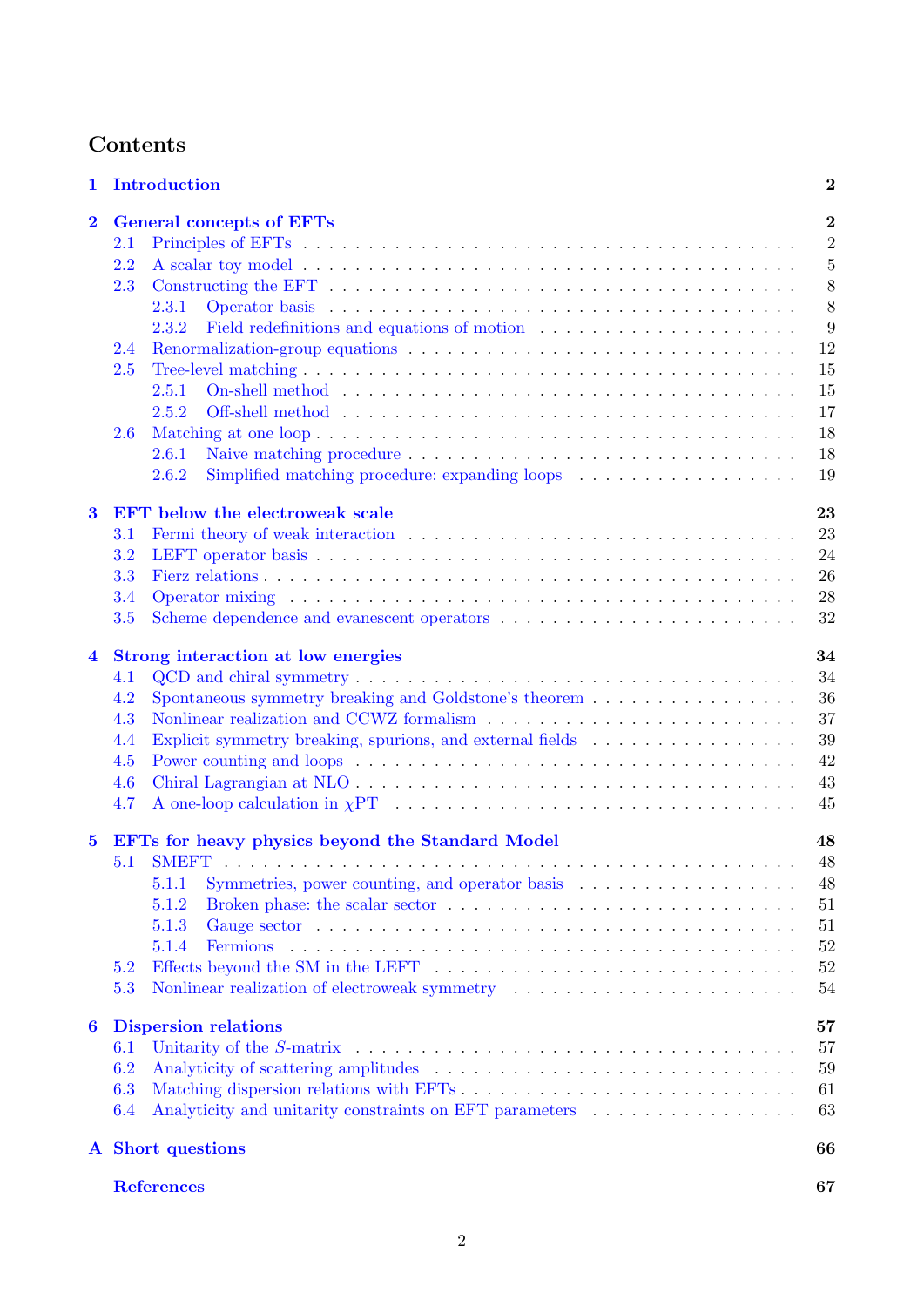# Contents

**1 Introduction** — **2**

**2 General concepts of EFTs** — **2**

- 2.1 Principles of EFTs — 2
- 2.2 A scalar toy model — 5
- 2.3 Constructing the EFT — 8
  - 2.3.1 Operator basis — 8
  - 2.3.2 Field redefinitions and equations of motion — 9
- 2.4 Renormalization-group equations — 12
- 2.5 Tree-level matching — 15
  - 2.5.1 On-shell method — 15
  - 2.5.2 Off-shell method — 17
- 2.6 Matching at one loop — 18
  - 2.6.1 Naive matching procedure — 18
  - 2.6.2 Simplified matching procedure: expanding loops — 19

**3 EFT below the electroweak scale** — **23**

- 3.1 Fermi theory of weak interaction — 23
- 3.2 LEFT operator basis — 24
- 3.3 Fierz relations — 26
- 3.4 Operator mixing — 28
- 3.5 Scheme dependence and evanescent operators — 32

**4 Strong interaction at low energies** — **34**

- 4.1 QCD and chiral symmetry — 34
- 4.2 Spontaneous symmetry breaking and Goldstone's theorem — 36
- 4.3 Nonlinear realization and CCWZ formalism — 37
- 4.4 Explicit symmetry breaking, spurions, and external fields — 39
- 4.5 Power counting and loops — 42
- 4.6 Chiral Lagrangian at NLO — 43
- 4.7 A one-loop calculation in $\chi$PT — 45

**5 EFTs for heavy physics beyond the Standard Model** — **48**

- 5.1 SMEFT — 48
  - 5.1.1 Symmetries, power counting, and operator basis — 48
  - 5.1.2 Broken phase: the scalar sector — 51
  - 5.1.3 Gauge sector — 51
  - 5.1.4 Fermions — 52
- 5.2 Effects beyond the SM in the LEFT — 52
- 5.3 Nonlinear realization of electroweak symmetry — 54

**6 Dispersion relations** — **57**

- 6.1 Unitarity of the $S$-matrix — 57
- 6.2 Analyticity of scattering amplitudes — 59
- 6.3 Matching dispersion relations with EFTs — 61
- 6.4 Analyticity and unitarity constraints on EFT parameters — 63

**A Short questions** — **66**

**References** — **67**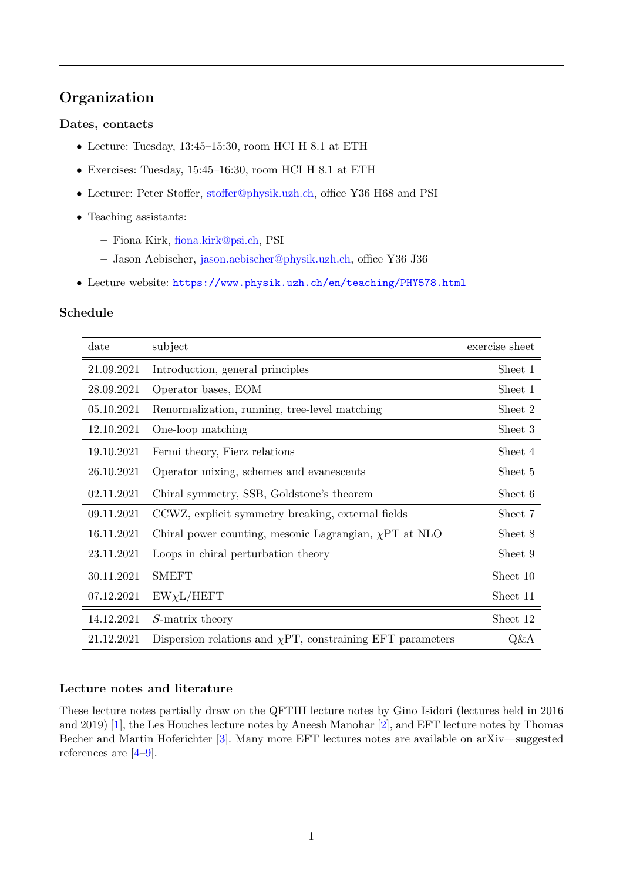## Organization

### Dates, contacts

- Lecture: Tuesday, 13:45–15:30, room HCI H 8.1 at ETH
- Exercises: Tuesday, 15:45–16:30, room HCI H 8.1 at ETH
- Lecturer: Peter Stoffer, stoffer@physik.uzh.ch, office Y36 H68 and PSI
- Teaching assistants:
  - Fiona Kirk, fiona.kirk@psi.ch, PSI
  - Jason Aebischer, jason.aebischer@physik.uzh.ch, office Y36 J36
- Lecture website: `https://www.physik.uzh.ch/en/teaching/PHY578.html`

### Schedule

| date | subject | exercise sheet |
|---|---|---|
| 21.09.2021 | Introduction, general principles | Sheet 1 |
| 28.09.2021 | Operator bases, EOM | Sheet 1 |
| 05.10.2021 | Renormalization, running, tree-level matching | Sheet 2 |
| 12.10.2021 | One-loop matching | Sheet 3 |
| 19.10.2021 | Fermi theory, Fierz relations | Sheet 4 |
| 26.10.2021 | Operator mixing, schemes and evanescents | Sheet 5 |
| 02.11.2021 | Chiral symmetry, SSB, Goldstone's theorem | Sheet 6 |
| 09.11.2021 | CCWZ, explicit symmetry breaking, external fields | Sheet 7 |
| 16.11.2021 | Chiral power counting, mesonic Lagrangian, $\chi$PT at NLO | Sheet 8 |
| 23.11.2021 | Loops in chiral perturbation theory | Sheet 9 |
| 30.11.2021 | SMEFT | Sheet 10 |
| 07.12.2021 | EW$\chi$L/HEFT | Sheet 11 |
| 14.12.2021 | $S$-matrix theory | Sheet 12 |
| 21.12.2021 | Dispersion relations and $\chi$PT, constraining EFT parameters | Q&A |

### Lecture notes and literature

These lecture notes partially draw on the QFTIII lecture notes by Gino Isidori (lectures held in 2016 and 2019) [1], the Les Houches lecture notes by Aneesh Manohar [2], and EFT lecture notes by Thomas Becher and Martin Hoferichter [3]. Many more EFT lectures notes are available on arXiv—suggested references are [4–9].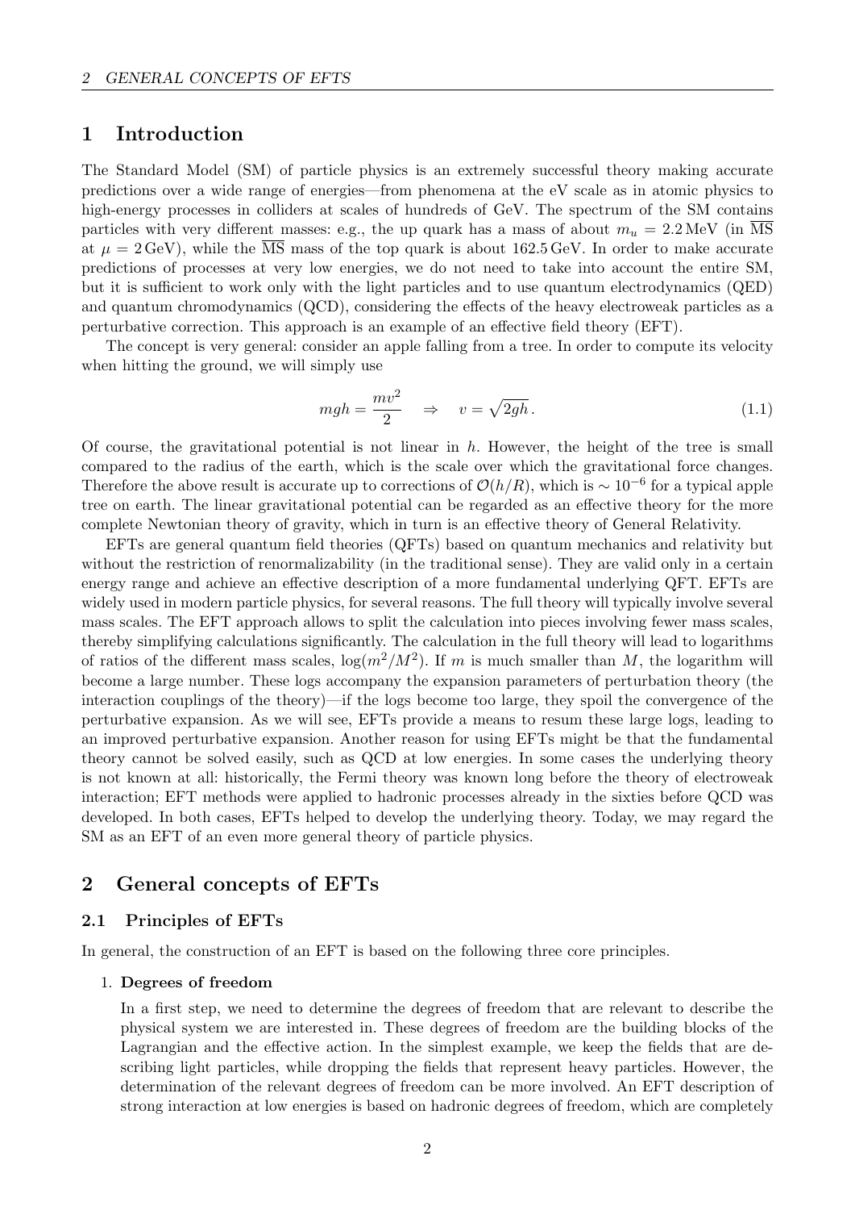# 1 Introduction

The Standard Model (SM) of particle physics is an extremely successful theory making accurate predictions over a wide range of energies—from phenomena at the eV scale as in atomic physics to high-energy processes in colliders at scales of hundreds of GeV. The spectrum of the SM contains particles with very different masses: e.g., the up quark has a mass of about $m_u = 2.2\,\text{MeV}$ (in $\overline{\text{MS}}$ at $\mu = 2\,\text{GeV}$), while the $\overline{\text{MS}}$ mass of the top quark is about $162.5\,\text{GeV}$. In order to make accurate predictions of processes at very low energies, we do not need to take into account the entire SM, but it is sufficient to work only with the light particles and to use quantum electrodynamics (QED) and quantum chromodynamics (QCD), considering the effects of the heavy electroweak particles as a perturbative correction. This approach is an example of an effective field theory (EFT).

The concept is very general: consider an apple falling from a tree. In order to compute its velocity when hitting the ground, we will simply use

$$mgh = \frac{mv^2}{2} \quad \Rightarrow \quad v = \sqrt{2gh}\,. \tag{1.1}$$

Of course, the gravitational potential is not linear in $h$. However, the height of the tree is small compared to the radius of the earth, which is the scale over which the gravitational force changes. Therefore the above result is accurate up to corrections of $\mathcal{O}(h/R)$, which is $\sim 10^{-6}$ for a typical apple tree on earth. The linear gravitational potential can be regarded as an effective theory for the more complete Newtonian theory of gravity, which in turn is an effective theory of General Relativity.

EFTs are general quantum field theories (QFTs) based on quantum mechanics and relativity but without the restriction of renormalizability (in the traditional sense). They are valid only in a certain energy range and achieve an effective description of a more fundamental underlying QFT. EFTs are widely used in modern particle physics, for several reasons. The full theory will typically involve several mass scales. The EFT approach allows to split the calculation into pieces involving fewer mass scales, thereby simplifying calculations significantly. The calculation in the full theory will lead to logarithms of ratios of the different mass scales, $\log(m^2/M^2)$. If $m$ is much smaller than $M$, the logarithm will become a large number. These logs accompany the expansion parameters of perturbation theory (the interaction couplings of the theory)—if the logs become too large, they spoil the convergence of the perturbative expansion. As we will see, EFTs provide a means to resum these large logs, leading to an improved perturbative expansion. Another reason for using EFTs might be that the fundamental theory cannot be solved easily, such as QCD at low energies. In some cases the underlying theory is not known at all: historically, the Fermi theory was known long before the theory of electroweak interaction; EFT methods were applied to hadronic processes already in the sixties before QCD was developed. In both cases, EFTs helped to develop the underlying theory. Today, we may regard the SM as an EFT of an even more general theory of particle physics.

# 2 General concepts of EFTs

## 2.1 Principles of EFTs

In general, the construction of an EFT is based on the following three core principles.

1. **Degrees of freedom**

   In a first step, we need to determine the degrees of freedom that are relevant to describe the physical system we are interested in. These degrees of freedom are the building blocks of the Lagrangian and the effective action. In the simplest example, we keep the fields that are describing light particles, while dropping the fields that represent heavy particles. However, the determination of the relevant degrees of freedom can be more involved. An EFT description of strong interaction at low energies is based on hadronic degrees of freedom, which are completely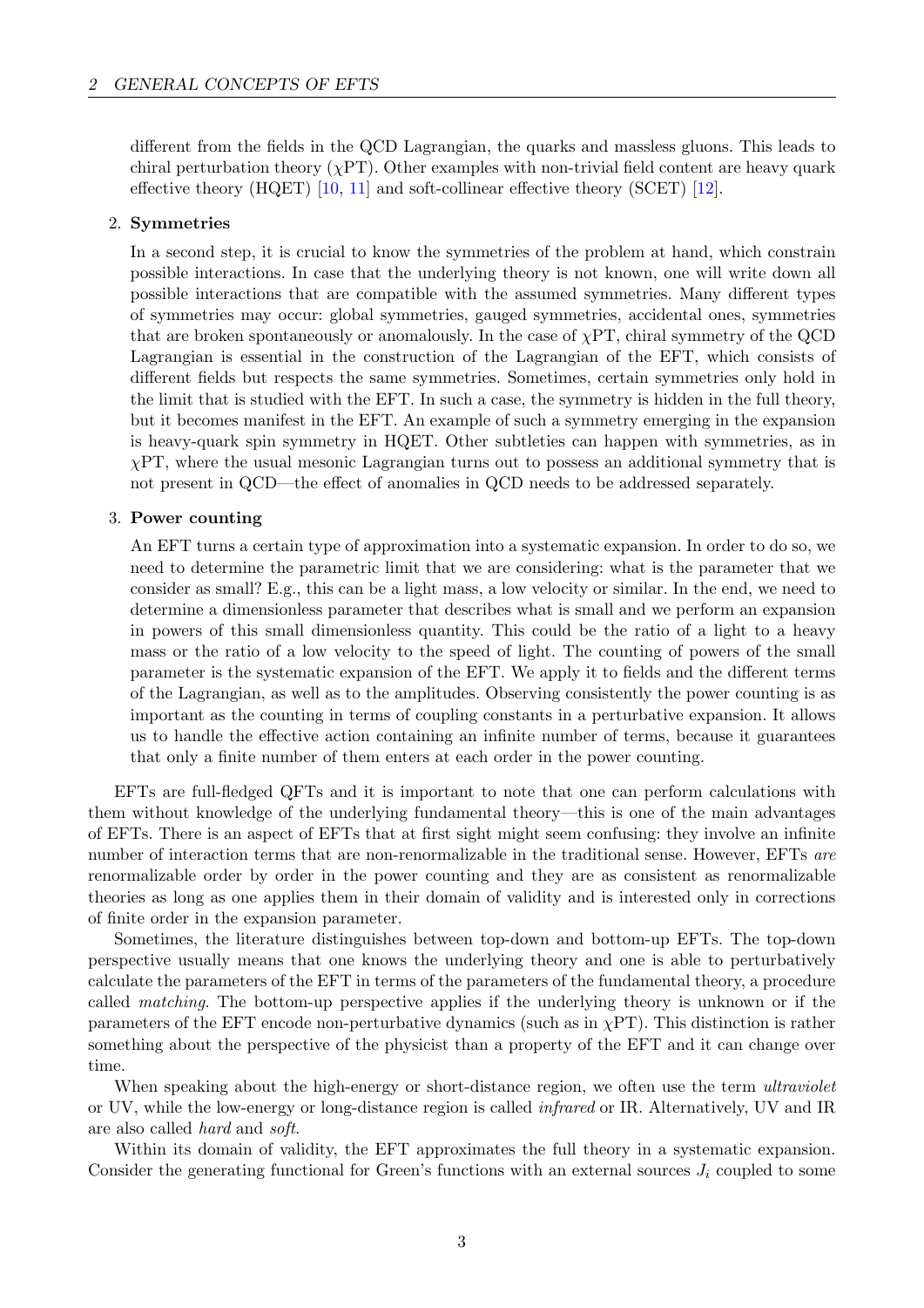different from the fields in the QCD Lagrangian, the quarks and massless gluons. This leads to chiral perturbation theory ($\chi$PT). Other examples with non-trivial field content are heavy quark effective theory (HQET) [10, 11] and soft-collinear effective theory (SCET) [12].

2. **Symmetries**

   In a second step, it is crucial to know the symmetries of the problem at hand, which constrain possible interactions. In case that the underlying theory is not known, one will write down all possible interactions that are compatible with the assumed symmetries. Many different types of symmetries may occur: global symmetries, gauged symmetries, accidental ones, symmetries that are broken spontaneously or anomalously. In the case of $\chi$PT, chiral symmetry of the QCD Lagrangian is essential in the construction of the Lagrangian of the EFT, which consists of different fields but respects the same symmetries. Sometimes, certain symmetries only hold in the limit that is studied with the EFT. In such a case, the symmetry is hidden in the full theory, but it becomes manifest in the EFT. An example of such a symmetry emerging in the expansion is heavy-quark spin symmetry in HQET. Other subtleties can happen with symmetries, as in $\chi$PT, where the usual mesonic Lagrangian turns out to possess an additional symmetry that is not present in QCD—the effect of anomalies in QCD needs to be addressed separately.

3. **Power counting**

   An EFT turns a certain type of approximation into a systematic expansion. In order to do so, we need to determine the parametric limit that we are considering: what is the parameter that we consider as small? E.g., this can be a light mass, a low velocity or similar. In the end, we need to determine a dimensionless parameter that describes what is small and we perform an expansion in powers of this small dimensionless quantity. This could be the ratio of a light to a heavy mass or the ratio of a low velocity to the speed of light. The counting of powers of the small parameter is the systematic expansion of the EFT. We apply it to fields and the different terms of the Lagrangian, as well as to the amplitudes. Observing consistently the power counting is as important as the counting in terms of coupling constants in a perturbative expansion. It allows us to handle the effective action containing an infinite number of terms, because it guarantees that only a finite number of them enters at each order in the power counting.

EFTs are full-fledged QFTs and it is important to note that one can perform calculations with them without knowledge of the underlying fundamental theory—this is one of the main advantages of EFTs. There is an aspect of EFTs that at first sight might seem confusing: they involve an infinite number of interaction terms that are non-renormalizable in the traditional sense. However, EFTs *are* renormalizable order by order in the power counting and they are as consistent as renormalizable theories as long as one applies them in their domain of validity and is interested only in corrections of finite order in the expansion parameter.

Sometimes, the literature distinguishes between top-down and bottom-up EFTs. The top-down perspective usually means that one knows the underlying theory and one is able to perturbatively calculate the parameters of the EFT in terms of the parameters of the fundamental theory, a procedure called *matching*. The bottom-up perspective applies if the underlying theory is unknown or if the parameters of the EFT encode non-perturbative dynamics (such as in $\chi$PT). This distinction is rather something about the perspective of the physicist than a property of the EFT and it can change over time.

When speaking about the high-energy or short-distance region, we often use the term *ultraviolet* or UV, while the low-energy or long-distance region is called *infrared* or IR. Alternatively, UV and IR are also called *hard* and *soft*.

Within its domain of validity, the EFT approximates the full theory in a systematic expansion. Consider the generating functional for Green's functions with an external sources $J_i$ coupled to some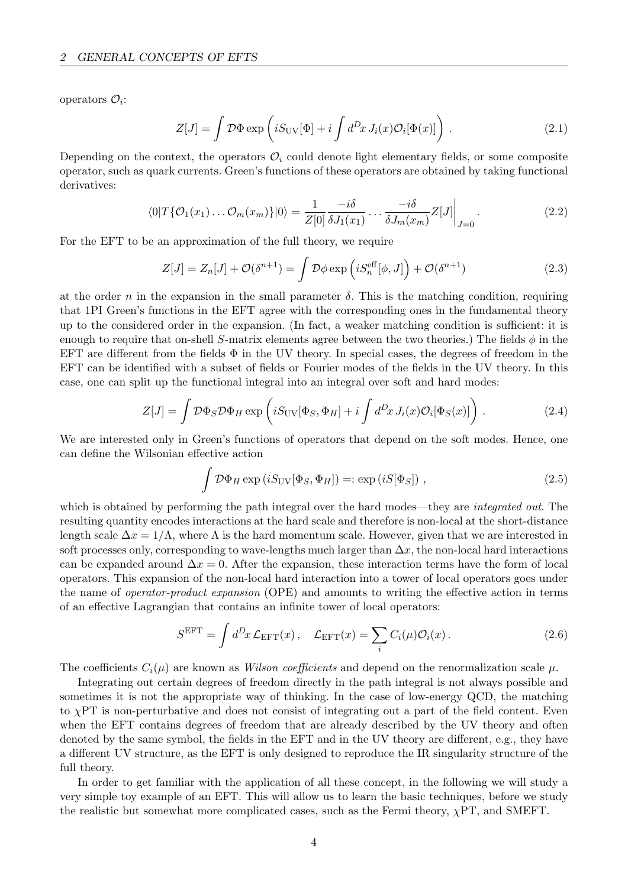operators $\mathcal{O}_i$:

$$Z[J] = \int \mathcal{D}\Phi \exp\left( iS_{\rm UV}[\Phi] + i\int d^Dx\, J_i(x)\mathcal{O}_i[\Phi(x)] \right) . \tag{2.1}$$

Depending on the context, the operators $\mathcal{O}_i$ could denote light elementary fields, or some composite operator, such as quark currents. Green's functions of these operators are obtained by taking functional derivatives:

$$\langle 0|T\{\mathcal{O}_1(x_1)\ldots\mathcal{O}_m(x_m)\}|0\rangle = \frac{1}{Z[0]}\frac{-i\delta}{\delta J_1(x_1)}\ldots\frac{-i\delta}{\delta J_m(x_m)}Z[J]\bigg|_{J=0} . \tag{2.2}$$

For the EFT to be an approximation of the full theory, we require

$$Z[J] = Z_n[J] + \mathcal{O}(\delta^{n+1}) = \int \mathcal{D}\phi \exp\left( iS_n^{\rm eff}[\phi, J] \right) + \mathcal{O}(\delta^{n+1}) \tag{2.3}$$

at the order $n$ in the expansion in the small parameter $\delta$. This is the matching condition, requiring that 1PI Green's functions in the EFT agree with the corresponding ones in the fundamental theory up to the considered order in the expansion. (In fact, a weaker matching condition is sufficient: it is enough to require that on-shell $S$-matrix elements agree between the two theories.) The fields $\phi$ in the EFT are different from the fields $\Phi$ in the UV theory. In special cases, the degrees of freedom in the EFT can be identified with a subset of fields or Fourier modes of the fields in the UV theory. In this case, one can split up the functional integral into an integral over soft and hard modes:

$$Z[J] = \int \mathcal{D}\Phi_S \mathcal{D}\Phi_H \exp\left( iS_{\rm UV}[\Phi_S, \Phi_H] + i\int d^Dx\, J_i(x)\mathcal{O}_i[\Phi_S(x)] \right) . \tag{2.4}$$

We are interested only in Green's functions of operators that depend on the soft modes. Hence, one can define the Wilsonian effective action

$$\int \mathcal{D}\Phi_H \exp\left( iS_{\rm UV}[\Phi_S, \Phi_H] \right) =: \exp\left( iS[\Phi_S] \right) , \tag{2.5}$$

which is obtained by performing the path integral over the hard modes—they are *integrated out*. The resulting quantity encodes interactions at the hard scale and therefore is non-local at the short-distance length scale $\Delta x = 1/\Lambda$, where $\Lambda$ is the hard momentum scale. However, given that we are interested in soft processes only, corresponding to wave-lengths much larger than $\Delta x$, the non-local hard interactions can be expanded around $\Delta x = 0$. After the expansion, these interaction terms have the form of local operators. This expansion of the non-local hard interaction into a tower of local operators goes under the name of *operator-product expansion* (OPE) and amounts to writing the effective action in terms of an effective Lagrangian that contains an infinite tower of local operators:

$$S^{\rm EFT} = \int d^Dx\, \mathcal{L}_{\rm EFT}(x) , \quad \mathcal{L}_{\rm EFT}(x) = \sum_i C_i(\mu)\mathcal{O}_i(x) . \tag{2.6}$$

The coefficients $C_i(\mu)$ are known as *Wilson coefficients* and depend on the renormalization scale $\mu$.

Integrating out certain degrees of freedom directly in the path integral is not always possible and sometimes it is not the appropriate way of thinking. In the case of low-energy QCD, the matching to $\chi$PT is non-perturbative and does not consist of integrating out a part of the field content. Even when the EFT contains degrees of freedom that are already described by the UV theory and often denoted by the same symbol, the fields in the EFT and in the UV theory are different, e.g., they have a different UV structure, as the EFT is only designed to reproduce the IR singularity structure of the full theory.

In order to get familiar with the application of all these concept, in the following we will study a very simple toy example of an EFT. This will allow us to learn the basic techniques, before we study the realistic but somewhat more complicated cases, such as the Fermi theory, $\chi$PT, and SMEFT.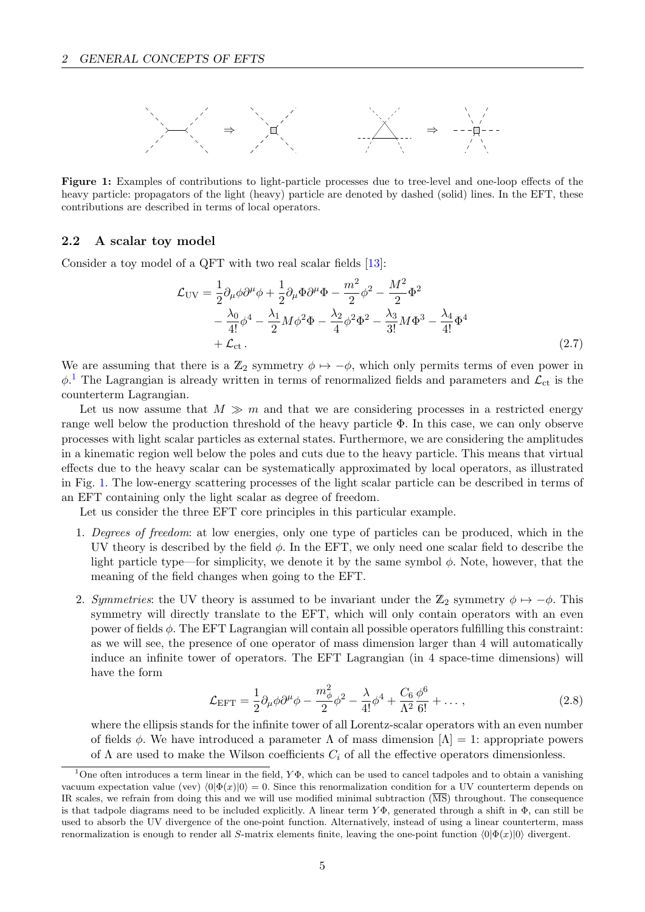**Figure 1:** Examples of contributions to light-particle processes due to tree-level and one-loop effects of the heavy particle: propagators of the light (heavy) particle are denoted by dashed (solid) lines. In the EFT, these contributions are described in terms of local operators.

### 2.2 A scalar toy model

Consider a toy model of a QFT with two real scalar fields [13]:

$$
\begin{aligned}
\mathcal{L}_{\mathrm{UV}} = &\frac{1}{2}\partial_\mu\phi\partial^\mu\phi + \frac{1}{2}\partial_\mu\Phi\partial^\mu\Phi - \frac{m^2}{2}\phi^2 - \frac{M^2}{2}\Phi^2 \\
&- \frac{\lambda_0}{4!}\phi^4 - \frac{\lambda_1}{2}M\phi^2\Phi - \frac{\lambda_2}{4}\phi^2\Phi^2 - \frac{\lambda_3}{3!}M\Phi^3 - \frac{\lambda_4}{4!}\Phi^4 \\
&+ \mathcal{L}_{\mathrm{ct}} .
\end{aligned} \tag{2.7}
$$

We are assuming that there is a $\mathbb{Z}_2$ symmetry $\phi \mapsto -\phi$, which only permits terms of even power in $\phi$.[1] The Lagrangian is already written in terms of renormalized fields and parameters and $\mathcal{L}_{\mathrm{ct}}$ is the counterterm Lagrangian.

Let us now assume that $M \gg m$ and that we are considering processes in a restricted energy range well below the production threshold of the heavy particle $\Phi$. In this case, we can only observe processes with light scalar particles as external states. Furthermore, we are considering the amplitudes in a kinematic region well below the poles and cuts due to the heavy particle. This means that virtual effects due to the heavy scalar can be systematically approximated by local operators, as illustrated in Fig. 1. The low-energy scattering processes of the light scalar particle can be described in terms of an EFT containing only the light scalar as degree of freedom.

Let us consider the three EFT core principles in this particular example.

1. *Degrees of freedom*: at low energies, only one type of particles can be produced, which in the UV theory is described by the field $\phi$. In the EFT, we only need one scalar field to describe the light particle type—for simplicity, we denote it by the same symbol $\phi$. Note, however, that the meaning of the field changes when going to the EFT.

2. *Symmetries*: the UV theory is assumed to be invariant under the $\mathbb{Z}_2$ symmetry $\phi \mapsto -\phi$. This symmetry will directly translate to the EFT, which will only contain operators with an even power of fields $\phi$. The EFT Lagrangian will contain all possible operators fulfilling this constraint: as we will see, the presence of one operator of mass dimension larger than 4 will automatically induce an infinite tower of operators. The EFT Lagrangian (in 4 space-time dimensions) will have the form

$$
\mathcal{L}_{\mathrm{EFT}} = \frac{1}{2}\partial_\mu\phi\partial^\mu\phi - \frac{m_\phi^2}{2}\phi^2 - \frac{\lambda}{4!}\phi^4 + \frac{C_6}{\Lambda^2}\frac{\phi^6}{6!} + \ldots , \tag{2.8}
$$

where the ellipsis stands for the infinite tower of all Lorentz-scalar operators with an even number of fields $\phi$. We have introduced a parameter $\Lambda$ of mass dimension $[\Lambda] = 1$: appropriate powers of $\Lambda$ are used to make the Wilson coefficients $C_i$ of all the effective operators dimensionless.

[1] One often introduces a term linear in the field, $Y\Phi$, which can be used to cancel tadpoles and to obtain a vanishing vacuum expectation value (vev) $\langle 0|\Phi(x)|0\rangle = 0$. Since this renormalization condition for a UV counterterm depends on IR scales, we refrain from doing this and we will use modified minimal subtraction ($\overline{\mathrm{MS}}$) throughout. The consequence is that tadpole diagrams need to be included explicitly. A linear term $Y\Phi$, generated through a shift in $\Phi$, can still be used to absorb the UV divergence of the one-point function. Alternatively, instead of using a linear counterterm, mass renormalization is enough to render all $S$-matrix elements finite, leaving the one-point function $\langle 0|\Phi(x)|0\rangle$ divergent.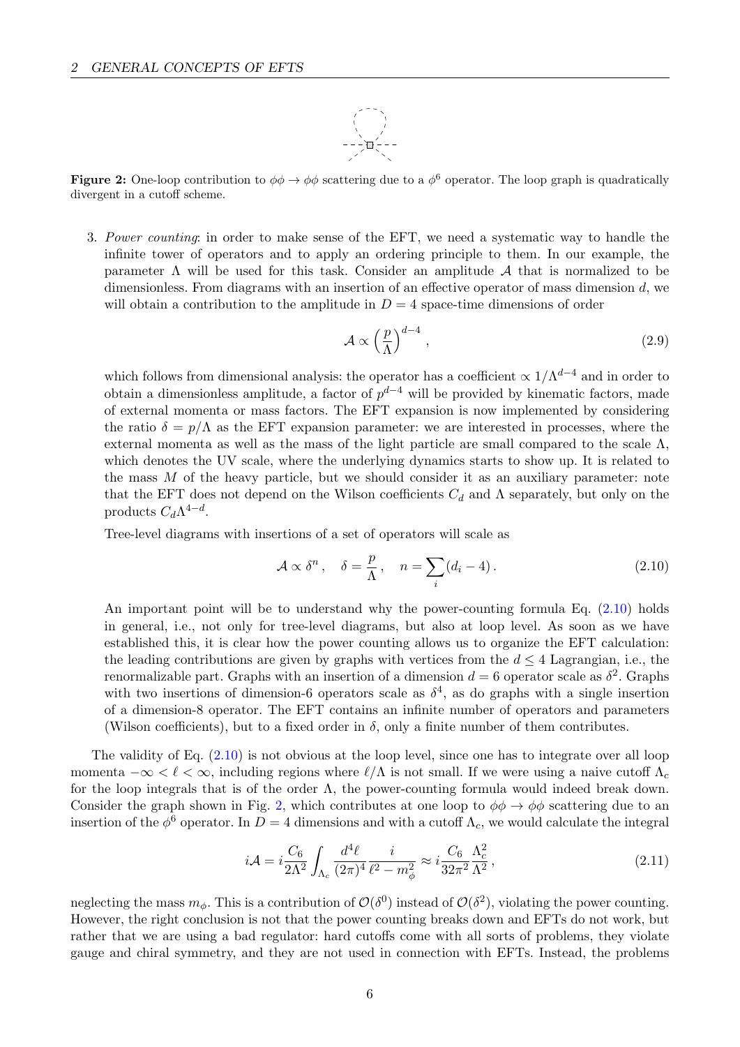**Figure 2:** One-loop contribution to $\phi\phi \to \phi\phi$ scattering due to a $\phi^6$ operator. The loop graph is quadratically divergent in a cutoff scheme.

3. *Power counting*: in order to make sense of the EFT, we need a systematic way to handle the infinite tower of operators and to apply an ordering principle to them. In our example, the parameter $\Lambda$ will be used for this task. Consider an amplitude $\mathcal{A}$ that is normalized to be dimensionless. From diagrams with an insertion of an effective operator of mass dimension $d$, we will obtain a contribution to the amplitude in $D = 4$ space-time dimensions of order

$$\mathcal{A} \propto \left(\frac{p}{\Lambda}\right)^{d-4} , \tag{2.9}$$

which follows from dimensional analysis: the operator has a coefficient $\propto 1/\Lambda^{d-4}$ and in order to obtain a dimensionless amplitude, a factor of $p^{d-4}$ will be provided by kinematic factors, made of external momenta or mass factors. The EFT expansion is now implemented by considering the ratio $\delta = p/\Lambda$ as the EFT expansion parameter: we are interested in processes, where the external momenta as well as the mass of the light particle are small compared to the scale $\Lambda$, which denotes the UV scale, where the underlying dynamics starts to show up. It is related to the mass $M$ of the heavy particle, but we should consider it as an auxiliary parameter: note that the EFT does not depend on the Wilson coefficients $C_d$ and $\Lambda$ separately, but only on the products $C_d \Lambda^{4-d}$.

Tree-level diagrams with insertions of a set of operators will scale as

$$\mathcal{A} \propto \delta^n , \quad \delta = \frac{p}{\Lambda} , \quad n = \sum_i (d_i - 4) . \tag{2.10}$$

An important point will be to understand why the power-counting formula Eq. (2.10) holds in general, i.e., not only for tree-level diagrams, but also at loop level. As soon as we have established this, it is clear how the power counting allows us to organize the EFT calculation: the leading contributions are given by graphs with vertices from the $d \leq 4$ Lagrangian, i.e., the renormalizable part. Graphs with an insertion of a dimension $d = 6$ operator scale as $\delta^2$. Graphs with two insertions of dimension-6 operators scale as $\delta^4$, as do graphs with a single insertion of a dimension-8 operator. The EFT contains an infinite number of operators and parameters (Wilson coefficients), but to a fixed order in $\delta$, only a finite number of them contributes.

The validity of Eq. (2.10) is not obvious at the loop level, since one has to integrate over all loop momenta $-\infty < \ell < \infty$, including regions where $\ell/\Lambda$ is not small. If we were using a naive cutoff $\Lambda_c$ for the loop integrals that is of the order $\Lambda$, the power-counting formula would indeed break down. Consider the graph shown in Fig. 2, which contributes at one loop to $\phi\phi \to \phi\phi$ scattering due to an insertion of the $\phi^6$ operator. In $D = 4$ dimensions and with a cutoff $\Lambda_c$, we would calculate the integral

$$i\mathcal{A} = i\frac{C_6}{2\Lambda^2} \int_{\Lambda_c} \frac{d^4\ell}{(2\pi)^4} \frac{i}{\ell^2 - m_\phi^2} \approx i\frac{C_6}{32\pi^2} \frac{\Lambda_c^2}{\Lambda^2} , \tag{2.11}$$

neglecting the mass $m_\phi$. This is a contribution of $\mathcal{O}(\delta^0)$ instead of $\mathcal{O}(\delta^2)$, violating the power counting. However, the right conclusion is not that the power counting breaks down and EFTs do not work, but rather that we are using a bad regulator: hard cutoffs come with all sorts of problems, they violate gauge and chiral symmetry, and they are not used in connection with EFTs. Instead, the problems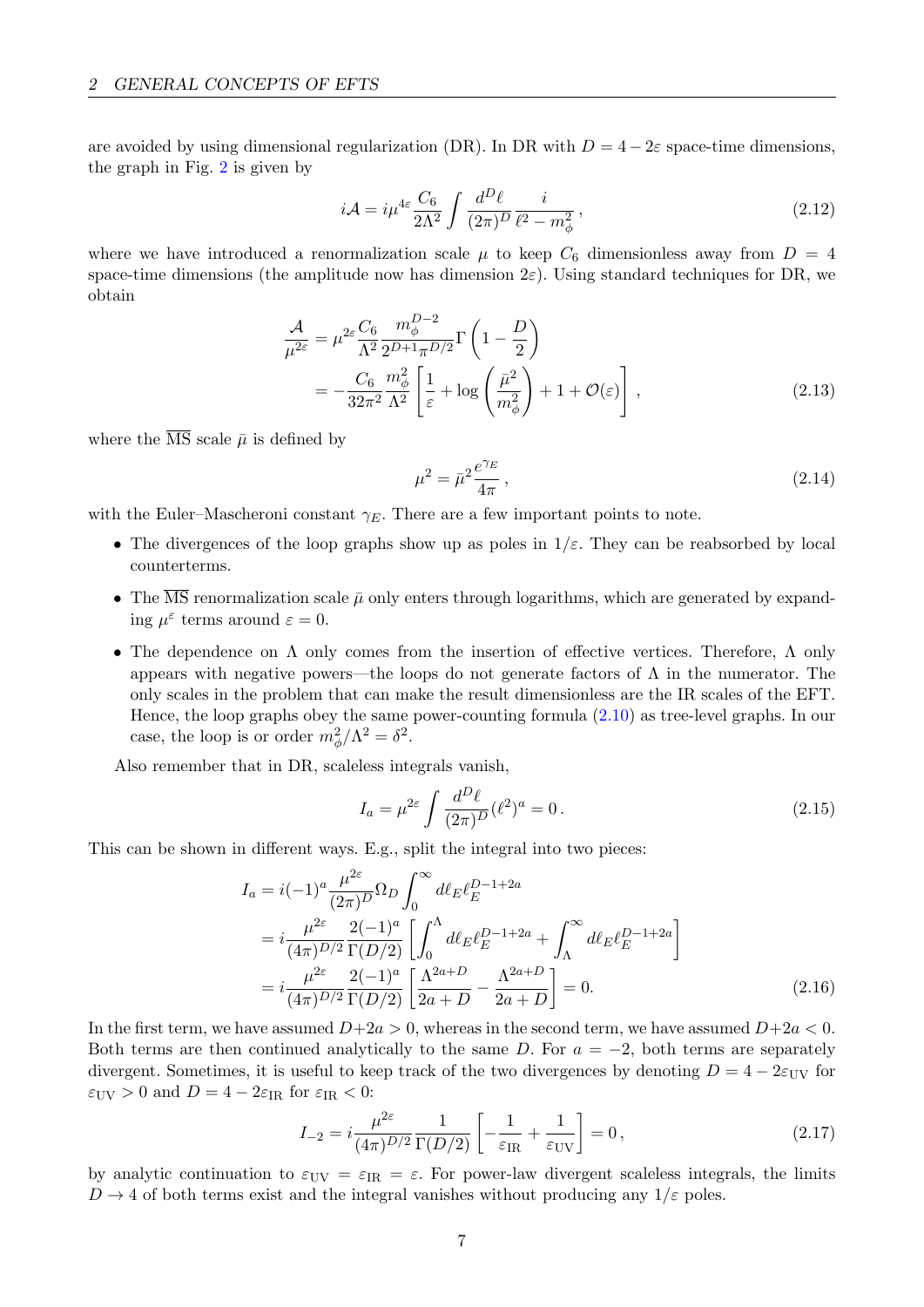are avoided by using dimensional regularization (DR). In DR with $D = 4 - 2\varepsilon$ space-time dimensions, the graph in Fig. 2 is given by

$$i\mathcal{A} = i\mu^{4\varepsilon} \frac{C_6}{2\Lambda^2} \int \frac{d^D\ell}{(2\pi)^D} \frac{i}{\ell^2 - m_\phi^2} \,, \tag{2.12}$$

where we have introduced a renormalization scale $\mu$ to keep $C_6$ dimensionless away from $D = 4$ space-time dimensions (the amplitude now has dimension $2\varepsilon$). Using standard techniques for DR, we obtain

$$\begin{aligned}
\frac{\mathcal{A}}{\mu^{2\varepsilon}} &= \mu^{2\varepsilon} \frac{C_6}{\Lambda^2} \frac{m_\phi^{D-2}}{2^{D+1}\pi^{D/2}} \Gamma\left(1 - \frac{D}{2}\right) \\
&= -\frac{C_6}{32\pi^2} \frac{m_\phi^2}{\Lambda^2} \left[ \frac{1}{\varepsilon} + \log\left(\frac{\bar{\mu}^2}{m_\phi^2}\right) + 1 + \mathcal{O}(\varepsilon) \right] ,
\end{aligned} \tag{2.13}$$

where the $\overline{\text{MS}}$ scale $\bar{\mu}$ is defined by

$$\mu^2 = \bar{\mu}^2 \frac{e^{\gamma_E}}{4\pi} \,, \tag{2.14}$$

with the Euler–Mascheroni constant $\gamma_E$. There are a few important points to note.

- The divergences of the loop graphs show up as poles in $1/\varepsilon$. They can be reabsorbed by local counterterms.
- The $\overline{\text{MS}}$ renormalization scale $\bar{\mu}$ only enters through logarithms, which are generated by expanding $\mu^\varepsilon$ terms around $\varepsilon = 0$.
- The dependence on $\Lambda$ only comes from the insertion of effective vertices. Therefore, $\Lambda$ only appears with negative powers—the loops do not generate factors of $\Lambda$ in the numerator. The only scales in the problem that can make the result dimensionless are the IR scales of the EFT. Hence, the loop graphs obey the same power-counting formula (2.10) as tree-level graphs. In our case, the loop is or order $m_\phi^2/\Lambda^2 = \delta^2$.

Also remember that in DR, scaleless integrals vanish,

$$I_a = \mu^{2\varepsilon} \int \frac{d^D\ell}{(2\pi)^D} (\ell^2)^a = 0 \,. \tag{2.15}$$

This can be shown in different ways. E.g., split the integral into two pieces:

$$\begin{aligned}
I_a &= i(-1)^a \frac{\mu^{2\varepsilon}}{(2\pi)^D} \Omega_D \int_0^\infty d\ell_E \ell_E^{D-1+2a} \\
&= i\frac{\mu^{2\varepsilon}}{(4\pi)^{D/2}} \frac{2(-1)^a}{\Gamma(D/2)} \left[ \int_0^\Lambda d\ell_E \ell_E^{D-1+2a} + \int_\Lambda^\infty d\ell_E \ell_E^{D-1+2a} \right] \\
&= i\frac{\mu^{2\varepsilon}}{(4\pi)^{D/2}} \frac{2(-1)^a}{\Gamma(D/2)} \left[ \frac{\Lambda^{2a+D}}{2a+D} - \frac{\Lambda^{2a+D}}{2a+D} \right] = 0.
\end{aligned} \tag{2.16}$$

In the first term, we have assumed $D+2a > 0$, whereas in the second term, we have assumed $D+2a < 0$. Both terms are then continued analytically to the same $D$. For $a = -2$, both terms are separately divergent. Sometimes, it is useful to keep track of the two divergences by denoting $D = 4 - 2\varepsilon_{\text{UV}}$ for $\varepsilon_{\text{UV}} > 0$ and $D = 4 - 2\varepsilon_{\text{IR}}$ for $\varepsilon_{\text{IR}} < 0$:

$$I_{-2} = i\frac{\mu^{2\varepsilon}}{(4\pi)^{D/2}} \frac{1}{\Gamma(D/2)} \left[ -\frac{1}{\varepsilon_{\text{IR}}} + \frac{1}{\varepsilon_{\text{UV}}} \right] = 0 \,, \tag{2.17}$$

by analytic continuation to $\varepsilon_{\text{UV}} = \varepsilon_{\text{IR}} = \varepsilon$. For power-law divergent scaleless integrals, the limits $D \to 4$ of both terms exist and the integral vanishes without producing any $1/\varepsilon$ poles.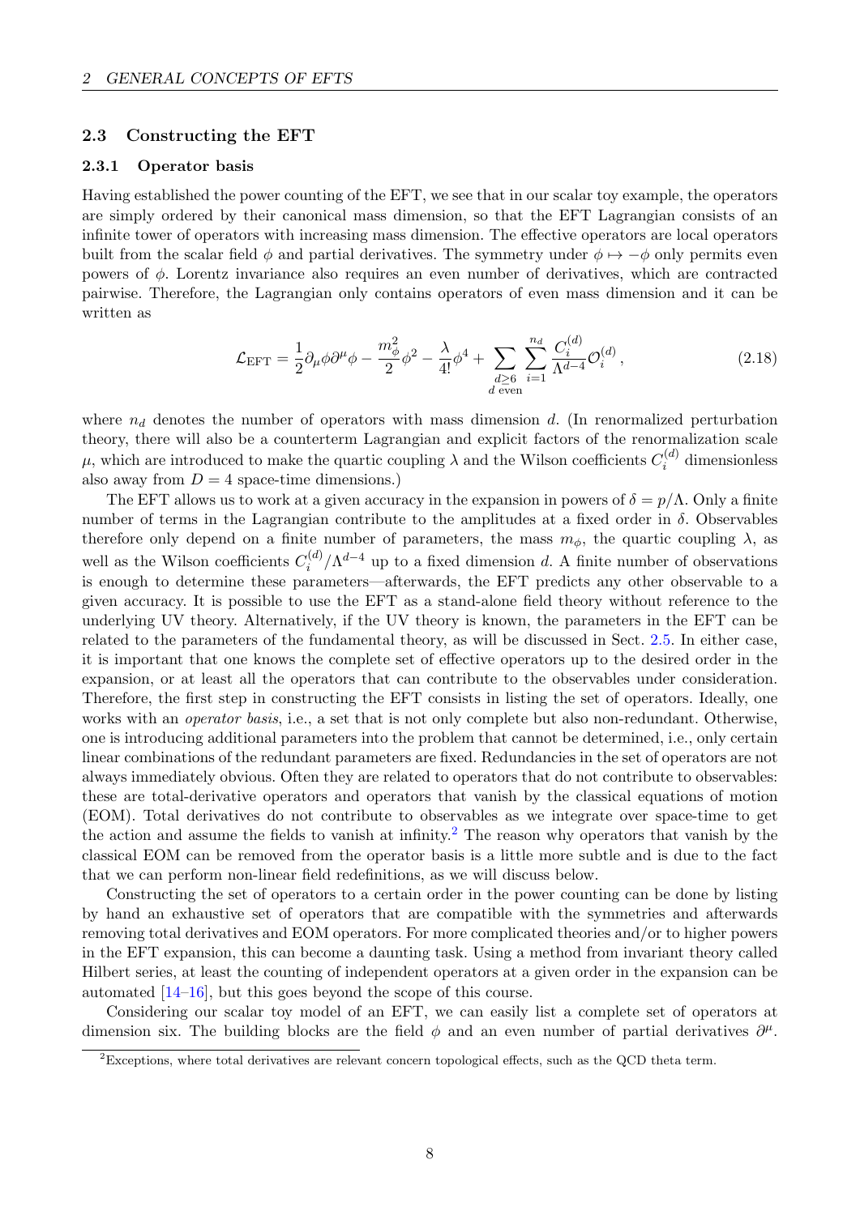### 2.3 Constructing the EFT

#### 2.3.1 Operator basis

Having established the power counting of the EFT, we see that in our scalar toy example, the operators are simply ordered by their canonical mass dimension, so that the EFT Lagrangian consists of an infinite tower of operators with increasing mass dimension. The effective operators are local operators built from the scalar field $\phi$ and partial derivatives. The symmetry under $\phi \mapsto -\phi$ only permits even powers of $\phi$. Lorentz invariance also requires an even number of derivatives, which are contracted pairwise. Therefore, the Lagrangian only contains operators of even mass dimension and it can be written as

$$\mathcal{L}_{\mathrm{EFT}} = \frac{1}{2}\partial_\mu \phi \partial^\mu \phi - \frac{m_\phi^2}{2}\phi^2 - \frac{\lambda}{4!}\phi^4 + \sum_{\substack{d \geq 6 \\ d \text{ even}}} \sum_{i=1}^{n_d} \frac{C_i^{(d)}}{\Lambda^{d-4}} \mathcal{O}_i^{(d)} \,, \tag{2.18}$$

where $n_d$ denotes the number of operators with mass dimension $d$. (In renormalized perturbation theory, there will also be a counterterm Lagrangian and explicit factors of the renormalization scale $\mu$, which are introduced to make the quartic coupling $\lambda$ and the Wilson coefficients $C_i^{(d)}$ dimensionless also away from $D = 4$ space-time dimensions.)

The EFT allows us to work at a given accuracy in the expansion in powers of $\delta = p/\Lambda$. Only a finite number of terms in the Lagrangian contribute to the amplitudes at a fixed order in $\delta$. Observables therefore only depend on a finite number of parameters, the mass $m_\phi$, the quartic coupling $\lambda$, as well as the Wilson coefficients $C_i^{(d)}/\Lambda^{d-4}$ up to a fixed dimension $d$. A finite number of observations is enough to determine these parameters—afterwards, the EFT predicts any other observable to a given accuracy. It is possible to use the EFT as a stand-alone field theory without reference to the underlying UV theory. Alternatively, if the UV theory is known, the parameters in the EFT can be related to the parameters of the fundamental theory, as will be discussed in Sect. 2.5. In either case, it is important that one knows the complete set of effective operators up to the desired order in the expansion, or at least all the operators that can contribute to the observables under consideration. Therefore, the first step in constructing the EFT consists in listing the set of operators. Ideally, one works with an *operator basis*, i.e., a set that is not only complete but also non-redundant. Otherwise, one is introducing additional parameters into the problem that cannot be determined, i.e., only certain linear combinations of the redundant parameters are fixed. Redundancies in the set of operators are not always immediately obvious. Often they are related to operators that do not contribute to observables: these are total-derivative operators and operators that vanish by the classical equations of motion (EOM). Total derivatives do not contribute to observables as we integrate over space-time to get the action and assume the fields to vanish at infinity.[2] The reason why operators that vanish by the classical EOM can be removed from the operator basis is a little more subtle and is due to the fact that we can perform non-linear field redefinitions, as we will discuss below.

Constructing the set of operators to a certain order in the power counting can be done by listing by hand an exhaustive set of operators that are compatible with the symmetries and afterwards removing total derivatives and EOM operators. For more complicated theories and/or to higher powers in the EFT expansion, this can become a daunting task. Using a method from invariant theory called Hilbert series, at least the counting of independent operators at a given order in the expansion can be automated [14–16], but this goes beyond the scope of this course.

Considering our scalar toy model of an EFT, we can easily list a complete set of operators at dimension six. The building blocks are the field $\phi$ and an even number of partial derivatives $\partial^\mu$.

[2] Exceptions, where total derivatives are relevant concern topological effects, such as the QCD theta term.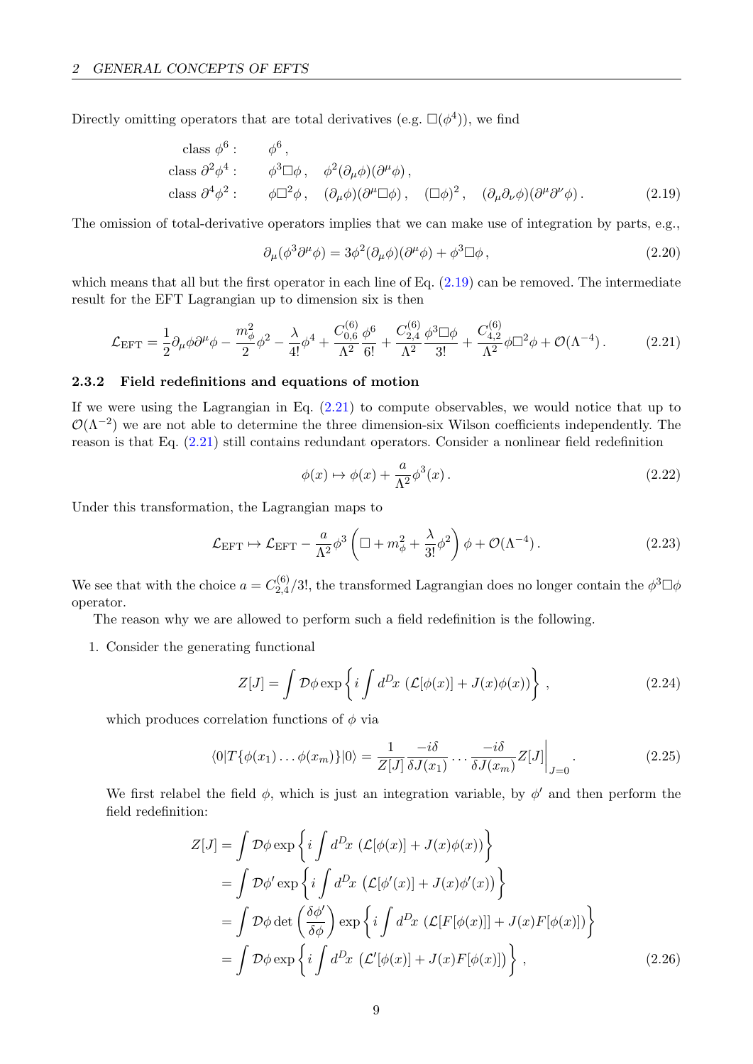Directly omitting operators that are total derivatives (e.g. $\Box(\phi^4)$), we find

$$
\begin{aligned}
&\text{class } \phi^6: \quad && \phi^6\,, \\
&\text{class } \partial^2\phi^4: \quad && \phi^3\Box\phi\,, \quad \phi^2(\partial_\mu\phi)(\partial^\mu\phi)\,, \\
&\text{class } \partial^4\phi^2: \quad && \phi\Box^2\phi\,, \quad (\partial_\mu\phi)(\partial^\mu\Box\phi)\,, \quad (\Box\phi)^2\,, \quad (\partial_\mu\partial_\nu\phi)(\partial^\mu\partial^\nu\phi)\,.
\end{aligned}
\tag{2.19}
$$

The omission of total-derivative operators implies that we can make use of integration by parts, e.g.,

$$
\partial_\mu(\phi^3\partial^\mu\phi) = 3\phi^2(\partial_\mu\phi)(\partial^\mu\phi) + \phi^3\Box\phi\,,
\tag{2.20}
$$

which means that all but the first operator in each line of Eq. (2.19) can be removed. The intermediate result for the EFT Lagrangian up to dimension six is then

$$
\mathcal{L}_{\text{EFT}} = \frac{1}{2}\partial_\mu\phi\partial^\mu\phi - \frac{m_\phi^2}{2}\phi^2 - \frac{\lambda}{4!}\phi^4 + \frac{C_{0,6}^{(6)}}{\Lambda^2}\frac{\phi^6}{6!} + \frac{C_{2,4}^{(6)}}{\Lambda^2}\frac{\phi^3\Box\phi}{3!} + \frac{C_{4,2}^{(6)}}{\Lambda^2}\phi\Box^2\phi + \mathcal{O}(\Lambda^{-4})\,.
\tag{2.21}
$$

### 2.3.2 Field redefinitions and equations of motion

If we were using the Lagrangian in Eq. (2.21) to compute observables, we would notice that up to $\mathcal{O}(\Lambda^{-2})$ we are not able to determine the three dimension-six Wilson coefficients independently. The reason is that Eq. (2.21) still contains redundant operators. Consider a nonlinear field redefinition

$$
\phi(x) \mapsto \phi(x) + \frac{a}{\Lambda^2}\phi^3(x)\,.
\tag{2.22}
$$

Under this transformation, the Lagrangian maps to

$$
\mathcal{L}_{\text{EFT}} \mapsto \mathcal{L}_{\text{EFT}} - \frac{a}{\Lambda^2}\phi^3\left(\Box + m_\phi^2 + \frac{\lambda}{3!}\phi^2\right)\phi + \mathcal{O}(\Lambda^{-4})\,.
\tag{2.23}
$$

We see that with the choice $a = C_{2,4}^{(6)}/3!$, the transformed Lagrangian does no longer contain the $\phi^3\Box\phi$ operator.

The reason why we are allowed to perform such a field redefinition is the following.

1. Consider the generating functional

$$
Z[J] = \int \mathcal{D}\phi \exp\left\{i\int d^Dx\ (\mathcal{L}[\phi(x)] + J(x)\phi(x))\right\}\,,
\tag{2.24}
$$

which produces correlation functions of $\phi$ via

$$
\langle 0|T\{\phi(x_1)\ldots\phi(x_m)\}|0\rangle = \frac{1}{Z[J]}\frac{-i\delta}{\delta J(x_1)}\cdots\frac{-i\delta}{\delta J(x_m)}Z[J]\bigg|_{J=0}\,.
\tag{2.25}
$$

We first relabel the field $\phi$, which is just an integration variable, by $\phi'$ and then perform the field redefinition:

$$
\begin{aligned}
Z[J] &= \int \mathcal{D}\phi \exp\left\{i\int d^Dx\ (\mathcal{L}[\phi(x)] + J(x)\phi(x))\right\} \\
&= \int \mathcal{D}\phi' \exp\left\{i\int d^Dx\ \left(\mathcal{L}[\phi'(x)] + J(x)\phi'(x)\right)\right\} \\
&= \int \mathcal{D}\phi \det\left(\frac{\delta\phi'}{\delta\phi}\right) \exp\left\{i\int d^Dx\ (\mathcal{L}[F[\phi(x)]] + J(x)F[\phi(x)])\right\} \\
&= \int \mathcal{D}\phi \exp\left\{i\int d^Dx\ \left(\mathcal{L}'[\phi(x)] + J(x)F[\phi(x)]\right)\right\}\,,
\end{aligned}
\tag{2.26}
$$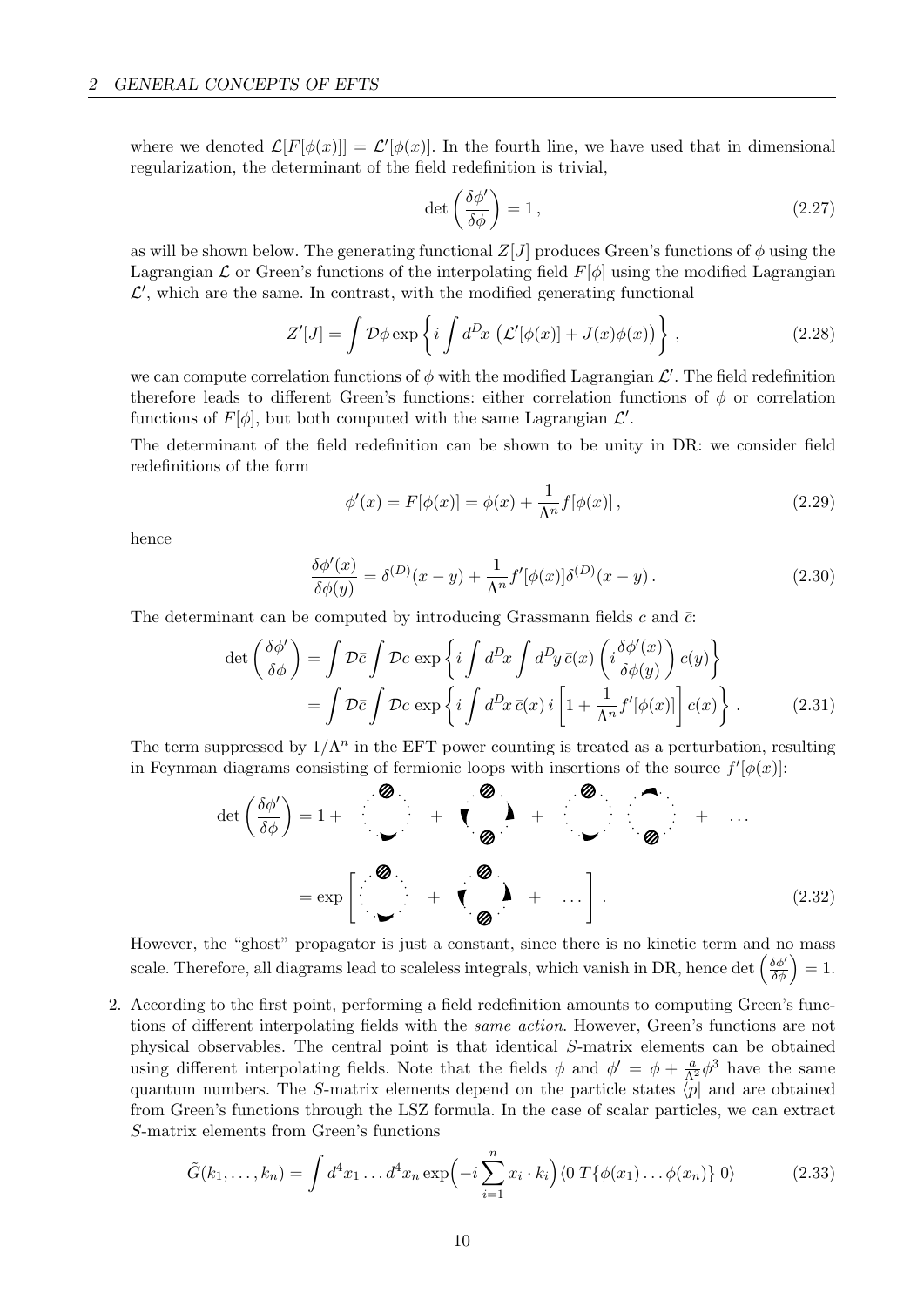where we denoted $\mathcal{L}[F[\phi(x)]] = \mathcal{L}'[\phi(x)]$. In the fourth line, we have used that in dimensional regularization, the determinant of the field redefinition is trivial,

$$\det\left(\frac{\delta\phi'}{\delta\phi}\right) = 1\,, \tag{2.27}$$

as will be shown below. The generating functional $Z[J]$ produces Green's functions of $\phi$ using the Lagrangian $\mathcal{L}$ or Green's functions of the interpolating field $F[\phi]$ using the modified Lagrangian $\mathcal{L}'$, which are the same. In contrast, with the modified generating functional

$$Z'[J] = \int \mathcal{D}\phi \exp\left\{ i \int d^D x \left( \mathcal{L}'[\phi(x)] + J(x)\phi(x) \right) \right\}\,, \tag{2.28}$$

we can compute correlation functions of $\phi$ with the modified Lagrangian $\mathcal{L}'$. The field redefinition therefore leads to different Green's functions: either correlation functions of $\phi$ or correlation functions of $F[\phi]$, but both computed with the same Lagrangian $\mathcal{L}'$.

The determinant of the field redefinition can be shown to be unity in DR: we consider field redefinitions of the form

$$\phi'(x) = F[\phi(x)] = \phi(x) + \frac{1}{\Lambda^n} f[\phi(x)]\,, \tag{2.29}$$

hence

$$\frac{\delta\phi'(x)}{\delta\phi(y)} = \delta^{(D)}(x-y) + \frac{1}{\Lambda^n} f'[\phi(x)]\delta^{(D)}(x-y)\,. \tag{2.30}$$

The determinant can be computed by introducing Grassmann fields $c$ and $\bar{c}$:

$$\begin{aligned}
\det\left(\frac{\delta\phi'}{\delta\phi}\right) &= \int \mathcal{D}\bar{c} \int \mathcal{D}c \, \exp\left\{ i \int d^D x \int d^D y \, \bar{c}(x) \left( i \frac{\delta\phi'(x)}{\delta\phi(y)} \right) c(y) \right\} \\
&= \int \mathcal{D}\bar{c} \int \mathcal{D}c \, \exp\left\{ i \int d^D x \, \bar{c}(x) \, i \left[ 1 + \frac{1}{\Lambda^n} f'[\phi(x)] \right] c(x) \right\}\,.
\end{aligned} \tag{2.31}$$

The term suppressed by $1/\Lambda^n$ in the EFT power counting is treated as a perturbation, resulting in Feynman diagrams consisting of fermionic loops with insertions of the source $f'[\phi(x)]$:

$$\begin{aligned}
\det\left(\frac{\delta\phi'}{\delta\phi}\right) &= 1 + \text{(diagram)} + \text{(diagram)} + \text{(diagram)}\;\text{(diagram)} + \ldots \\
&= \exp\left[ \text{(diagram)} + \text{(diagram)} + \ldots \right]\,.
\end{aligned} \tag{2.32}$$

However, the "ghost" propagator is just a constant, since there is no kinetic term and no mass scale. Therefore, all diagrams lead to scaleless integrals, which vanish in DR, hence $\det\left(\frac{\delta\phi'}{\delta\phi}\right) = 1$.

2. According to the first point, performing a field redefinition amounts to computing Green's functions of different interpolating fields with the *same action*. However, Green's functions are not physical observables. The central point is that identical $S$-matrix elements can be obtained using different interpolating fields. Note that the fields $\phi$ and $\phi' = \phi + \frac{a}{\Lambda^2}\phi^3$ have the same quantum numbers. The $S$-matrix elements depend on the particle states $\langle p|$ and are obtained from Green's functions through the LSZ formula. In the case of scalar particles, we can extract $S$-matrix elements from Green's functions

$$\tilde{G}(k_1, \ldots, k_n) = \int d^4x_1 \ldots d^4x_n \exp\Big( -i \sum_{i=1}^n x_i \cdot k_i \Big) \langle 0 | T\{\phi(x_1) \ldots \phi(x_n)\} | 0 \rangle \tag{2.33}$$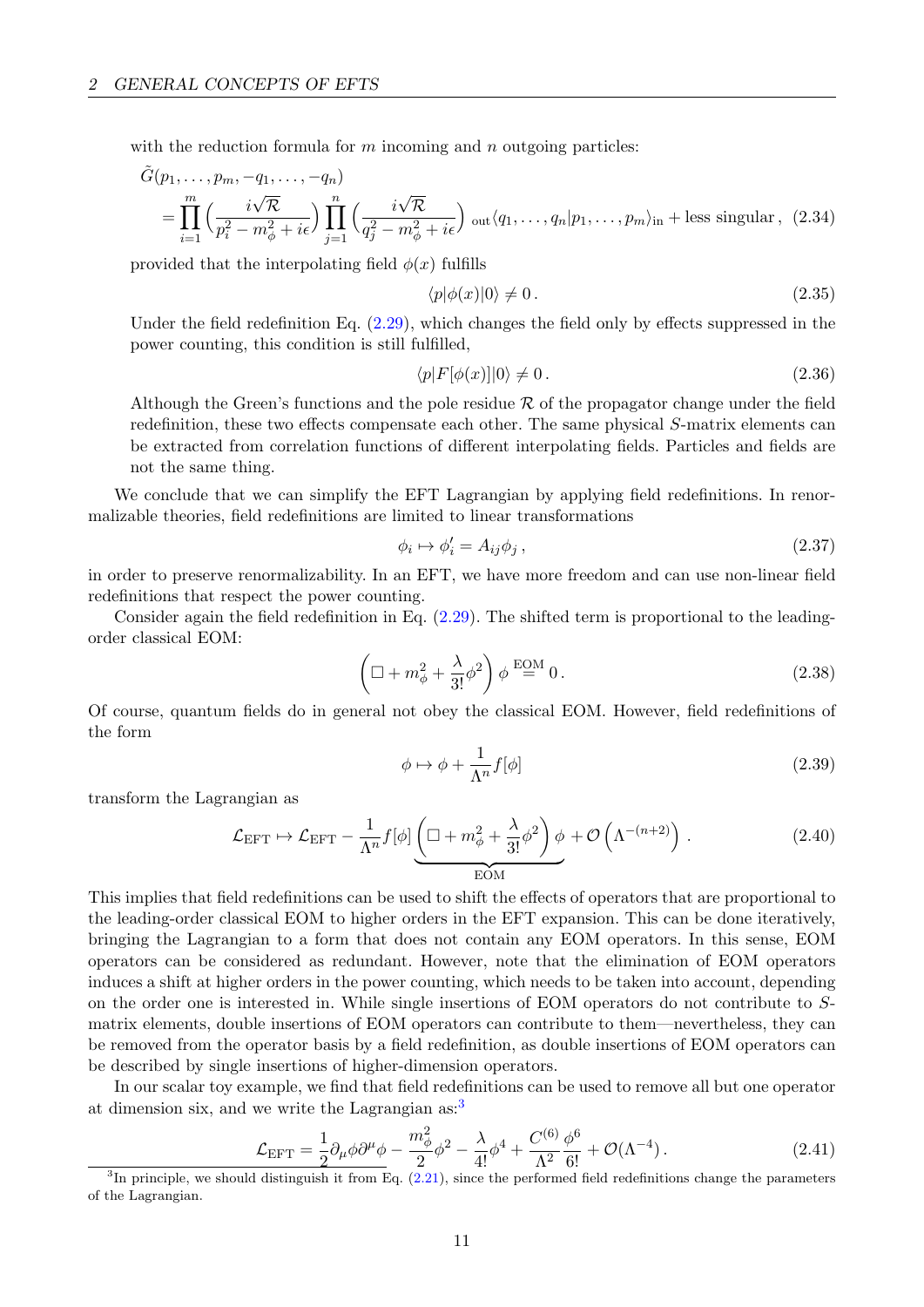with the reduction formula for $m$ incoming and $n$ outgoing particles:

$$\tilde{G}(p_1, \ldots, p_m, -q_1, \ldots, -q_n) \\ = \prod_{i=1}^{m} \Big( \frac{i\sqrt{\mathcal{R}}}{p_i^2 - m_\phi^2 + i\epsilon} \Big) \prod_{j=1}^{n} \Big( \frac{i\sqrt{\mathcal{R}}}{q_j^2 - m_\phi^2 + i\epsilon} \Big) \,{}_{\text{out}}\langle q_1, \ldots, q_n | p_1, \ldots, p_m \rangle_{\text{in}} + \text{less singular}\,, \tag{2.34}$$

provided that the interpolating field $\phi(x)$ fulfills

$$\langle p | \phi(x) | 0 \rangle \neq 0\,. \tag{2.35}$$

Under the field redefinition Eq. (2.29), which changes the field only by effects suppressed in the power counting, this condition is still fulfilled,

$$\langle p | F[\phi(x)] | 0 \rangle \neq 0\,. \tag{2.36}$$

Although the Green's functions and the pole residue $\mathcal{R}$ of the propagator change under the field redefinition, these two effects compensate each other. The same physical $S$-matrix elements can be extracted from correlation functions of different interpolating fields. Particles and fields are not the same thing.

We conclude that we can simplify the EFT Lagrangian by applying field redefinitions. In renormalizable theories, field redefinitions are limited to linear transformations

$$\phi_i \mapsto \phi_i' = A_{ij} \phi_j\,, \tag{2.37}$$

in order to preserve renormalizability. In an EFT, we have more freedom and can use non-linear field redefinitions that respect the power counting.

Consider again the field redefinition in Eq. (2.29). The shifted term is proportional to the leading-order classical EOM:

$$\left( \Box + m_\phi^2 + \frac{\lambda}{3!}\phi^2 \right) \phi \overset{\text{EOM}}{=} 0\,. \tag{2.38}$$

Of course, quantum fields do in general not obey the classical EOM. However, field redefinitions of the form

$$\phi \mapsto \phi + \frac{1}{\Lambda^n} f[\phi] \tag{2.39}$$

transform the Lagrangian as

$$\mathcal{L}_{\text{EFT}} \mapsto \mathcal{L}_{\text{EFT}} - \frac{1}{\Lambda^n} f[\phi] \underbrace{\left( \Box + m_\phi^2 + \frac{\lambda}{3!}\phi^2 \right) \phi}_{\text{EOM}} + \mathcal{O}\left( \Lambda^{-(n+2)} \right)\,. \tag{2.40}$$

This implies that field redefinitions can be used to shift the effects of operators that are proportional to the leading-order classical EOM to higher orders in the EFT expansion. This can be done iteratively, bringing the Lagrangian to a form that does not contain any EOM operators. In this sense, EOM operators can be considered as redundant. However, note that the elimination of EOM operators induces a shift at higher orders in the power counting, which needs to be taken into account, depending on the order one is interested in. While single insertions of EOM operators do not contribute to $S$-matrix elements, double insertions of EOM operators can contribute to them—nevertheless, they can be removed from the operator basis by a field redefinition, as double insertions of EOM operators can be described by single insertions of higher-dimension operators.

In our scalar toy example, we find that field redefinitions can be used to remove all but one operator at dimension six, and we write the Lagrangian as:[3]

$$\mathcal{L}_{\text{EFT}} = \frac{1}{2}\partial_\mu \phi \partial^\mu \phi - \frac{m_\phi^2}{2}\phi^2 - \frac{\lambda}{4!}\phi^4 + \frac{C^{(6)}}{\Lambda^2}\frac{\phi^6}{6!} + \mathcal{O}(\Lambda^{-4})\,. \tag{2.41}$$

[3] In principle, we should distinguish it from Eq. (2.21), since the performed field redefinitions change the parameters of the Lagrangian.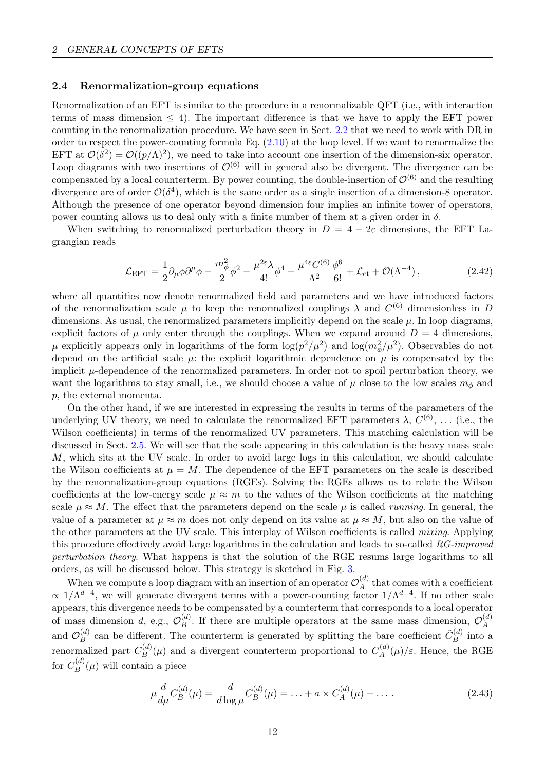### 2.4 Renormalization-group equations

Renormalization of an EFT is similar to the procedure in a renormalizable QFT (i.e., with interaction terms of mass dimension $\leq 4$). The important difference is that we have to apply the EFT power counting in the renormalization procedure. We have seen in Sect. 2.2 that we need to work with DR in order to respect the power-counting formula Eq. (2.10) at the loop level. If we want to renormalize the EFT at $\mathcal{O}(\delta^2) = \mathcal{O}((p/\Lambda)^2)$, we need to take into account one insertion of the dimension-six operator. Loop diagrams with two insertions of $\mathcal{O}^{(6)}$ will in general also be divergent. The divergence can be compensated by a local counterterm. By power counting, the double-insertion of $\mathcal{O}^{(6)}$ and the resulting divergence are of order $\mathcal{O}(\delta^4)$, which is the same order as a single insertion of a dimension-8 operator. Although the presence of one operator beyond dimension four implies an infinite tower of operators, power counting allows us to deal only with a finite number of them at a given order in $\delta$.

When switching to renormalized perturbation theory in $D = 4 - 2\varepsilon$ dimensions, the EFT Lagrangian reads

$$\mathcal{L}_{\text{EFT}} = \frac{1}{2}\partial_\mu\phi\partial^\mu\phi - \frac{m_\phi^2}{2}\phi^2 - \frac{\mu^{2\varepsilon}\lambda}{4!}\phi^4 + \frac{\mu^{4\varepsilon}C^{(6)}}{\Lambda^2}\frac{\phi^6}{6!} + \mathcal{L}_{\text{ct}} + \mathcal{O}(\Lambda^{-4}), \tag{2.42}$$

where all quantities now denote renormalized field and parameters and we have introduced factors of the renormalization scale $\mu$ to keep the renormalized couplings $\lambda$ and $C^{(6)}$ dimensionless in $D$ dimensions. As usual, the renormalized parameters implicitly depend on the scale $\mu$. In loop diagrams, explicit factors of $\mu$ only enter through the couplings. When we expand around $D = 4$ dimensions, $\mu$ explicitly appears only in logarithms of the form $\log(p^2/\mu^2)$ and $\log(m_\phi^2/\mu^2)$. Observables do not depend on the artificial scale $\mu$: the explicit logarithmic dependence on $\mu$ is compensated by the implicit $\mu$-dependence of the renormalized parameters. In order not to spoil perturbation theory, we want the logarithms to stay small, i.e., we should choose a value of $\mu$ close to the low scales $m_\phi$ and $p$, the external momenta.

On the other hand, if we are interested in expressing the results in terms of the parameters of the underlying UV theory, we need to calculate the renormalized EFT parameters $\lambda$, $C^{(6)}$, ... (i.e., the Wilson coefficients) in terms of the renormalized UV parameters. This matching calculation will be discussed in Sect. 2.5. We will see that the scale appearing in this calculation is the heavy mass scale $M$, which sits at the UV scale. In order to avoid large logs in this calculation, we should calculate the Wilson coefficients at $\mu = M$. The dependence of the EFT parameters on the scale is described by the renormalization-group equations (RGEs). Solving the RGEs allows us to relate the Wilson coefficients at the low-energy scale $\mu \approx m$ to the values of the Wilson coefficients at the matching scale $\mu \approx M$. The effect that the parameters depend on the scale $\mu$ is called *running*. In general, the value of a parameter at $\mu \approx m$ does not only depend on its value at $\mu \approx M$, but also on the value of the other parameters at the UV scale. This interplay of Wilson coefficients is called *mixing*. Applying this procedure effectively avoid large logarithms in the calculation and leads to so-called *RG-improved perturbation theory*. What happens is that the solution of the RGE resums large logarithms to all orders, as will be discussed below. This strategy is sketched in Fig. 3.

When we compute a loop diagram with an insertion of an operator $\mathcal{O}_A^{(d)}$ that comes with a coefficient $\propto 1/\Lambda^{d-4}$, we will generate divergent terms with a power-counting factor $1/\Lambda^{d-4}$. If no other scale appears, this divergence needs to be compensated by a counterterm that corresponds to a local operator of mass dimension $d$, e.g., $\mathcal{O}_B^{(d)}$. If there are multiple operators at the same mass dimension, $\mathcal{O}_A^{(d)}$ and $\mathcal{O}_B^{(d)}$ can be different. The counterterm is generated by splitting the bare coefficient $\tilde{C}_B^{(d)}$ into a renormalized part $C_B^{(d)}(\mu)$ and a divergent counterterm proportional to $C_A^{(d)}(\mu)/\varepsilon$. Hence, the RGE for $C_B^{(d)}(\mu)$ will contain a piece

$$\mu\frac{d}{d\mu}C_B^{(d)}(\mu) = \frac{d}{d\log\mu}C_B^{(d)}(\mu) = \ldots + a \times C_A^{(d)}(\mu) + \ldots. \tag{2.43}$$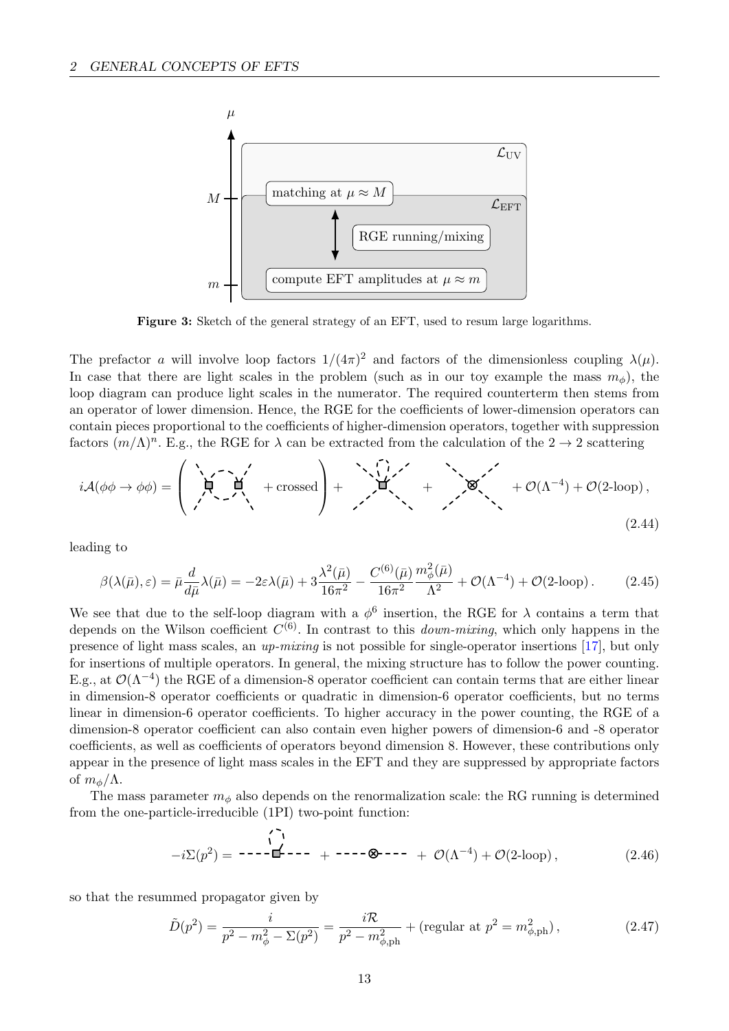Figure 3: Sketch of the general strategy of an EFT, used to resum large logarithms.

The prefactor $a$ will involve loop factors $1/(4\pi)^2$ and factors of the dimensionless coupling $\lambda(\mu)$. In case that there are light scales in the problem (such as in our toy example the mass $m_\phi$), the loop diagram can produce light scales in the numerator. The required counterterm then stems from an operator of lower dimension. Hence, the RGE for the coefficients of lower-dimension operators can contain pieces proportional to the coefficients of higher-dimension operators, together with suppression factors $(m/\Lambda)^n$. E.g., the RGE for $\lambda$ can be extracted from the calculation of the $2 \to 2$ scattering

$$i\mathcal{A}(\phi\phi \to \phi\phi) = \left( [\text{diagram}] + \text{crossed} \right) + [\text{diagram}] + [\text{diagram}] + \mathcal{O}(\Lambda^{-4}) + \mathcal{O}(\text{2-loop}), \tag{2.44}$$

leading to

$$\beta(\lambda(\bar{\mu}), \varepsilon) = \bar{\mu}\frac{d}{d\bar{\mu}}\lambda(\bar{\mu}) = -2\varepsilon\lambda(\bar{\mu}) + 3\frac{\lambda^2(\bar{\mu})}{16\pi^2} - \frac{C^{(6)}(\bar{\mu})}{16\pi^2}\frac{m_\phi^2(\bar{\mu})}{\Lambda^2} + \mathcal{O}(\Lambda^{-4}) + \mathcal{O}(\text{2-loop}). \tag{2.45}$$

We see that due to the self-loop diagram with a $\phi^6$ insertion, the RGE for $\lambda$ contains a term that depends on the Wilson coefficient $C^{(6)}$. In contrast to this *down-mixing*, which only happens in the presence of light mass scales, an *up-mixing* is not possible for single-operator insertions [17], but only for insertions of multiple operators. In general, the mixing structure has to follow the power counting. E.g., at $\mathcal{O}(\Lambda^{-4})$ the RGE of a dimension-8 operator coefficient can contain terms that are either linear in dimension-8 operator coefficients or quadratic in dimension-6 operator coefficients, but no terms linear in dimension-6 operator coefficients. To higher accuracy in the power counting, the RGE of a dimension-8 operator coefficient can also contain even higher powers of dimension-6 and -8 operator coefficients, as well as coefficients of operators beyond dimension 8. However, these contributions only appear in the presence of light mass scales in the EFT and they are suppressed by appropriate factors of $m_\phi/\Lambda$.

The mass parameter $m_\phi$ also depends on the renormalization scale: the RG running is determined from the one-particle-irreducible (1PI) two-point function:

$$-i\Sigma(p^2) = [\text{diagram}] + [\text{diagram}] + \mathcal{O}(\Lambda^{-4}) + \mathcal{O}(\text{2-loop}), \tag{2.46}$$

so that the resummed propagator given by

$$\tilde{D}(p^2) = \frac{i}{p^2 - m_\phi^2 - \Sigma(p^2)} = \frac{i\mathcal{R}}{p^2 - m_{\phi,\text{ph}}^2} + (\text{regular at } p^2 = m_{\phi,\text{ph}}^2), \tag{2.47}$$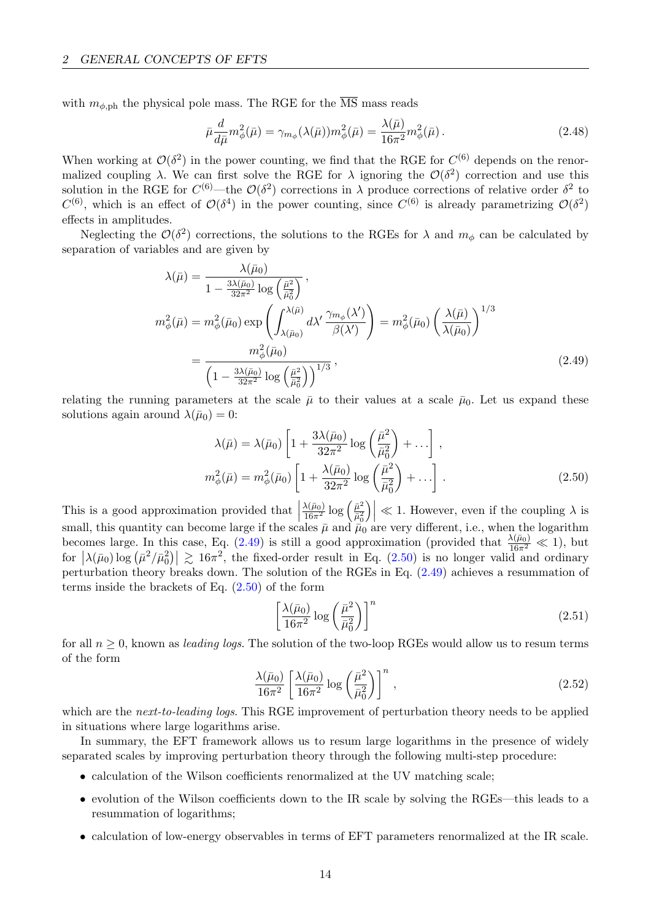with $m_{\phi,\text{ph}}$ the physical pole mass. The RGE for the $\overline{\text{MS}}$ mass reads

$$\bar{\mu}\frac{d}{d\bar{\mu}}m_\phi^2(\bar{\mu}) = \gamma_{m_\phi}(\lambda(\bar{\mu}))m_\phi^2(\bar{\mu}) = \frac{\lambda(\bar{\mu})}{16\pi^2}m_\phi^2(\bar{\mu})\,. \tag{2.48}$$

When working at $\mathcal{O}(\delta^2)$ in the power counting, we find that the RGE for $C^{(6)}$ depends on the renormalized coupling $\lambda$. We can first solve the RGE for $\lambda$ ignoring the $\mathcal{O}(\delta^2)$ correction and use this solution in the RGE for $C^{(6)}$—the $\mathcal{O}(\delta^2)$ corrections in $\lambda$ produce corrections of relative order $\delta^2$ to $C^{(6)}$, which is an effect of $\mathcal{O}(\delta^4)$ in the power counting, since $C^{(6)}$ is already parametrizing $\mathcal{O}(\delta^2)$ effects in amplitudes.

Neglecting the $\mathcal{O}(\delta^2)$ corrections, the solutions to the RGEs for $\lambda$ and $m_\phi$ can be calculated by separation of variables and are given by

$$\begin{aligned}
\lambda(\bar{\mu}) &= \frac{\lambda(\bar{\mu}_0)}{1 - \frac{3\lambda(\bar{\mu}_0)}{32\pi^2}\log\left(\frac{\bar{\mu}^2}{\bar{\mu}_0^2}\right)}\,, \\
m_\phi^2(\bar{\mu}) &= m_\phi^2(\bar{\mu}_0)\exp\left(\int_{\lambda(\bar{\mu}_0)}^{\lambda(\bar{\mu})} d\lambda' \, \frac{\gamma_{m_\phi}(\lambda')}{\beta(\lambda')}\right) = m_\phi^2(\bar{\mu}_0)\left(\frac{\lambda(\bar{\mu})}{\lambda(\bar{\mu}_0)}\right)^{1/3} \\
&= \frac{m_\phi^2(\bar{\mu}_0)}{\left(1 - \frac{3\lambda(\bar{\mu}_0)}{32\pi^2}\log\left(\frac{\bar{\mu}^2}{\bar{\mu}_0^2}\right)\right)^{1/3}}\,,
\end{aligned} \tag{2.49}$$

relating the running parameters at the scale $\bar{\mu}$ to their values at a scale $\bar{\mu}_0$. Let us expand these solutions again around $\lambda(\bar{\mu}_0) = 0$:

$$\begin{aligned}
\lambda(\bar{\mu}) &= \lambda(\bar{\mu}_0)\left[1 + \frac{3\lambda(\bar{\mu}_0)}{32\pi^2}\log\left(\frac{\bar{\mu}^2}{\bar{\mu}_0^2}\right) + \ldots\right]\,, \\
m_\phi^2(\bar{\mu}) &= m_\phi^2(\bar{\mu}_0)\left[1 + \frac{\lambda(\bar{\mu}_0)}{32\pi^2}\log\left(\frac{\bar{\mu}^2}{\bar{\mu}_0^2}\right) + \ldots\right]\,.
\end{aligned} \tag{2.50}$$

This is a good approximation provided that $\left|\frac{\lambda(\bar{\mu}_0)}{16\pi^2}\log\left(\frac{\bar{\mu}^2}{\bar{\mu}_0^2}\right)\right| \ll 1$. However, even if the coupling $\lambda$ is small, this quantity can become large if the scales $\bar{\mu}$ and $\bar{\mu}_0$ are very different, i.e., when the logarithm becomes large. In this case, Eq. (2.49) is still a good approximation (provided that $\frac{\lambda(\bar{\mu}_0)}{16\pi^2} \ll 1$), but for $\left|\lambda(\bar{\mu}_0)\log\left(\bar{\mu}^2/\bar{\mu}_0^2\right)\right| \gtrsim 16\pi^2$, the fixed-order result in Eq. (2.50) is no longer valid and ordinary perturbation theory breaks down. The solution of the RGEs in Eq. (2.49) achieves a resummation of terms inside the brackets of Eq. (2.50) of the form

$$\left[\frac{\lambda(\bar{\mu}_0)}{16\pi^2}\log\left(\frac{\bar{\mu}^2}{\bar{\mu}_0^2}\right)\right]^n \tag{2.51}$$

for all $n \geq 0$, known as *leading logs*. The solution of the two-loop RGEs would allow us to resum terms of the form

$$\frac{\lambda(\bar{\mu}_0)}{16\pi^2}\left[\frac{\lambda(\bar{\mu}_0)}{16\pi^2}\log\left(\frac{\bar{\mu}^2}{\bar{\mu}_0^2}\right)\right]^n\,, \tag{2.52}$$

which are the *next-to-leading logs*. This RGE improvement of perturbation theory needs to be applied in situations where large logarithms arise.

In summary, the EFT framework allows us to resum large logarithms in the presence of widely separated scales by improving perturbation theory through the following multi-step procedure:

- calculation of the Wilson coefficients renormalized at the UV matching scale;
- evolution of the Wilson coefficients down to the IR scale by solving the RGEs—this leads to a resummation of logarithms;
- calculation of low-energy observables in terms of EFT parameters renormalized at the IR scale.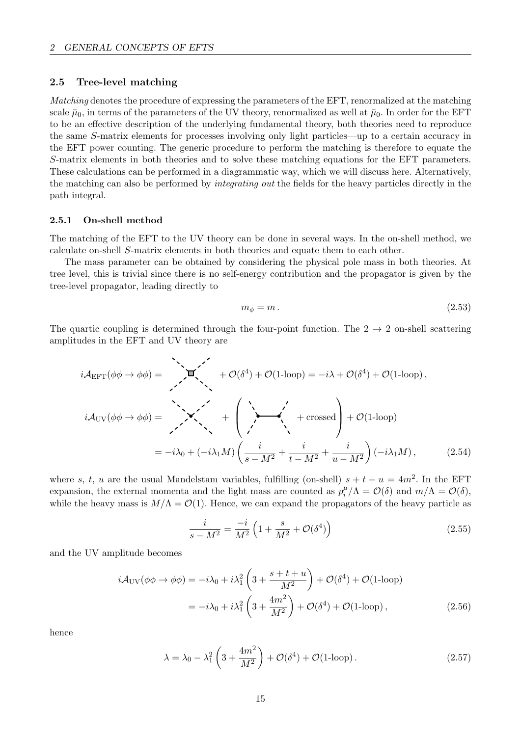### 2.5 Tree-level matching

*Matching* denotes the procedure of expressing the parameters of the EFT, renormalized at the matching scale $\bar{\mu}_0$, in terms of the parameters of the UV theory, renormalized as well at $\bar{\mu}_0$. In order for the EFT to be an effective description of the underlying fundamental theory, both theories need to reproduce the same $S$-matrix elements for processes involving only light particles—up to a certain accuracy in the EFT power counting. The generic procedure to perform the matching is therefore to equate the $S$-matrix elements in both theories and to solve these matching equations for the EFT parameters. These calculations can be performed in a diagrammatic way, which we will discuss here. Alternatively, the matching can also be performed by *integrating out* the fields for the heavy particles directly in the path integral.

#### 2.5.1 On-shell method

The matching of the EFT to the UV theory can be done in several ways. In the on-shell method, we calculate on-shell $S$-matrix elements in both theories and equate them to each other.

The mass parameter can be obtained by considering the physical pole mass in both theories. At tree level, this is trivial since there is no self-energy contribution and the propagator is given by the tree-level propagator, leading directly to

$$m_\phi = m \, . \tag{2.53}$$

The quartic coupling is determined through the four-point function. The $2 \to 2$ on-shell scattering amplitudes in the EFT and UV theory are

$$
\begin{aligned}
i\mathcal{A}_{\mathrm{EFT}}(\phi\phi \to \phi\phi) &= [\text{diagram}] + \mathcal{O}(\delta^4) + \mathcal{O}(\text{1-loop}) = -i\lambda + \mathcal{O}(\delta^4) + \mathcal{O}(\text{1-loop}) \, , \\
i\mathcal{A}_{\mathrm{UV}}(\phi\phi \to \phi\phi) &= [\text{diagram}] + \left( [\text{diagram}] + \text{crossed} \right) + \mathcal{O}(\text{1-loop}) \\
&= -i\lambda_0 + (-i\lambda_1 M) \left( \frac{i}{s - M^2} + \frac{i}{t - M^2} + \frac{i}{u - M^2} \right) (-i\lambda_1 M) \, ,
\end{aligned} \tag{2.54}
$$

where $s$, $t$, $u$ are the usual Mandelstam variables, fulfilling (on-shell) $s + t + u = 4m^2$. In the EFT expansion, the external momenta and the light mass are counted as $p_i^\mu/\Lambda = \mathcal{O}(\delta)$ and $m/\Lambda = \mathcal{O}(\delta)$, while the heavy mass is $M/\Lambda = \mathcal{O}(1)$. Hence, we can expand the propagators of the heavy particle as

$$\frac{i}{s - M^2} = \frac{-i}{M^2} \left( 1 + \frac{s}{M^2} + \mathcal{O}(\delta^4) \right) \tag{2.55}$$

and the UV amplitude becomes

$$
\begin{aligned}
i\mathcal{A}_{\mathrm{UV}}(\phi\phi \to \phi\phi) &= -i\lambda_0 + i\lambda_1^2 \left( 3 + \frac{s + t + u}{M^2} \right) + \mathcal{O}(\delta^4) + \mathcal{O}(\text{1-loop}) \\
&= -i\lambda_0 + i\lambda_1^2 \left( 3 + \frac{4m^2}{M^2} \right) + \mathcal{O}(\delta^4) + \mathcal{O}(\text{1-loop}) \, ,
\end{aligned} \tag{2.56}
$$

hence

$$\lambda = \lambda_0 - \lambda_1^2 \left( 3 + \frac{4m^2}{M^2} \right) + \mathcal{O}(\delta^4) + \mathcal{O}(\text{1-loop}) \, . \tag{2.57}$$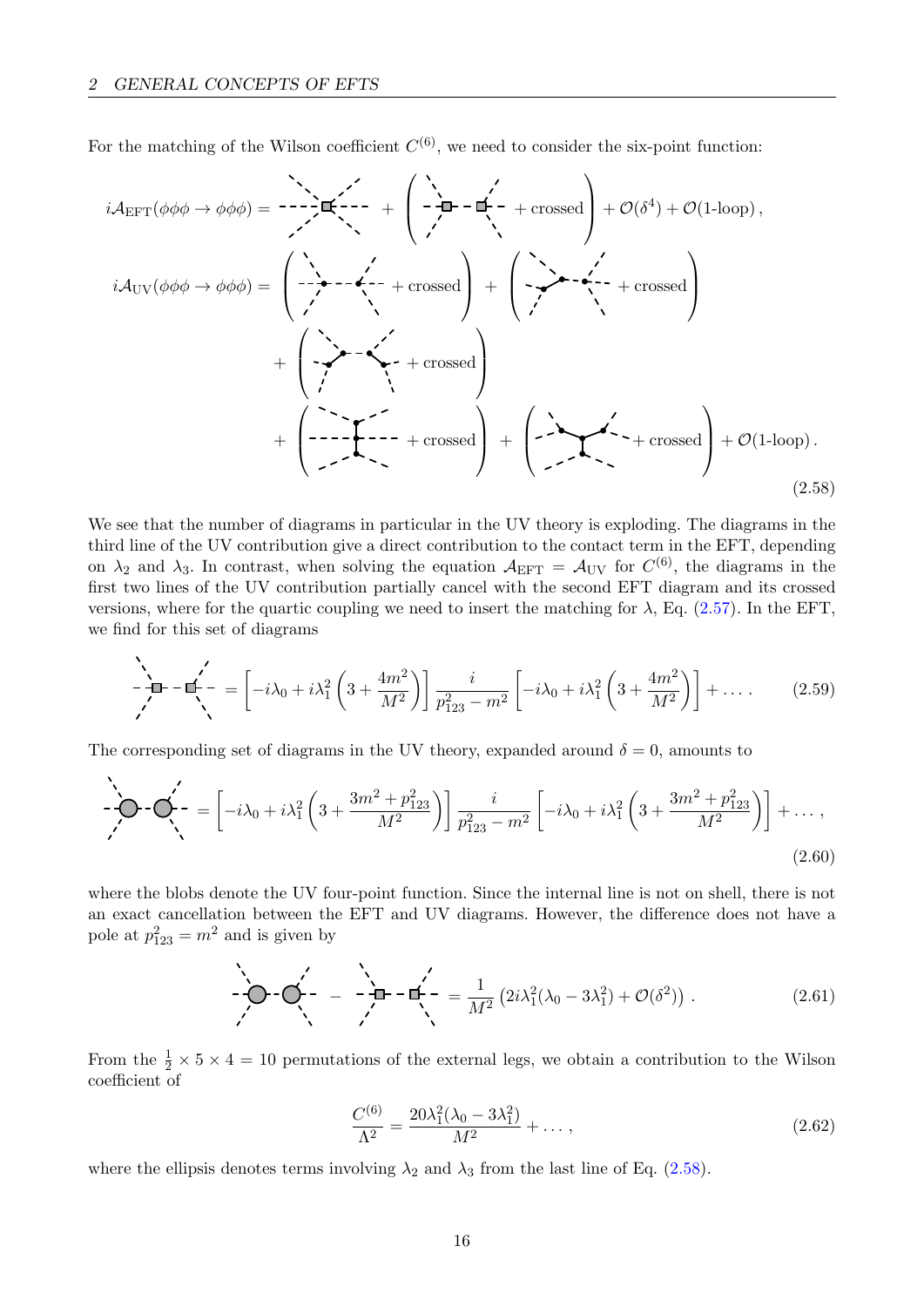For the matching of the Wilson coefficient $C^{(6)}$, we need to consider the six-point function:

$$i\mathcal{A}_{\text{EFT}}(\phi\phi\phi \to \phi\phi\phi) = [\text{diagram}] + \left([\text{diagram}] + \text{crossed}\right) + \mathcal{O}(\delta^4) + \mathcal{O}(\text{1-loop}),$$

$$i\mathcal{A}_{\text{UV}}(\phi\phi\phi \to \phi\phi\phi) = \left([\text{diagram}] + \text{crossed}\right) + \left([\text{diagram}] + \text{crossed}\right)$$
$$+ \left([\text{diagram}] + \text{crossed}\right)$$
$$+ \left([\text{diagram}] + \text{crossed}\right) + \left([\text{diagram}] + \text{crossed}\right) + \mathcal{O}(\text{1-loop}). \tag{2.58}$$

We see that the number of diagrams in particular in the UV theory is exploding. The diagrams in the third line of the UV contribution give a direct contribution to the contact term in the EFT, depending on $\lambda_2$ and $\lambda_3$. In contrast, when solving the equation $\mathcal{A}_{\text{EFT}} = \mathcal{A}_{\text{UV}}$ for $C^{(6)}$, the diagrams in the first two lines of the UV contribution partially cancel with the second EFT diagram and its crossed versions, where for the quartic coupling we need to insert the matching for $\lambda$, Eq. (2.57). In the EFT, we find for this set of diagrams

$$[\text{diagram}] = \left[-i\lambda_0 + i\lambda_1^2\left(3 + \frac{4m^2}{M^2}\right)\right]\frac{i}{p_{123}^2 - m^2}\left[-i\lambda_0 + i\lambda_1^2\left(3 + \frac{4m^2}{M^2}\right)\right] + \dots. \tag{2.59}$$

The corresponding set of diagrams in the UV theory, expanded around $\delta = 0$, amounts to

$$[\text{diagram}] = \left[-i\lambda_0 + i\lambda_1^2\left(3 + \frac{3m^2 + p_{123}^2}{M^2}\right)\right]\frac{i}{p_{123}^2 - m^2}\left[-i\lambda_0 + i\lambda_1^2\left(3 + \frac{3m^2 + p_{123}^2}{M^2}\right)\right] + \dots, \tag{2.60}$$

where the blobs denote the UV four-point function. Since the internal line is not on shell, there is not an exact cancellation between the EFT and UV diagrams. However, the difference does not have a pole at $p_{123}^2 = m^2$ and is given by

$$[\text{diagram}] - [\text{diagram}] = \frac{1}{M^2}\left(2i\lambda_1^2(\lambda_0 - 3\lambda_1^2) + \mathcal{O}(\delta^2)\right). \tag{2.61}$$

From the $\frac{1}{2} \times 5 \times 4 = 10$ permutations of the external legs, we obtain a contribution to the Wilson coefficient of

$$\frac{C^{(6)}}{\Lambda^2} = \frac{20\lambda_1^2(\lambda_0 - 3\lambda_1^2)}{M^2} + \dots, \tag{2.62}$$

where the ellipsis denotes terms involving $\lambda_2$ and $\lambda_3$ from the last line of Eq. (2.58).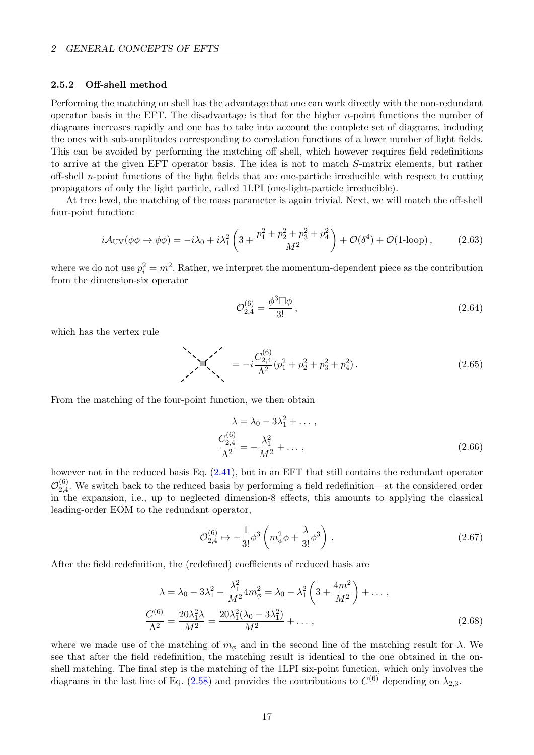### 2.5.2 Off-shell method

Performing the matching on shell has the advantage that one can work directly with the non-redundant operator basis in the EFT. The disadvantage is that for the higher $n$-point functions the number of diagrams increases rapidly and one has to take into account the complete set of diagrams, including the ones with sub-amplitudes corresponding to correlation functions of a lower number of light fields. This can be avoided by performing the matching off shell, which however requires field redefinitions to arrive at the given EFT operator basis. The idea is not to match $S$-matrix elements, but rather off-shell $n$-point functions of the light fields that are one-particle irreducible with respect to cutting propagators of only the light particle, called 1LPI (one-light-particle irreducible).

At tree level, the matching of the mass parameter is again trivial. Next, we will match the off-shell four-point function:

$$i\mathcal{A}_{\text{UV}}(\phi\phi \to \phi\phi) = -i\lambda_0 + i\lambda_1^2 \left( 3 + \frac{p_1^2 + p_2^2 + p_3^2 + p_4^2}{M^2} \right) + \mathcal{O}(\delta^4) + \mathcal{O}(\text{1-loop}) \,, \tag{2.63}$$

where we do not use $p_i^2 = m^2$. Rather, we interpret the momentum-dependent piece as the contribution from the dimension-six operator

$$\mathcal{O}_{2,4}^{(6)} = \frac{\phi^3 \Box \phi}{3!} \,, \tag{2.64}$$

which has the vertex rule

$$= -i \frac{C_{2,4}^{(6)}}{\Lambda^2} (p_1^2 + p_2^2 + p_3^2 + p_4^2) \,. \tag{2.65}$$

From the matching of the four-point function, we then obtain

$$\begin{aligned}
\lambda &= \lambda_0 - 3\lambda_1^2 + \dots \,, \\
\frac{C_{2,4}^{(6)}}{\Lambda^2} &= -\frac{\lambda_1^2}{M^2} + \dots \,,
\end{aligned} \tag{2.66}$$

however not in the reduced basis Eq. (2.41), but in an EFT that still contains the redundant operator $\mathcal{O}_{2,4}^{(6)}$. We switch back to the reduced basis by performing a field redefinition—at the considered order in the expansion, i.e., up to neglected dimension-8 effects, this amounts to applying the classical leading-order EOM to the redundant operator,

$$\mathcal{O}_{2,4}^{(6)} \mapsto -\frac{1}{3!} \phi^3 \left( m_\phi^2 \phi + \frac{\lambda}{3!} \phi^3 \right) \,. \tag{2.67}$$

After the field redefinition, the (redefined) coefficients of reduced basis are

$$\begin{aligned}
\lambda &= \lambda_0 - 3\lambda_1^2 - \frac{\lambda_1^2}{M^2} 4 m_\phi^2 = \lambda_0 - \lambda_1^2 \left( 3 + \frac{4m^2}{M^2} \right) + \dots \,, \\
\frac{C^{(6)}}{\Lambda^2} &= \frac{20\lambda_1^2 \lambda}{M^2} = \frac{20\lambda_1^2 (\lambda_0 - 3\lambda_1^2)}{M^2} + \dots \,,
\end{aligned} \tag{2.68}$$

where we made use of the matching of $m_\phi$ and in the second line of the matching result for $\lambda$. We see that after the field redefinition, the matching result is identical to the one obtained in the on-shell matching. The final step is the matching of the 1LPI six-point function, which only involves the diagrams in the last line of Eq. (2.58) and provides the contributions to $C^{(6)}$ depending on $\lambda_{2,3}$.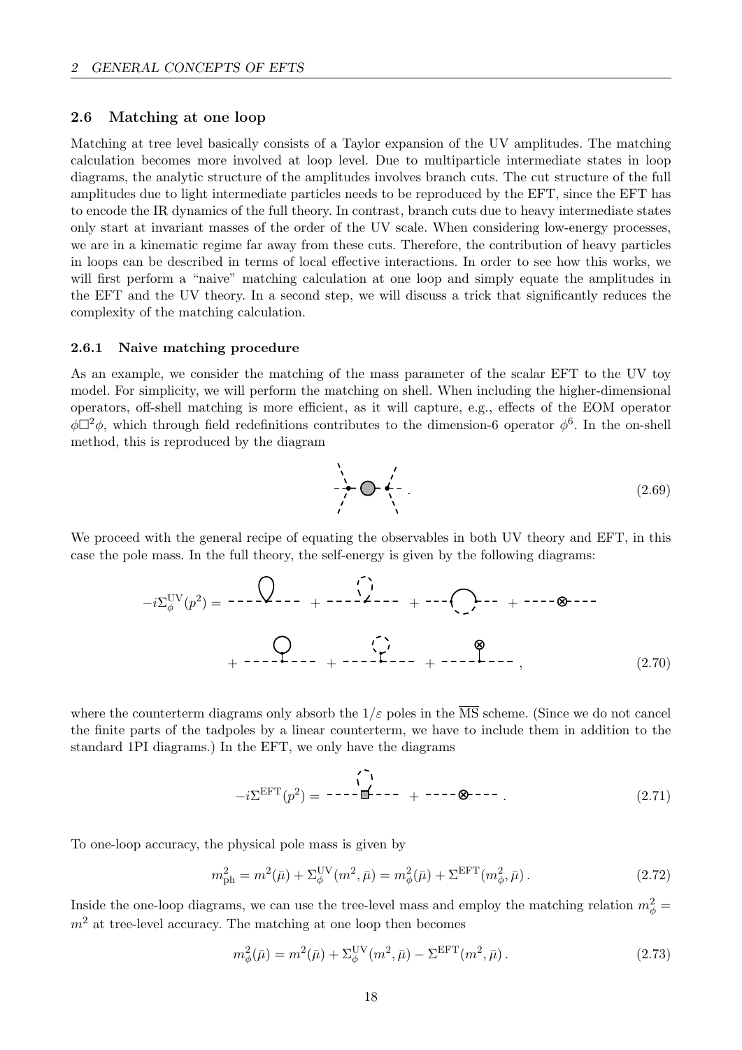### 2.6 Matching at one loop

Matching at tree level basically consists of a Taylor expansion of the UV amplitudes. The matching calculation becomes more involved at loop level. Due to multiparticle intermediate states in loop diagrams, the analytic structure of the amplitudes involves branch cuts. The cut structure of the full amplitudes due to light intermediate particles needs to be reproduced by the EFT, since the EFT has to encode the IR dynamics of the full theory. In contrast, branch cuts due to heavy intermediate states only start at invariant masses of the order of the UV scale. When considering low-energy processes, we are in a kinematic regime far away from these cuts. Therefore, the contribution of heavy particles in loops can be described in terms of local effective interactions. In order to see how this works, we will first perform a "naive" matching calculation at one loop and simply equate the amplitudes in the EFT and the UV theory. In a second step, we will discuss a trick that significantly reduces the complexity of the matching calculation.

#### 2.6.1 Naive matching procedure

As an example, we consider the matching of the mass parameter of the scalar EFT to the UV toy model. For simplicity, we will perform the matching on shell. When including the higher-dimensional operators, off-shell matching is more efficient, as it will capture, e.g., effects of the EOM operator $\phi\Box^2\phi$, which through field redefinitions contributes to the dimension-6 operator $\phi^6$. In the on-shell method, this is reproduced by the diagram

(2.69)

We proceed with the general recipe of equating the observables in both UV theory and EFT, in this case the pole mass. In the full theory, the self-energy is given by the following diagrams:

$$-i\Sigma_\phi^{\rm UV}(p^2) = \ldots \tag{2.70}$$

where the counterterm diagrams only absorb the $1/\varepsilon$ poles in the $\overline{\rm MS}$ scheme. (Since we do not cancel the finite parts of the tadpoles by a linear counterterm, we have to include them in addition to the standard 1PI diagrams.) In the EFT, we only have the diagrams

$$-i\Sigma^{\rm EFT}(p^2) = \ldots \tag{2.71}$$

To one-loop accuracy, the physical pole mass is given by

$$m_{\rm ph}^2 = m^2(\bar\mu) + \Sigma_\phi^{\rm UV}(m^2,\bar\mu) = m_\phi^2(\bar\mu) + \Sigma^{\rm EFT}(m_\phi^2,\bar\mu)\,. \tag{2.72}$$

Inside the one-loop diagrams, we can use the tree-level mass and employ the matching relation $m_\phi^2 = m^2$ at tree-level accuracy. The matching at one loop then becomes

$$m_\phi^2(\bar\mu) = m^2(\bar\mu) + \Sigma_\phi^{\rm UV}(m^2,\bar\mu) - \Sigma^{\rm EFT}(m^2,\bar\mu)\,. \tag{2.73}$$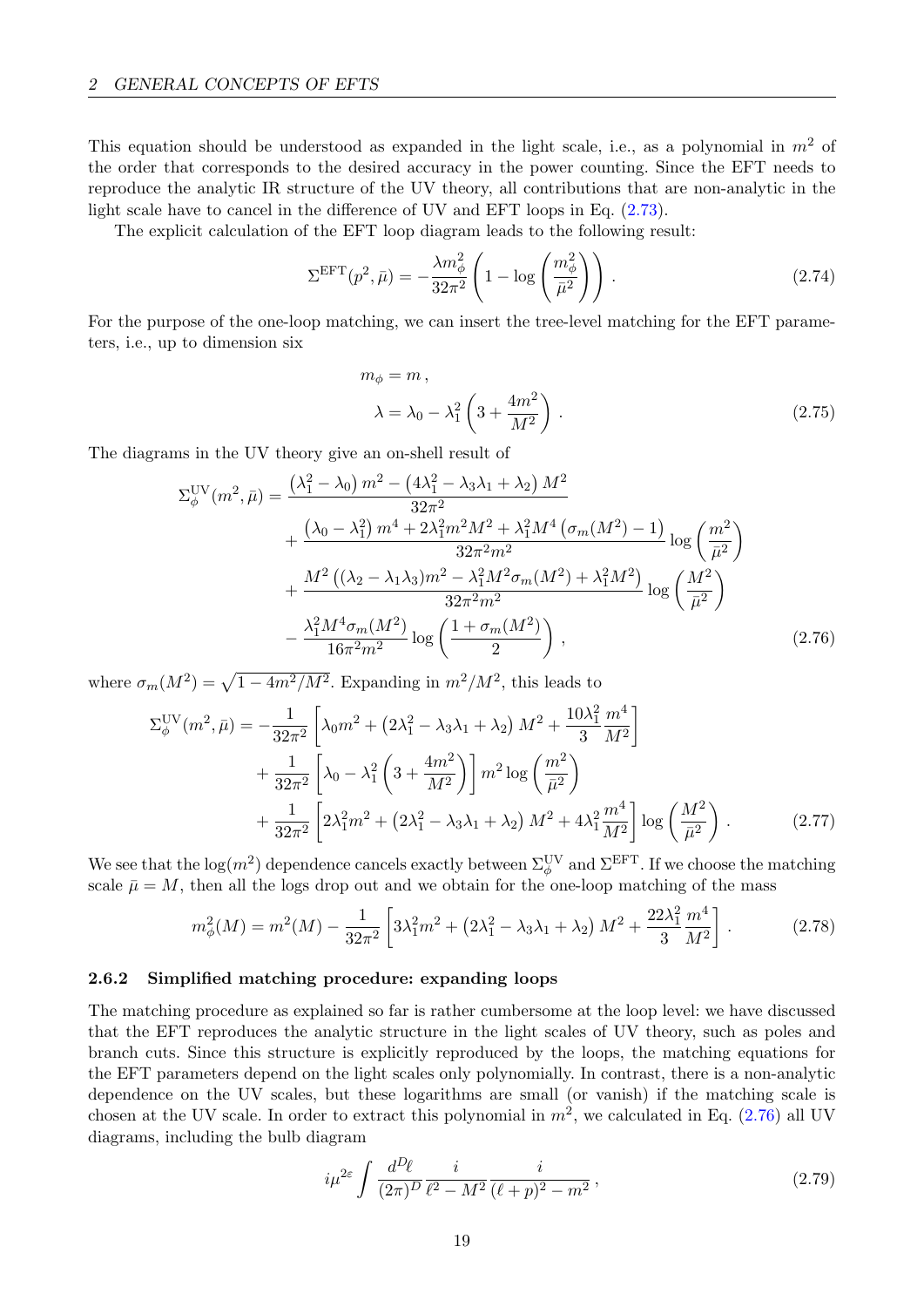This equation should be understood as expanded in the light scale, i.e., as a polynomial in $m^2$ of the order that corresponds to the desired accuracy in the power counting. Since the EFT needs to reproduce the analytic IR structure of the UV theory, all contributions that are non-analytic in the light scale have to cancel in the difference of UV and EFT loops in Eq. (2.73).

The explicit calculation of the EFT loop diagram leads to the following result:

$$\Sigma^{\rm EFT}(p^2, \bar{\mu}) = -\frac{\lambda m_\phi^2}{32\pi^2}\left(1 - \log\left(\frac{m_\phi^2}{\bar{\mu}^2}\right)\right) . \tag{2.74}$$

For the purpose of the one-loop matching, we can insert the tree-level matching for the EFT parameters, i.e., up to dimension six

$$\begin{aligned} m_\phi &= m \, , \\ \lambda &= \lambda_0 - \lambda_1^2 \left(3 + \frac{4m^2}{M^2}\right) . \end{aligned} \tag{2.75}$$

The diagrams in the UV theory give an on-shell result of

$$\begin{aligned} \Sigma_\phi^{\rm UV}(m^2, \bar{\mu}) = &\frac{\left(\lambda_1^2 - \lambda_0\right) m^2 - \left(4\lambda_1^2 - \lambda_3\lambda_1 + \lambda_2\right) M^2}{32\pi^2} \\ &+ \frac{\left(\lambda_0 - \lambda_1^2\right) m^4 + 2\lambda_1^2 m^2 M^2 + \lambda_1^2 M^4 \left(\sigma_m(M^2) - 1\right)}{32\pi^2 m^2} \log\left(\frac{m^2}{\bar{\mu}^2}\right) \\ &+ \frac{M^2\left((\lambda_2 - \lambda_1\lambda_3) m^2 - \lambda_1^2 M^2 \sigma_m(M^2) + \lambda_1^2 M^2\right)}{32\pi^2 m^2} \log\left(\frac{M^2}{\bar{\mu}^2}\right) \\ &- \frac{\lambda_1^2 M^4 \sigma_m(M^2)}{16\pi^2 m^2} \log\left(\frac{1 + \sigma_m(M^2)}{2}\right) , \end{aligned} \tag{2.76}$$

where $\sigma_m(M^2) = \sqrt{1 - 4m^2/M^2}$. Expanding in $m^2/M^2$, this leads to

$$\begin{aligned} \Sigma_\phi^{\rm UV}(m^2, \bar{\mu}) = &-\frac{1}{32\pi^2}\left[\lambda_0 m^2 + \left(2\lambda_1^2 - \lambda_3\lambda_1 + \lambda_2\right) M^2 + \frac{10\lambda_1^2}{3}\frac{m^4}{M^2}\right] \\ &+ \frac{1}{32\pi^2}\left[\lambda_0 - \lambda_1^2\left(3 + \frac{4m^2}{M^2}\right)\right] m^2 \log\left(\frac{m^2}{\bar{\mu}^2}\right) \\ &+ \frac{1}{32\pi^2}\left[2\lambda_1^2 m^2 + \left(2\lambda_1^2 - \lambda_3\lambda_1 + \lambda_2\right) M^2 + 4\lambda_1^2 \frac{m^4}{M^2}\right] \log\left(\frac{M^2}{\bar{\mu}^2}\right) . \end{aligned} \tag{2.77}$$

We see that the $\log(m^2)$ dependence cancels exactly between $\Sigma_\phi^{\rm UV}$ and $\Sigma^{\rm EFT}$. If we choose the matching scale $\bar{\mu} = M$, then all the logs drop out and we obtain for the one-loop matching of the mass

$$m_\phi^2(M) = m^2(M) - \frac{1}{32\pi^2}\left[3\lambda_1^2 m^2 + \left(2\lambda_1^2 - \lambda_3\lambda_1 + \lambda_2\right) M^2 + \frac{22\lambda_1^2}{3}\frac{m^4}{M^2}\right] . \tag{2.78}$$

### 2.6.2 Simplified matching procedure: expanding loops

The matching procedure as explained so far is rather cumbersome at the loop level: we have discussed that the EFT reproduces the analytic structure in the light scales of UV theory, such as poles and branch cuts. Since this structure is explicitly reproduced by the loops, the matching equations for the EFT parameters depend on the light scales only polynomially. In contrast, there is a non-analytic dependence on the UV scales, but these logarithms are small (or vanish) if the matching scale is chosen at the UV scale. In order to extract this polynomial in $m^2$, we calculated in Eq. (2.76) all UV diagrams, including the bulb diagram

$$i\mu^{2\varepsilon} \int \frac{d^D\ell}{(2\pi)^D} \frac{i}{\ell^2 - M^2} \frac{i}{(\ell + p)^2 - m^2} , \tag{2.79}$$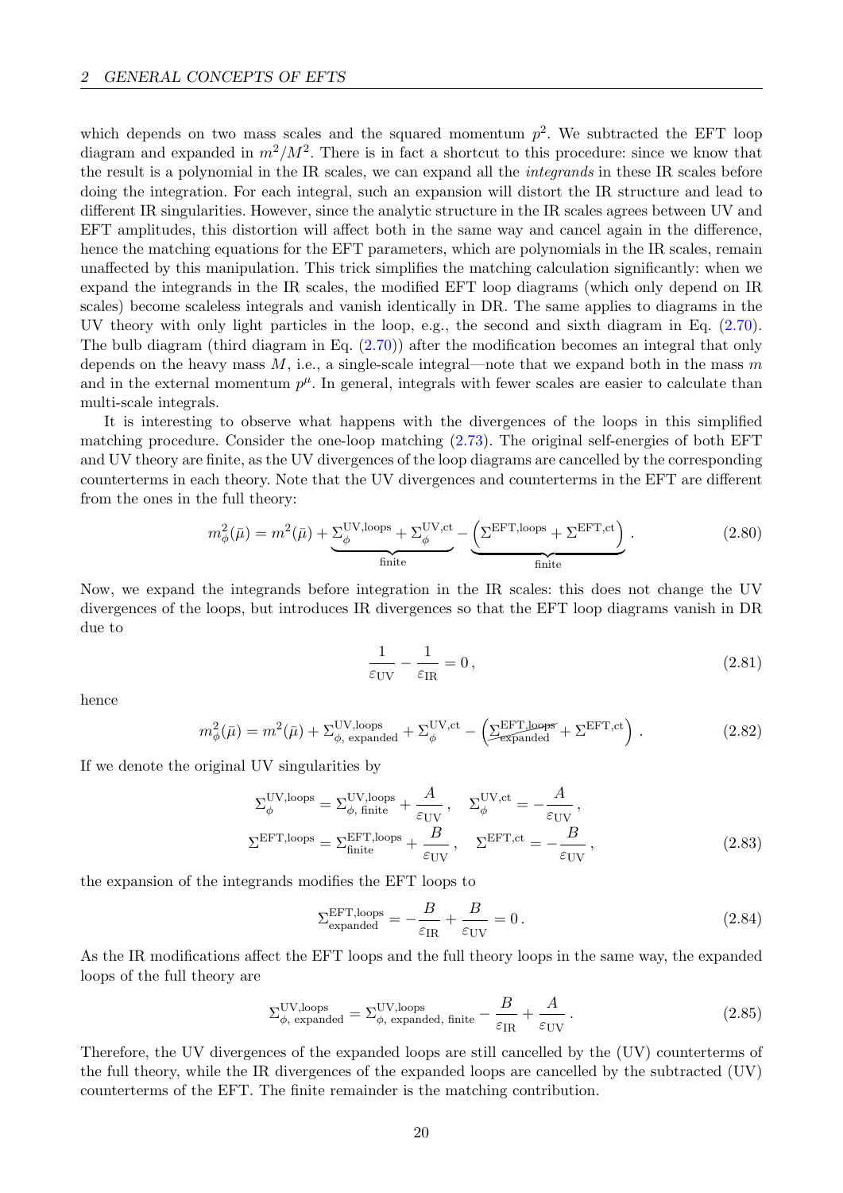which depends on two mass scales and the squared momentum $p^2$. We subtracted the EFT loop diagram and expanded in $m^2/M^2$. There is in fact a shortcut to this procedure: since we know that the result is a polynomial in the IR scales, we can expand all the *integrands* in these IR scales before doing the integration. For each integral, such an expansion will distort the IR structure and lead to different IR singularities. However, since the analytic structure in the IR scales agrees between UV and EFT amplitudes, this distortion will affect both in the same way and cancel again in the difference, hence the matching equations for the EFT parameters, which are polynomials in the IR scales, remain unaffected by this manipulation. This trick simplifies the matching calculation significantly: when we expand the integrands in the IR scales, the modified EFT loop diagrams (which only depend on IR scales) become scaleless integrals and vanish identically in DR. The same applies to diagrams in the UV theory with only light particles in the loop, e.g., the second and sixth diagram in Eq. (2.70). The bulb diagram (third diagram in Eq. (2.70)) after the modification becomes an integral that only depends on the heavy mass $M$, i.e., a single-scale integral—note that we expand both in the mass $m$ and in the external momentum $p^\mu$. In general, integrals with fewer scales are easier to calculate than multi-scale integrals.

It is interesting to observe what happens with the divergences of the loops in this simplified matching procedure. Consider the one-loop matching (2.73). The original self-energies of both EFT and UV theory are finite, as the UV divergences of the loop diagrams are cancelled by the corresponding counterterms in each theory. Note that the UV divergences and counterterms in the EFT are different from the ones in the full theory:

$$m_\phi^2(\bar\mu) = m^2(\bar\mu) + \underbrace{\Sigma_\phi^{\text{UV,loops}} + \Sigma_\phi^{\text{UV,ct}}}_{\text{finite}} - \underbrace{\left(\Sigma^{\text{EFT,loops}} + \Sigma^{\text{EFT,ct}}\right)}_{\text{finite}} . \tag{2.80}$$

Now, we expand the integrands before integration in the IR scales: this does not change the UV divergences of the loops, but introduces IR divergences so that the EFT loop diagrams vanish in DR due to

$$\frac{1}{\varepsilon_{\text{UV}}} - \frac{1}{\varepsilon_{\text{IR}}} = 0 , \tag{2.81}$$

hence

$$m_\phi^2(\bar\mu) = m^2(\bar\mu) + \Sigma_{\phi,\,\text{expanded}}^{\text{UV,loops}} + \Sigma_\phi^{\text{UV,ct}} - \left(\cancel{\Sigma_{\text{expanded}}^{\text{EFT,loops}}} + \Sigma^{\text{EFT,ct}}\right) . \tag{2.82}$$

If we denote the original UV singularities by

$$\begin{aligned}
\Sigma_\phi^{\text{UV,loops}} &= \Sigma_{\phi,\,\text{finite}}^{\text{UV,loops}} + \frac{A}{\varepsilon_{\text{UV}}} , \quad \Sigma_\phi^{\text{UV,ct}} = -\frac{A}{\varepsilon_{\text{UV}}} , \\
\Sigma^{\text{EFT,loops}} &= \Sigma_{\text{finite}}^{\text{EFT,loops}} + \frac{B}{\varepsilon_{\text{UV}}} , \quad \Sigma^{\text{EFT,ct}} = -\frac{B}{\varepsilon_{\text{UV}}} ,
\end{aligned} \tag{2.83}$$

the expansion of the integrands modifies the EFT loops to

$$\Sigma_{\text{expanded}}^{\text{EFT,loops}} = -\frac{B}{\varepsilon_{\text{IR}}} + \frac{B}{\varepsilon_{\text{UV}}} = 0 . \tag{2.84}$$

As the IR modifications affect the EFT loops and the full theory loops in the same way, the expanded loops of the full theory are

$$\Sigma_{\phi,\,\text{expanded}}^{\text{UV,loops}} = \Sigma_{\phi,\,\text{expanded, finite}}^{\text{UV,loops}} - \frac{B}{\varepsilon_{\text{IR}}} + \frac{A}{\varepsilon_{\text{UV}}} . \tag{2.85}$$

Therefore, the UV divergences of the expanded loops are still cancelled by the (UV) counterterms of the full theory, while the IR divergences of the expanded loops are cancelled by the subtracted (UV) counterterms of the EFT. The finite remainder is the matching contribution.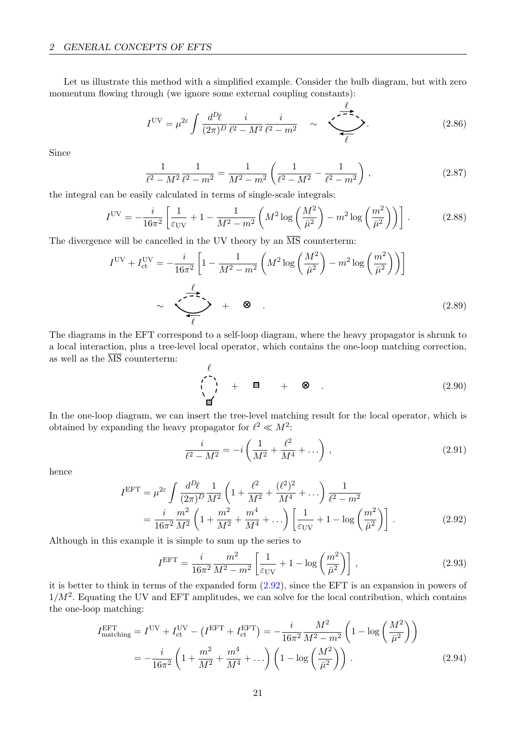Let us illustrate this method with a simplified example. Consider the bulb diagram, but with zero momentum flowing through (we ignore some external coupling constants):

$$I^{\rm UV} = \mu^{2\varepsilon} \int \frac{d^D\ell}{(2\pi)^D} \frac{i}{\ell^2 - M^2} \frac{i}{\ell^2 - m^2} \quad \sim \tag{2.86}$$

Since

$$\frac{1}{\ell^2 - M^2} \frac{1}{\ell^2 - m^2} = \frac{1}{M^2 - m^2} \left( \frac{1}{\ell^2 - M^2} - \frac{1}{\ell^2 - m^2} \right) , \tag{2.87}$$

the integral can be easily calculated in terms of single-scale integrals:

$$I^{\rm UV} = -\frac{i}{16\pi^2} \left[ \frac{1}{\varepsilon_{\rm UV}} + 1 - \frac{1}{M^2 - m^2} \left( M^2 \log\left(\frac{M^2}{\bar\mu^2}\right) - m^2 \log\left(\frac{m^2}{\bar\mu^2}\right) \right) \right] . \tag{2.88}$$

The divergence will be cancelled in the UV theory by an $\overline{\rm MS}$ counterterm:

$$I^{\rm UV} + I^{\rm UV}_{\rm ct} = -\frac{i}{16\pi^2} \left[ 1 - \frac{1}{M^2 - m^2} \left( M^2 \log\left(\frac{M^2}{\bar\mu^2}\right) - m^2 \log\left(\frac{m^2}{\bar\mu^2}\right) \right) \right]$$

$$\sim \quad + \quad \otimes \quad . \tag{2.89}$$

The diagrams in the EFT correspond to a self-loop diagram, where the heavy propagator is shrunk to a local interaction, plus a tree-level local operator, which contains the one-loop matching correction, as well as the $\overline{\rm MS}$ counterterm:

$$\quad + \quad \blacksquare \quad + \quad \otimes \quad . \tag{2.90}$$

In the one-loop diagram, we can insert the tree-level matching result for the local operator, which is obtained by expanding the heavy propagator for $\ell^2 \ll M^2$:

$$\frac{i}{\ell^2 - M^2} = -i \left( \frac{1}{M^2} + \frac{\ell^2}{M^4} + \dots \right) , \tag{2.91}$$

hence

$$\begin{aligned}
I^{\rm EFT} &= \mu^{2\varepsilon} \int \frac{d^D\ell}{(2\pi)^D} \frac{1}{M^2} \left( 1 + \frac{\ell^2}{M^2} + \frac{(\ell^2)^2}{M^4} + \dots \right) \frac{1}{\ell^2 - m^2} \\
&= \frac{i}{16\pi^2} \frac{m^2}{M^2} \left( 1 + \frac{m^2}{M^2} + \frac{m^4}{M^4} + \dots \right) \left[ \frac{1}{\varepsilon_{\rm UV}} + 1 - \log\left(\frac{m^2}{\bar\mu^2}\right) \right] .
\end{aligned} \tag{2.92}$$

Although in this example it is simple to sum up the series to

$$I^{\rm EFT} = \frac{i}{16\pi^2} \frac{m^2}{M^2 - m^2} \left[ \frac{1}{\varepsilon_{\rm UV}} + 1 - \log\left(\frac{m^2}{\bar\mu^2}\right) \right] , \tag{2.93}$$

it is better to think in terms of the expanded form (2.92), since the EFT is an expansion in powers of $1/M^2$. Equating the UV and EFT amplitudes, we can solve for the local contribution, which contains the one-loop matching:

$$\begin{aligned}
I^{\rm EFT}_{\rm matching} &= I^{\rm UV} + I^{\rm UV}_{\rm ct} - \left( I^{\rm EFT} + I^{\rm EFT}_{\rm ct} \right) = -\frac{i}{16\pi^2} \frac{M^2}{M^2 - m^2} \left( 1 - \log\left(\frac{M^2}{\bar\mu^2}\right) \right) \\
&= -\frac{i}{16\pi^2} \left( 1 + \frac{m^2}{M^2} + \frac{m^4}{M^4} + \dots \right) \left( 1 - \log\left(\frac{M^2}{\bar\mu^2}\right) \right) .
\end{aligned} \tag{2.94}$$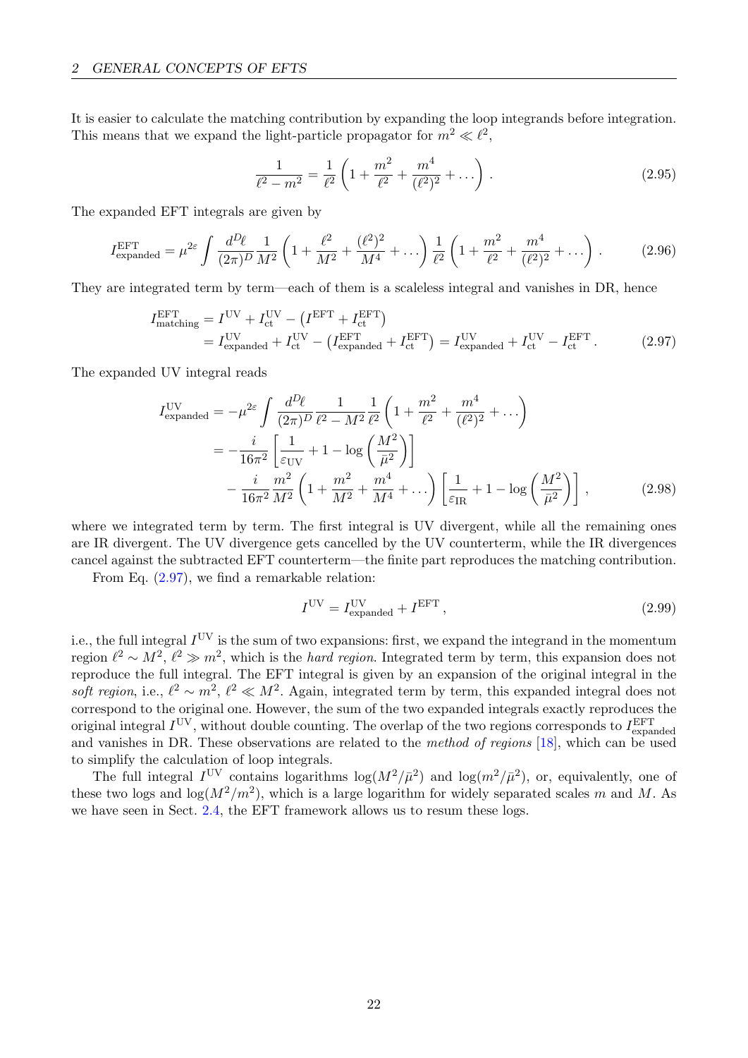It is easier to calculate the matching contribution by expanding the loop integrands before integration. This means that we expand the light-particle propagator for $m^2 \ll \ell^2$,

$$\frac{1}{\ell^2 - m^2} = \frac{1}{\ell^2}\left(1 + \frac{m^2}{\ell^2} + \frac{m^4}{(\ell^2)^2} + \dots\right) . \tag{2.95}$$

The expanded EFT integrals are given by

$$I^{\mathrm{EFT}}_{\mathrm{expanded}} = \mu^{2\varepsilon} \int \frac{d^D\ell}{(2\pi)^D} \frac{1}{M^2}\left(1 + \frac{\ell^2}{M^2} + \frac{(\ell^2)^2}{M^4} + \dots\right) \frac{1}{\ell^2}\left(1 + \frac{m^2}{\ell^2} + \frac{m^4}{(\ell^2)^2} + \dots\right) . \tag{2.96}$$

They are integrated term by term—each of them is a scaleless integral and vanishes in DR, hence

$$\begin{aligned} I^{\mathrm{EFT}}_{\mathrm{matching}} &= I^{\mathrm{UV}} + I^{\mathrm{UV}}_{\mathrm{ct}} - \left(I^{\mathrm{EFT}} + I^{\mathrm{EFT}}_{\mathrm{ct}}\right) \\ &= I^{\mathrm{UV}}_{\mathrm{expanded}} + I^{\mathrm{UV}}_{\mathrm{ct}} - \left(I^{\mathrm{EFT}}_{\mathrm{expanded}} + I^{\mathrm{EFT}}_{\mathrm{ct}}\right) = I^{\mathrm{UV}}_{\mathrm{expanded}} + I^{\mathrm{UV}}_{\mathrm{ct}} - I^{\mathrm{EFT}}_{\mathrm{ct}} . \end{aligned} \tag{2.97}$$

The expanded UV integral reads

$$\begin{aligned} I^{\mathrm{UV}}_{\mathrm{expanded}} &= -\mu^{2\varepsilon} \int \frac{d^D\ell}{(2\pi)^D} \frac{1}{\ell^2 - M^2} \frac{1}{\ell^2}\left(1 + \frac{m^2}{\ell^2} + \frac{m^4}{(\ell^2)^2} + \dots\right) \\ &= -\frac{i}{16\pi^2}\left[\frac{1}{\varepsilon_{\mathrm{UV}}} + 1 - \log\left(\frac{M^2}{\bar\mu^2}\right)\right] \\ &\quad - \frac{i}{16\pi^2}\frac{m^2}{M^2}\left(1 + \frac{m^2}{M^2} + \frac{m^4}{M^4} + \dots\right)\left[\frac{1}{\varepsilon_{\mathrm{IR}}} + 1 - \log\left(\frac{M^2}{\bar\mu^2}\right)\right] , \end{aligned} \tag{2.98}$$

where we integrated term by term. The first integral is UV divergent, while all the remaining ones are IR divergent. The UV divergence gets cancelled by the UV counterterm, while the IR divergences cancel against the subtracted EFT counterterm—the finite part reproduces the matching contribution.

From Eq. (2.97), we find a remarkable relation:

$$I^{\mathrm{UV}} = I^{\mathrm{UV}}_{\mathrm{expanded}} + I^{\mathrm{EFT}} , \tag{2.99}$$

i.e., the full integral $I^{\mathrm{UV}}$ is the sum of two expansions: first, we expand the integrand in the momentum region $\ell^2 \sim M^2$, $\ell^2 \gg m^2$, which is the *hard region*. Integrated term by term, this expansion does not reproduce the full integral. The EFT integral is given by an expansion of the original integral in the *soft region*, i.e., $\ell^2 \sim m^2$, $\ell^2 \ll M^2$. Again, integrated term by term, this expanded integral does not correspond to the original one. However, the sum of the two expanded integrals exactly reproduces the original integral $I^{\mathrm{UV}}$, without double counting. The overlap of the two regions corresponds to $I^{\mathrm{EFT}}_{\mathrm{expanded}}$ and vanishes in DR. These observations are related to the *method of regions* [18], which can be used to simplify the calculation of loop integrals.

The full integral $I^{\mathrm{UV}}$ contains logarithms $\log(M^2/\bar\mu^2)$ and $\log(m^2/\bar\mu^2)$, or, equivalently, one of these two logs and $\log(M^2/m^2)$, which is a large logarithm for widely separated scales $m$ and $M$. As we have seen in Sect. 2.4, the EFT framework allows us to resum these logs.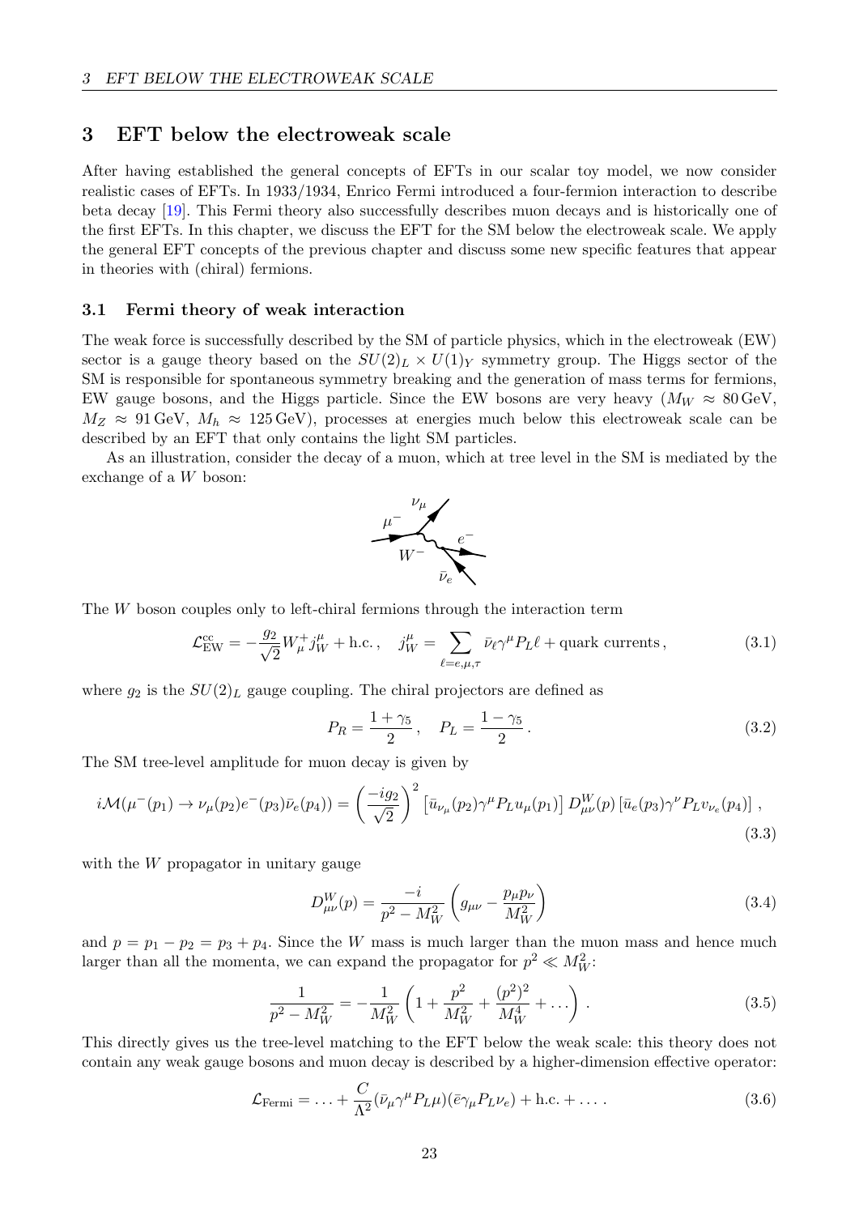# 3 EFT below the electroweak scale

After having established the general concepts of EFTs in our scalar toy model, we now consider realistic cases of EFTs. In 1933/1934, Enrico Fermi introduced a four-fermion interaction to describe beta decay [19]. This Fermi theory also successfully describes muon decays and is historically one of the first EFTs. In this chapter, we discuss the EFT for the SM below the electroweak scale. We apply the general EFT concepts of the previous chapter and discuss some new specific features that appear in theories with (chiral) fermions.

## 3.1 Fermi theory of weak interaction

The weak force is successfully described by the SM of particle physics, which in the electroweak (EW) sector is a gauge theory based on the $SU(2)_L \times U(1)_Y$ symmetry group. The Higgs sector of the SM is responsible for spontaneous symmetry breaking and the generation of mass terms for fermions, EW gauge bosons, and the Higgs particle. Since the EW bosons are very heavy ($M_W \approx 80\,\mathrm{GeV}$, $M_Z \approx 91\,\mathrm{GeV}$, $M_h \approx 125\,\mathrm{GeV}$), processes at energies much below this electroweak scale can be described by an EFT that only contains the light SM particles.

As an illustration, consider the decay of a muon, which at tree level in the SM is mediated by the exchange of a $W$ boson:

The $W$ boson couples only to left-chiral fermions through the interaction term

$$
\mathcal{L}_{\mathrm{EW}}^{\mathrm{cc}} = -\frac{g_2}{\sqrt{2}} W_\mu^+ j_W^\mu + \text{h.c.}\,, \quad j_W^\mu = \sum_{\ell=e,\mu,\tau} \bar{\nu}_\ell \gamma^\mu P_L \ell + \text{quark currents}\,, \tag{3.1}
$$

where $g_2$ is the $SU(2)_L$ gauge coupling. The chiral projectors are defined as

$$
P_R = \frac{1+\gamma_5}{2}\,, \quad P_L = \frac{1-\gamma_5}{2}\,. \tag{3.2}
$$

The SM tree-level amplitude for muon decay is given by

$$
i\mathcal{M}(\mu^-(p_1) \to \nu_\mu(p_2) e^-(p_3) \bar{\nu}_e(p_4)) = \left(\frac{-ig_2}{\sqrt{2}}\right)^2 \left[\bar{u}_{\nu_\mu}(p_2)\gamma^\mu P_L u_\mu(p_1)\right] D_{\mu\nu}^W(p) \left[\bar{u}_e(p_3)\gamma^\nu P_L v_{\nu_e}(p_4)\right]\,, \tag{3.3}
$$

with the $W$ propagator in unitary gauge

$$
D_{\mu\nu}^W(p) = \frac{-i}{p^2 - M_W^2}\left(g_{\mu\nu} - \frac{p_\mu p_\nu}{M_W^2}\right) \tag{3.4}
$$

and $p = p_1 - p_2 = p_3 + p_4$. Since the $W$ mass is much larger than the muon mass and hence much larger than all the momenta, we can expand the propagator for $p^2 \ll M_W^2$:

$$
\frac{1}{p^2 - M_W^2} = -\frac{1}{M_W^2}\left(1 + \frac{p^2}{M_W^2} + \frac{(p^2)^2}{M_W^4} + \ldots\right)\,. \tag{3.5}
$$

This directly gives us the tree-level matching to the EFT below the weak scale: this theory does not contain any weak gauge bosons and muon decay is described by a higher-dimension effective operator:

$$
\mathcal{L}_{\mathrm{Fermi}} = \ldots + \frac{C}{\Lambda^2}(\bar{\nu}_\mu \gamma^\mu P_L \mu)(\bar{e}\gamma_\mu P_L \nu_e) + \text{h.c.} + \ldots\,. \tag{3.6}
$$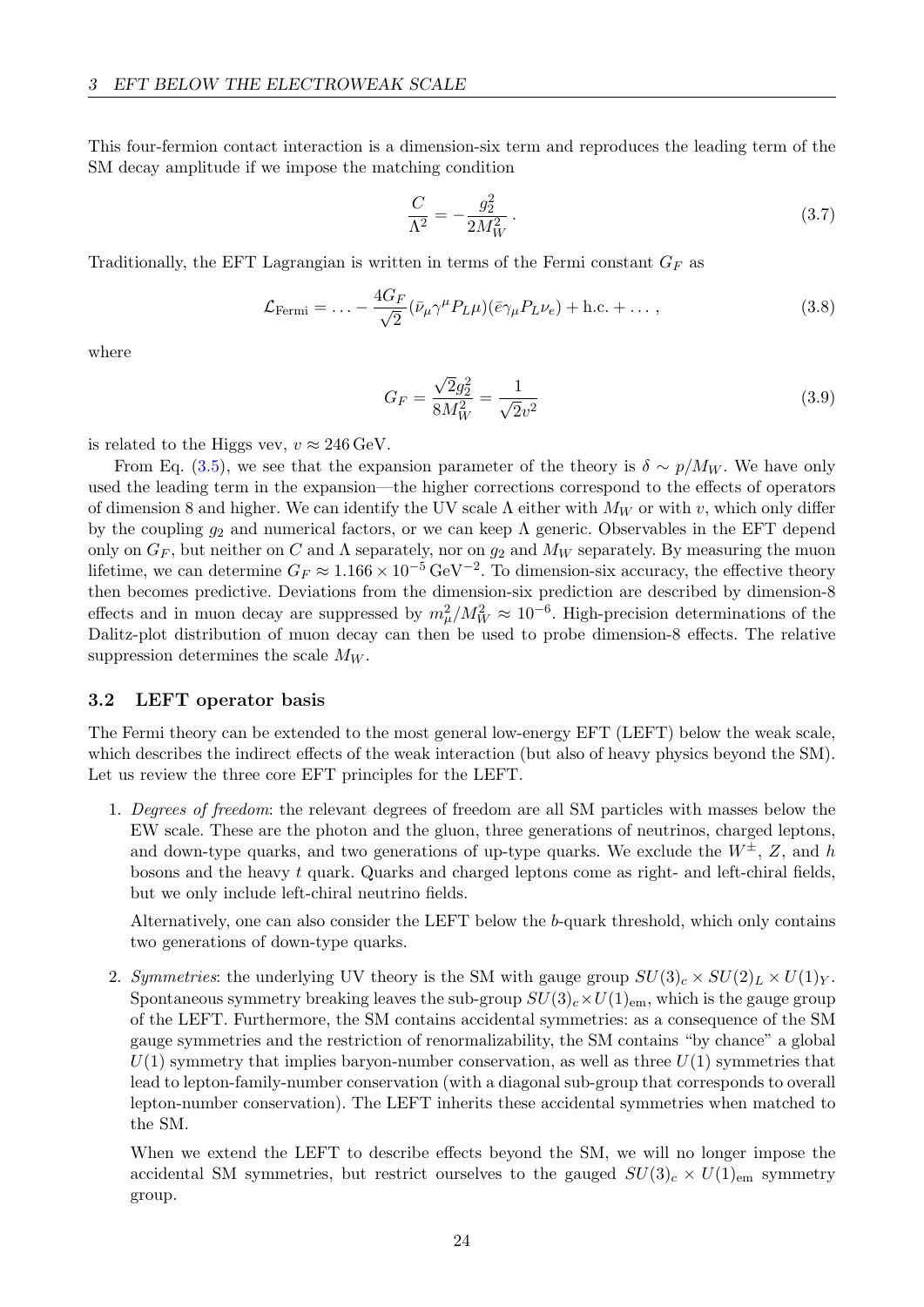This four-fermion contact interaction is a dimension-six term and reproduces the leading term of the SM decay amplitude if we impose the matching condition

$$\frac{C}{\Lambda^2} = -\frac{g_2^2}{2M_W^2} \,. \tag{3.7}$$

Traditionally, the EFT Lagrangian is written in terms of the Fermi constant $G_F$ as

$$\mathcal{L}_\text{Fermi} = \ldots - \frac{4G_F}{\sqrt{2}} (\bar\nu_\mu \gamma^\mu P_L \mu)(\bar e \gamma_\mu P_L \nu_e) + \text{h.c.} + \ldots \,, \tag{3.8}$$

where

$$G_F = \frac{\sqrt{2} g_2^2}{8M_W^2} = \frac{1}{\sqrt{2} v^2} \tag{3.9}$$

is related to the Higgs vev, $v \approx 246\,\text{GeV}$.

From Eq. (3.5), we see that the expansion parameter of the theory is $\delta \sim p/M_W$. We have only used the leading term in the expansion—the higher corrections correspond to the effects of operators of dimension 8 and higher. We can identify the UV scale $\Lambda$ either with $M_W$ or with $v$, which only differ by the coupling $g_2$ and numerical factors, or we can keep $\Lambda$ generic. Observables in the EFT depend only on $G_F$, but neither on $C$ and $\Lambda$ separately, nor on $g_2$ and $M_W$ separately. By measuring the muon lifetime, we can determine $G_F \approx 1.166 \times 10^{-5}\,\text{GeV}^{-2}$. To dimension-six accuracy, the effective theory then becomes predictive. Deviations from the dimension-six prediction are described by dimension-8 effects and in muon decay are suppressed by $m_\mu^2/M_W^2 \approx 10^{-6}$. High-precision determinations of the Dalitz-plot distribution of muon decay can then be used to probe dimension-8 effects. The relative suppression determines the scale $M_W$.

### 3.2 LEFT operator basis

The Fermi theory can be extended to the most general low-energy EFT (LEFT) below the weak scale, which describes the indirect effects of the weak interaction (but also of heavy physics beyond the SM). Let us review the three core EFT principles for the LEFT.

1. *Degrees of freedom*: the relevant degrees of freedom are all SM particles with masses below the EW scale. These are the photon and the gluon, three generations of neutrinos, charged leptons, and down-type quarks, and two generations of up-type quarks. We exclude the $W^\pm$, $Z$, and $h$ bosons and the heavy $t$ quark. Quarks and charged leptons come as right- and left-chiral fields, but we only include left-chiral neutrino fields.

   Alternatively, one can also consider the LEFT below the $b$-quark threshold, which only contains two generations of down-type quarks.

2. *Symmetries*: the underlying UV theory is the SM with gauge group $SU(3)_c \times SU(2)_L \times U(1)_Y$. Spontaneous symmetry breaking leaves the sub-group $SU(3)_c \times U(1)_\text{em}$, which is the gauge group of the LEFT. Furthermore, the SM contains accidental symmetries: as a consequence of the SM gauge symmetries and the restriction of renormalizability, the SM contains "by chance" a global $U(1)$ symmetry that implies baryon-number conservation, as well as three $U(1)$ symmetries that lead to lepton-family-number conservation (with a diagonal sub-group that corresponds to overall lepton-number conservation). The LEFT inherits these accidental symmetries when matched to the SM.

   When we extend the LEFT to describe effects beyond the SM, we will no longer impose the accidental SM symmetries, but restrict ourselves to the gauged $SU(3)_c \times U(1)_\text{em}$ symmetry group.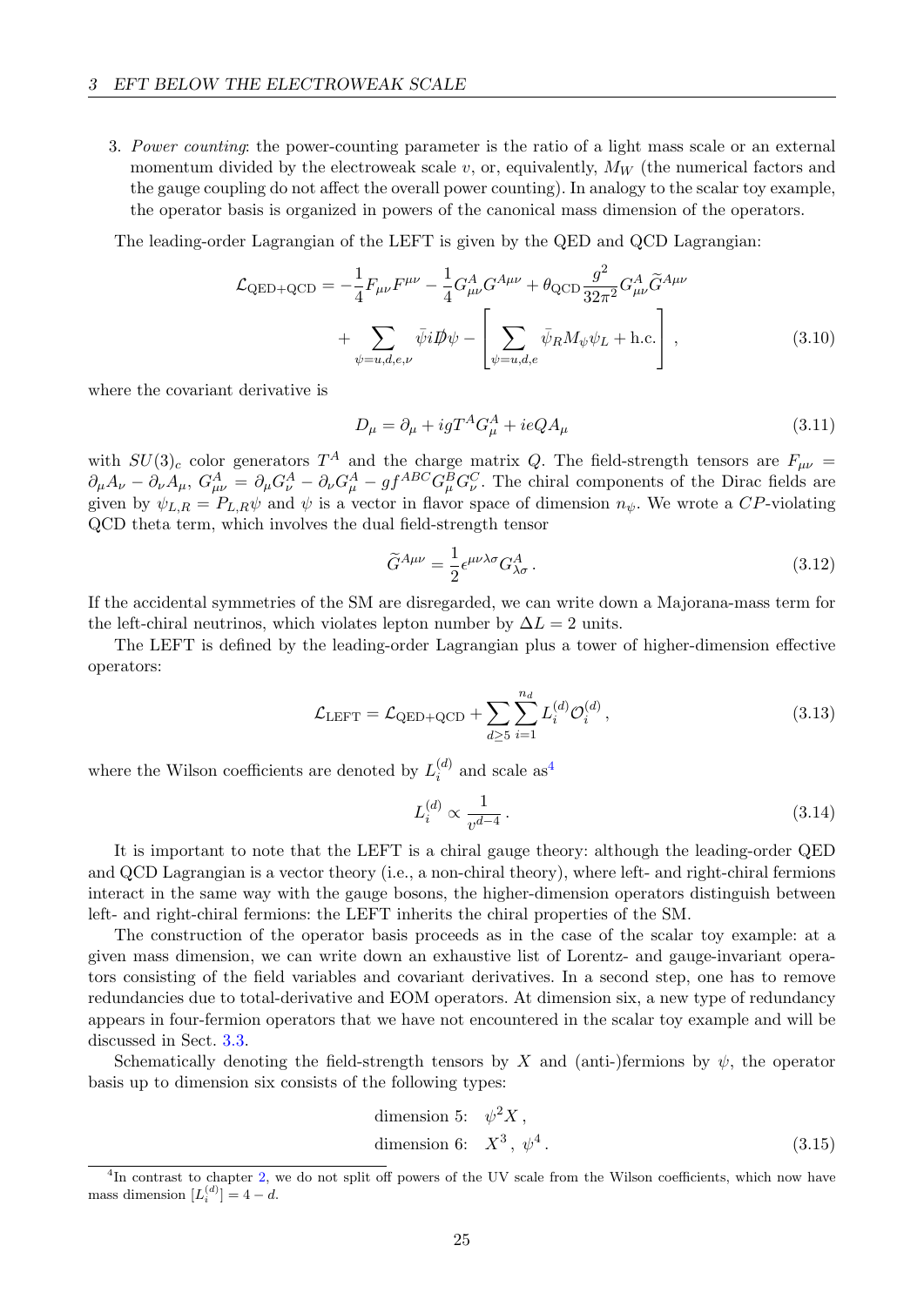3. *Power counting*: the power-counting parameter is the ratio of a light mass scale or an external momentum divided by the electroweak scale $v$, or, equivalently, $M_W$ (the numerical factors and the gauge coupling do not affect the overall power counting). In analogy to the scalar toy example, the operator basis is organized in powers of the canonical mass dimension of the operators.

The leading-order Lagrangian of the LEFT is given by the QED and QCD Lagrangian:

$$
\begin{aligned}
\mathcal{L}_{\text{QED+QCD}} = &-\frac{1}{4}F_{\mu\nu}F^{\mu\nu} - \frac{1}{4}G^A_{\mu\nu}G^{A\mu\nu} + \theta_{\text{QCD}}\frac{g^2}{32\pi^2}G^A_{\mu\nu}\widetilde{G}^{A\mu\nu} \\
&+ \sum_{\psi=u,d,e,\nu} \bar{\psi} i\not{D}\psi - \left[\sum_{\psi=u,d,e} \bar{\psi}_R M_\psi \psi_L + \text{h.c.}\right] ,
\end{aligned} \tag{3.10}
$$

where the covariant derivative is

$$
D_\mu = \partial_\mu + igT^A G^A_\mu + ieQA_\mu \tag{3.11}
$$

with $SU(3)_c$ color generators $T^A$ and the charge matrix $Q$. The field-strength tensors are $F_{\mu\nu} = \partial_\mu A_\nu - \partial_\nu A_\mu$, $G^A_{\mu\nu} = \partial_\mu G^A_\nu - \partial_\nu G^A_\mu - gf^{ABC}G^B_\mu G^C_\nu$. The chiral components of the Dirac fields are given by $\psi_{L,R} = P_{L,R}\psi$ and $\psi$ is a vector in flavor space of dimension $n_\psi$. We wrote a $CP$-violating QCD theta term, which involves the dual field-strength tensor

$$
\widetilde{G}^{A\mu\nu} = \frac{1}{2}\epsilon^{\mu\nu\lambda\sigma}G^A_{\lambda\sigma} . \tag{3.12}
$$

If the accidental symmetries of the SM are disregarded, we can write down a Majorana-mass term for the left-chiral neutrinos, which violates lepton number by $\Delta L = 2$ units.

The LEFT is defined by the leading-order Lagrangian plus a tower of higher-dimension effective operators:

$$
\mathcal{L}_{\text{LEFT}} = \mathcal{L}_{\text{QED+QCD}} + \sum_{d\geq 5}\sum_{i=1}^{n_d} L_i^{(d)}\mathcal{O}_i^{(d)} , \tag{3.13}
$$

where the Wilson coefficients are denoted by $L_i^{(d)}$ and scale as[4]

$$
L_i^{(d)} \propto \frac{1}{v^{d-4}} . \tag{3.14}
$$

It is important to note that the LEFT is a chiral gauge theory: although the leading-order QED and QCD Lagrangian is a vector theory (i.e., a non-chiral theory), where left- and right-chiral fermions interact in the same way with the gauge bosons, the higher-dimension operators distinguish between left- and right-chiral fermions: the LEFT inherits the chiral properties of the SM.

The construction of the operator basis proceeds as in the case of the scalar toy example: at a given mass dimension, we can write down an exhaustive list of Lorentz- and gauge-invariant operators consisting of the field variables and covariant derivatives. In a second step, one has to remove redundancies due to total-derivative and EOM operators. At dimension six, a new type of redundancy appears in four-fermion operators that we have not encountered in the scalar toy example and will be discussed in Sect. 3.3.

Schematically denoting the field-strength tensors by $X$ and (anti-)fermions by $\psi$, the operator basis up to dimension six consists of the following types:

$$
\begin{aligned}
&\text{dimension 5:} \quad \psi^2 X , \\
&\text{dimension 6:} \quad X^3 ,\ \psi^4 .
\end{aligned} \tag{3.15}
$$

[4] In contrast to chapter 2, we do not split off powers of the UV scale from the Wilson coefficients, which now have mass dimension $[L_i^{(d)}] = 4 - d$.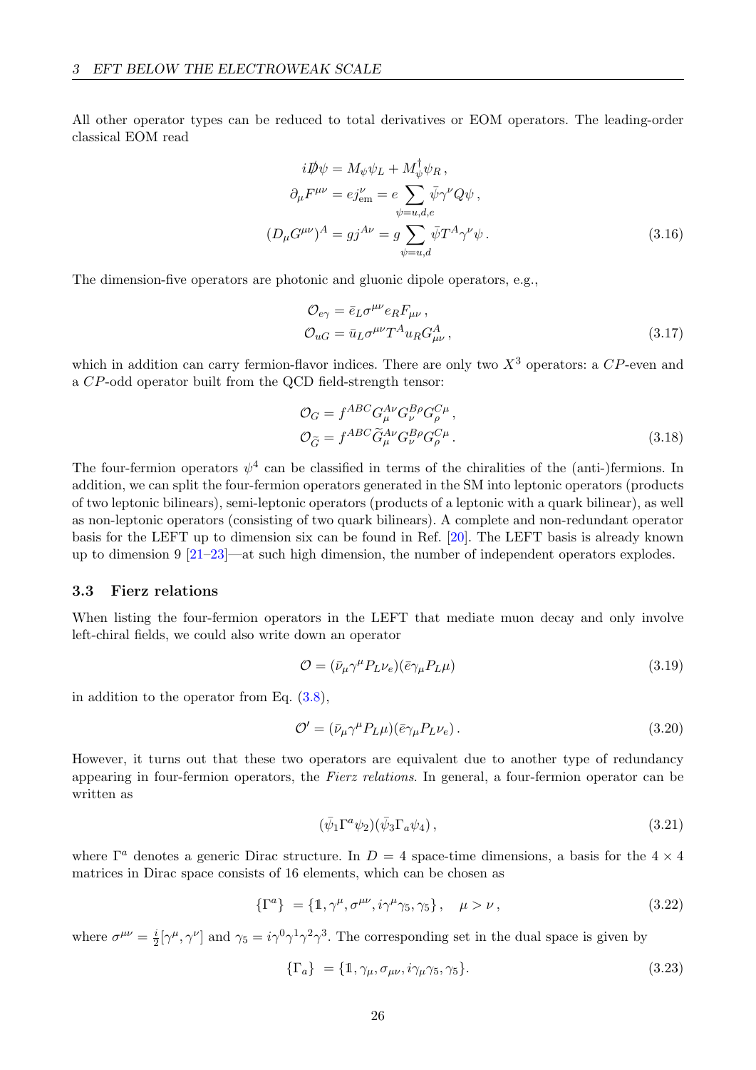All other operator types can be reduced to total derivatives or EOM operators. The leading-order classical EOM read

$$
\begin{aligned}
i\slashed{D}\psi &= M_\psi \psi_L + M_\psi^\dagger \psi_R \,, \\
\partial_\mu F^{\mu\nu} &= e j^\nu_{\text{em}} = e \sum_{\psi=u,d,e} \bar\psi \gamma^\nu Q \psi \,, \\
(D_\mu G^{\mu\nu})^A &= g j^{A\nu} = g \sum_{\psi=u,d} \bar\psi T^A \gamma^\nu \psi \,.
\end{aligned}
\tag{3.16}
$$

The dimension-five operators are photonic and gluonic dipole operators, e.g.,

$$
\begin{aligned}
\mathcal{O}_{e\gamma} &= \bar e_L \sigma^{\mu\nu} e_R F_{\mu\nu} \,, \\
\mathcal{O}_{uG} &= \bar u_L \sigma^{\mu\nu} T^A u_R G^A_{\mu\nu} \,,
\end{aligned}
\tag{3.17}
$$

which in addition can carry fermion-flavor indices. There are only two $X^3$ operators: a $CP$-even and a $CP$-odd operator built from the QCD field-strength tensor:

$$
\begin{aligned}
\mathcal{O}_G &= f^{ABC} G^{A\nu}_\mu G^{B\rho}_\nu G^{C\mu}_\rho \,, \\
\mathcal{O}_{\widetilde G} &= f^{ABC} \widetilde G^{A\nu}_\mu G^{B\rho}_\nu G^{C\mu}_\rho \,.
\end{aligned}
\tag{3.18}
$$

The four-fermion operators $\psi^4$ can be classified in terms of the chiralities of the (anti-)fermions. In addition, we can split the four-fermion operators generated in the SM into leptonic operators (products of two leptonic bilinears), semi-leptonic operators (products of a leptonic with a quark bilinear), as well as non-leptonic operators (consisting of two quark bilinears). A complete and non-redundant operator basis for the LEFT up to dimension six can be found in Ref. [20]. The LEFT basis is already known up to dimension 9 [21–23]—at such high dimension, the number of independent operators explodes.

### 3.3 Fierz relations

When listing the four-fermion operators in the LEFT that mediate muon decay and only involve left-chiral fields, we could also write down an operator

$$
\mathcal{O} = (\bar\nu_\mu \gamma^\mu P_L \nu_e)(\bar e \gamma_\mu P_L \mu)
\tag{3.19}
$$

in addition to the operator from Eq. (3.8),

$$
\mathcal{O}' = (\bar\nu_\mu \gamma^\mu P_L \mu)(\bar e \gamma_\mu P_L \nu_e) \,.
\tag{3.20}
$$

However, it turns out that these two operators are equivalent due to another type of redundancy appearing in four-fermion operators, the *Fierz relations*. In general, a four-fermion operator can be written as

$$
(\bar\psi_1 \Gamma^a \psi_2)(\bar\psi_3 \Gamma_a \psi_4) \,,
\tag{3.21}
$$

where $\Gamma^a$ denotes a generic Dirac structure. In $D = 4$ space-time dimensions, a basis for the $4 \times 4$ matrices in Dirac space consists of 16 elements, which can be chosen as

$$
\{\Gamma^a\} \; = \{\mathbb{1}, \gamma^\mu, \sigma^{\mu\nu}, i\gamma^\mu\gamma_5, \gamma_5\} \,, \quad \mu > \nu \,,
\tag{3.22}
$$

where $\sigma^{\mu\nu} = \frac{i}{2}[\gamma^\mu, \gamma^\nu]$ and $\gamma_5 = i\gamma^0\gamma^1\gamma^2\gamma^3$. The corresponding set in the dual space is given by

$$
\{\Gamma_a\} \; = \{\mathbb{1}, \gamma_\mu, \sigma_{\mu\nu}, i\gamma_\mu\gamma_5, \gamma_5\}.
\tag{3.23}
$$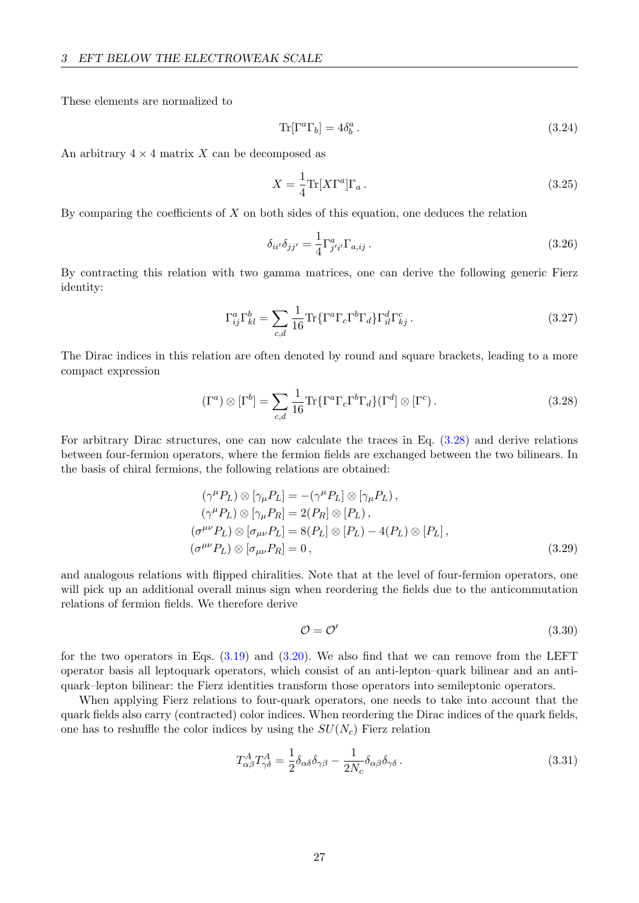These elements are normalized to

$$\mathrm{Tr}[\Gamma^a \Gamma_b] = 4\delta^a_b \,. \tag{3.24}$$

An arbitrary $4 \times 4$ matrix $X$ can be decomposed as

$$X = \frac{1}{4}\mathrm{Tr}[X\Gamma^a]\Gamma_a \,. \tag{3.25}$$

By comparing the coefficients of $X$ on both sides of this equation, one deduces the relation

$$\delta_{ii'}\delta_{jj'} = \frac{1}{4}\Gamma^a_{j'i'}\Gamma_{a,ij} \,. \tag{3.26}$$

By contracting this relation with two gamma matrices, one can derive the following generic Fierz identity:

$$\Gamma^a_{ij}\Gamma^b_{kl} = \sum_{c,d} \frac{1}{16}\mathrm{Tr}\{\Gamma^a \Gamma_c \Gamma^b \Gamma_d\}\Gamma^d_{il}\Gamma^c_{kj} \,. \tag{3.27}$$

The Dirac indices in this relation are often denoted by round and square brackets, leading to a more compact expression

$$(\Gamma^a) \otimes [\Gamma^b] = \sum_{c,d} \frac{1}{16}\mathrm{Tr}\{\Gamma^a \Gamma_c \Gamma^b \Gamma_d\}(\Gamma^d] \otimes [\Gamma^c) \,. \tag{3.28}$$

For arbitrary Dirac structures, one can now calculate the traces in Eq. (3.28) and derive relations between four-fermion operators, where the fermion fields are exchanged between the two bilinears. In the basis of chiral fermions, the following relations are obtained:

$$\begin{aligned}
(\gamma^\mu P_L) \otimes [\gamma_\mu P_L] &= -(\gamma^\mu P_L] \otimes [\gamma_\mu P_L) \,, \\
(\gamma^\mu P_L) \otimes [\gamma_\mu P_R] &= 2(P_R] \otimes [P_L) \,, \\
(\sigma^{\mu\nu} P_L) \otimes [\sigma_{\mu\nu} P_L] &= 8(P_L] \otimes [P_L) - 4(P_L) \otimes [P_L] \,, \\
(\sigma^{\mu\nu} P_L) \otimes [\sigma_{\mu\nu} P_R] &= 0 \,,
\end{aligned} \tag{3.29}$$

and analogous relations with flipped chiralities. Note that at the level of four-fermion operators, one will pick up an additional overall minus sign when reordering the fields due to the anticommutation relations of fermion fields. We therefore derive

$$\mathcal{O} = \mathcal{O}' \tag{3.30}$$

for the two operators in Eqs. (3.19) and (3.20). We also find that we can remove from the LEFT operator basis all leptoquark operators, which consist of an anti-lepton–quark bilinear and an anti-quark–lepton bilinear: the Fierz identities transform those operators into semileptonic operators.

When applying Fierz relations to four-quark operators, one needs to take into account that the quark fields also carry (contracted) color indices. When reordering the Dirac indices of the quark fields, one has to reshuffle the color indices by using the $SU(N_c)$ Fierz relation

$$T^A_{\alpha\beta}T^A_{\gamma\delta} = \frac{1}{2}\delta_{\alpha\delta}\delta_{\gamma\beta} - \frac{1}{2N_c}\delta_{\alpha\beta}\delta_{\gamma\delta} \,. \tag{3.31}$$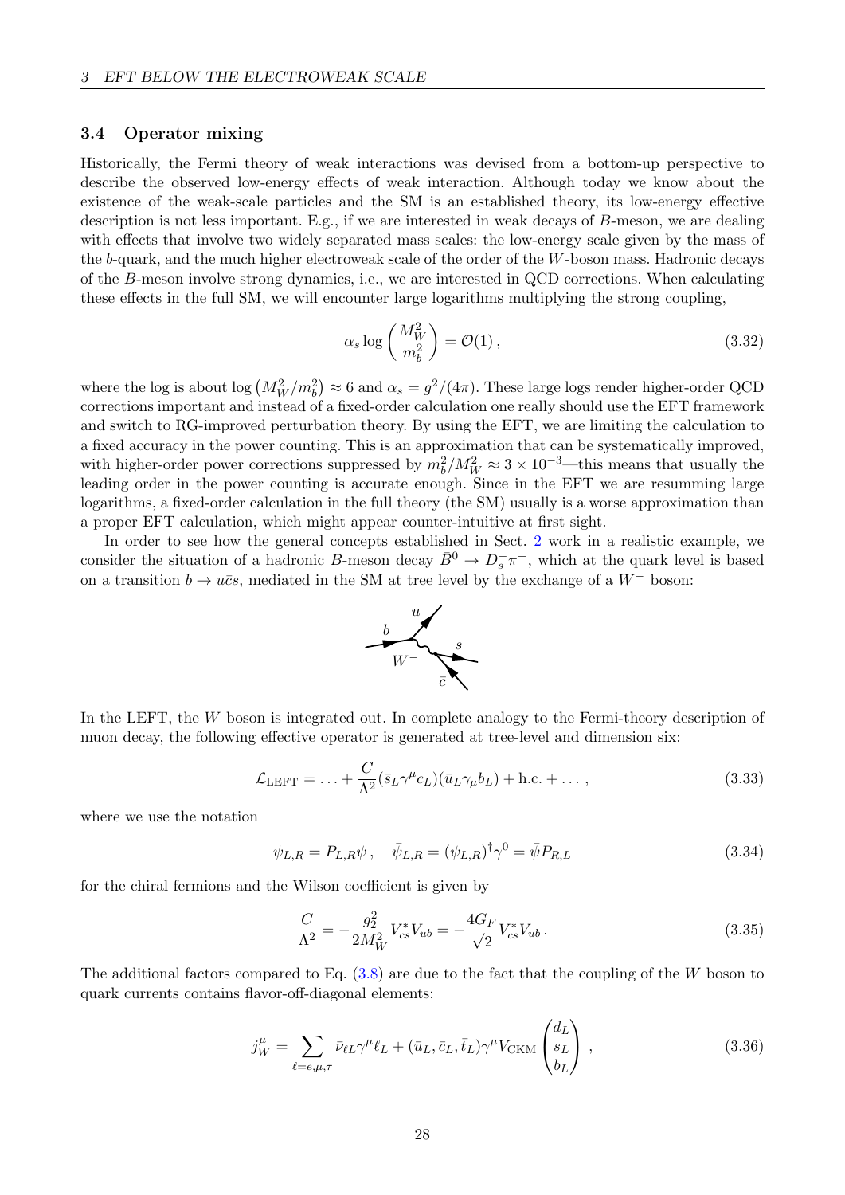### 3.4 Operator mixing

Historically, the Fermi theory of weak interactions was devised from a bottom-up perspective to describe the observed low-energy effects of weak interaction. Although today we know about the existence of the weak-scale particles and the SM is an established theory, its low-energy effective description is not less important. E.g., if we are interested in weak decays of $B$-meson, we are dealing with effects that involve two widely separated mass scales: the low-energy scale given by the mass of the $b$-quark, and the much higher electroweak scale of the order of the $W$-boson mass. Hadronic decays of the $B$-meson involve strong dynamics, i.e., we are interested in QCD corrections. When calculating these effects in the full SM, we will encounter large logarithms multiplying the strong coupling,

$$\alpha_s \log\left(\frac{M_W^2}{m_b^2}\right) = \mathcal{O}(1)\,, \tag{3.32}$$

where the log is about $\log\left(M_W^2/m_b^2\right) \approx 6$ and $\alpha_s = g^2/(4\pi)$. These large logs render higher-order QCD corrections important and instead of a fixed-order calculation one really should use the EFT framework and switch to RG-improved perturbation theory. By using the EFT, we are limiting the calculation to a fixed accuracy in the power counting. This is an approximation that can be systematically improved, with higher-order power corrections suppressed by $m_b^2/M_W^2 \approx 3\times 10^{-3}$—this means that usually the leading order in the power counting is accurate enough. Since in the EFT we are resumming large logarithms, a fixed-order calculation in the full theory (the SM) usually is a worse approximation than a proper EFT calculation, which might appear counter-intuitive at first sight.

In order to see how the general concepts established in Sect. 2 work in a realistic example, we consider the situation of a hadronic $B$-meson decay $\bar B^0 \to D_s^- \pi^+$, which at the quark level is based on a transition $b \to u\bar c s$, mediated in the SM at tree level by the exchange of a $W^-$ boson:

In the LEFT, the $W$ boson is integrated out. In complete analogy to the Fermi-theory description of muon decay, the following effective operator is generated at tree-level and dimension six:

$$\mathcal{L}_{\text{LEFT}} = \ldots + \frac{C}{\Lambda^2}(\bar s_L \gamma^\mu c_L)(\bar u_L \gamma_\mu b_L) + \text{h.c.} + \ldots\,, \tag{3.33}$$

where we use the notation

$$\psi_{L,R} = P_{L,R}\psi\,, \quad \bar\psi_{L,R} = (\psi_{L,R})^\dagger \gamma^0 = \bar\psi P_{R,L} \tag{3.34}$$

for the chiral fermions and the Wilson coefficient is given by

$$\frac{C}{\Lambda^2} = -\frac{g_2^2}{2M_W^2} V_{cs}^* V_{ub} = -\frac{4G_F}{\sqrt{2}} V_{cs}^* V_{ub}\,. \tag{3.35}$$

The additional factors compared to Eq. (3.8) are due to the fact that the coupling of the $W$ boson to quark currents contains flavor-off-diagonal elements:

$$j_W^\mu = \sum_{\ell=e,\mu,\tau} \bar\nu_{\ell L}\gamma^\mu \ell_L + (\bar u_L, \bar c_L, \bar t_L)\gamma^\mu V_{\text{CKM}} \begin{pmatrix} d_L \\ s_L \\ b_L \end{pmatrix}\,, \tag{3.36}$$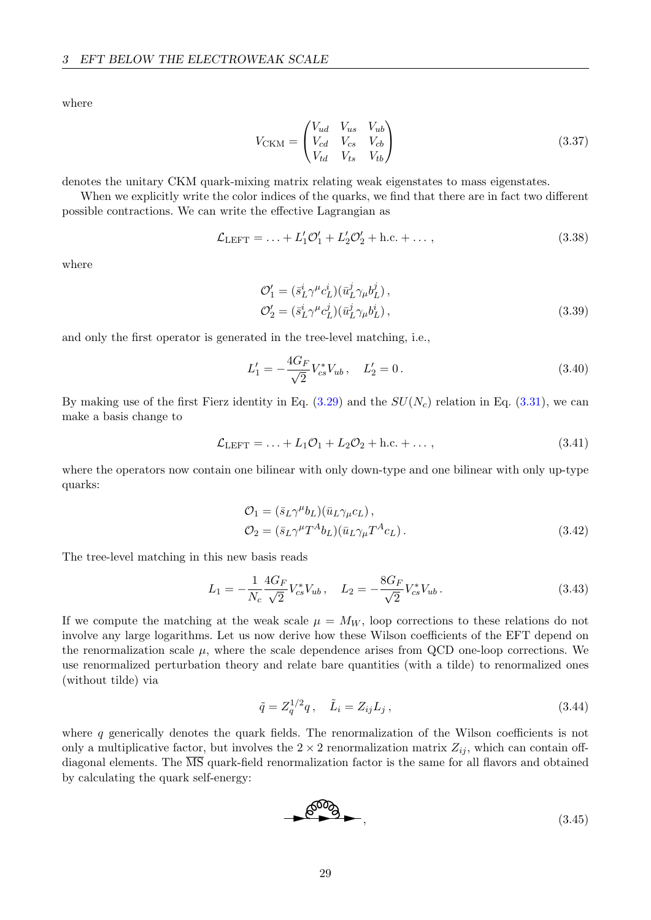where

$$
V_{\mathrm{CKM}} = \begin{pmatrix} V_{ud} & V_{us} & V_{ub} \\ V_{cd} & V_{cs} & V_{cb} \\ V_{td} & V_{ts} & V_{tb} \end{pmatrix} \tag{3.37}
$$

denotes the unitary CKM quark-mixing matrix relating weak eigenstates to mass eigenstates.

When we explicitly write the color indices of the quarks, we find that there are in fact two different possible contractions. We can write the effective Lagrangian as

$$
\mathcal{L}_{\mathrm{LEFT}} = \ldots + L_1' \mathcal{O}_1' + L_2' \mathcal{O}_2' + \text{h.c.} + \ldots \,, \tag{3.38}
$$

where

$$
\begin{aligned}
\mathcal{O}_1' &= (\bar{s}_L^i \gamma^\mu c_L^i)(\bar{u}_L^j \gamma_\mu b_L^j) \,, \\
\mathcal{O}_2' &= (\bar{s}_L^i \gamma^\mu c_L^j)(\bar{u}_L^j \gamma_\mu b_L^i) \,,
\end{aligned} \tag{3.39}
$$

and only the first operator is generated in the tree-level matching, i.e.,

$$
L_1' = -\frac{4 G_F}{\sqrt{2}} V_{cs}^* V_{ub} \,, \quad L_2' = 0 \,. \tag{3.40}
$$

By making use of the first Fierz identity in Eq. (3.29) and the $SU(N_c)$ relation in Eq. (3.31), we can make a basis change to

$$
\mathcal{L}_{\mathrm{LEFT}} = \ldots + L_1 \mathcal{O}_1 + L_2 \mathcal{O}_2 + \text{h.c.} + \ldots \,, \tag{3.41}
$$

where the operators now contain one bilinear with only down-type and one bilinear with only up-type quarks:

$$
\begin{aligned}
\mathcal{O}_1 &= (\bar{s}_L \gamma^\mu b_L)(\bar{u}_L \gamma_\mu c_L) \,, \\
\mathcal{O}_2 &= (\bar{s}_L \gamma^\mu T^A b_L)(\bar{u}_L \gamma_\mu T^A c_L) \,.
\end{aligned} \tag{3.42}
$$

The tree-level matching in this new basis reads

$$
L_1 = -\frac{1}{N_c} \frac{4 G_F}{\sqrt{2}} V_{cs}^* V_{ub} \,, \quad L_2 = -\frac{8 G_F}{\sqrt{2}} V_{cs}^* V_{ub} \,. \tag{3.43}
$$

If we compute the matching at the weak scale $\mu = M_W$, loop corrections to these relations do not involve any large logarithms. Let us now derive how these Wilson coefficients of the EFT depend on the renormalization scale $\mu$, where the scale dependence arises from QCD one-loop corrections. We use renormalized perturbation theory and relate bare quantities (with a tilde) to renormalized ones (without tilde) via

$$
\tilde{q} = Z_q^{1/2} q \,, \quad \tilde{L}_i = Z_{ij} L_j \,, \tag{3.44}
$$

where $q$ generically denotes the quark fields. The renormalization of the Wilson coefficients is not only a multiplicative factor, but involves the $2 \times 2$ renormalization matrix $Z_{ij}$, which can contain off-diagonal elements. The $\overline{\mathrm{MS}}$ quark-field renormalization factor is the same for all flavors and obtained by calculating the quark self-energy:

$$
, \tag{3.45}
$$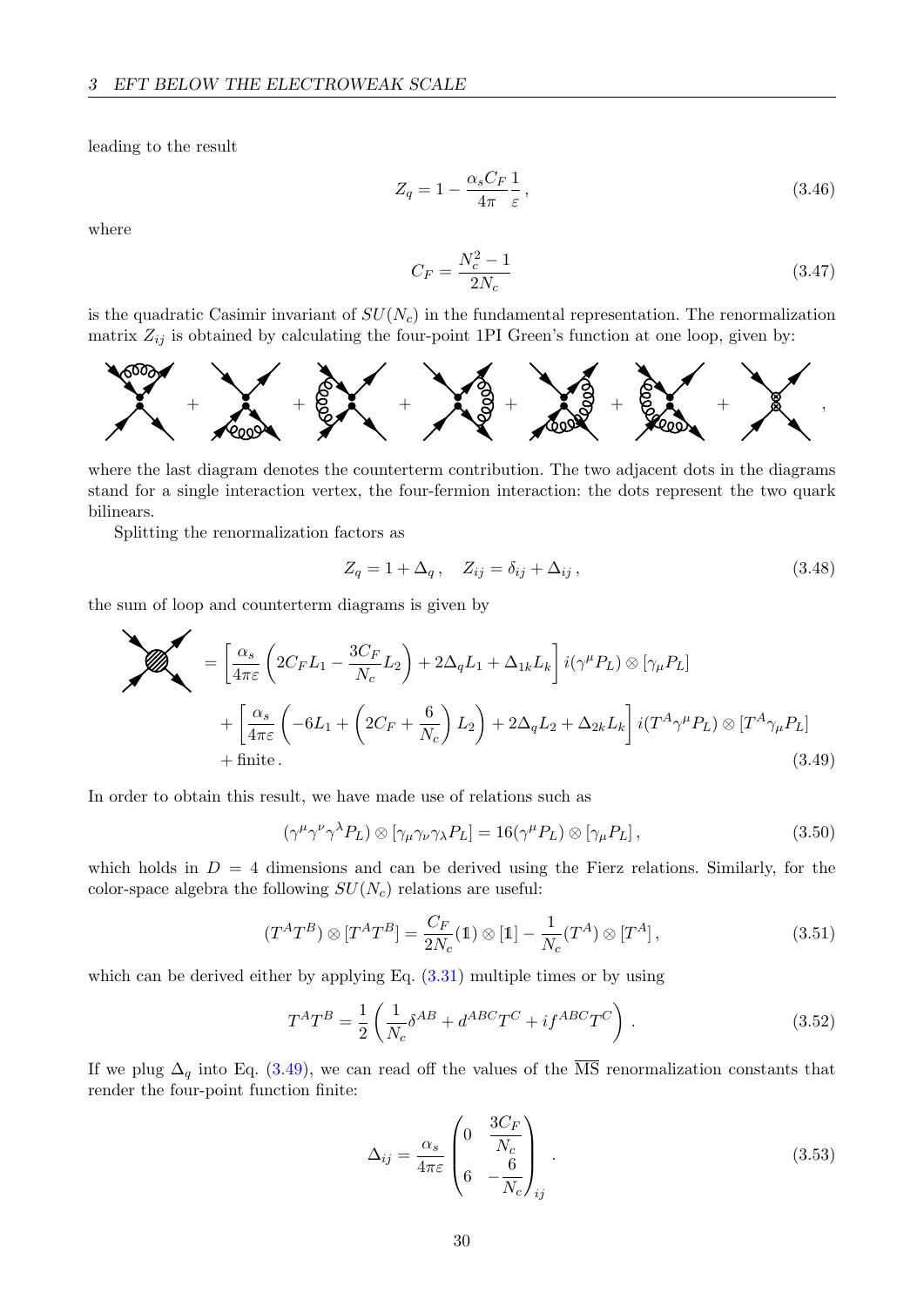leading to the result

$$Z_q = 1 - \frac{\alpha_s C_F}{4\pi}\frac{1}{\varepsilon}\,, \tag{3.46}$$

where

$$C_F = \frac{N_c^2 - 1}{2N_c} \tag{3.47}$$

is the quadratic Casimir invariant of $SU(N_c)$ in the fundamental representation. The renormalization matrix $Z_{ij}$ is obtained by calculating the four-point 1PI Green's function at one loop, given by:

where the last diagram denotes the counterterm contribution. The two adjacent dots in the diagrams stand for a single interaction vertex, the four-fermion interaction: the dots represent the two quark bilinears.

Splitting the renormalization factors as

$$Z_q = 1 + \Delta_q\,, \quad Z_{ij} = \delta_{ij} + \Delta_{ij}\,, \tag{3.48}$$

the sum of loop and counterterm diagrams is given by

$$\begin{aligned} &= \left[\frac{\alpha_s}{4\pi\varepsilon}\left(2C_F L_1 - \frac{3C_F}{N_c}L_2\right) + 2\Delta_q L_1 + \Delta_{1k}L_k\right] i(\gamma^\mu P_L)\otimes[\gamma_\mu P_L] \\ &+ \left[\frac{\alpha_s}{4\pi\varepsilon}\left(-6L_1 + \left(2C_F + \frac{6}{N_c}\right)L_2\right) + 2\Delta_q L_2 + \Delta_{2k}L_k\right] i(T^A\gamma^\mu P_L)\otimes[T^A\gamma_\mu P_L] \\ &+ \text{finite}\,. \end{aligned} \tag{3.49}$$

In order to obtain this result, we have made use of relations such as

$$(\gamma^\mu\gamma^\nu\gamma^\lambda P_L)\otimes[\gamma_\mu\gamma_\nu\gamma_\lambda P_L] = 16(\gamma^\mu P_L)\otimes[\gamma_\mu P_L]\,, \tag{3.50}$$

which holds in $D = 4$ dimensions and can be derived using the Fierz relations. Similarly, for the color-space algebra the following $SU(N_c)$ relations are useful:

$$(T^A T^B)\otimes[T^A T^B] = \frac{C_F}{2N_c}(\mathbb{1})\otimes[\mathbb{1}] - \frac{1}{N_c}(T^A)\otimes[T^A]\,, \tag{3.51}$$

which can be derived either by applying Eq. (3.31) multiple times or by using

$$T^A T^B = \frac{1}{2}\left(\frac{1}{N_c}\delta^{AB} + d^{ABC}T^C + if^{ABC}T^C\right)\,. \tag{3.52}$$

If we plug $\Delta_q$ into Eq. (3.49), we can read off the values of the $\overline{\text{MS}}$ renormalization constants that render the four-point function finite:

$$\Delta_{ij} = \frac{\alpha_s}{4\pi\varepsilon}\begin{pmatrix} 0 & \frac{3C_F}{N_c} \\ 6 & -\frac{6}{N_c} \end{pmatrix}_{ij}\,. \tag{3.53}$$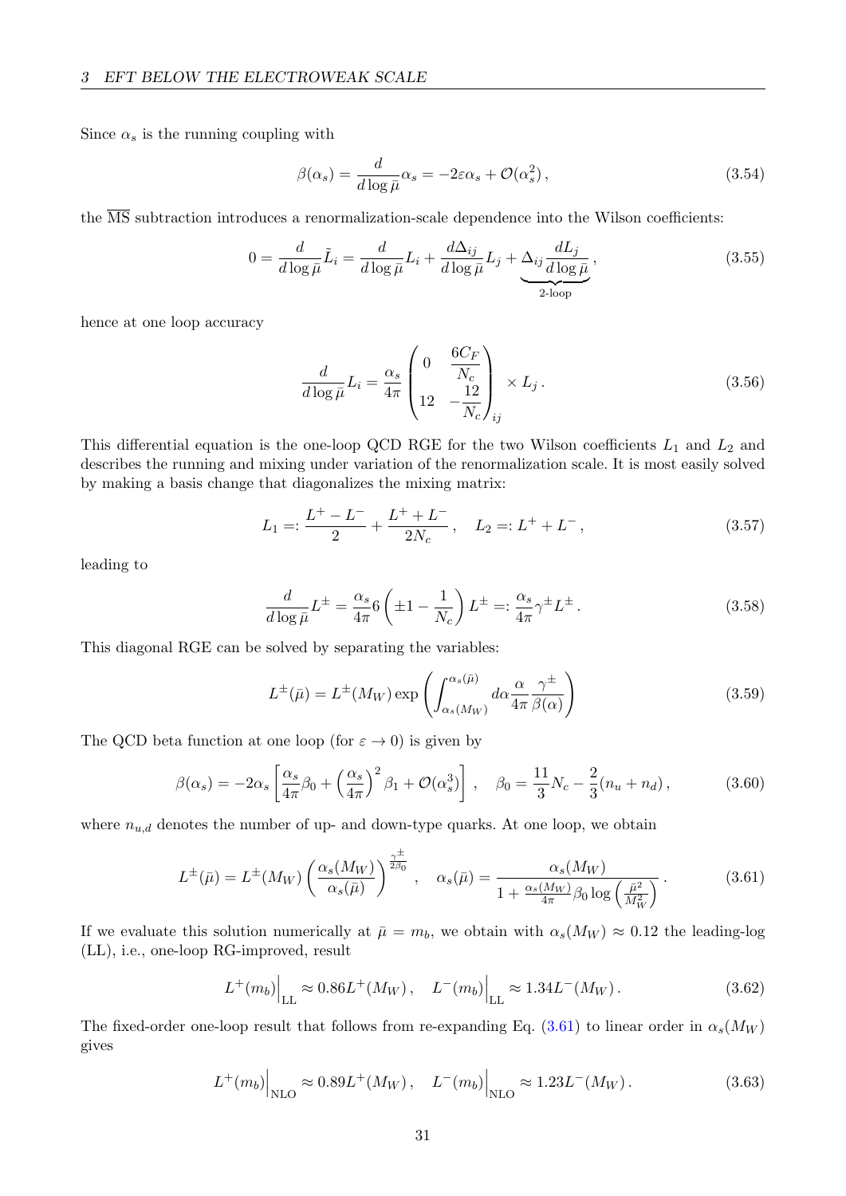Since $\alpha_s$ is the running coupling with

$$\beta(\alpha_s) = \frac{d}{d\log\bar{\mu}}\alpha_s = -2\varepsilon\alpha_s + \mathcal{O}(\alpha_s^2)\,, \tag{3.54}$$

the $\overline{\text{MS}}$ subtraction introduces a renormalization-scale dependence into the Wilson coefficients:

$$0 = \frac{d}{d\log\bar{\mu}}\tilde{L}_i = \frac{d}{d\log\bar{\mu}}L_i + \frac{d\Delta_{ij}}{d\log\bar{\mu}}L_j + \underbrace{\Delta_{ij}\frac{dL_j}{d\log\bar{\mu}}}_{\text{2-loop}}\,, \tag{3.55}$$

hence at one loop accuracy

$$\frac{d}{d\log\bar{\mu}}L_i = \frac{\alpha_s}{4\pi}\begin{pmatrix} 0 & \dfrac{6C_F}{N_c} \\ 12 & -\dfrac{12}{N_c}\end{pmatrix}_{ij} \times L_j\,. \tag{3.56}$$

This differential equation is the one-loop QCD RGE for the two Wilson coefficients $L_1$ and $L_2$ and describes the running and mixing under variation of the renormalization scale. It is most easily solved by making a basis change that diagonalizes the mixing matrix:

$$L_1 =: \frac{L^+ - L^-}{2} + \frac{L^+ + L^-}{2N_c}\,, \quad L_2 =: L^+ + L^-\,, \tag{3.57}$$

leading to

$$\frac{d}{d\log\bar{\mu}}L^\pm = \frac{\alpha_s}{4\pi}6\left(\pm 1 - \frac{1}{N_c}\right)L^\pm =: \frac{\alpha_s}{4\pi}\gamma^\pm L^\pm\,. \tag{3.58}$$

This diagonal RGE can be solved by separating the variables:

$$L^\pm(\bar{\mu}) = L^\pm(M_W)\exp\left(\int_{\alpha_s(M_W)}^{\alpha_s(\bar{\mu})} d\alpha \frac{\alpha}{4\pi}\frac{\gamma^\pm}{\beta(\alpha)}\right) \tag{3.59}$$

The QCD beta function at one loop (for $\varepsilon \to 0$) is given by

$$\beta(\alpha_s) = -2\alpha_s\left[\frac{\alpha_s}{4\pi}\beta_0 + \left(\frac{\alpha_s}{4\pi}\right)^2\beta_1 + \mathcal{O}(\alpha_s^3)\right]\,, \quad \beta_0 = \frac{11}{3}N_c - \frac{2}{3}(n_u + n_d)\,, \tag{3.60}$$

where $n_{u,d}$ denotes the number of up- and down-type quarks. At one loop, we obtain

$$L^\pm(\bar{\mu}) = L^\pm(M_W)\left(\frac{\alpha_s(M_W)}{\alpha_s(\bar{\mu})}\right)^{\frac{\gamma^\pm}{2\beta_0}}\,, \quad \alpha_s(\bar{\mu}) = \frac{\alpha_s(M_W)}{1 + \frac{\alpha_s(M_W)}{4\pi}\beta_0\log\left(\frac{\bar{\mu}^2}{M_W^2}\right)}\,. \tag{3.61}$$

If we evaluate this solution numerically at $\bar{\mu} = m_b$, we obtain with $\alpha_s(M_W) \approx 0.12$ the leading-log (LL), i.e., one-loop RG-improved, result

$$L^+(m_b)\Big|_{\text{LL}} \approx 0.86L^+(M_W)\,, \quad L^-(m_b)\Big|_{\text{LL}} \approx 1.34L^-(M_W)\,. \tag{3.62}$$

The fixed-order one-loop result that follows from re-expanding Eq. (3.61) to linear order in $\alpha_s(M_W)$ gives

$$L^+(m_b)\Big|_{\text{NLO}} \approx 0.89L^+(M_W)\,, \quad L^-(m_b)\Big|_{\text{NLO}} \approx 1.23L^-(M_W)\,. \tag{3.63}$$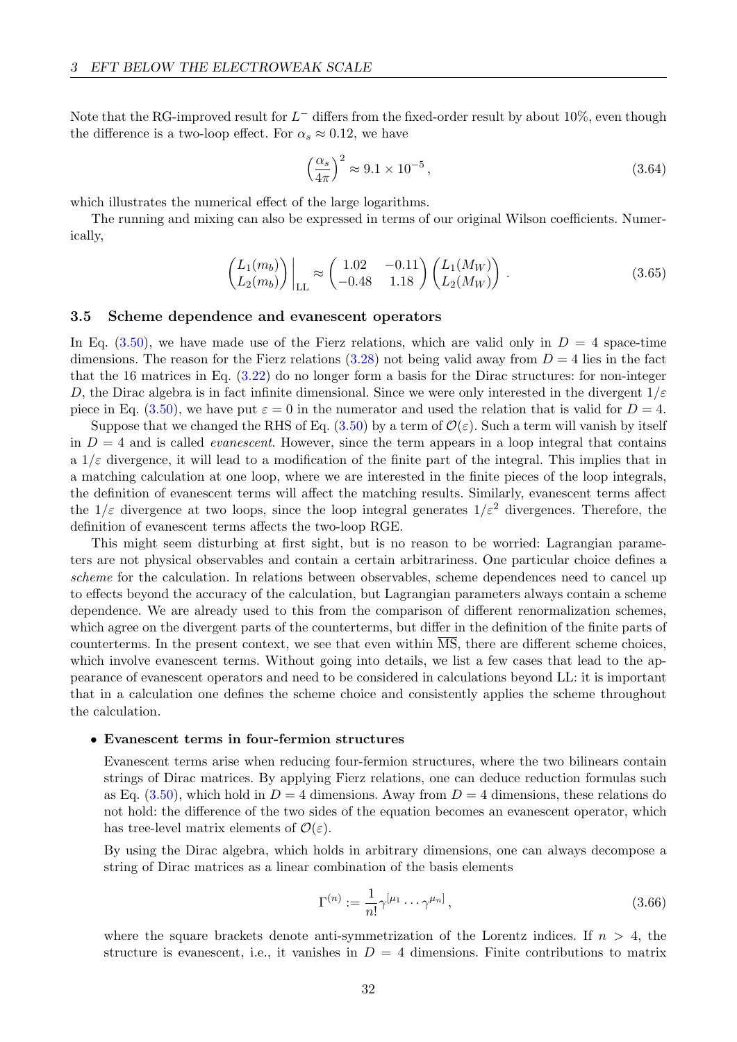Note that the RG-improved result for $L^-$ differs from the fixed-order result by about 10%, even though the difference is a two-loop effect. For $\alpha_s \approx 0.12$, we have

$$\left(\frac{\alpha_s}{4\pi}\right)^2 \approx 9.1 \times 10^{-5} \,, \tag{3.64}$$

which illustrates the numerical effect of the large logarithms.

The running and mixing can also be expressed in terms of our original Wilson coefficients. Numerically,

$$\begin{pmatrix} L_1(m_b) \\ L_2(m_b) \end{pmatrix} \bigg|_{\text{LL}} \approx \begin{pmatrix} 1.02 & -0.11 \\ -0.48 & 1.18 \end{pmatrix} \begin{pmatrix} L_1(M_W) \\ L_2(M_W) \end{pmatrix} \,. \tag{3.65}$$

### 3.5 Scheme dependence and evanescent operators

In Eq. (3.50), we have made use of the Fierz relations, which are valid only in $D = 4$ space-time dimensions. The reason for the Fierz relations (3.28) not being valid away from $D = 4$ lies in the fact that the 16 matrices in Eq. (3.22) do no longer form a basis for the Dirac structures: for non-integer $D$, the Dirac algebra is in fact infinite dimensional. Since we were only interested in the divergent $1/\varepsilon$ piece in Eq. (3.50), we have put $\varepsilon = 0$ in the numerator and used the relation that is valid for $D = 4$.

Suppose that we changed the RHS of Eq. (3.50) by a term of $\mathcal{O}(\varepsilon)$. Such a term will vanish by itself in $D = 4$ and is called *evanescent*. However, since the term appears in a loop integral that contains a $1/\varepsilon$ divergence, it will lead to a modification of the finite part of the integral. This implies that in a matching calculation at one loop, where we are interested in the finite pieces of the loop integrals, the definition of evanescent terms will affect the matching results. Similarly, evanescent terms affect the $1/\varepsilon$ divergence at two loops, since the loop integral generates $1/\varepsilon^2$ divergences. Therefore, the definition of evanescent terms affects the two-loop RGE.

This might seem disturbing at first sight, but is no reason to be worried: Lagrangian parameters are not physical observables and contain a certain arbitrariness. One particular choice defines a *scheme* for the calculation. In relations between observables, scheme dependences need to cancel up to effects beyond the accuracy of the calculation, but Lagrangian parameters always contain a scheme dependence. We are already used to this from the comparison of different renormalization schemes, which agree on the divergent parts of the counterterms, but differ in the definition of the finite parts of counterterms. In the present context, we see that even within $\overline{\text{MS}}$, there are different scheme choices, which involve evanescent terms. Without going into details, we list a few cases that lead to the appearance of evanescent operators and need to be considered in calculations beyond LL: it is important that in a calculation one defines the scheme choice and consistently applies the scheme throughout the calculation.

- **Evanescent terms in four-fermion structures**

  Evanescent terms arise when reducing four-fermion structures, where the two bilinears contain strings of Dirac matrices. By applying Fierz relations, one can deduce reduction formulas such as Eq. (3.50), which hold in $D = 4$ dimensions. Away from $D = 4$ dimensions, these relations do not hold: the difference of the two sides of the equation becomes an evanescent operator, which has tree-level matrix elements of $\mathcal{O}(\varepsilon)$.

  By using the Dirac algebra, which holds in arbitrary dimensions, one can always decompose a string of Dirac matrices as a linear combination of the basis elements

  $$\Gamma^{(n)} := \frac{1}{n!} \gamma^{[\mu_1} \cdots \gamma^{\mu_n]} \,, \tag{3.66}$$

  where the square brackets denote anti-symmetrization of the Lorentz indices. If $n > 4$, the structure is evanescent, i.e., it vanishes in $D = 4$ dimensions. Finite contributions to matrix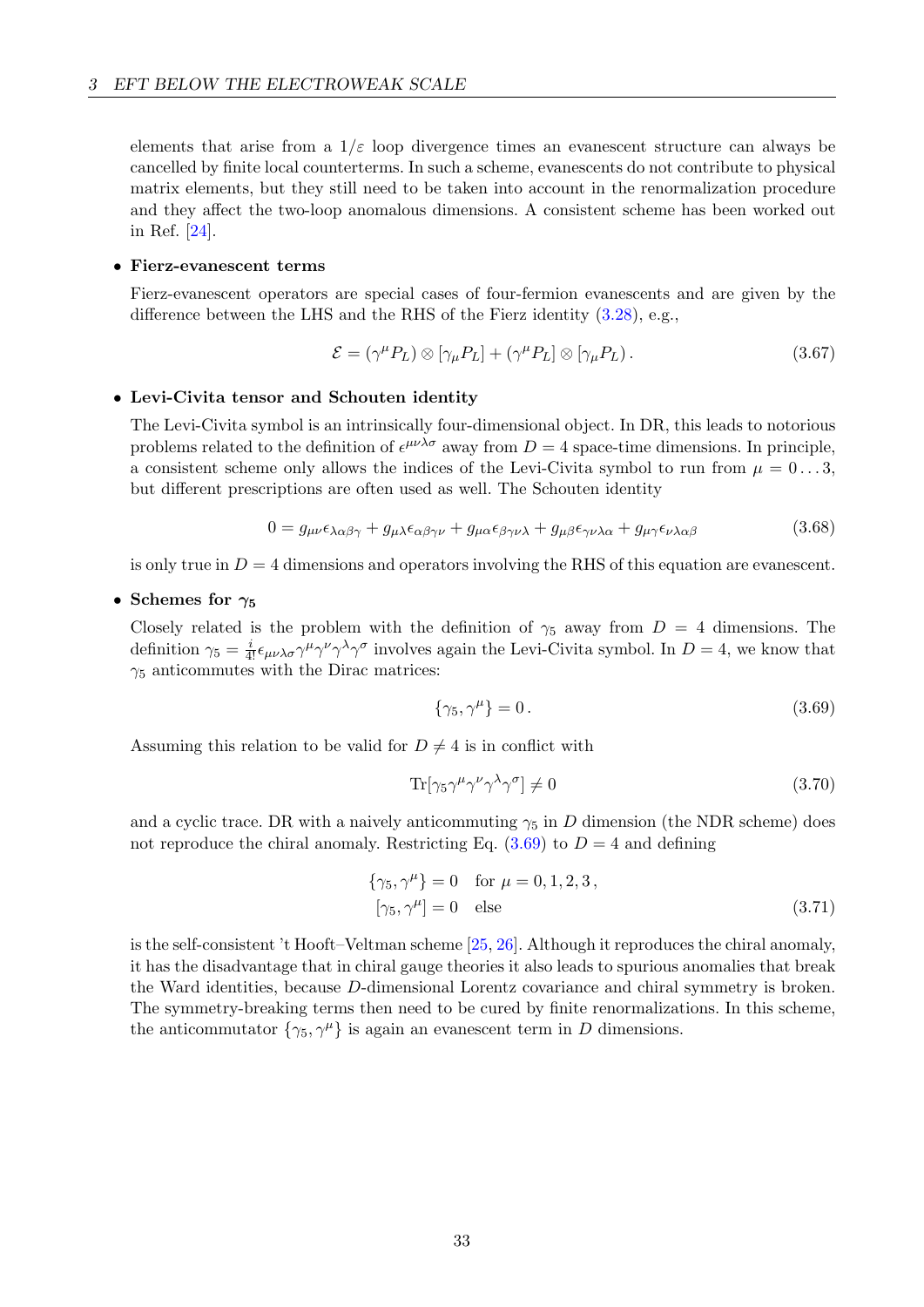elements that arise from a $1/\varepsilon$ loop divergence times an evanescent structure can always be cancelled by finite local counterterms. In such a scheme, evanescents do not contribute to physical matrix elements, but they still need to be taken into account in the renormalization procedure and they affect the two-loop anomalous dimensions. A consistent scheme has been worked out in Ref. [24].

- **Fierz-evanescent terms**

  Fierz-evanescent operators are special cases of four-fermion evanescents and are given by the difference between the LHS and the RHS of the Fierz identity (3.28), e.g.,

$$
\mathcal{E} = (\gamma^\mu P_L) \otimes [\gamma_\mu P_L] + (\gamma^\mu P_L] \otimes [\gamma_\mu P_L) \,. \tag{3.67}
$$

- **Levi-Civita tensor and Schouten identity**

  The Levi-Civita symbol is an intrinsically four-dimensional object. In DR, this leads to notorious problems related to the definition of $\epsilon^{\mu\nu\lambda\sigma}$ away from $D = 4$ space-time dimensions. In principle, a consistent scheme only allows the indices of the Levi-Civita symbol to run from $\mu = 0 \ldots 3$, but different prescriptions are often used as well. The Schouten identity

$$
0 = g_{\mu\nu}\epsilon_{\lambda\alpha\beta\gamma} + g_{\mu\lambda}\epsilon_{\alpha\beta\gamma\nu} + g_{\mu\alpha}\epsilon_{\beta\gamma\nu\lambda} + g_{\mu\beta}\epsilon_{\gamma\nu\lambda\alpha} + g_{\mu\gamma}\epsilon_{\nu\lambda\alpha\beta} \tag{3.68}
$$

  is only true in $D = 4$ dimensions and operators involving the RHS of this equation are evanescent.

- **Schemes for $\gamma_5$**

  Closely related is the problem with the definition of $\gamma_5$ away from $D = 4$ dimensions. The definition $\gamma_5 = \frac{i}{4!}\epsilon_{\mu\nu\lambda\sigma}\gamma^\mu\gamma^\nu\gamma^\lambda\gamma^\sigma$ involves again the Levi-Civita symbol. In $D = 4$, we know that $\gamma_5$ anticommutes with the Dirac matrices:

$$
\{\gamma_5, \gamma^\mu\} = 0 \,. \tag{3.69}
$$

  Assuming this relation to be valid for $D \neq 4$ is in conflict with

$$
\mathrm{Tr}[\gamma_5\gamma^\mu\gamma^\nu\gamma^\lambda\gamma^\sigma] \neq 0 \tag{3.70}
$$

  and a cyclic trace. DR with a naively anticommuting $\gamma_5$ in $D$ dimension (the NDR scheme) does not reproduce the chiral anomaly. Restricting Eq. (3.69) to $D = 4$ and defining

$$
\begin{aligned}
\{\gamma_5, \gamma^\mu\} &= 0 \quad \text{for } \mu = 0, 1, 2, 3 \,, \\
[\gamma_5, \gamma^\mu] &= 0 \quad \text{else}
\end{aligned} \tag{3.71}
$$

  is the self-consistent 't Hooft–Veltman scheme [25, 26]. Although it reproduces the chiral anomaly, it has the disadvantage that in chiral gauge theories it also leads to spurious anomalies that break the Ward identities, because $D$-dimensional Lorentz covariance and chiral symmetry is broken. The symmetry-breaking terms then need to be cured by finite renormalizations. In this scheme, the anticommutator $\{\gamma_5, \gamma^\mu\}$ is again an evanescent term in $D$ dimensions.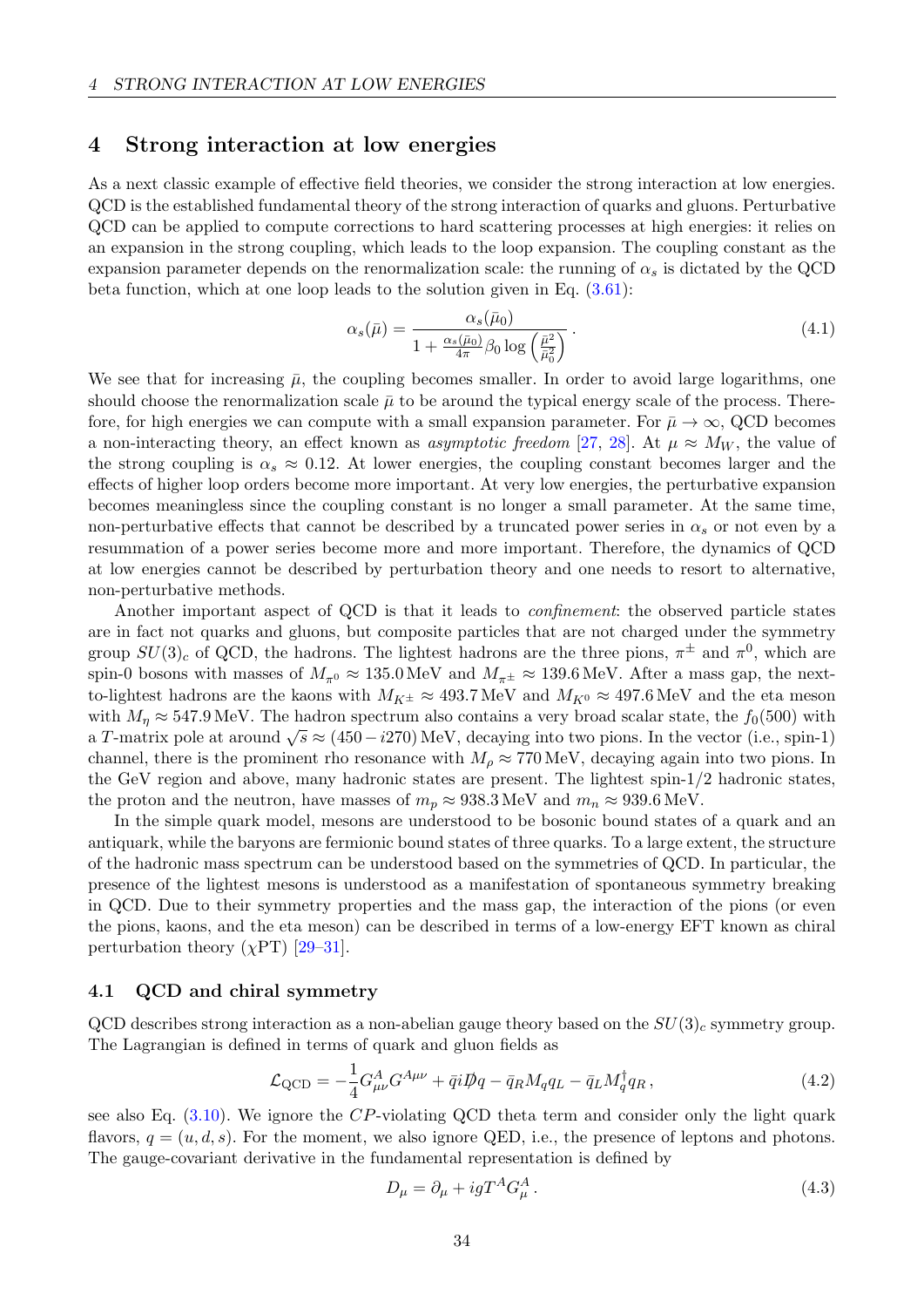# 4 Strong interaction at low energies

As a next classic example of effective field theories, we consider the strong interaction at low energies. QCD is the established fundamental theory of the strong interaction of quarks and gluons. Perturbative QCD can be applied to compute corrections to hard scattering processes at high energies: it relies on an expansion in the strong coupling, which leads to the loop expansion. The coupling constant as the expansion parameter depends on the renormalization scale: the running of $\alpha_s$ is dictated by the QCD beta function, which at one loop leads to the solution given in Eq. (3.61):

$$\alpha_s(\bar{\mu}) = \frac{\alpha_s(\bar{\mu}_0)}{1 + \frac{\alpha_s(\bar{\mu}_0)}{4\pi}\beta_0 \log\left(\frac{\bar{\mu}^2}{\bar{\mu}_0^2}\right)} \,. \tag{4.1}$$

We see that for increasing $\bar{\mu}$, the coupling becomes smaller. In order to avoid large logarithms, one should choose the renormalization scale $\bar{\mu}$ to be around the typical energy scale of the process. Therefore, for high energies we can compute with a small expansion parameter. For $\bar{\mu} \to \infty$, QCD becomes a non-interacting theory, an effect known as *asymptotic freedom* [27, 28]. At $\mu \approx M_W$, the value of the strong coupling is $\alpha_s \approx 0.12$. At lower energies, the coupling constant becomes larger and the effects of higher loop orders become more important. At very low energies, the perturbative expansion becomes meaningless since the coupling constant is no longer a small parameter. At the same time, non-perturbative effects that cannot be described by a truncated power series in $\alpha_s$ or not even by a resummation of a power series become more and more important. Therefore, the dynamics of QCD at low energies cannot be described by perturbation theory and one needs to resort to alternative, non-perturbative methods.

Another important aspect of QCD is that it leads to *confinement*: the observed particle states are in fact not quarks and gluons, but composite particles that are not charged under the symmetry group $SU(3)_c$ of QCD, the hadrons. The lightest hadrons are the three pions, $\pi^\pm$ and $\pi^0$, which are spin-0 bosons with masses of $M_{\pi^0} \approx 135.0\,\mathrm{MeV}$ and $M_{\pi^\pm} \approx 139.6\,\mathrm{MeV}$. After a mass gap, the next-to-lightest hadrons are the kaons with $M_{K^\pm} \approx 493.7\,\mathrm{MeV}$ and $M_{K^0} \approx 497.6\,\mathrm{MeV}$ and the eta meson with $M_\eta \approx 547.9\,\mathrm{MeV}$. The hadron spectrum also contains a very broad scalar state, the $f_0(500)$ with a $T$-matrix pole at around $\sqrt{s} \approx (450 - i270)\,\mathrm{MeV}$, decaying into two pions. In the vector (i.e., spin-1) channel, there is the prominent rho resonance with $M_\rho \approx 770\,\mathrm{MeV}$, decaying again into two pions. In the GeV region and above, many hadronic states are present. The lightest spin-1/2 hadronic states, the proton and the neutron, have masses of $m_p \approx 938.3\,\mathrm{MeV}$ and $m_n \approx 939.6\,\mathrm{MeV}$.

In the simple quark model, mesons are understood to be bosonic bound states of a quark and an antiquark, while the baryons are fermionic bound states of three quarks. To a large extent, the structure of the hadronic mass spectrum can be understood based on the symmetries of QCD. In particular, the presence of the lightest mesons is understood as a manifestation of spontaneous symmetry breaking in QCD. Due to their symmetry properties and the mass gap, the interaction of the pions (or even the pions, kaons, and the eta meson) can be described in terms of a low-energy EFT known as chiral perturbation theory ($\chi$PT) [29–31].

## 4.1 QCD and chiral symmetry

QCD describes strong interaction as a non-abelian gauge theory based on the $SU(3)_c$ symmetry group. The Lagrangian is defined in terms of quark and gluon fields as

$$\mathcal{L}_{\mathrm{QCD}} = -\frac{1}{4} G^A_{\mu\nu} G^{A\mu\nu} + \bar{q} i \not{D} q - \bar{q}_R M_q q_L - \bar{q}_L M_q^\dagger q_R \,, \tag{4.2}$$

see also Eq. (3.10). We ignore the $CP$-violating QCD theta term and consider only the light quark flavors, $q = (u, d, s)$. For the moment, we also ignore QED, i.e., the presence of leptons and photons. The gauge-covariant derivative in the fundamental representation is defined by

$$D_\mu = \partial_\mu + i g T^A G^A_\mu \,. \tag{4.3}$$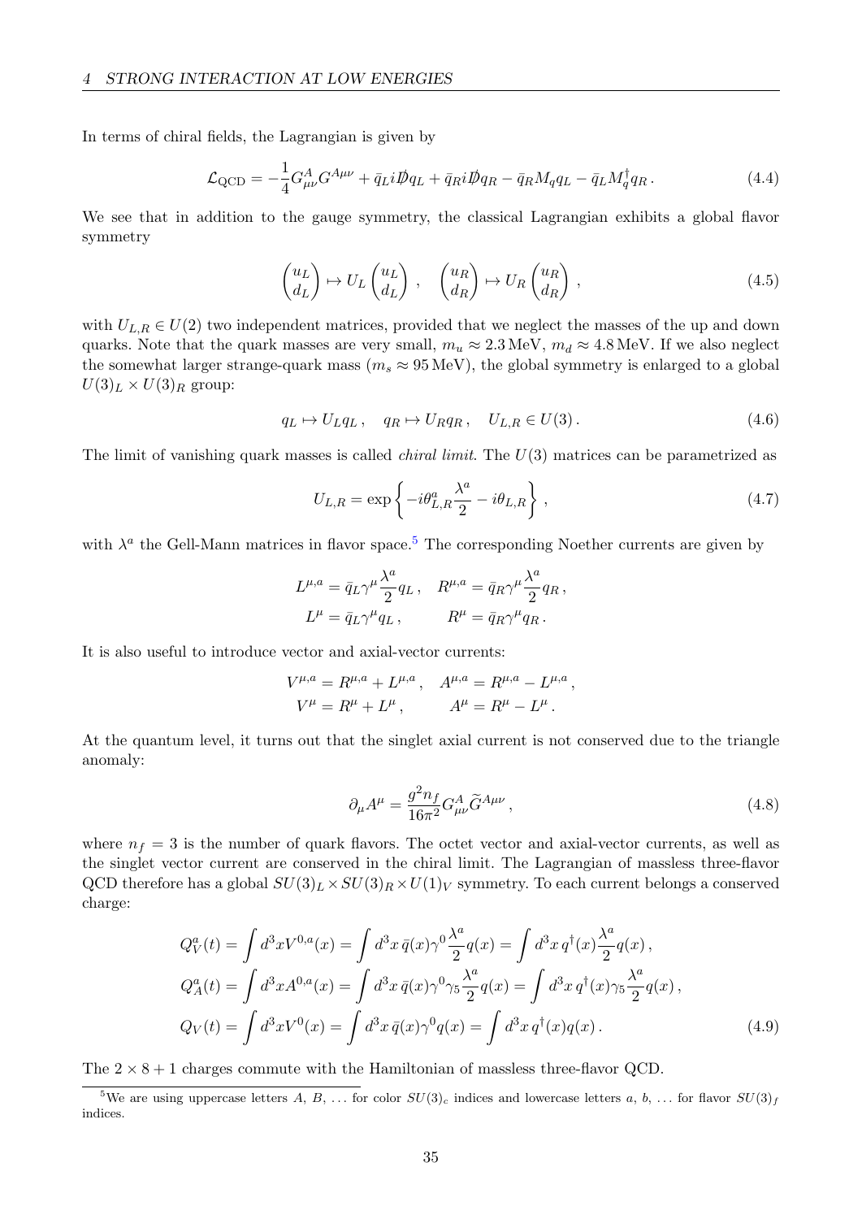In terms of chiral fields, the Lagrangian is given by

$$\mathcal{L}_{\text{QCD}} = -\frac{1}{4} G^A_{\mu\nu} G^{A\mu\nu} + \bar{q}_L i \not{D} q_L + \bar{q}_R i \not{D} q_R - \bar{q}_R M_q q_L - \bar{q}_L M_q^\dagger q_R \,. \tag{4.4}$$

We see that in addition to the gauge symmetry, the classical Lagrangian exhibits a global flavor symmetry

$$\begin{pmatrix} u_L \\ d_L \end{pmatrix} \mapsto U_L \begin{pmatrix} u_L \\ d_L \end{pmatrix} , \quad \begin{pmatrix} u_R \\ d_R \end{pmatrix} \mapsto U_R \begin{pmatrix} u_R \\ d_R \end{pmatrix} , \tag{4.5}$$

with $U_{L,R} \in U(2)$ two independent matrices, provided that we neglect the masses of the up and down quarks. Note that the quark masses are very small, $m_u \approx 2.3\,\text{MeV}$, $m_d \approx 4.8\,\text{MeV}$. If we also neglect the somewhat larger strange-quark mass ($m_s \approx 95\,\text{MeV}$), the global symmetry is enlarged to a global $U(3)_L \times U(3)_R$ group:

$$q_L \mapsto U_L q_L \,, \quad q_R \mapsto U_R q_R \,, \quad U_{L,R} \in U(3) \,. \tag{4.6}$$

The limit of vanishing quark masses is called *chiral limit*. The $U(3)$ matrices can be parametrized as

$$U_{L,R} = \exp\left\{ -i\theta^a_{L,R} \frac{\lambda^a}{2} - i\theta_{L,R} \right\} , \tag{4.7}$$

with $\lambda^a$ the Gell-Mann matrices in flavor space.[5] The corresponding Noether currents are given by

$$\begin{aligned} L^{\mu,a} &= \bar{q}_L \gamma^\mu \frac{\lambda^a}{2} q_L \,, \quad & R^{\mu,a} &= \bar{q}_R \gamma^\mu \frac{\lambda^a}{2} q_R \,, \\ L^\mu &= \bar{q}_L \gamma^\mu q_L \,, & R^\mu &= \bar{q}_R \gamma^\mu q_R \,. \end{aligned}$$

It is also useful to introduce vector and axial-vector currents:

$$\begin{aligned} V^{\mu,a} &= R^{\mu,a} + L^{\mu,a} \,, \quad & A^{\mu,a} &= R^{\mu,a} - L^{\mu,a} \,, \\ V^\mu &= R^\mu + L^\mu \,, & A^\mu &= R^\mu - L^\mu \,. \end{aligned}$$

At the quantum level, it turns out that the singlet axial current is not conserved due to the triangle anomaly:

$$\partial_\mu A^\mu = \frac{g^2 n_f}{16\pi^2} G^A_{\mu\nu} \widetilde{G}^{A\mu\nu} \,, \tag{4.8}$$

where $n_f = 3$ is the number of quark flavors. The octet vector and axial-vector currents, as well as the singlet vector current are conserved in the chiral limit. The Lagrangian of massless three-flavor QCD therefore has a global $SU(3)_L \times SU(3)_R \times U(1)_V$ symmetry. To each current belongs a conserved charge:

$$\begin{aligned} Q_V^a(t) &= \int d^3x V^{0,a}(x) = \int d^3x\, \bar{q}(x) \gamma^0 \frac{\lambda^a}{2} q(x) = \int d^3x\, q^\dagger(x) \frac{\lambda^a}{2} q(x) \,, \\ Q_A^a(t) &= \int d^3x A^{0,a}(x) = \int d^3x\, \bar{q}(x) \gamma^0 \gamma_5 \frac{\lambda^a}{2} q(x) = \int d^3x\, q^\dagger(x) \gamma_5 \frac{\lambda^a}{2} q(x) \,, \\ Q_V(t) &= \int d^3x V^0(x) = \int d^3x\, \bar{q}(x) \gamma^0 q(x) = \int d^3x\, q^\dagger(x) q(x) \,. \end{aligned} \tag{4.9}$$

The $2 \times 8 + 1$ charges commute with the Hamiltonian of massless three-flavor QCD.

[5] We are using uppercase letters $A$, $B$, ... for color $SU(3)_c$ indices and lowercase letters $a$, $b$, ... for flavor $SU(3)_f$ indices.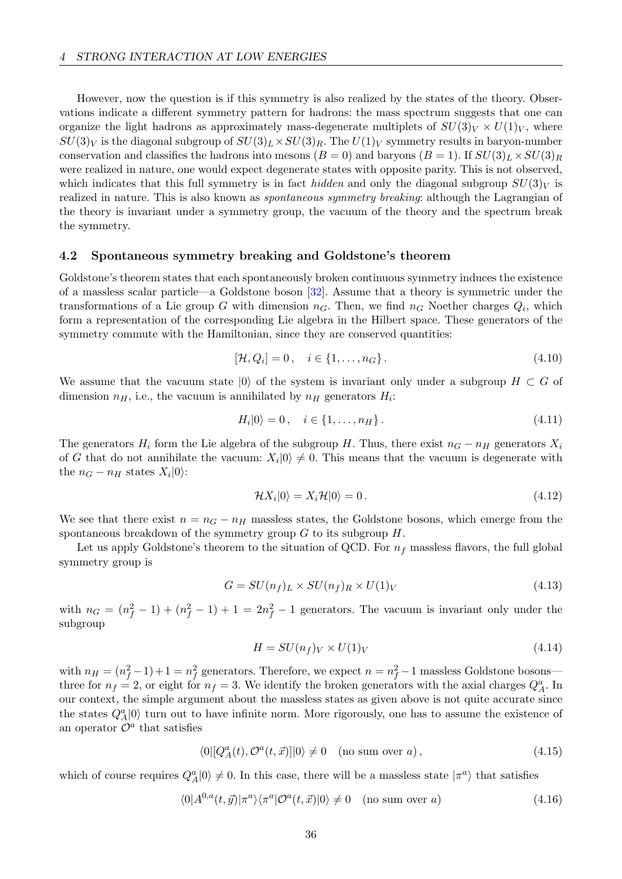However, now the question is if this symmetry is also realized by the states of the theory. Observations indicate a different symmetry pattern for hadrons: the mass spectrum suggests that one can organize the light hadrons as approximately mass-degenerate multiplets of $SU(3)_V \times U(1)_V$, where $SU(3)_V$ is the diagonal subgroup of $SU(3)_L \times SU(3)_R$. The $U(1)_V$ symmetry results in baryon-number conservation and classifies the hadrons into mesons ($B = 0$) and baryons ($B = 1$). If $SU(3)_L \times SU(3)_R$ were realized in nature, one would expect degenerate states with opposite parity. This is not observed, which indicates that this full symmetry is in fact *hidden* and only the diagonal subgroup $SU(3)_V$ is realized in nature. This is also known as *spontaneous symmetry breaking*: although the Lagrangian of the theory is invariant under a symmetry group, the vacuum of the theory and the spectrum break the symmetry.

### 4.2 Spontaneous symmetry breaking and Goldstone's theorem

Goldstone's theorem states that each spontaneously broken continuous symmetry induces the existence of a massless scalar particle—a Goldstone boson [32]. Assume that a theory is symmetric under the transformations of a Lie group $G$ with dimension $n_G$. Then, we find $n_G$ Noether charges $Q_i$, which form a representation of the corresponding Lie algebra in the Hilbert space. These generators of the symmetry commute with the Hamiltonian, since they are conserved quantities:

$$[\mathcal{H}, Q_i] = 0 \,, \quad i \in \{1, \ldots, n_G\} \,. \tag{4.10}$$

We assume that the vacuum state $|0\rangle$ of the system is invariant only under a subgroup $H \subset G$ of dimension $n_H$, i.e., the vacuum is annihilated by $n_H$ generators $H_i$:

$$H_i|0\rangle = 0 \,, \quad i \in \{1, \ldots, n_H\} \,. \tag{4.11}$$

The generators $H_i$ form the Lie algebra of the subgroup $H$. Thus, there exist $n_G - n_H$ generators $X_i$ of $G$ that do not annihilate the vacuum: $X_i|0\rangle \neq 0$. This means that the vacuum is degenerate with the $n_G - n_H$ states $X_i|0\rangle$:

$$\mathcal{H} X_i|0\rangle = X_i \mathcal{H}|0\rangle = 0 \,. \tag{4.12}$$

We see that there exist $n = n_G - n_H$ massless states, the Goldstone bosons, which emerge from the spontaneous breakdown of the symmetry group $G$ to its subgroup $H$.

Let us apply Goldstone's theorem to the situation of QCD. For $n_f$ massless flavors, the full global symmetry group is

$$G = SU(n_f)_L \times SU(n_f)_R \times U(1)_V \tag{4.13}$$

with $n_G = (n_f^2 - 1) + (n_f^2 - 1) + 1 = 2n_f^2 - 1$ generators. The vacuum is invariant only under the subgroup

$$H = SU(n_f)_V \times U(1)_V \tag{4.14}$$

with $n_H = (n_f^2 - 1) + 1 = n_f^2$ generators. Therefore, we expect $n = n_f^2 - 1$ massless Goldstone bosons—three for $n_f = 2$, or eight for $n_f = 3$. We identify the broken generators with the axial charges $Q_A^a$. In our context, the simple argument about the massless states as given above is not quite accurate since the states $Q_A^a|0\rangle$ turn out to have infinite norm. More rigorously, one has to assume the existence of an operator $\mathcal{O}^a$ that satisfies

$$\langle 0|[Q_A^a(t), \mathcal{O}^a(t, \vec{x})]|0\rangle \neq 0 \quad \text{(no sum over } a) \,, \tag{4.15}$$

which of course requires $Q_A^a|0\rangle \neq 0$. In this case, there will be a massless state $|\pi^a\rangle$ that satisfies

$$\langle 0|A^{0,a}(t, \vec{y})|\pi^a\rangle\langle\pi^a|\mathcal{O}^a(t, \vec{x})|0\rangle \neq 0 \quad \text{(no sum over } a) \tag{4.16}$$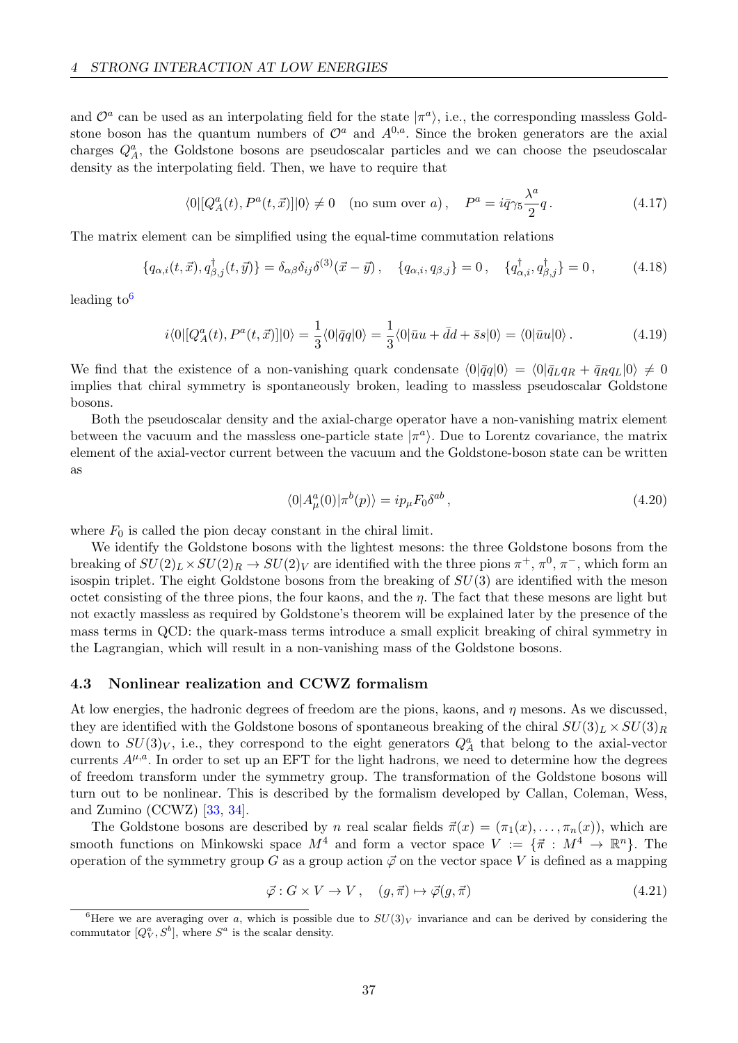and $\mathcal{O}^a$ can be used as an interpolating field for the state $|\pi^a\rangle$, i.e., the corresponding massless Goldstone boson has the quantum numbers of $\mathcal{O}^a$ and $A^{0,a}$. Since the broken generators are the axial charges $Q_A^a$, the Goldstone bosons are pseudoscalar particles and we can choose the pseudoscalar density as the interpolating field. Then, we have to require that

$$\langle 0|[Q_A^a(t), P^a(t,\vec{x})]|0\rangle \neq 0 \quad \text{(no sum over } a\text{)}\,, \quad P^a = i\bar{q}\gamma_5 \frac{\lambda^a}{2} q\,. \tag{4.17}$$

The matrix element can be simplified using the equal-time commutation relations

$$\{q_{\alpha,i}(t,\vec{x}), q^\dagger_{\beta,j}(t,\vec{y})\} = \delta_{\alpha\beta}\delta_{ij}\delta^{(3)}(\vec{x}-\vec{y})\,, \quad \{q_{\alpha,i}, q_{\beta,j}\} = 0\,, \quad \{q^\dagger_{\alpha,i}, q^\dagger_{\beta,j}\} = 0\,, \tag{4.18}$$

leading to[6]

$$i\langle 0|[Q_A^a(t), P^a(t,\vec{x})]|0\rangle = \frac{1}{3}\langle 0|\bar{q}q|0\rangle = \frac{1}{3}\langle 0|\bar{u}u + \bar{d}d + \bar{s}s|0\rangle = \langle 0|\bar{u}u|0\rangle\,. \tag{4.19}$$

We find that the existence of a non-vanishing quark condensate $\langle 0|\bar{q}q|0\rangle = \langle 0|\bar{q}_L q_R + \bar{q}_R q_L|0\rangle \neq 0$ implies that chiral symmetry is spontaneously broken, leading to massless pseudoscalar Goldstone bosons.

Both the pseudoscalar density and the axial-charge operator have a non-vanishing matrix element between the vacuum and the massless one-particle state $|\pi^a\rangle$. Due to Lorentz covariance, the matrix element of the axial-vector current between the vacuum and the Goldstone-boson state can be written as

$$\langle 0|A_\mu^a(0)|\pi^b(p)\rangle = ip_\mu F_0 \delta^{ab}\,, \tag{4.20}$$

where $F_0$ is called the pion decay constant in the chiral limit.

We identify the Goldstone bosons with the lightest mesons: the three Goldstone bosons from the breaking of $SU(2)_L \times SU(2)_R \to SU(2)_V$ are identified with the three pions $\pi^+$, $\pi^0$, $\pi^-$, which form an isospin triplet. The eight Goldstone bosons from the breaking of $SU(3)$ are identified with the meson octet consisting of the three pions, the four kaons, and the $\eta$. The fact that these mesons are light but not exactly massless as required by Goldstone's theorem will be explained later by the presence of the mass terms in QCD: the quark-mass terms introduce a small explicit breaking of chiral symmetry in the Lagrangian, which will result in a non-vanishing mass of the Goldstone bosons.

### 4.3 Nonlinear realization and CCWZ formalism

At low energies, the hadronic degrees of freedom are the pions, kaons, and $\eta$ mesons. As we discussed, they are identified with the Goldstone bosons of spontaneous breaking of the chiral $SU(3)_L \times SU(3)_R$ down to $SU(3)_V$, i.e., they correspond to the eight generators $Q_A^a$ that belong to the axial-vector currents $A^{\mu,a}$. In order to set up an EFT for the light hadrons, we need to determine how the degrees of freedom transform under the symmetry group. The transformation of the Goldstone bosons will turn out to be nonlinear. This is described by the formalism developed by Callan, Coleman, Wess, and Zumino (CCWZ) [33, 34].

The Goldstone bosons are described by $n$ real scalar fields $\vec{\pi}(x) = (\pi_1(x), \ldots, \pi_n(x))$, which are smooth functions on Minkowski space $M^4$ and form a vector space $V := \{\vec{\pi} : M^4 \to \mathbb{R}^n\}$. The operation of the symmetry group $G$ as a group action $\vec{\varphi}$ on the vector space $V$ is defined as a mapping

$$\vec{\varphi} : G \times V \to V\,, \quad (g, \vec{\pi}) \mapsto \vec{\varphi}(g, \vec{\pi}) \tag{4.21}$$

[6] Here we are averaging over $a$, which is possible due to $SU(3)_V$ invariance and can be derived by considering the commutator $[Q_V^a, S^b]$, where $S^a$ is the scalar density.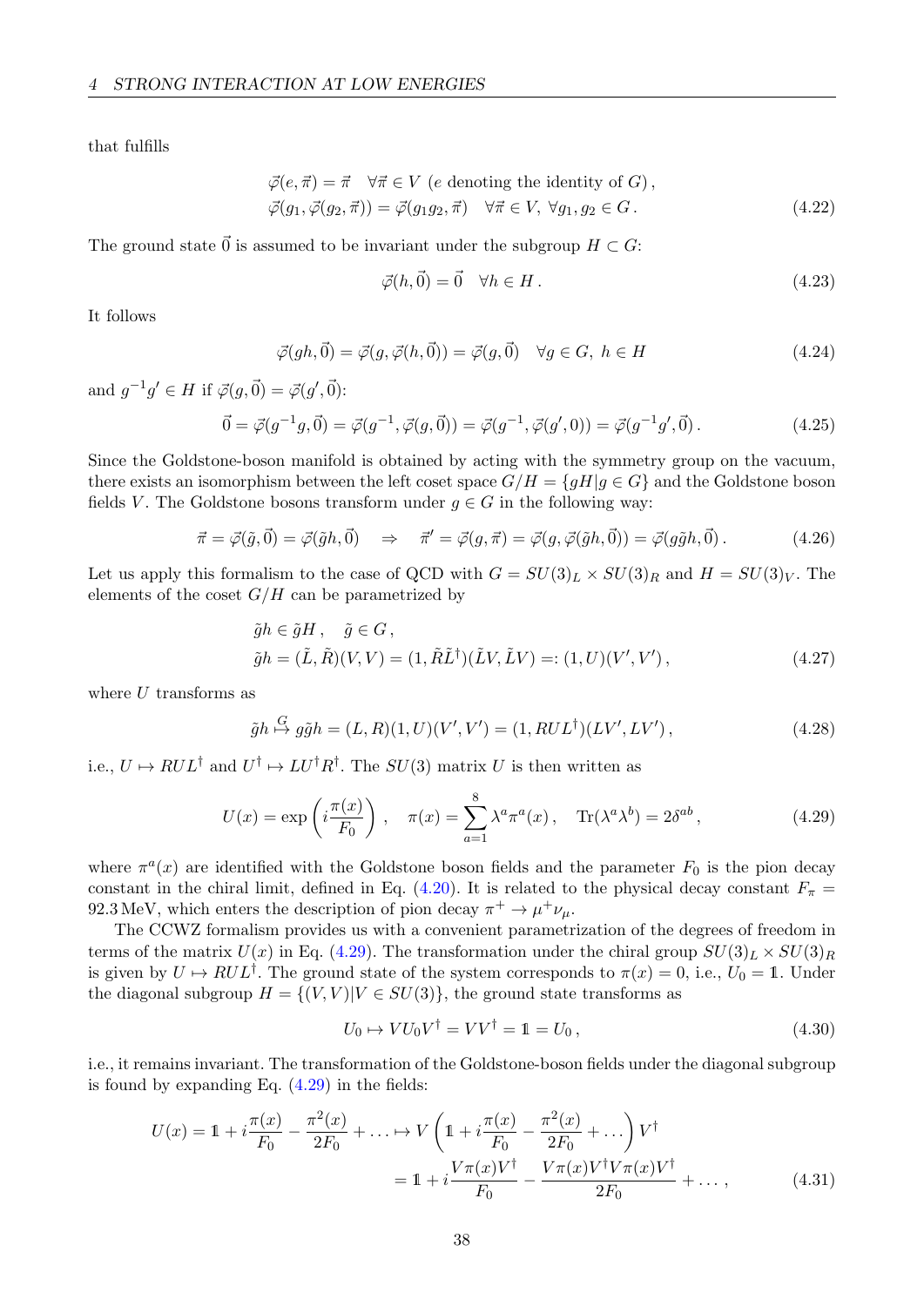that fulfills

$$
\begin{aligned}
&\vec{\varphi}(e, \vec{\pi}) = \vec{\pi} \quad \forall \vec{\pi} \in V \ (e \text{ denoting the identity of } G)\,, \\
&\vec{\varphi}(g_1, \vec{\varphi}(g_2, \vec{\pi})) = \vec{\varphi}(g_1 g_2, \vec{\pi}) \quad \forall \vec{\pi} \in V,\ \forall g_1, g_2 \in G\,.
\end{aligned}
\tag{4.22}
$$

The ground state $\vec{0}$ is assumed to be invariant under the subgroup $H \subset G$:

$$
\vec{\varphi}(h, \vec{0}) = \vec{0} \quad \forall h \in H\,. \tag{4.23}
$$

It follows

$$
\vec{\varphi}(gh, \vec{0}) = \vec{\varphi}(g, \vec{\varphi}(h, \vec{0})) = \vec{\varphi}(g, \vec{0}) \quad \forall g \in G,\ h \in H \tag{4.24}
$$

and $g^{-1}g' \in H$ if $\vec{\varphi}(g, \vec{0}) = \vec{\varphi}(g', \vec{0})$:

$$
\vec{0} = \vec{\varphi}(g^{-1}g, \vec{0}) = \vec{\varphi}(g^{-1}, \vec{\varphi}(g, \vec{0})) = \vec{\varphi}(g^{-1}, \vec{\varphi}(g', 0)) = \vec{\varphi}(g^{-1}g', \vec{0})\,. \tag{4.25}
$$

Since the Goldstone-boson manifold is obtained by acting with the symmetry group on the vacuum, there exists an isomorphism between the left coset space $G/H = \{gH | g \in G\}$ and the Goldstone boson fields $V$. The Goldstone bosons transform under $g \in G$ in the following way:

$$
\vec{\pi} = \vec{\varphi}(\tilde{g}, \vec{0}) = \vec{\varphi}(\tilde{g}h, \vec{0}) \quad \Rightarrow \quad \vec{\pi}' = \vec{\varphi}(g, \vec{\pi}) = \vec{\varphi}(g, \vec{\varphi}(\tilde{g}h, \vec{0})) = \vec{\varphi}(g\tilde{g}h, \vec{0})\,. \tag{4.26}
$$

Let us apply this formalism to the case of QCD with $G = SU(3)_L \times SU(3)_R$ and $H = SU(3)_V$. The elements of the coset $G/H$ can be parametrized by

$$
\begin{aligned}
&\tilde{g}h \in \tilde{g}H\,, \quad \tilde{g} \in G\,, \\
&\tilde{g}h = (\tilde{L}, \tilde{R})(V, V) = (1, \tilde{R}\tilde{L}^\dagger)(\tilde{L}V, \tilde{L}V) =: (1, U)(V', V')\,,
\end{aligned}
\tag{4.27}
$$

where $U$ transforms as

$$
\tilde{g}h \overset{G}{\mapsto} g\tilde{g}h = (L, R)(1, U)(V', V') = (1, RUL^\dagger)(LV', LV')\,, \tag{4.28}
$$

i.e., $U \mapsto RUL^\dagger$ and $U^\dagger \mapsto LU^\dagger R^\dagger$. The $SU(3)$ matrix $U$ is then written as

$$
U(x) = \exp\left(i\frac{\pi(x)}{F_0}\right)\,, \quad \pi(x) = \sum_{a=1}^{8} \lambda^a \pi^a(x)\,, \quad \mathrm{Tr}(\lambda^a \lambda^b) = 2\delta^{ab}\,, \tag{4.29}
$$

where $\pi^a(x)$ are identified with the Goldstone boson fields and the parameter $F_0$ is the pion decay constant in the chiral limit, defined in Eq. (4.20). It is related to the physical decay constant $F_\pi = 92.3\,\mathrm{MeV}$, which enters the description of pion decay $\pi^+ \to \mu^+\nu_\mu$.

The CCWZ formalism provides us with a convenient parametrization of the degrees of freedom in terms of the matrix $U(x)$ in Eq. (4.29). The transformation under the chiral group $SU(3)_L \times SU(3)_R$ is given by $U \mapsto RUL^\dagger$. The ground state of the system corresponds to $\pi(x) = 0$, i.e., $U_0 = \mathbb{1}$. Under the diagonal subgroup $H = \{(V, V) | V \in SU(3)\}$, the ground state transforms as

$$
U_0 \mapsto VU_0V^\dagger = VV^\dagger = \mathbb{1} = U_0\,, \tag{4.30}
$$

i.e., it remains invariant. The transformation of the Goldstone-boson fields under the diagonal subgroup is found by expanding Eq. (4.29) in the fields:

$$
\begin{aligned}
U(x) = \mathbb{1} + i\frac{\pi(x)}{F_0} - \frac{\pi^2(x)}{2F_0} + \ldots \mapsto V\left(\mathbb{1} + i\frac{\pi(x)}{F_0} - \frac{\pi^2(x)}{2F_0} + \ldots\right)V^\dagger \\
= \mathbb{1} + i\frac{V\pi(x)V^\dagger}{F_0} - \frac{V\pi(x)V^\dagger V\pi(x)V^\dagger}{2F_0} + \ldots\,,
\end{aligned}
\tag{4.31}
$$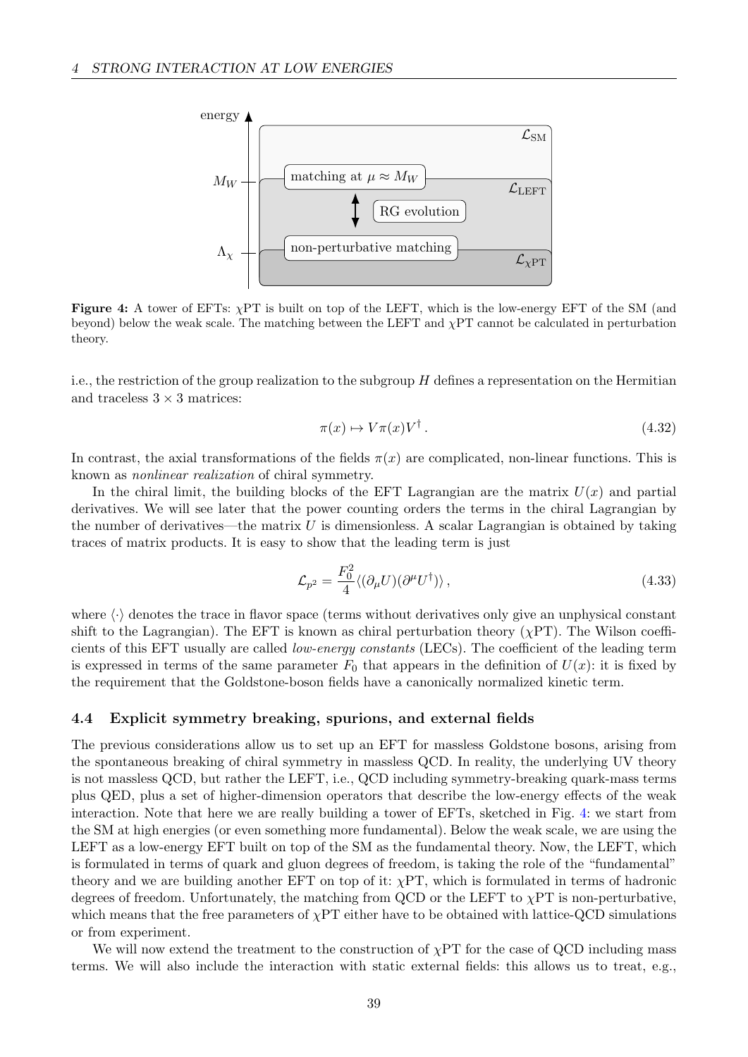**Figure 4:** A tower of EFTs: $\chi$PT is built on top of the LEFT, which is the low-energy EFT of the SM (and beyond) below the weak scale. The matching between the LEFT and $\chi$PT cannot be calculated in perturbation theory.

i.e., the restriction of the group realization to the subgroup $H$ defines a representation on the Hermitian and traceless $3 \times 3$ matrices:

$$\pi(x) \mapsto V\pi(x)V^\dagger \,. \tag{4.32}$$

In contrast, the axial transformations of the fields $\pi(x)$ are complicated, non-linear functions. This is known as *nonlinear realization* of chiral symmetry.

In the chiral limit, the building blocks of the EFT Lagrangian are the matrix $U(x)$ and partial derivatives. We will see later that the power counting orders the terms in the chiral Lagrangian by the number of derivatives—the matrix $U$ is dimensionless. A scalar Lagrangian is obtained by taking traces of matrix products. It is easy to show that the leading term is just

$$\mathcal{L}_{p^2} = \frac{F_0^2}{4} \langle (\partial_\mu U)(\partial^\mu U^\dagger) \rangle \,, \tag{4.33}$$

where $\langle \cdot \rangle$ denotes the trace in flavor space (terms without derivatives only give an unphysical constant shift to the Lagrangian). The EFT is known as chiral perturbation theory ($\chi$PT). The Wilson coefficients of this EFT usually are called *low-energy constants* (LECs). The coefficient of the leading term is expressed in terms of the same parameter $F_0$ that appears in the definition of $U(x)$: it is fixed by the requirement that the Goldstone-boson fields have a canonically normalized kinetic term.

### 4.4 Explicit symmetry breaking, spurions, and external fields

The previous considerations allow us to set up an EFT for massless Goldstone bosons, arising from the spontaneous breaking of chiral symmetry in massless QCD. In reality, the underlying UV theory is not massless QCD, but rather the LEFT, i.e., QCD including symmetry-breaking quark-mass terms plus QED, plus a set of higher-dimension operators that describe the low-energy effects of the weak interaction. Note that here we are really building a tower of EFTs, sketched in Fig. 4: we start from the SM at high energies (or even something more fundamental). Below the weak scale, we are using the LEFT as a low-energy EFT built on top of the SM as the fundamental theory. Now, the LEFT, which is formulated in terms of quark and gluon degrees of freedom, is taking the role of the "fundamental" theory and we are building another EFT on top of it: $\chi$PT, which is formulated in terms of hadronic degrees of freedom. Unfortunately, the matching from QCD or the LEFT to $\chi$PT is non-perturbative, which means that the free parameters of $\chi$PT either have to be obtained with lattice-QCD simulations or from experiment.

We will now extend the treatment to the construction of $\chi$PT for the case of QCD including mass terms. We will also include the interaction with static external fields: this allows us to treat, e.g.,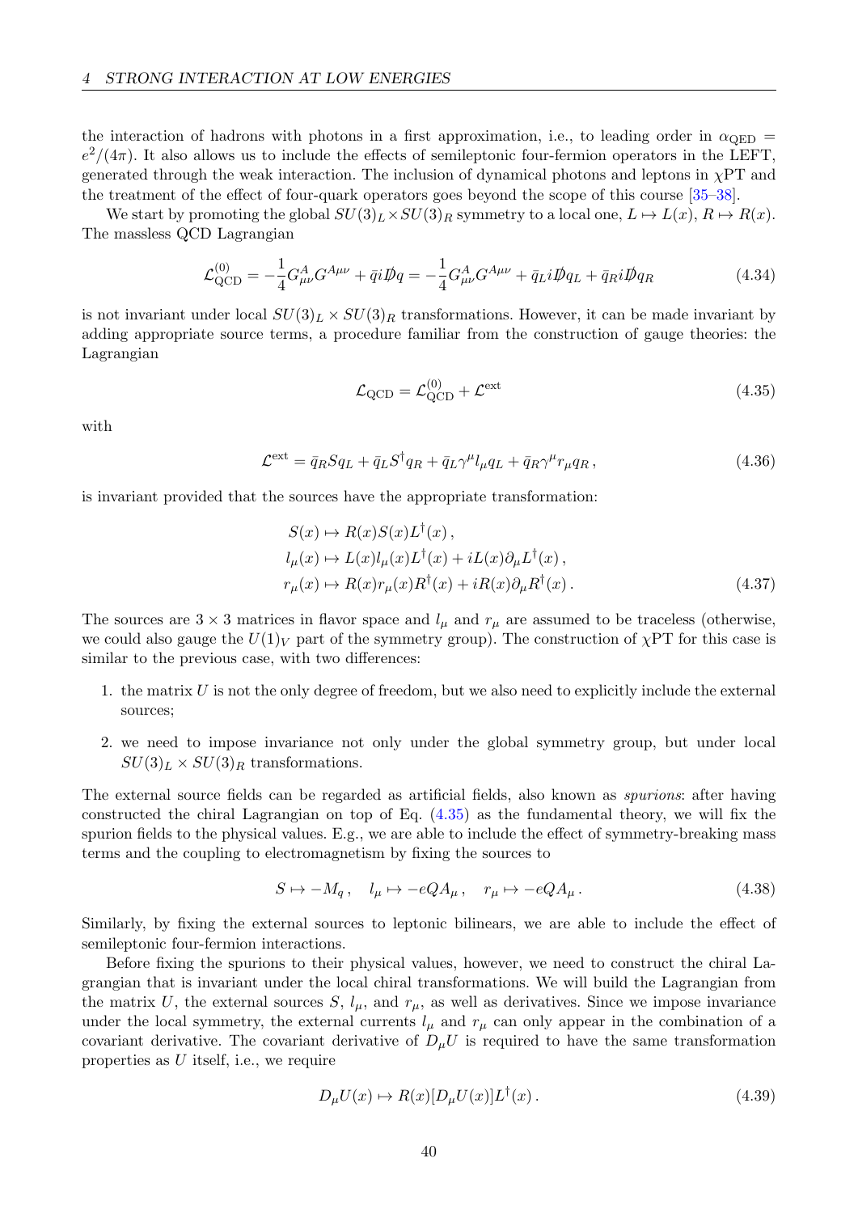the interaction of hadrons with photons in a first approximation, i.e., to leading order in $\alpha_{\text{QED}} = e^2/(4\pi)$. It also allows us to include the effects of semileptonic four-fermion operators in the LEFT, generated through the weak interaction. The inclusion of dynamical photons and leptons in $\chi$PT and the treatment of the effect of four-quark operators goes beyond the scope of this course [35–38].

We start by promoting the global $SU(3)_L \times SU(3)_R$ symmetry to a local one, $L \mapsto L(x)$, $R \mapsto R(x)$. The massless QCD Lagrangian

$$\mathcal{L}_{\text{QCD}}^{(0)} = -\frac{1}{4} G_{\mu\nu}^A G^{A\mu\nu} + \bar{q} i \not{D} q = -\frac{1}{4} G_{\mu\nu}^A G^{A\mu\nu} + \bar{q}_L i \not{D} q_L + \bar{q}_R i \not{D} q_R \tag{4.34}$$

is not invariant under local $SU(3)_L \times SU(3)_R$ transformations. However, it can be made invariant by adding appropriate source terms, a procedure familiar from the construction of gauge theories: the Lagrangian

$$\mathcal{L}_{\text{QCD}} = \mathcal{L}_{\text{QCD}}^{(0)} + \mathcal{L}^{\text{ext}} \tag{4.35}$$

with

$$\mathcal{L}^{\text{ext}} = \bar{q}_R S q_L + \bar{q}_L S^\dagger q_R + \bar{q}_L \gamma^\mu l_\mu q_L + \bar{q}_R \gamma^\mu r_\mu q_R \,, \tag{4.36}$$

is invariant provided that the sources have the appropriate transformation:

$$\begin{aligned}
S(x) &\mapsto R(x) S(x) L^\dagger(x) \,, \\
l_\mu(x) &\mapsto L(x) l_\mu(x) L^\dagger(x) + i L(x) \partial_\mu L^\dagger(x) \,, \\
r_\mu(x) &\mapsto R(x) r_\mu(x) R^\dagger(x) + i R(x) \partial_\mu R^\dagger(x) \,.
\end{aligned} \tag{4.37}$$

The sources are $3 \times 3$ matrices in flavor space and $l_\mu$ and $r_\mu$ are assumed to be traceless (otherwise, we could also gauge the $U(1)_V$ part of the symmetry group). The construction of $\chi$PT for this case is similar to the previous case, with two differences:

1. the matrix $U$ is not the only degree of freedom, but we also need to explicitly include the external sources;
2. we need to impose invariance not only under the global symmetry group, but under local $SU(3)_L \times SU(3)_R$ transformations.

The external source fields can be regarded as artificial fields, also known as *spurions*: after having constructed the chiral Lagrangian on top of Eq. (4.35) as the fundamental theory, we will fix the spurion fields to the physical values. E.g., we are able to include the effect of symmetry-breaking mass terms and the coupling to electromagnetism by fixing the sources to

$$S \mapsto -M_q \,, \quad l_\mu \mapsto -eQA_\mu \,, \quad r_\mu \mapsto -eQA_\mu \,. \tag{4.38}$$

Similarly, by fixing the external sources to leptonic bilinears, we are able to include the effect of semileptonic four-fermion interactions.

Before fixing the spurions to their physical values, however, we need to construct the chiral Lagrangian that is invariant under the local chiral transformations. We will build the Lagrangian from the matrix $U$, the external sources $S$, $l_\mu$, and $r_\mu$, as well as derivatives. Since we impose invariance under the local symmetry, the external currents $l_\mu$ and $r_\mu$ can only appear in the combination of a covariant derivative. The covariant derivative of $D_\mu U$ is required to have the same transformation properties as $U$ itself, i.e., we require

$$D_\mu U(x) \mapsto R(x) [D_\mu U(x)] L^\dagger(x) \,. \tag{4.39}$$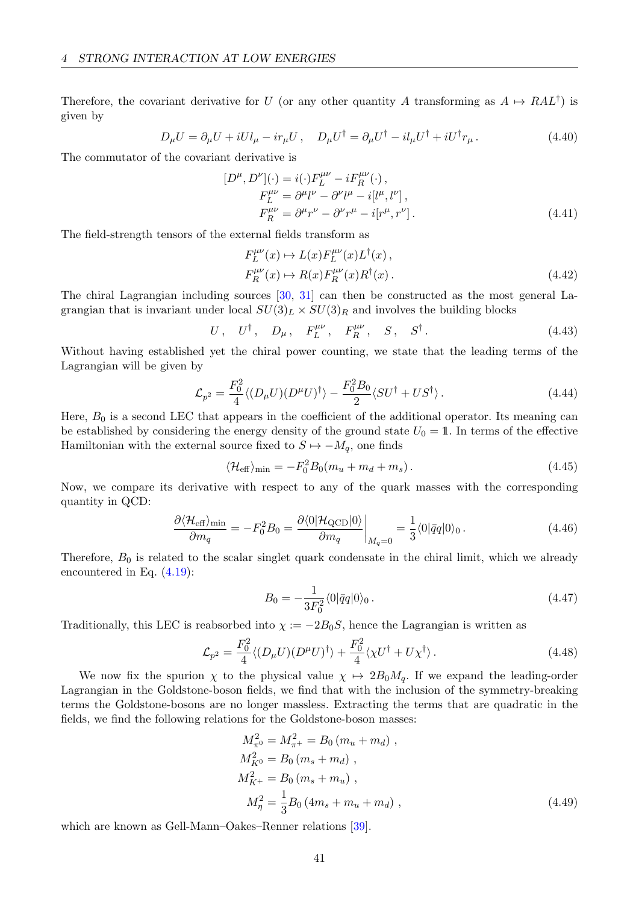Therefore, the covariant derivative for $U$ (or any other quantity $A$ transforming as $A \mapsto RAL^\dagger$) is given by

$$D_\mu U = \partial_\mu U + iUl_\mu - ir_\mu U \,, \quad D_\mu U^\dagger = \partial_\mu U^\dagger - il_\mu U^\dagger + iU^\dagger r_\mu \,. \tag{4.40}$$

The commutator of the covariant derivative is

$$\begin{aligned} [D^\mu, D^\nu](\cdot) &= i(\cdot)F_L^{\mu\nu} - iF_R^{\mu\nu}(\cdot) \,, \\ F_L^{\mu\nu} &= \partial^\mu l^\nu - \partial^\nu l^\mu - i[l^\mu, l^\nu] \,, \\ F_R^{\mu\nu} &= \partial^\mu r^\nu - \partial^\nu r^\mu - i[r^\mu, r^\nu] \,. \end{aligned} \tag{4.41}$$

The field-strength tensors of the external fields transform as

$$\begin{aligned} F_L^{\mu\nu}(x) &\mapsto L(x) F_L^{\mu\nu}(x) L^\dagger(x) \,, \\ F_R^{\mu\nu}(x) &\mapsto R(x) F_R^{\mu\nu}(x) R^\dagger(x) \,. \end{aligned} \tag{4.42}$$

The chiral Lagrangian including sources [30, 31] can then be constructed as the most general Lagrangian that is invariant under local $SU(3)_L \times SU(3)_R$ and involves the building blocks

$$U \,, \quad U^\dagger \,, \quad D_\mu \,, \quad F_L^{\mu\nu} \,, \quad F_R^{\mu\nu} \,, \quad S \,, \quad S^\dagger \,. \tag{4.43}$$

Without having established yet the chiral power counting, we state that the leading terms of the Lagrangian will be given by

$$\mathcal{L}_{p^2} = \frac{F_0^2}{4} \langle (D_\mu U)(D^\mu U)^\dagger \rangle - \frac{F_0^2 B_0}{2} \langle S U^\dagger + U S^\dagger \rangle \,. \tag{4.44}$$

Here, $B_0$ is a second LEC that appears in the coefficient of the additional operator. Its meaning can be established by considering the energy density of the ground state $U_0 = \mathbb{1}$. In terms of the effective Hamiltonian with the external source fixed to $S \mapsto -M_q$, one finds

$$\langle \mathcal{H}_\text{eff} \rangle_\text{min} = -F_0^2 B_0 (m_u + m_d + m_s) \,. \tag{4.45}$$

Now, we compare its derivative with respect to any of the quark masses with the corresponding quantity in QCD:

$$\frac{\partial \langle \mathcal{H}_\text{eff} \rangle_\text{min}}{\partial m_q} = -F_0^2 B_0 = \left. \frac{\partial \langle 0 | \mathcal{H}_\text{QCD} | 0 \rangle}{\partial m_q} \right|_{M_q = 0} = \frac{1}{3} \langle 0 | \bar q q | 0 \rangle_0 \,. \tag{4.46}$$

Therefore, $B_0$ is related to the scalar singlet quark condensate in the chiral limit, which we already encountered in Eq. (4.19):

$$B_0 = -\frac{1}{3F_0^2} \langle 0 | \bar q q | 0 \rangle_0 \,. \tag{4.47}$$

Traditionally, this LEC is reabsorbed into $\chi := -2B_0 S$, hence the Lagrangian is written as

$$\mathcal{L}_{p^2} = \frac{F_0^2}{4} \langle (D_\mu U)(D^\mu U)^\dagger \rangle + \frac{F_0^2}{4} \langle \chi U^\dagger + U \chi^\dagger \rangle \,. \tag{4.48}$$

We now fix the spurion $\chi$ to the physical value $\chi \mapsto 2B_0 M_q$. If we expand the leading-order Lagrangian in the Goldstone-boson fields, we find that with the inclusion of the symmetry-breaking terms the Goldstone-bosons are no longer massless. Extracting the terms that are quadratic in the fields, we find the following relations for the Goldstone-boson masses:

$$\begin{aligned} M_{\pi^0}^2 = M_{\pi^+}^2 &= B_0 \left( m_u + m_d \right) \,, \\ M_{K^0}^2 &= B_0 \left( m_s + m_d \right) \,, \\ M_{K^+}^2 &= B_0 \left( m_s + m_u \right) \,, \\ M_\eta^2 &= \frac{1}{3} B_0 \left( 4 m_s + m_u + m_d \right) \,, \end{aligned} \tag{4.49}$$

which are known as Gell-Mann–Oakes–Renner relations [39].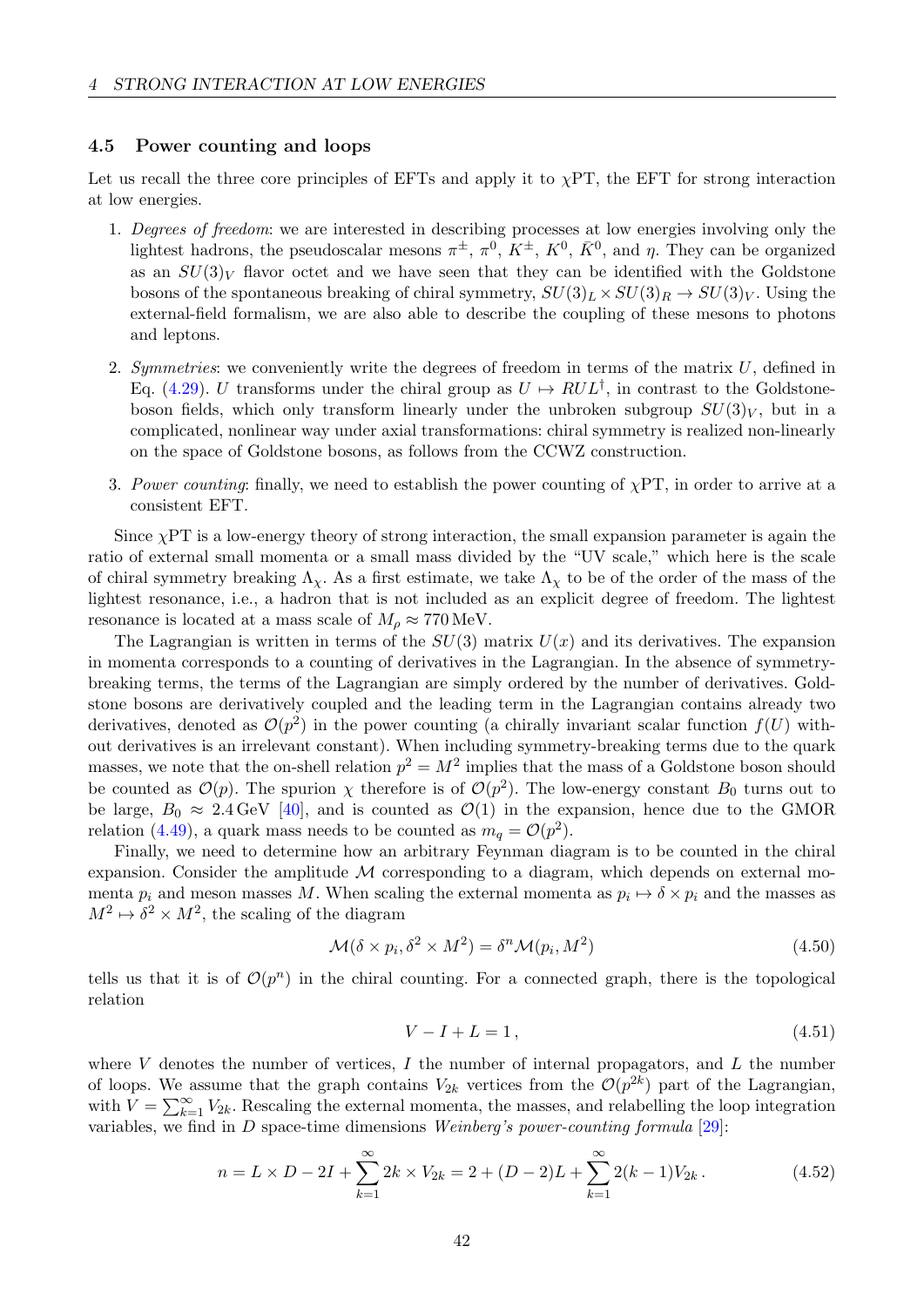### 4.5 Power counting and loops

Let us recall the three core principles of EFTs and apply it to $\chi$PT, the EFT for strong interaction at low energies.

1. *Degrees of freedom*: we are interested in describing processes at low energies involving only the lightest hadrons, the pseudoscalar mesons $\pi^\pm$, $\pi^0$, $K^\pm$, $K^0$, $\bar{K}^0$, and $\eta$. They can be organized as an $SU(3)_V$ flavor octet and we have seen that they can be identified with the Goldstone bosons of the spontaneous breaking of chiral symmetry, $SU(3)_L \times SU(3)_R \to SU(3)_V$. Using the external-field formalism, we are also able to describe the coupling of these mesons to photons and leptons.

2. *Symmetries*: we conveniently write the degrees of freedom in terms of the matrix $U$, defined in Eq. (4.29). $U$ transforms under the chiral group as $U \mapsto RUL^\dagger$, in contrast to the Goldstone-boson fields, which only transform linearly under the unbroken subgroup $SU(3)_V$, but in a complicated, nonlinear way under axial transformations: chiral symmetry is realized non-linearly on the space of Goldstone bosons, as follows from the CCWZ construction.

3. *Power counting*: finally, we need to establish the power counting of $\chi$PT, in order to arrive at a consistent EFT.

Since $\chi$PT is a low-energy theory of strong interaction, the small expansion parameter is again the ratio of external small momenta or a small mass divided by the "UV scale," which here is the scale of chiral symmetry breaking $\Lambda_\chi$. As a first estimate, we take $\Lambda_\chi$ to be of the order of the mass of the lightest resonance, i.e., a hadron that is not included as an explicit degree of freedom. The lightest resonance is located at a mass scale of $M_\rho \approx 770\,\text{MeV}$.

The Lagrangian is written in terms of the $SU(3)$ matrix $U(x)$ and its derivatives. The expansion in momenta corresponds to a counting of derivatives in the Lagrangian. In the absence of symmetry-breaking terms, the terms of the Lagrangian are simply ordered by the number of derivatives. Goldstone bosons are derivatively coupled and the leading term in the Lagrangian contains already two derivatives, denoted as $\mathcal{O}(p^2)$ in the power counting (a chirally invariant scalar function $f(U)$ without derivatives is an irrelevant constant). When including symmetry-breaking terms due to the quark masses, we note that the on-shell relation $p^2 = M^2$ implies that the mass of a Goldstone boson should be counted as $\mathcal{O}(p)$. The spurion $\chi$ therefore is of $\mathcal{O}(p^2)$. The low-energy constant $B_0$ turns out to be large, $B_0 \approx 2.4\,\text{GeV}$ [40], and is counted as $\mathcal{O}(1)$ in the expansion, hence due to the GMOR relation (4.49), a quark mass needs to be counted as $m_q = \mathcal{O}(p^2)$.

Finally, we need to determine how an arbitrary Feynman diagram is to be counted in the chiral expansion. Consider the amplitude $\mathcal{M}$ corresponding to a diagram, which depends on external momenta $p_i$ and meson masses $M$. When scaling the external momenta as $p_i \mapsto \delta \times p_i$ and the masses as $M^2 \mapsto \delta^2 \times M^2$, the scaling of the diagram

$$\mathcal{M}(\delta \times p_i, \delta^2 \times M^2) = \delta^n \mathcal{M}(p_i, M^2) \tag{4.50}$$

tells us that it is of $\mathcal{O}(p^n)$ in the chiral counting. For a connected graph, there is the topological relation

$$V - I + L = 1\,, \tag{4.51}$$

where $V$ denotes the number of vertices, $I$ the number of internal propagators, and $L$ the number of loops. We assume that the graph contains $V_{2k}$ vertices from the $\mathcal{O}(p^{2k})$ part of the Lagrangian, with $V = \sum_{k=1}^\infty V_{2k}$. Rescaling the external momenta, the masses, and relabelling the loop integration variables, we find in $D$ space-time dimensions *Weinberg's power-counting formula* [29]:

$$n = L \times D - 2I + \sum_{k=1}^\infty 2k \times V_{2k} = 2 + (D-2)L + \sum_{k=1}^\infty 2(k-1)V_{2k}\,. \tag{4.52}$$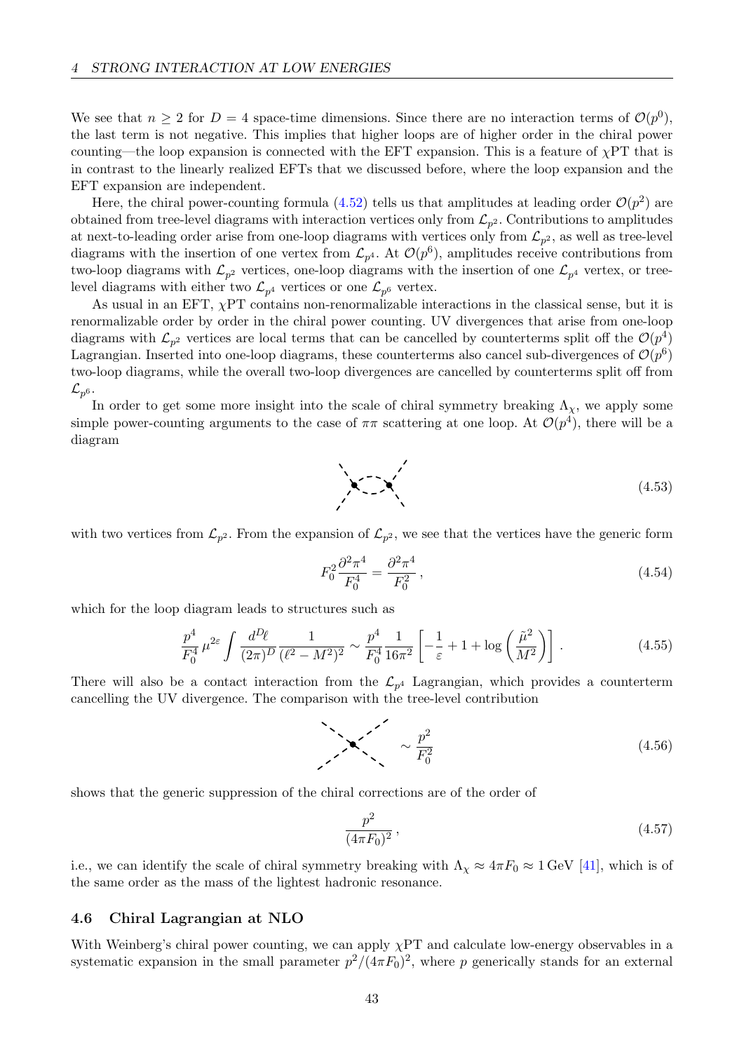We see that $n \geq 2$ for $D = 4$ space-time dimensions. Since there are no interaction terms of $\mathcal{O}(p^0)$, the last term is not negative. This implies that higher loops are of higher order in the chiral power counting—the loop expansion is connected with the EFT expansion. This is a feature of $\chi$PT that is in contrast to the linearly realized EFTs that we discussed before, where the loop expansion and the EFT expansion are independent.

Here, the chiral power-counting formula (4.52) tells us that amplitudes at leading order $\mathcal{O}(p^2)$ are obtained from tree-level diagrams with interaction vertices only from $\mathcal{L}_{p^2}$. Contributions to amplitudes at next-to-leading order arise from one-loop diagrams with vertices only from $\mathcal{L}_{p^2}$, as well as tree-level diagrams with the insertion of one vertex from $\mathcal{L}_{p^4}$. At $\mathcal{O}(p^6)$, amplitudes receive contributions from two-loop diagrams with $\mathcal{L}_{p^2}$ vertices, one-loop diagrams with the insertion of one $\mathcal{L}_{p^4}$ vertex, or tree-level diagrams with either two $\mathcal{L}_{p^4}$ vertices or one $\mathcal{L}_{p^6}$ vertex.

As usual in an EFT, $\chi$PT contains non-renormalizable interactions in the classical sense, but it is renormalizable order by order in the chiral power counting. UV divergences that arise from one-loop diagrams with $\mathcal{L}_{p^2}$ vertices are local terms that can be cancelled by counterterms split off the $\mathcal{O}(p^4)$ Lagrangian. Inserted into one-loop diagrams, these counterterms also cancel sub-divergences of $\mathcal{O}(p^6)$ two-loop diagrams, while the overall two-loop divergences are cancelled by counterterms split off from $\mathcal{L}_{p^6}$.

In order to get some more insight into the scale of chiral symmetry breaking $\Lambda_\chi$, we apply some simple power-counting arguments to the case of $\pi\pi$ scattering at one loop. At $\mathcal{O}(p^4)$, there will be a diagram

$$\text{(one-loop diagram)} \tag{4.53}$$

with two vertices from $\mathcal{L}_{p^2}$. From the expansion of $\mathcal{L}_{p^2}$, we see that the vertices have the generic form

$$F_0^2 \frac{\partial^2 \pi^4}{F_0^4} = \frac{\partial^2 \pi^4}{F_0^2}, \tag{4.54}$$

which for the loop diagram leads to structures such as

$$\frac{p^4}{F_0^4} \mu^{2\varepsilon} \int \frac{d^D \ell}{(2\pi)^D} \frac{1}{(\ell^2 - M^2)^2} \sim \frac{p^4}{F_0^4} \frac{1}{16\pi^2} \left[ -\frac{1}{\varepsilon} + 1 + \log\left(\frac{\tilde{\mu}^2}{M^2}\right) \right]. \tag{4.55}$$

There will also be a contact interaction from the $\mathcal{L}_{p^4}$ Lagrangian, which provides a counterterm cancelling the UV divergence. The comparison with the tree-level contribution

$$\text{(tree-level diagram)} \sim \frac{p^2}{F_0^2} \tag{4.56}$$

shows that the generic suppression of the chiral corrections are of the order of

$$\frac{p^2}{(4\pi F_0)^2}, \tag{4.57}$$

i.e., we can identify the scale of chiral symmetry breaking with $\Lambda_\chi \approx 4\pi F_0 \approx 1\,\text{GeV}$ [41], which is of the same order as the mass of the lightest hadronic resonance.

### 4.6 Chiral Lagrangian at NLO

With Weinberg's chiral power counting, we can apply $\chi$PT and calculate low-energy observables in a systematic expansion in the small parameter $p^2/(4\pi F_0)^2$, where $p$ generically stands for an external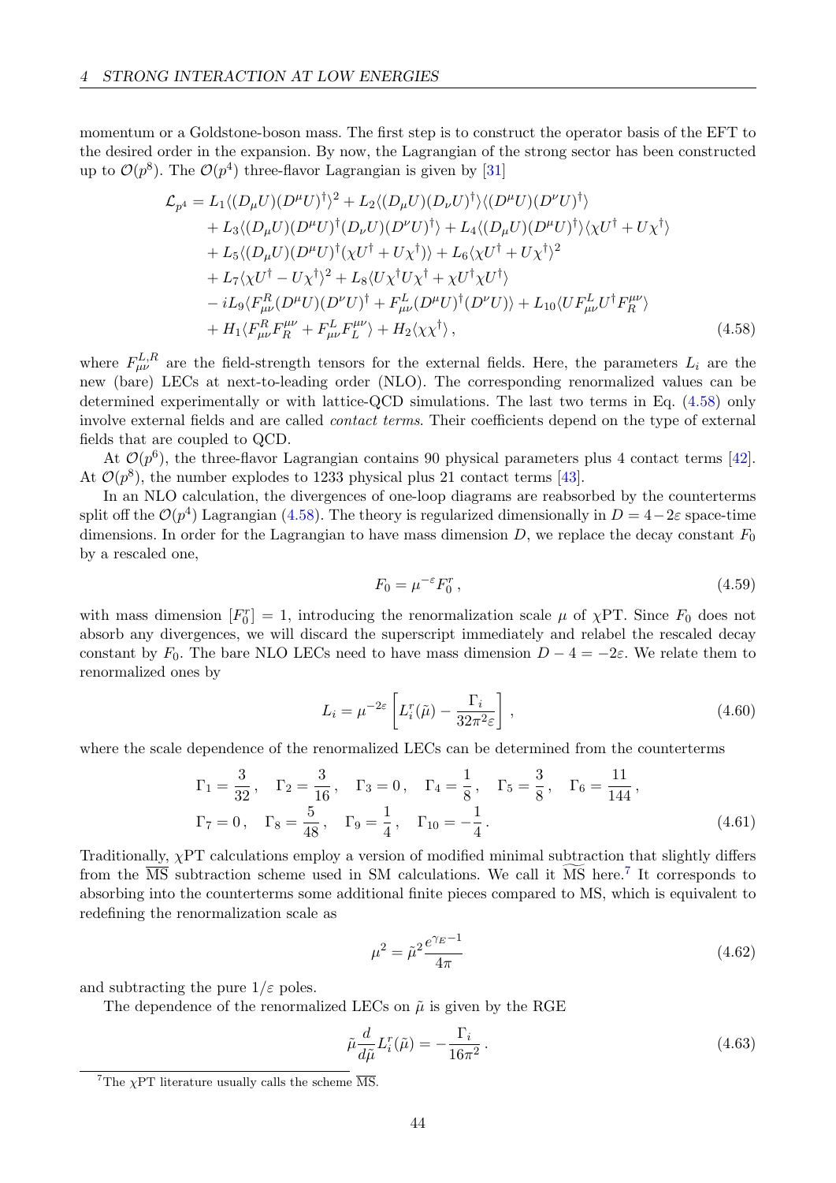momentum or a Goldstone-boson mass. The first step is to construct the operator basis of the EFT to the desired order in the expansion. By now, the Lagrangian of the strong sector has been constructed up to $\mathcal{O}(p^8)$. The $\mathcal{O}(p^4)$ three-flavor Lagrangian is given by [31]

$$
\begin{aligned}
\mathcal{L}_{p^4} = {} & L_1 \langle (D_\mu U)(D^\mu U)^\dagger \rangle^2 + L_2 \langle (D_\mu U)(D_\nu U)^\dagger \rangle \langle (D^\mu U)(D^\nu U)^\dagger \rangle \\
& + L_3 \langle (D_\mu U)(D^\mu U)^\dagger (D_\nu U)(D^\nu U)^\dagger \rangle + L_4 \langle (D_\mu U)(D^\mu U)^\dagger \rangle \langle \chi U^\dagger + U \chi^\dagger \rangle \\
& + L_5 \langle (D_\mu U)(D^\mu U)^\dagger (\chi U^\dagger + U \chi^\dagger) \rangle + L_6 \langle \chi U^\dagger + U \chi^\dagger \rangle^2 \\
& + L_7 \langle \chi U^\dagger - U \chi^\dagger \rangle^2 + L_8 \langle U \chi^\dagger U \chi^\dagger + \chi U^\dagger \chi U^\dagger \rangle \\
& - i L_9 \langle F^R_{\mu\nu} (D^\mu U)(D^\nu U)^\dagger + F^L_{\mu\nu} (D^\mu U)^\dagger (D^\nu U) \rangle + L_{10} \langle U F^L_{\mu\nu} U^\dagger F_R^{\mu\nu} \rangle \\
& + H_1 \langle F^R_{\mu\nu} F_R^{\mu\nu} + F^L_{\mu\nu} F_L^{\mu\nu} \rangle + H_2 \langle \chi \chi^\dagger \rangle \, ,
\end{aligned} \tag{4.58}
$$

where $F^{L,R}_{\mu\nu}$ are the field-strength tensors for the external fields. Here, the parameters $L_i$ are the new (bare) LECs at next-to-leading order (NLO). The corresponding renormalized values can be determined experimentally or with lattice-QCD simulations. The last two terms in Eq. (4.58) only involve external fields and are called *contact terms*. Their coefficients depend on the type of external fields that are coupled to QCD.

At $\mathcal{O}(p^6)$, the three-flavor Lagrangian contains 90 physical parameters plus 4 contact terms [42]. At $\mathcal{O}(p^8)$, the number explodes to 1233 physical plus 21 contact terms [43].

In an NLO calculation, the divergences of one-loop diagrams are reabsorbed by the counterterms split off the $\mathcal{O}(p^4)$ Lagrangian (4.58). The theory is regularized dimensionally in $D = 4 - 2\varepsilon$ space-time dimensions. In order for the Lagrangian to have mass dimension $D$, we replace the decay constant $F_0$ by a rescaled one,

$$
F_0 = \mu^{-\varepsilon} F_0^r \, , \tag{4.59}
$$

with mass dimension $[F_0^r] = 1$, introducing the renormalization scale $\mu$ of $\chi$PT. Since $F_0$ does not absorb any divergences, we will discard the superscript immediately and relabel the rescaled decay constant by $F_0$. The bare NLO LECs need to have mass dimension $D - 4 = -2\varepsilon$. We relate them to renormalized ones by

$$
L_i = \mu^{-2\varepsilon} \left[ L_i^r(\tilde{\mu}) - \frac{\Gamma_i}{32\pi^2 \varepsilon} \right] , \tag{4.60}
$$

where the scale dependence of the renormalized LECs can be determined from the counterterms

$$
\begin{aligned}
&\Gamma_1 = \frac{3}{32} \, , \quad \Gamma_2 = \frac{3}{16} \, , \quad \Gamma_3 = 0 \, , \quad \Gamma_4 = \frac{1}{8} \, , \quad \Gamma_5 = \frac{3}{8} \, , \quad \Gamma_6 = \frac{11}{144} \, , \\
&\Gamma_7 = 0 \, , \quad \Gamma_8 = \frac{5}{48} \, , \quad \Gamma_9 = \frac{1}{4} \, , \quad \Gamma_{10} = -\frac{1}{4} \, .
\end{aligned} \tag{4.61}
$$

Traditionally, $\chi$PT calculations employ a version of modified minimal subtraction that slightly differs from the $\overline{\text{MS}}$ subtraction scheme used in SM calculations. We call it $\widetilde{\text{MS}}$ here.[7] It corresponds to absorbing into the counterterms some additional finite pieces compared to MS, which is equivalent to redefining the renormalization scale as

$$
\mu^2 = \tilde{\mu}^2 \frac{e^{\gamma_E - 1}}{4\pi} \tag{4.62}
$$

and subtracting the pure $1/\varepsilon$ poles.

The dependence of the renormalized LECs on $\tilde{\mu}$ is given by the RGE

$$
\tilde{\mu} \frac{d}{d\tilde{\mu}} L_i^r(\tilde{\mu}) = -\frac{\Gamma_i}{16\pi^2} \, . \tag{4.63}
$$

[7] The $\chi$PT literature usually calls the scheme $\overline{\text{MS}}$.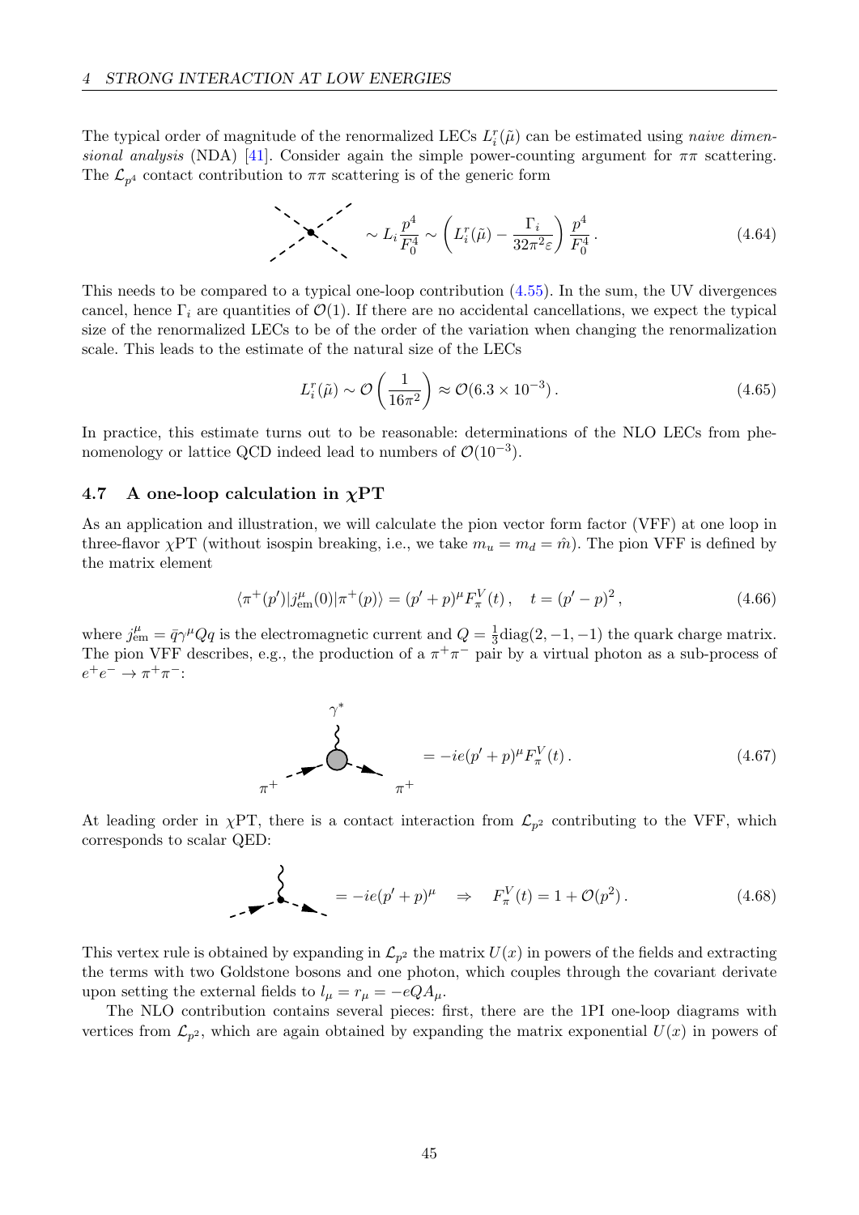The typical order of magnitude of the renormalized LECs $L_i^r(\tilde{\mu})$ can be estimated using *naive dimensional analysis* (NDA) [41]. Consider again the simple power-counting argument for $\pi\pi$ scattering. The $\mathcal{L}_{p^4}$ contact contribution to $\pi\pi$ scattering is of the generic form

$$\sim L_i \frac{p^4}{F_0^4} \sim \left( L_i^r(\tilde{\mu}) - \frac{\Gamma_i}{32\pi^2 \varepsilon} \right) \frac{p^4}{F_0^4} \,. \tag{4.64}$$

This needs to be compared to a typical one-loop contribution (4.55). In the sum, the UV divergences cancel, hence $\Gamma_i$ are quantities of $\mathcal{O}(1)$. If there are no accidental cancellations, we expect the typical size of the renormalized LECs to be of the order of the variation when changing the renormalization scale. This leads to the estimate of the natural size of the LECs

$$L_i^r(\tilde{\mu}) \sim \mathcal{O}\left( \frac{1}{16\pi^2} \right) \approx \mathcal{O}(6.3 \times 10^{-3}) \,. \tag{4.65}$$

In practice, this estimate turns out to be reasonable: determinations of the NLO LECs from phenomenology or lattice QCD indeed lead to numbers of $\mathcal{O}(10^{-3})$.

### 4.7 A one-loop calculation in $\chi$PT

As an application and illustration, we will calculate the pion vector form factor (VFF) at one loop in three-flavor $\chi$PT (without isospin breaking, i.e., we take $m_u = m_d = \hat{m}$). The pion VFF is defined by the matrix element

$$\langle \pi^+(p') | j_{\text{em}}^\mu(0) | \pi^+(p) \rangle = (p' + p)^\mu F_\pi^V(t) \,, \quad t = (p' - p)^2 \,, \tag{4.66}$$

where $j_{\text{em}}^\mu = \bar{q}\gamma^\mu Q q$ is the electromagnetic current and $Q = \frac{1}{3}\text{diag}(2, -1, -1)$ the quark charge matrix. The pion VFF describes, e.g., the production of a $\pi^+\pi^-$ pair by a virtual photon as a sub-process of $e^+e^- \to \pi^+\pi^-$:

$$= -ie(p' + p)^\mu F_\pi^V(t) \,. \tag{4.67}$$

At leading order in $\chi$PT, there is a contact interaction from $\mathcal{L}_{p^2}$ contributing to the VFF, which corresponds to scalar QED:

$$= -ie(p' + p)^\mu \quad \Rightarrow \quad F_\pi^V(t) = 1 + \mathcal{O}(p^2) \,. \tag{4.68}$$

This vertex rule is obtained by expanding in $\mathcal{L}_{p^2}$ the matrix $U(x)$ in powers of the fields and extracting the terms with two Goldstone bosons and one photon, which couples through the covariant derivate upon setting the external fields to $l_\mu = r_\mu = -eQA_\mu$.

The NLO contribution contains several pieces: first, there are the 1PI one-loop diagrams with vertices from $\mathcal{L}_{p^2}$, which are again obtained by expanding the matrix exponential $U(x)$ in powers of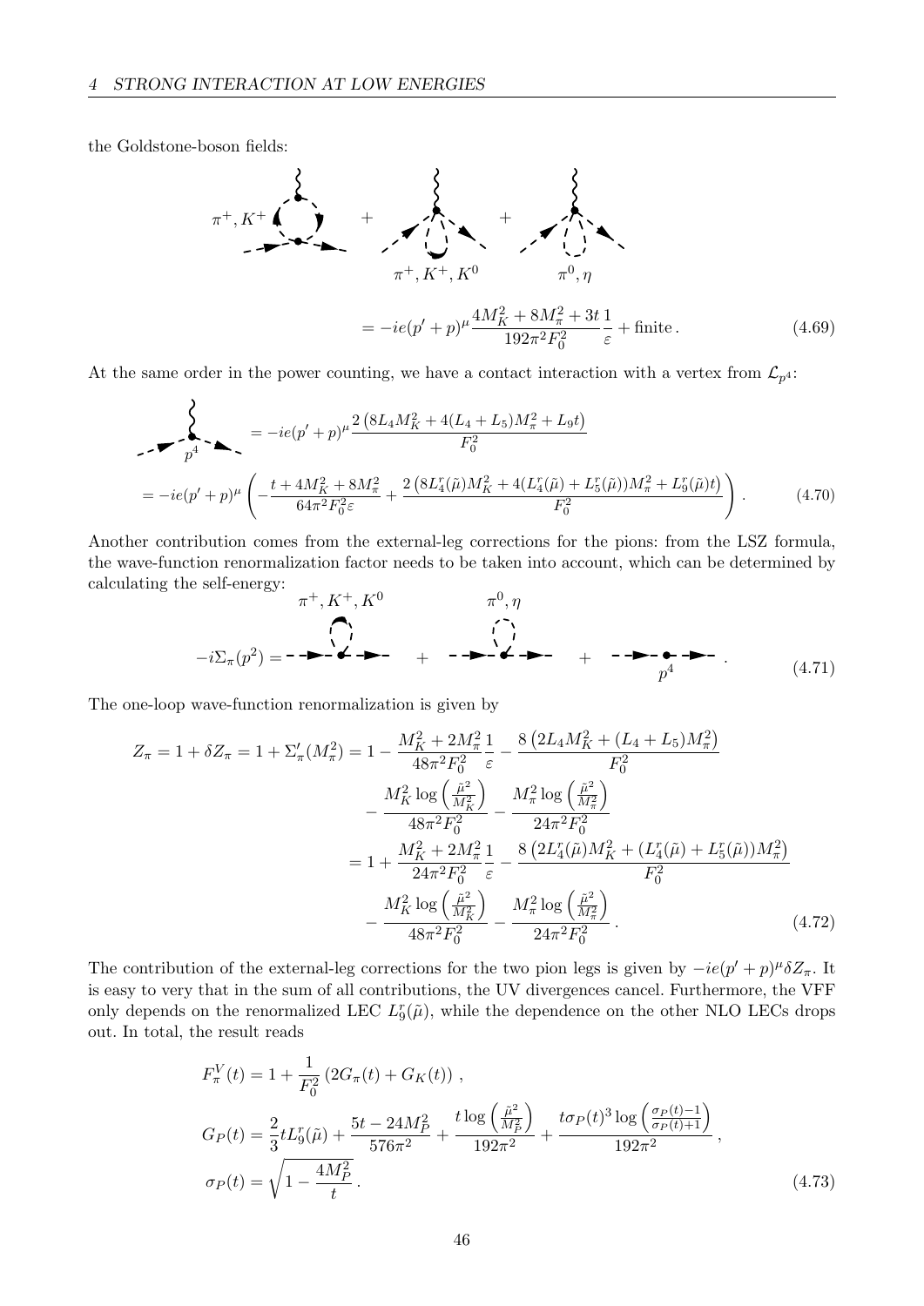the Goldstone-boson fields:

$$= -ie(p' + p)^\mu \frac{4M_K^2 + 8M_\pi^2 + 3t}{192\pi^2 F_0^2} \frac{1}{\varepsilon} + \text{finite} \,. \tag{4.69}$$

At the same order in the power counting, we have a contact interaction with a vertex from $\mathcal{L}_{p^4}$:

$$= -ie(p' + p)^\mu \frac{2\left(8L_4 M_K^2 + 4(L_4 + L_5)M_\pi^2 + L_9 t\right)}{F_0^2}$$

$$= -ie(p' + p)^\mu \left( -\frac{t + 4M_K^2 + 8M_\pi^2}{64\pi^2 F_0^2 \varepsilon} + \frac{2\left(8L_4^r(\tilde\mu) M_K^2 + 4(L_4^r(\tilde\mu) + L_5^r(\tilde\mu))M_\pi^2 + L_9^r(\tilde\mu) t\right)}{F_0^2} \right) . \tag{4.70}$$

Another contribution comes from the external-leg corrections for the pions: from the LSZ formula, the wave-function renormalization factor needs to be taken into account, which can be determined by calculating the self-energy:

$$-i\Sigma_\pi(p^2) = \ldots \tag{4.71}$$

The one-loop wave-function renormalization is given by

$$\begin{aligned}
Z_\pi = 1 + \delta Z_\pi = 1 + \Sigma_\pi'(M_\pi^2) &= 1 - \frac{M_K^2 + 2M_\pi^2}{48\pi^2 F_0^2}\frac{1}{\varepsilon} - \frac{8\left(2L_4 M_K^2 + (L_4 + L_5)M_\pi^2\right)}{F_0^2} \\
&\quad - \frac{M_K^2 \log\left(\frac{\tilde\mu^2}{M_K^2}\right)}{48\pi^2 F_0^2} - \frac{M_\pi^2 \log\left(\frac{\tilde\mu^2}{M_\pi^2}\right)}{24\pi^2 F_0^2} \\
&= 1 + \frac{M_K^2 + 2M_\pi^2}{24\pi^2 F_0^2}\frac{1}{\varepsilon} - \frac{8\left(2L_4^r(\tilde\mu) M_K^2 + (L_4^r(\tilde\mu) + L_5^r(\tilde\mu))M_\pi^2\right)}{F_0^2} \\
&\quad - \frac{M_K^2 \log\left(\frac{\tilde\mu^2}{M_K^2}\right)}{48\pi^2 F_0^2} - \frac{M_\pi^2 \log\left(\frac{\tilde\mu^2}{M_\pi^2}\right)}{24\pi^2 F_0^2} \,.
\end{aligned} \tag{4.72}$$

The contribution of the external-leg corrections for the two pion legs is given by $-ie(p' + p)^\mu \delta Z_\pi$. It is easy to very that in the sum of all contributions, the UV divergences cancel. Furthermore, the VFF only depends on the renormalized LEC $L_9^r(\tilde\mu)$, while the dependence on the other NLO LECs drops out. In total, the result reads

$$\begin{aligned}
F_\pi^V(t) &= 1 + \frac{1}{F_0^2}\left(2G_\pi(t) + G_K(t)\right) \,, \\
G_P(t) &= \frac{2}{3} t L_9^r(\tilde\mu) + \frac{5t - 24M_P^2}{576\pi^2} + \frac{t \log\left(\frac{\tilde\mu^2}{M_P^2}\right)}{192\pi^2} + \frac{t\sigma_P(t)^3 \log\left(\frac{\sigma_P(t) - 1}{\sigma_P(t) + 1}\right)}{192\pi^2} \,, \\
\sigma_P(t) &= \sqrt{1 - \frac{4M_P^2}{t}} \,.
\end{aligned} \tag{4.73}$$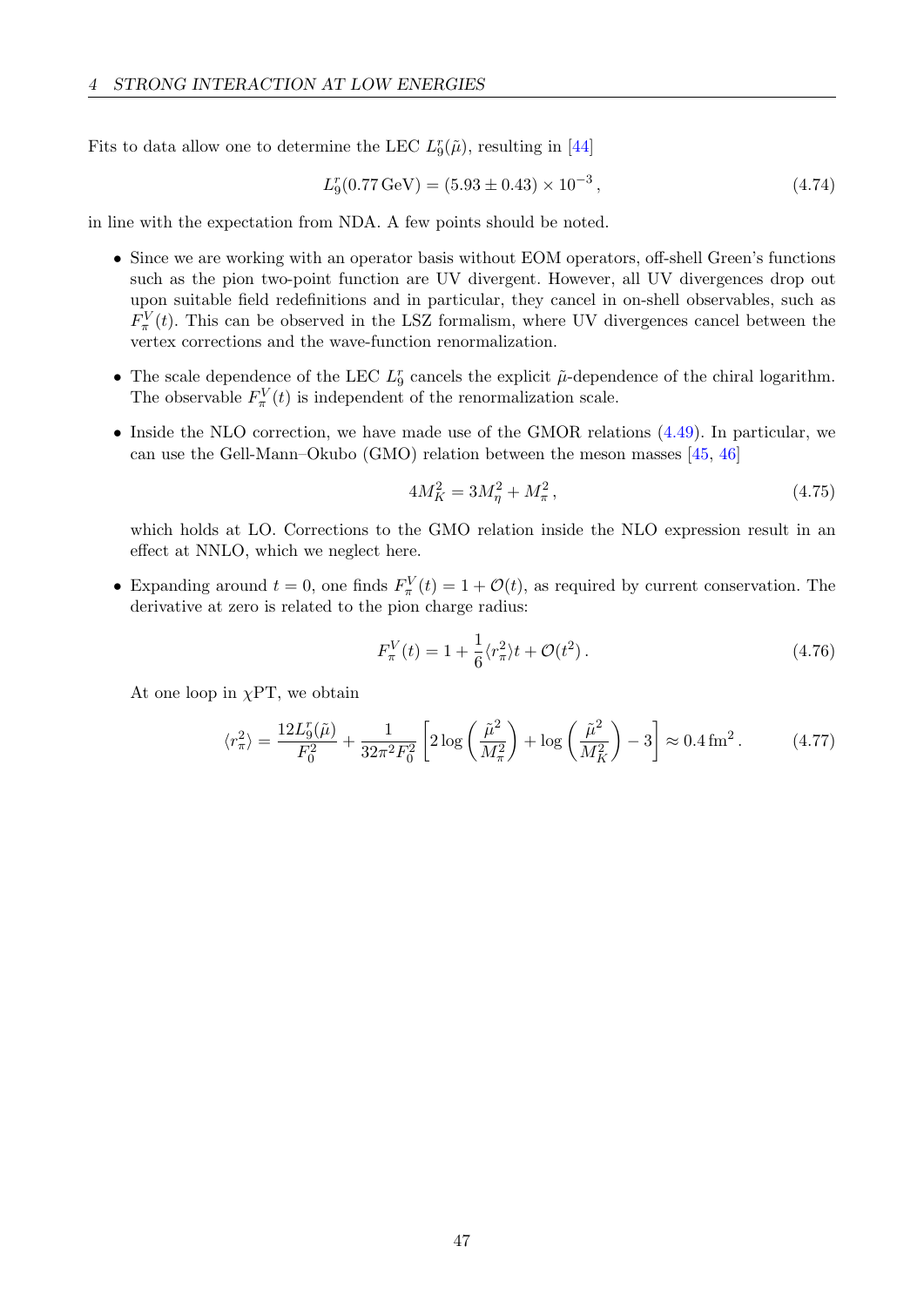Fits to data allow one to determine the LEC $L_9^r(\tilde{\mu})$, resulting in [44]

$$L_9^r(0.77\,\text{GeV}) = (5.93 \pm 0.43) \times 10^{-3}\,, \tag{4.74}$$

in line with the expectation from NDA. A few points should be noted.

- Since we are working with an operator basis without EOM operators, off-shell Green's functions such as the pion two-point function are UV divergent. However, all UV divergences drop out upon suitable field redefinitions and in particular, they cancel in on-shell observables, such as $F_\pi^V(t)$. This can be observed in the LSZ formalism, where UV divergences cancel between the vertex corrections and the wave-function renormalization.
- The scale dependence of the LEC $L_9^r$ cancels the explicit $\tilde{\mu}$-dependence of the chiral logarithm. The observable $F_\pi^V(t)$ is independent of the renormalization scale.
- Inside the NLO correction, we have made use of the GMOR relations (4.49). In particular, we can use the Gell-Mann–Okubo (GMO) relation between the meson masses [45, 46]

$$4M_K^2 = 3M_\eta^2 + M_\pi^2\,, \tag{4.75}$$

  which holds at LO. Corrections to the GMO relation inside the NLO expression result in an effect at NNLO, which we neglect here.
- Expanding around $t = 0$, one finds $F_\pi^V(t) = 1 + \mathcal{O}(t)$, as required by current conservation. The derivative at zero is related to the pion charge radius:

$$F_\pi^V(t) = 1 + \frac{1}{6}\langle r_\pi^2 \rangle t + \mathcal{O}(t^2)\,. \tag{4.76}$$

  At one loop in $\chi$PT, we obtain

$$\langle r_\pi^2 \rangle = \frac{12 L_9^r(\tilde{\mu})}{F_0^2} + \frac{1}{32\pi^2 F_0^2}\left[2\log\left(\frac{\tilde{\mu}^2}{M_\pi^2}\right) + \log\left(\frac{\tilde{\mu}^2}{M_K^2}\right) - 3\right] \approx 0.4\,\text{fm}^2\,. \tag{4.77}$$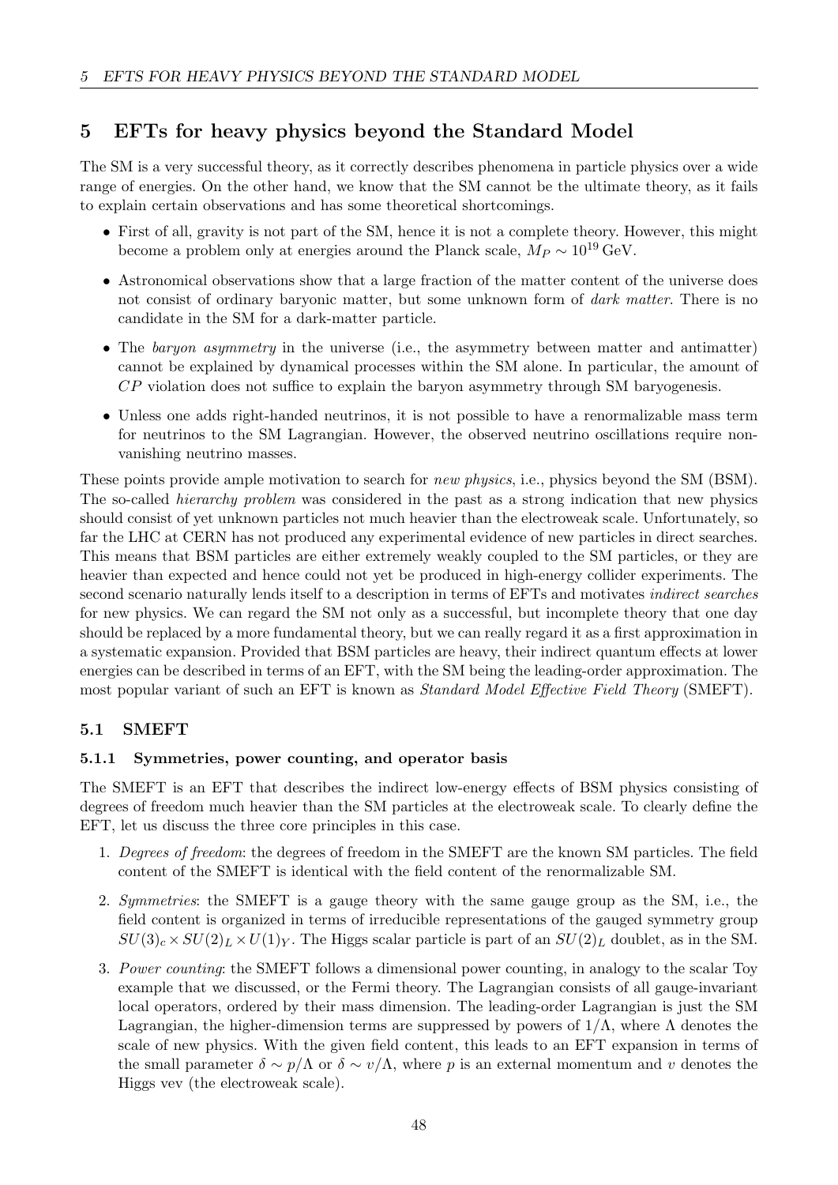## 5 EFTs for heavy physics beyond the Standard Model

The SM is a very successful theory, as it correctly describes phenomena in particle physics over a wide range of energies. On the other hand, we know that the SM cannot be the ultimate theory, as it fails to explain certain observations and has some theoretical shortcomings.

- First of all, gravity is not part of the SM, hence it is not a complete theory. However, this might become a problem only at energies around the Planck scale, $M_P \sim 10^{19}\,\text{GeV}$.
- Astronomical observations show that a large fraction of the matter content of the universe does not consist of ordinary baryonic matter, but some unknown form of *dark matter*. There is no candidate in the SM for a dark-matter particle.
- The *baryon asymmetry* in the universe (i.e., the asymmetry between matter and antimatter) cannot be explained by dynamical processes within the SM alone. In particular, the amount of $CP$ violation does not suffice to explain the baryon asymmetry through SM baryogenesis.
- Unless one adds right-handed neutrinos, it is not possible to have a renormalizable mass term for neutrinos to the SM Lagrangian. However, the observed neutrino oscillations require non-vanishing neutrino masses.

These points provide ample motivation to search for *new physics*, i.e., physics beyond the SM (BSM). The so-called *hierarchy problem* was considered in the past as a strong indication that new physics should consist of yet unknown particles not much heavier than the electroweak scale. Unfortunately, so far the LHC at CERN has not produced any experimental evidence of new particles in direct searches. This means that BSM particles are either extremely weakly coupled to the SM particles, or they are heavier than expected and hence could not yet be produced in high-energy collider experiments. The second scenario naturally lends itself to a description in terms of EFTs and motivates *indirect searches* for new physics. We can regard the SM not only as a successful, but incomplete theory that one day should be replaced by a more fundamental theory, but we can really regard it as a first approximation in a systematic expansion. Provided that BSM particles are heavy, their indirect quantum effects at lower energies can be described in terms of an EFT, with the SM being the leading-order approximation. The most popular variant of such an EFT is known as *Standard Model Effective Field Theory* (SMEFT).

### 5.1 SMEFT

#### 5.1.1 Symmetries, power counting, and operator basis

The SMEFT is an EFT that describes the indirect low-energy effects of BSM physics consisting of degrees of freedom much heavier than the SM particles at the electroweak scale. To clearly define the EFT, let us discuss the three core principles in this case.

1. *Degrees of freedom*: the degrees of freedom in the SMEFT are the known SM particles. The field content of the SMEFT is identical with the field content of the renormalizable SM.
2. *Symmetries*: the SMEFT is a gauge theory with the same gauge group as the SM, i.e., the field content is organized in terms of irreducible representations of the gauged symmetry group $SU(3)_c \times SU(2)_L \times U(1)_Y$. The Higgs scalar particle is part of an $SU(2)_L$ doublet, as in the SM.
3. *Power counting*: the SMEFT follows a dimensional power counting, in analogy to the scalar Toy example that we discussed, or the Fermi theory. The Lagrangian consists of all gauge-invariant local operators, ordered by their mass dimension. The leading-order Lagrangian is just the SM Lagrangian, the higher-dimension terms are suppressed by powers of $1/\Lambda$, where $\Lambda$ denotes the scale of new physics. With the given field content, this leads to an EFT expansion in terms of the small parameter $\delta \sim p/\Lambda$ or $\delta \sim v/\Lambda$, where $p$ is an external momentum and $v$ denotes the Higgs vev (the electroweak scale).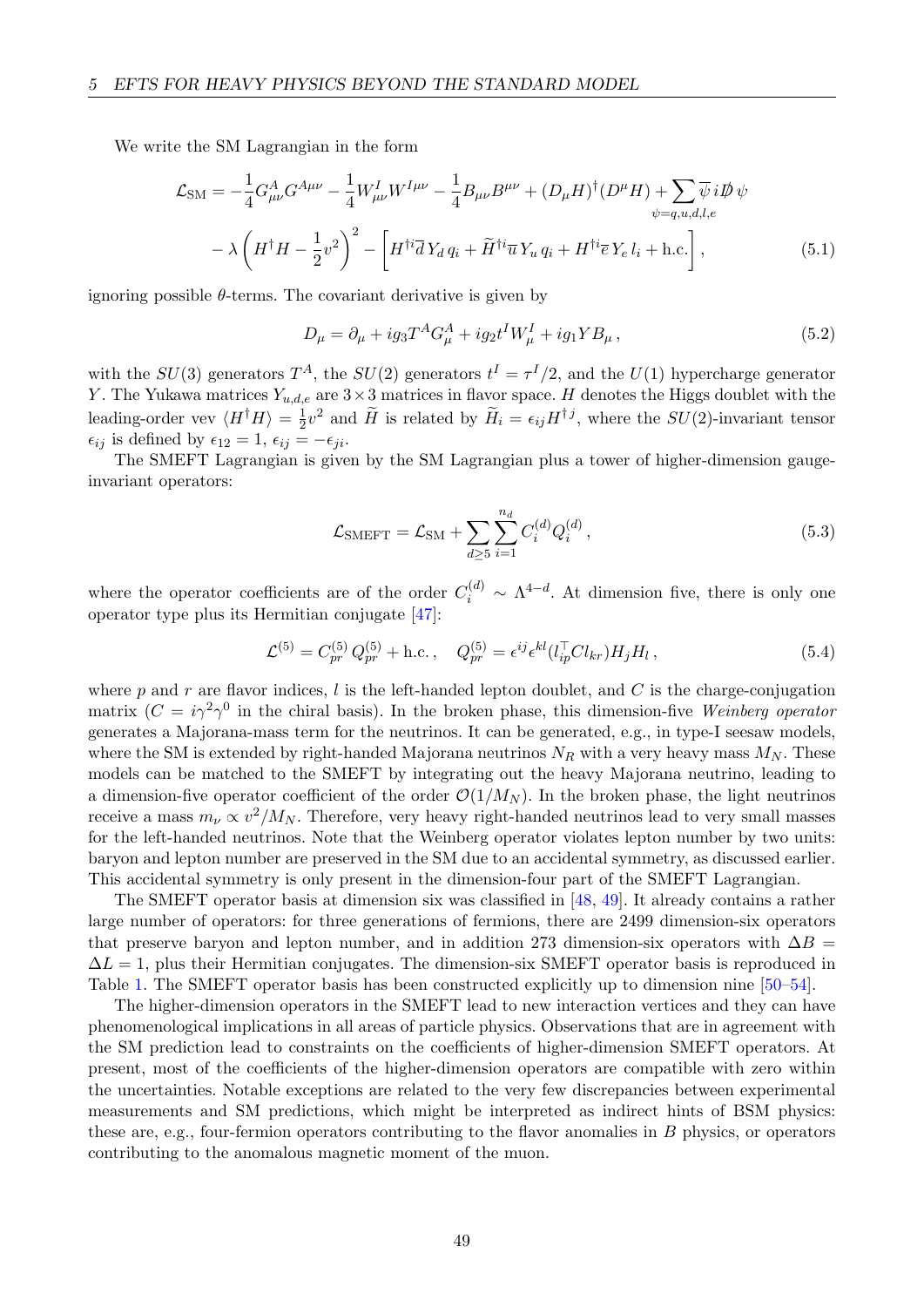We write the SM Lagrangian in the form

$$
\begin{aligned}
\mathcal{L}_{\rm SM} = & -\frac{1}{4} G^A_{\mu\nu} G^{A\mu\nu} - \frac{1}{4} W^I_{\mu\nu} W^{I\mu\nu} - \frac{1}{4} B_{\mu\nu} B^{\mu\nu} + (D_\mu H)^\dagger (D^\mu H) + \sum_{\psi = q,u,d,l,e} \overline{\psi}\, i \not{D}\, \psi \\
& - \lambda \left( H^\dagger H - \frac{1}{2} v^2 \right)^2 - \left[ H^{\dagger i} \overline{d}\, Y_d\, q_i + \widetilde{H}^{\dagger i} \overline{u}\, Y_u\, q_i + H^{\dagger i} \overline{e}\, Y_e\, l_i + \text{h.c.} \right] ,
\end{aligned}
\tag{5.1}
$$

ignoring possible $\theta$-terms. The covariant derivative is given by

$$
D_\mu = \partial_\mu + i g_3 T^A G^A_\mu + i g_2 t^I W^I_\mu + i g_1 Y B_\mu \,, \tag{5.2}
$$

with the $SU(3)$ generators $T^A$, the $SU(2)$ generators $t^I = \tau^I/2$, and the $U(1)$ hypercharge generator $Y$. The Yukawa matrices $Y_{u,d,e}$ are $3 \times 3$ matrices in flavor space. $H$ denotes the Higgs doublet with the leading-order vev $\langle H^\dagger H \rangle = \frac{1}{2} v^2$ and $\widetilde{H}$ is related by $\widetilde{H}_i = \epsilon_{ij} H^{\dagger j}$, where the $SU(2)$-invariant tensor $\epsilon_{ij}$ is defined by $\epsilon_{12} = 1$, $\epsilon_{ij} = -\epsilon_{ji}$.

The SMEFT Lagrangian is given by the SM Lagrangian plus a tower of higher-dimension gauge-invariant operators:

$$
\mathcal{L}_{\rm SMEFT} = \mathcal{L}_{\rm SM} + \sum_{d \geq 5} \sum_{i=1}^{n_d} C^{(d)}_i Q^{(d)}_i \,, \tag{5.3}
$$

where the operator coefficients are of the order $C^{(d)}_i \sim \Lambda^{4-d}$. At dimension five, there is only one operator type plus its Hermitian conjugate [47]:

$$
\mathcal{L}^{(5)} = C^{(5)}_{pr}\, Q^{(5)}_{pr} + \text{h.c.} \,, \quad Q^{(5)}_{pr} = \epsilon^{ij} \epsilon^{kl} (l^\top_{ip} C l_{kr}) H_j H_l \,, \tag{5.4}
$$

where $p$ and $r$ are flavor indices, $l$ is the left-handed lepton doublet, and $C$ is the charge-conjugation matrix ($C = i\gamma^2\gamma^0$ in the chiral basis). In the broken phase, this dimension-five *Weinberg operator* generates a Majorana-mass term for the neutrinos. It can be generated, e.g., in type-I seesaw models, where the SM is extended by right-handed Majorana neutrinos $N_R$ with a very heavy mass $M_N$. These models can be matched to the SMEFT by integrating out the heavy Majorana neutrino, leading to a dimension-five operator coefficient of the order $\mathcal{O}(1/M_N)$. In the broken phase, the light neutrinos receive a mass $m_\nu \propto v^2/M_N$. Therefore, very heavy right-handed neutrinos lead to very small masses for the left-handed neutrinos. Note that the Weinberg operator violates lepton number by two units: baryon and lepton number are preserved in the SM due to an accidental symmetry, as discussed earlier. This accidental symmetry is only present in the dimension-four part of the SMEFT Lagrangian.

The SMEFT operator basis at dimension six was classified in [48, 49]. It already contains a rather large number of operators: for three generations of fermions, there are 2499 dimension-six operators that preserve baryon and lepton number, and in addition 273 dimension-six operators with $\Delta B = \Delta L = 1$, plus their Hermitian conjugates. The dimension-six SMEFT operator basis is reproduced in Table 1. The SMEFT operator basis has been constructed explicitly up to dimension nine [50–54].

The higher-dimension operators in the SMEFT lead to new interaction vertices and they can have phenomenological implications in all areas of particle physics. Observations that are in agreement with the SM prediction lead to constraints on the coefficients of higher-dimension SMEFT operators. At present, most of the coefficients of the higher-dimension operators are compatible with zero within the uncertainties. Notable exceptions are related to the very few discrepancies between experimental measurements and SM predictions, which might be interpreted as indirect hints of BSM physics: these are, e.g., four-fermion operators contributing to the flavor anomalies in $B$ physics, or operators contributing to the anomalous magnetic moment of the muon.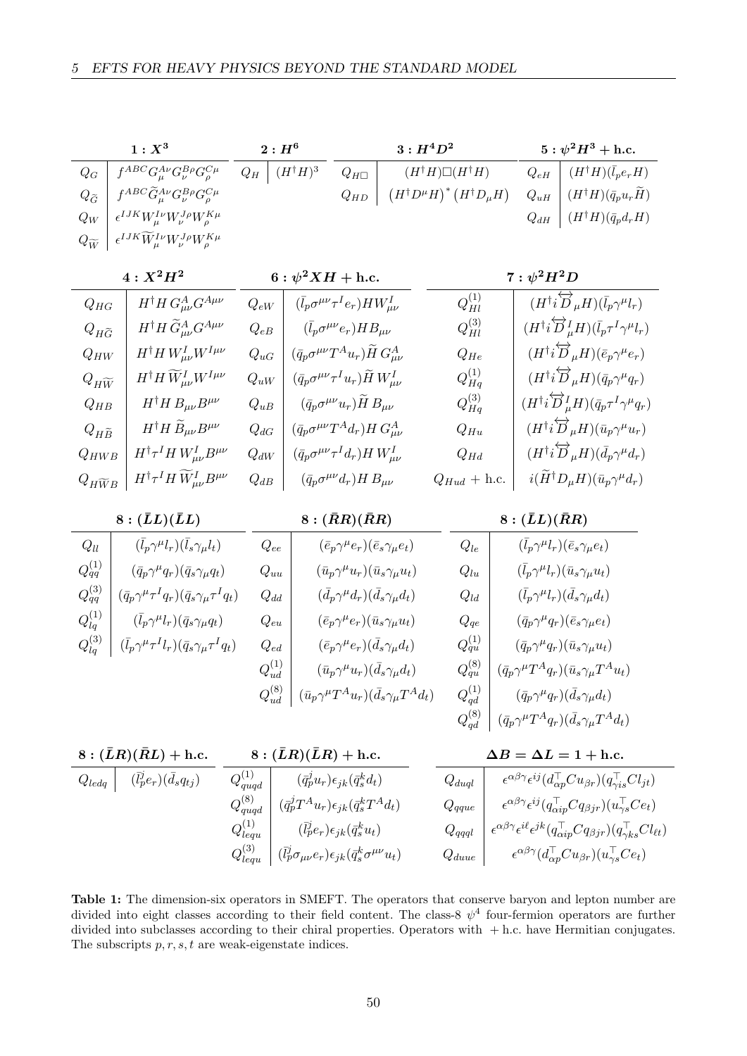| $1: X^3$ | | $2: H^6$ | | $3: H^4D^2$ | | $5: \psi^2H^3 + \text{h.c.}$ | |
|---|---|---|---|---|---|---|---|
| $Q_G$ | $f^{ABC}G_\mu^{A\nu}G_\nu^{B\rho}G_\rho^{C\mu}$ | $Q_H$ | $(H^\dagger H)^3$ | $Q_{H\Box}$ | $(H^\dagger H)\Box(H^\dagger H)$ | $Q_{eH}$ | $(H^\dagger H)(\bar{l}_p e_r H)$ |
| $Q_{\widetilde{G}}$ | $f^{ABC}\widetilde{G}_\mu^{A\nu}G_\nu^{B\rho}G_\rho^{C\mu}$ | | | $Q_{HD}$ | $\left(H^\dagger D^\mu H\right)^*\left(H^\dagger D_\mu H\right)$ | $Q_{uH}$ | $(H^\dagger H)(\bar{q}_p u_r \widetilde{H})$ |
| $Q_W$ | $\epsilon^{IJK}W_\mu^{I\nu}W_\nu^{J\rho}W_\rho^{K\mu}$ | | | | | $Q_{dH}$ | $(H^\dagger H)(\bar{q}_p d_r H)$ |
| $Q_{\widetilde{W}}$ | $\epsilon^{IJK}\widetilde{W}_\mu^{I\nu}W_\nu^{J\rho}W_\rho^{K\mu}$ | | | | | | |

| $4: X^2H^2$ | | $6: \psi^2XH + \text{h.c.}$ | | $7: \psi^2H^2D$ | |
|---|---|---|---|---|---|
| $Q_{HG}$ | $H^\dagger H\, G_{\mu\nu}^A G^{A\mu\nu}$ | $Q_{eW}$ | $(\bar{l}_p\sigma^{\mu\nu}\tau^I e_r)HW_{\mu\nu}^I$ | $Q_{Hl}^{(1)}$ | $(H^\dagger i\overleftrightarrow{D}_\mu H)(\bar{l}_p\gamma^\mu l_r)$ |
| $Q_{H\widetilde{G}}$ | $H^\dagger H\, \widetilde{G}_{\mu\nu}^A G^{A\mu\nu}$ | $Q_{eB}$ | $(\bar{l}_p\sigma^{\mu\nu}e_r)HB_{\mu\nu}$ | $Q_{Hl}^{(3)}$ | $(H^\dagger i\overleftrightarrow{D}_\mu^I H)(\bar{l}_p\tau^I\gamma^\mu l_r)$ |
| $Q_{HW}$ | $H^\dagger H\, W_{\mu\nu}^I W^{I\mu\nu}$ | $Q_{uG}$ | $(\bar{q}_p\sigma^{\mu\nu}T^A u_r)\widetilde{H}\, G_{\mu\nu}^A$ | $Q_{He}$ | $(H^\dagger i\overleftrightarrow{D}_\mu H)(\bar{e}_p\gamma^\mu e_r)$ |
| $Q_{H\widetilde{W}}$ | $H^\dagger H\, \widetilde{W}_{\mu\nu}^I W^{I\mu\nu}$ | $Q_{uW}$ | $(\bar{q}_p\sigma^{\mu\nu}\tau^I u_r)\widetilde{H}\, W_{\mu\nu}^I$ | $Q_{Hq}^{(1)}$ | $(H^\dagger i\overleftrightarrow{D}_\mu H)(\bar{q}_p\gamma^\mu q_r)$ |
| $Q_{HB}$ | $H^\dagger H\, B_{\mu\nu}B^{\mu\nu}$ | $Q_{uB}$ | $(\bar{q}_p\sigma^{\mu\nu}u_r)\widetilde{H}\, B_{\mu\nu}$ | $Q_{Hq}^{(3)}$ | $(H^\dagger i\overleftrightarrow{D}_\mu^I H)(\bar{q}_p\tau^I\gamma^\mu q_r)$ |
| $Q_{H\widetilde{B}}$ | $H^\dagger H\, \widetilde{B}_{\mu\nu}B^{\mu\nu}$ | $Q_{dG}$ | $(\bar{q}_p\sigma^{\mu\nu}T^A d_r)H\, G_{\mu\nu}^A$ | $Q_{Hu}$ | $(H^\dagger i\overleftrightarrow{D}_\mu H)(\bar{u}_p\gamma^\mu u_r)$ |
| $Q_{HWB}$ | $H^\dagger\tau^I H\, W_{\mu\nu}^I B^{\mu\nu}$ | $Q_{dW}$ | $(\bar{q}_p\sigma^{\mu\nu}\tau^I d_r)H\, W_{\mu\nu}^I$ | $Q_{Hd}$ | $(H^\dagger i\overleftrightarrow{D}_\mu H)(\bar{d}_p\gamma^\mu d_r)$ |
| $Q_{H\widetilde{W}B}$ | $H^\dagger\tau^I H\, \widetilde{W}_{\mu\nu}^I B^{\mu\nu}$ | $Q_{dB}$ | $(\bar{q}_p\sigma^{\mu\nu}d_r)H\, B_{\mu\nu}$ | $Q_{Hud}$ + h.c. | $i(\widetilde{H}^\dagger D_\mu H)(\bar{u}_p\gamma^\mu d_r)$ |

| $8: (\bar{L}L)(\bar{L}L)$ | | $8: (\bar{R}R)(\bar{R}R)$ | | $8: (\bar{L}L)(\bar{R}R)$ | |
|---|---|---|---|---|---|
| $Q_{ll}$ | $(\bar{l}_p\gamma^\mu l_r)(\bar{l}_s\gamma_\mu l_t)$ | $Q_{ee}$ | $(\bar{e}_p\gamma^\mu e_r)(\bar{e}_s\gamma_\mu e_t)$ | $Q_{le}$ | $(\bar{l}_p\gamma^\mu l_r)(\bar{e}_s\gamma_\mu e_t)$ |
| $Q_{qq}^{(1)}$ | $(\bar{q}_p\gamma^\mu q_r)(\bar{q}_s\gamma_\mu q_t)$ | $Q_{uu}$ | $(\bar{u}_p\gamma^\mu u_r)(\bar{u}_s\gamma_\mu u_t)$ | $Q_{lu}$ | $(\bar{l}_p\gamma^\mu l_r)(\bar{u}_s\gamma_\mu u_t)$ |
| $Q_{qq}^{(3)}$ | $(\bar{q}_p\gamma^\mu\tau^I q_r)(\bar{q}_s\gamma_\mu\tau^I q_t)$ | $Q_{dd}$ | $(\bar{d}_p\gamma^\mu d_r)(\bar{d}_s\gamma_\mu d_t)$ | $Q_{ld}$ | $(\bar{l}_p\gamma^\mu l_r)(\bar{d}_s\gamma_\mu d_t)$ |
| $Q_{lq}^{(1)}$ | $(\bar{l}_p\gamma^\mu l_r)(\bar{q}_s\gamma_\mu q_t)$ | $Q_{eu}$ | $(\bar{e}_p\gamma^\mu e_r)(\bar{u}_s\gamma_\mu u_t)$ | $Q_{qe}$ | $(\bar{q}_p\gamma^\mu q_r)(\bar{e}_s\gamma_\mu e_t)$ |
| $Q_{lq}^{(3)}$ | $(\bar{l}_p\gamma^\mu\tau^I l_r)(\bar{q}_s\gamma_\mu\tau^I q_t)$ | $Q_{ed}$ | $(\bar{e}_p\gamma^\mu e_r)(\bar{d}_s\gamma_\mu d_t)$ | $Q_{qu}^{(1)}$ | $(\bar{q}_p\gamma^\mu q_r)(\bar{u}_s\gamma_\mu u_t)$ |
| | | $Q_{ud}^{(1)}$ | $(\bar{u}_p\gamma^\mu u_r)(\bar{d}_s\gamma_\mu d_t)$ | $Q_{qu}^{(8)}$ | $(\bar{q}_p\gamma^\mu T^A q_r)(\bar{u}_s\gamma_\mu T^A u_t)$ |
| | | $Q_{ud}^{(8)}$ | $(\bar{u}_p\gamma^\mu T^A u_r)(\bar{d}_s\gamma_\mu T^A d_t)$ | $Q_{qd}^{(1)}$ | $(\bar{q}_p\gamma^\mu q_r)(\bar{d}_s\gamma_\mu d_t)$ |
| | | | | $Q_{qd}^{(8)}$ | $(\bar{q}_p\gamma^\mu T^A q_r)(\bar{d}_s\gamma_\mu T^A d_t)$ |

| $8: (\bar{L}R)(\bar{R}L) + \text{h.c.}$ | | $8: (\bar{L}R)(\bar{L}R) + \text{h.c.}$ | | $\Delta B = \Delta L = 1 + \text{h.c.}$ | |
|---|---|---|---|---|---|
| $Q_{ledq}$ | $(\bar{l}_p^j e_r)(\bar{d}_s q_{tj})$ | $Q_{quqd}^{(1)}$ | $(\bar{q}_p^j u_r)\epsilon_{jk}(\bar{q}_s^k d_t)$ | $Q_{duql}$ | $\epsilon^{\alpha\beta\gamma}\epsilon^{ij}(d_{\alpha p}^\top C u_{\beta r})(q_{\gamma is}^\top C l_{jt})$ |
| | | $Q_{quqd}^{(8)}$ | $(\bar{q}_p^j T^A u_r)\epsilon_{jk}(\bar{q}_s^k T^A d_t)$ | $Q_{qque}$ | $\epsilon^{\alpha\beta\gamma}\epsilon^{ij}(q_{\alpha ip}^\top C q_{\beta jr})(u_{\gamma s}^\top C e_t)$ |
| | | $Q_{lequ}^{(1)}$ | $(\bar{l}_p^j e_r)\epsilon_{jk}(\bar{q}_s^k u_t)$ | $Q_{qqql}$ | $\epsilon^{\alpha\beta\gamma}\epsilon^{i\ell}\epsilon^{jk}(q_{\alpha ip}^\top C q_{\beta jr})(q_{\gamma ks}^\top C l_{\ell t})$ |
| | | $Q_{lequ}^{(3)}$ | $(\bar{l}_p^j\sigma_{\mu\nu}e_r)\epsilon_{jk}(\bar{q}_s^k\sigma^{\mu\nu}u_t)$ | $Q_{duue}$ | $\epsilon^{\alpha\beta\gamma}(d_{\alpha p}^\top C u_{\beta r})(u_{\gamma s}^\top C e_t)$ |

**Table 1:** The dimension-six operators in SMEFT. The operators that conserve baryon and lepton number are divided into eight classes according to their field content. The class-8 $\psi^4$ four-fermion operators are further divided into subclasses according to their chiral properties. Operators with + h.c. have Hermitian conjugates. The subscripts $p, r, s, t$ are weak-eigenstate indices.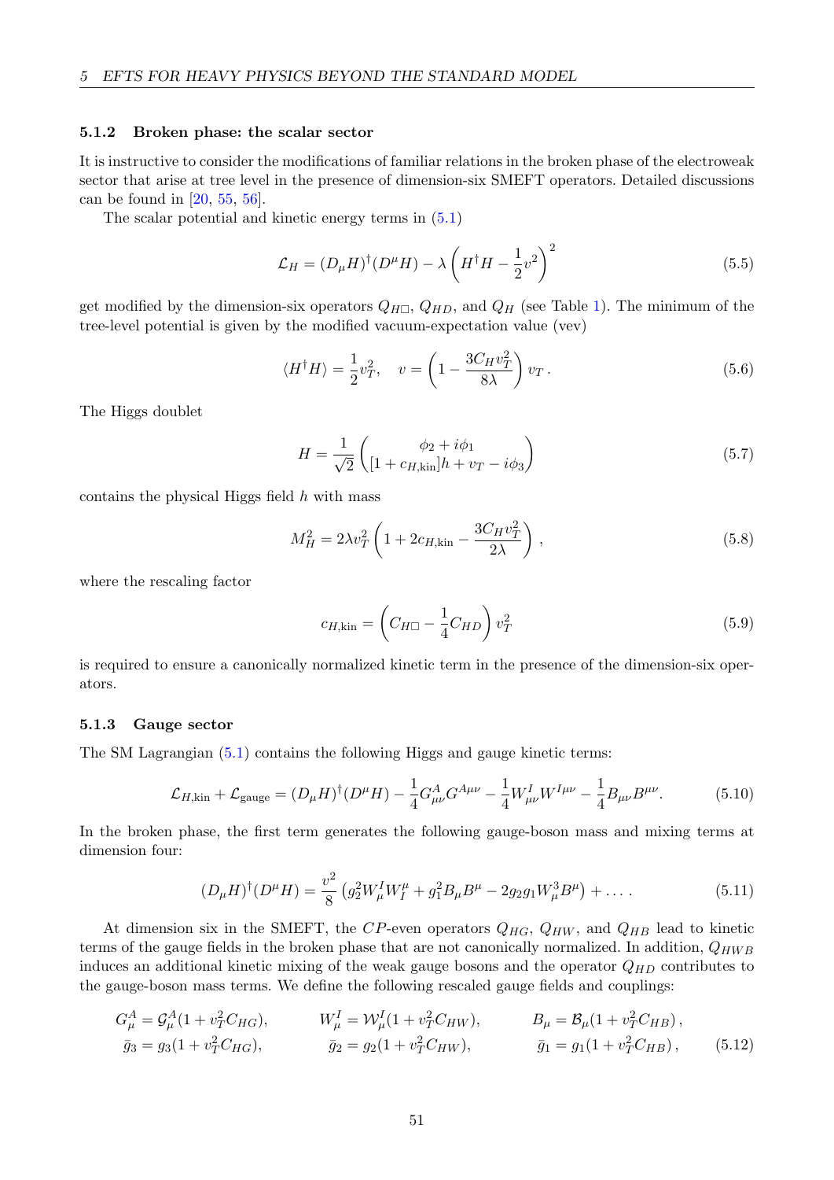### 5.1.2 Broken phase: the scalar sector

It is instructive to consider the modifications of familiar relations in the broken phase of the electroweak sector that arise at tree level in the presence of dimension-six SMEFT operators. Detailed discussions can be found in [20, 55, 56].

The scalar potential and kinetic energy terms in (5.1)

$$\mathcal{L}_H = (D_\mu H)^\dagger (D^\mu H) - \lambda \left( H^\dagger H - \frac{1}{2} v^2 \right)^2 \tag{5.5}$$

get modified by the dimension-six operators $Q_{H\Box}$, $Q_{HD}$, and $Q_H$ (see Table 1). The minimum of the tree-level potential is given by the modified vacuum-expectation value (vev)

$$\langle H^\dagger H \rangle = \frac{1}{2} v_T^2, \quad v = \left( 1 - \frac{3 C_H v_T^2}{8\lambda} \right) v_T \,. \tag{5.6}$$

The Higgs doublet

$$H = \frac{1}{\sqrt{2}} \begin{pmatrix} \phi_2 + i\phi_1 \\ [1 + c_{H,\text{kin}}] h + v_T - i\phi_3 \end{pmatrix} \tag{5.7}$$

contains the physical Higgs field $h$ with mass

$$M_H^2 = 2\lambda v_T^2 \left( 1 + 2 c_{H,\text{kin}} - \frac{3 C_H v_T^2}{2\lambda} \right) , \tag{5.8}$$

where the rescaling factor

$$c_{H,\text{kin}} = \left( C_{H\Box} - \frac{1}{4} C_{HD} \right) v_T^2 \tag{5.9}$$

is required to ensure a canonically normalized kinetic term in the presence of the dimension-six operators.

### 5.1.3 Gauge sector

The SM Lagrangian (5.1) contains the following Higgs and gauge kinetic terms:

$$\mathcal{L}_{H,\text{kin}} + \mathcal{L}_{\text{gauge}} = (D_\mu H)^\dagger (D^\mu H) - \frac{1}{4} G_{\mu\nu}^A G^{A\mu\nu} - \frac{1}{4} W_{\mu\nu}^I W^{I\mu\nu} - \frac{1}{4} B_{\mu\nu} B^{\mu\nu}. \tag{5.10}$$

In the broken phase, the first term generates the following gauge-boson mass and mixing terms at dimension four:

$$(D_\mu H)^\dagger (D^\mu H) = \frac{v^2}{8} \left( g_2^2 W_\mu^I W_I^\mu + g_1^2 B_\mu B^\mu - 2 g_2 g_1 W_\mu^3 B^\mu \right) + \ldots \,. \tag{5.11}$$

At dimension six in the SMEFT, the $CP$-even operators $Q_{HG}$, $Q_{HW}$, and $Q_{HB}$ lead to kinetic terms of the gauge fields in the broken phase that are not canonically normalized. In addition, $Q_{HWB}$ induces an additional kinetic mixing of the weak gauge bosons and the operator $Q_{HD}$ contributes to the gauge-boson mass terms. We define the following rescaled gauge fields and couplings:

$$\begin{aligned}
G_\mu^A &= \mathcal{G}_\mu^A (1 + v_T^2 C_{HG}), \qquad & W_\mu^I &= \mathcal{W}_\mu^I (1 + v_T^2 C_{HW}), \qquad & B_\mu &= \mathcal{B}_\mu (1 + v_T^2 C_{HB}) \,, \\
\bar{g}_3 &= g_3 (1 + v_T^2 C_{HG}), \qquad & \bar{g}_2 &= g_2 (1 + v_T^2 C_{HW}), \qquad & \bar{g}_1 &= g_1 (1 + v_T^2 C_{HB}) \,,
\end{aligned} \tag{5.12}$$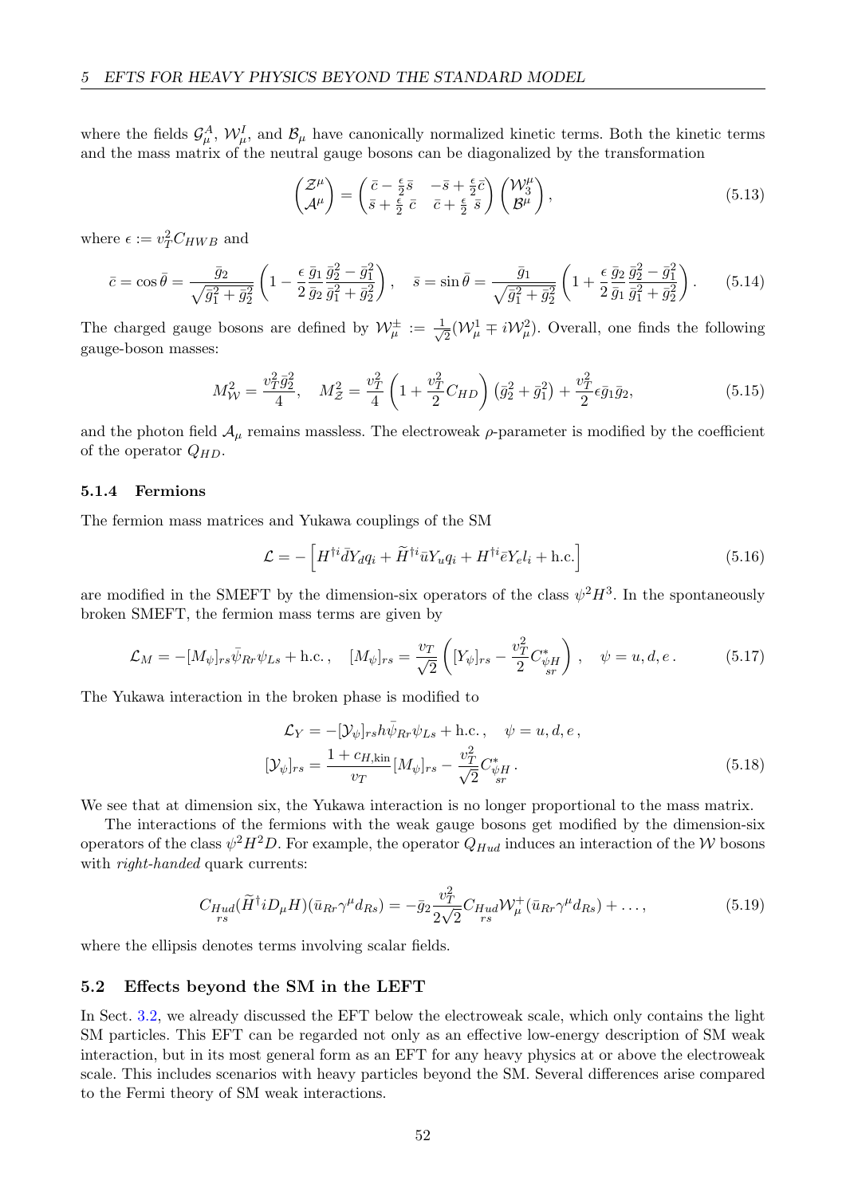where the fields $\mathcal{G}_\mu^A$, $\mathcal{W}_\mu^I$, and $\mathcal{B}_\mu$ have canonically normalized kinetic terms. Both the kinetic terms and the mass matrix of the neutral gauge bosons can be diagonalized by the transformation

$$\begin{pmatrix} \mathcal{Z}^\mu \\ \mathcal{A}^\mu \end{pmatrix} = \begin{pmatrix} \bar{c} - \frac{\epsilon}{2}\bar{s} & -\bar{s} + \frac{\epsilon}{2}\bar{c} \\ \bar{s} + \frac{\epsilon}{2}\,\bar{c} & \bar{c} + \frac{\epsilon}{2}\,\bar{s} \end{pmatrix} \begin{pmatrix} \mathcal{W}_3^\mu \\ \mathcal{B}^\mu \end{pmatrix}, \tag{5.13}$$

where $\epsilon := v_T^2 C_{HWB}$ and

$$\bar{c} = \cos\bar{\theta} = \frac{\bar{g}_2}{\sqrt{\bar{g}_1^2 + \bar{g}_2^2}} \left( 1 - \frac{\epsilon}{2} \frac{\bar{g}_1}{\bar{g}_2} \frac{\bar{g}_2^2 - \bar{g}_1^2}{\bar{g}_1^2 + \bar{g}_2^2} \right), \quad \bar{s} = \sin\bar{\theta} = \frac{\bar{g}_1}{\sqrt{\bar{g}_1^2 + \bar{g}_2^2}} \left( 1 + \frac{\epsilon}{2} \frac{\bar{g}_2}{\bar{g}_1} \frac{\bar{g}_2^2 - \bar{g}_1^2}{\bar{g}_1^2 + \bar{g}_2^2} \right). \tag{5.14}$$

The charged gauge bosons are defined by $\mathcal{W}_\mu^\pm := \frac{1}{\sqrt{2}}(\mathcal{W}_\mu^1 \mp i\mathcal{W}_\mu^2)$. Overall, one finds the following gauge-boson masses:

$$M_\mathcal{W}^2 = \frac{v_T^2 \bar{g}_2^2}{4}, \quad M_\mathcal{Z}^2 = \frac{v_T^2}{4} \left( 1 + \frac{v_T^2}{2} C_{HD} \right) \left( \bar{g}_2^2 + \bar{g}_1^2 \right) + \frac{v_T^2}{2} \epsilon \bar{g}_1 \bar{g}_2, \tag{5.15}$$

and the photon field $\mathcal{A}_\mu$ remains massless. The electroweak $\rho$-parameter is modified by the coefficient of the operator $Q_{HD}$.

### 5.1.4 Fermions

The fermion mass matrices and Yukawa couplings of the SM

$$\mathcal{L} = -\left[ H^{\dagger i} \bar{d} Y_d q_i + \widetilde{H}^{\dagger i} \bar{u} Y_u q_i + H^{\dagger i} \bar{e} Y_e l_i + \text{h.c.} \right] \tag{5.16}$$

are modified in the SMEFT by the dimension-six operators of the class $\psi^2 H^3$. In the spontaneously broken SMEFT, the fermion mass terms are given by

$$\mathcal{L}_M = -[M_\psi]_{rs} \bar{\psi}_{Rr} \psi_{Ls} + \text{h.c.}\,, \quad [M_\psi]_{rs} = \frac{v_T}{\sqrt{2}} \left( [Y_\psi]_{rs} - \frac{v_T^2}{2} C^*_{\underset{sr}{\psi H}} \right), \quad \psi = u, d, e\,. \tag{5.17}$$

The Yukawa interaction in the broken phase is modified to

$$\begin{aligned} \mathcal{L}_Y &= -[\mathcal{Y}_\psi]_{rs} h \bar{\psi}_{Rr} \psi_{Ls} + \text{h.c.}\,, \quad \psi = u, d, e\,, \\ [\mathcal{Y}_\psi]_{rs} &= \frac{1 + c_{H,\text{kin}}}{v_T} [M_\psi]_{rs} - \frac{v_T^2}{\sqrt{2}} C^*_{\underset{sr}{\psi H}}\,. \end{aligned} \tag{5.18}$$

We see that at dimension six, the Yukawa interaction is no longer proportional to the mass matrix.

The interactions of the fermions with the weak gauge bosons get modified by the dimension-six operators of the class $\psi^2 H^2 D$. For example, the operator $Q_{Hud}$ induces an interaction of the $\mathcal{W}$ bosons with *right-handed* quark currents:

$$C_{\underset{rs}{Hud}} (\widetilde{H}^\dagger i D_\mu H)(\bar{u}_{Rr} \gamma^\mu d_{Rs}) = -\bar{g}_2 \frac{v_T^2}{2\sqrt{2}} C_{\underset{rs}{Hud}} \mathcal{W}_\mu^+ (\bar{u}_{Rr} \gamma^\mu d_{Rs}) + \ldots, \tag{5.19}$$

where the ellipsis denotes terms involving scalar fields.

## 5.2 Effects beyond the SM in the LEFT

In Sect. 3.2, we already discussed the EFT below the electroweak scale, which only contains the light SM particles. This EFT can be regarded not only as an effective low-energy description of SM weak interaction, but in its most general form as an EFT for any heavy physics at or above the electroweak scale. This includes scenarios with heavy particles beyond the SM. Several differences arise compared to the Fermi theory of SM weak interactions.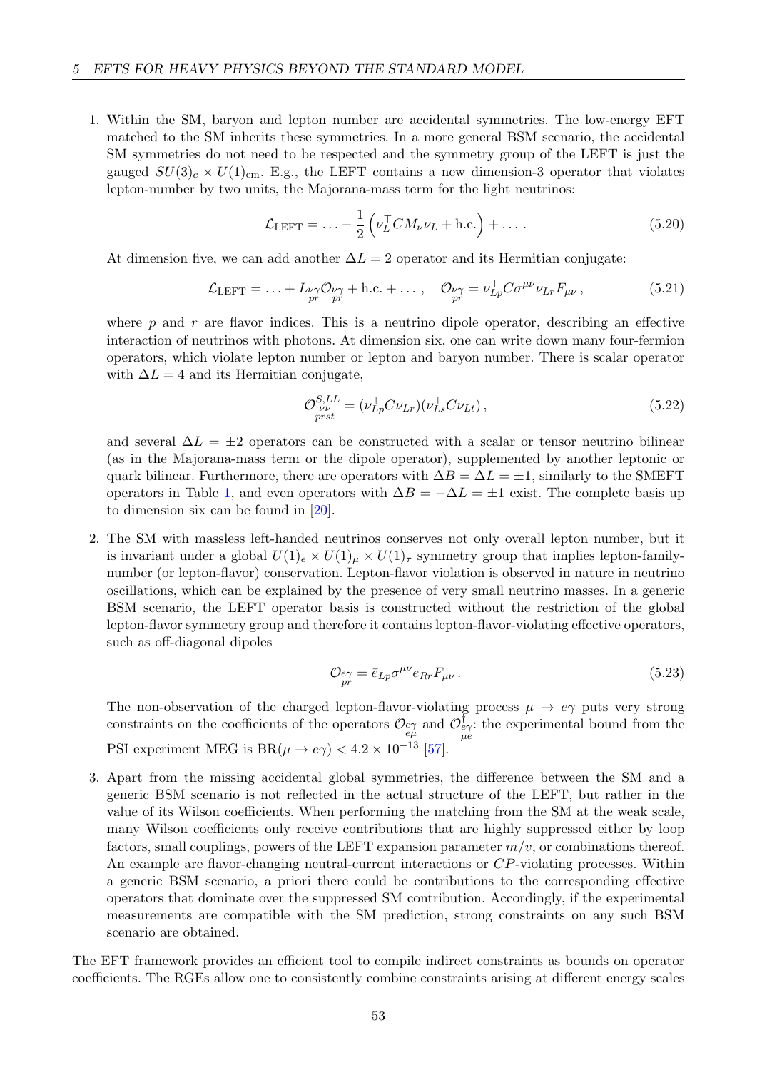1. Within the SM, baryon and lepton number are accidental symmetries. The low-energy EFT matched to the SM inherits these symmetries. In a more general BSM scenario, the accidental SM symmetries do not need to be respected and the symmetry group of the LEFT is just the gauged $SU(3)_c \times U(1)_\text{em}$. E.g., the LEFT contains a new dimension-3 operator that violates lepton-number by two units, the Majorana-mass term for the light neutrinos:

$$\mathcal{L}_\text{LEFT} = \ldots - \frac{1}{2}\left(\nu_L^\top C M_\nu \nu_L + \text{h.c.}\right) + \ldots \,. \tag{5.20}$$

   At dimension five, we can add another $\Delta L = 2$ operator and its Hermitian conjugate:

$$\mathcal{L}_\text{LEFT} = \ldots + L_{\underset{pr}{\nu\gamma}} \mathcal{O}_{\underset{pr}{\nu\gamma}} + \text{h.c.} + \ldots \,, \quad \mathcal{O}_{\underset{pr}{\nu\gamma}} = \nu_{Lp}^\top C \sigma^{\mu\nu} \nu_{Lr} F_{\mu\nu} \,, \tag{5.21}$$

   where $p$ and $r$ are flavor indices. This is a neutrino dipole operator, describing an effective interaction of neutrinos with photons. At dimension six, one can write down many four-fermion operators, which violate lepton number or lepton and baryon number. There is scalar operator with $\Delta L = 4$ and its Hermitian conjugate,

$$\mathcal{O}^{S,LL}_{\underset{prst}{\nu\nu}} = (\nu_{Lp}^\top C \nu_{Lr})(\nu_{Ls}^\top C \nu_{Lt}) \,, \tag{5.22}$$

   and several $\Delta L = \pm 2$ operators can be constructed with a scalar or tensor neutrino bilinear (as in the Majorana-mass term or the dipole operator), supplemented by another leptonic or quark bilinear. Furthermore, there are operators with $\Delta B = \Delta L = \pm 1$, similarly to the SMEFT operators in Table 1, and even operators with $\Delta B = -\Delta L = \pm 1$ exist. The complete basis up to dimension six can be found in [20].

2. The SM with massless left-handed neutrinos conserves not only overall lepton number, but it is invariant under a global $U(1)_e \times U(1)_\mu \times U(1)_\tau$ symmetry group that implies lepton-family-number (or lepton-flavor) conservation. Lepton-flavor violation is observed in nature in neutrino oscillations, which can be explained by the presence of very small neutrino masses. In a generic BSM scenario, the LEFT operator basis is constructed without the restriction of the global lepton-flavor symmetry group and therefore it contains lepton-flavor-violating effective operators, such as off-diagonal dipoles

$$\mathcal{O}_{\underset{pr}{e\gamma}} = \bar{e}_{Lp} \sigma^{\mu\nu} e_{Rr} F_{\mu\nu} \,. \tag{5.23}$$

   The non-observation of the charged lepton-flavor-violating process $\mu \to e\gamma$ puts very strong constraints on the coefficients of the operators $\mathcal{O}_{\underset{e\mu}{e\gamma}}$ and $\mathcal{O}^\dagger_{\underset{\mu e}{e\gamma}}$: the experimental bound from the PSI experiment MEG is $\text{BR}(\mu \to e\gamma) < 4.2 \times 10^{-13}$ [57].

3. Apart from the missing accidental global symmetries, the difference between the SM and a generic BSM scenario is not reflected in the actual structure of the LEFT, but rather in the value of its Wilson coefficients. When performing the matching from the SM at the weak scale, many Wilson coefficients only receive contributions that are highly suppressed either by loop factors, small couplings, powers of the LEFT expansion parameter $m/v$, or combinations thereof. An example are flavor-changing neutral-current interactions or $CP$-violating processes. Within a generic BSM scenario, a priori there could be contributions to the corresponding effective operators that dominate over the suppressed SM contribution. Accordingly, if the experimental measurements are compatible with the SM prediction, strong constraints on any such BSM scenario are obtained.

The EFT framework provides an efficient tool to compile indirect constraints as bounds on operator coefficients. The RGEs allow one to consistently combine constraints arising at different energy scales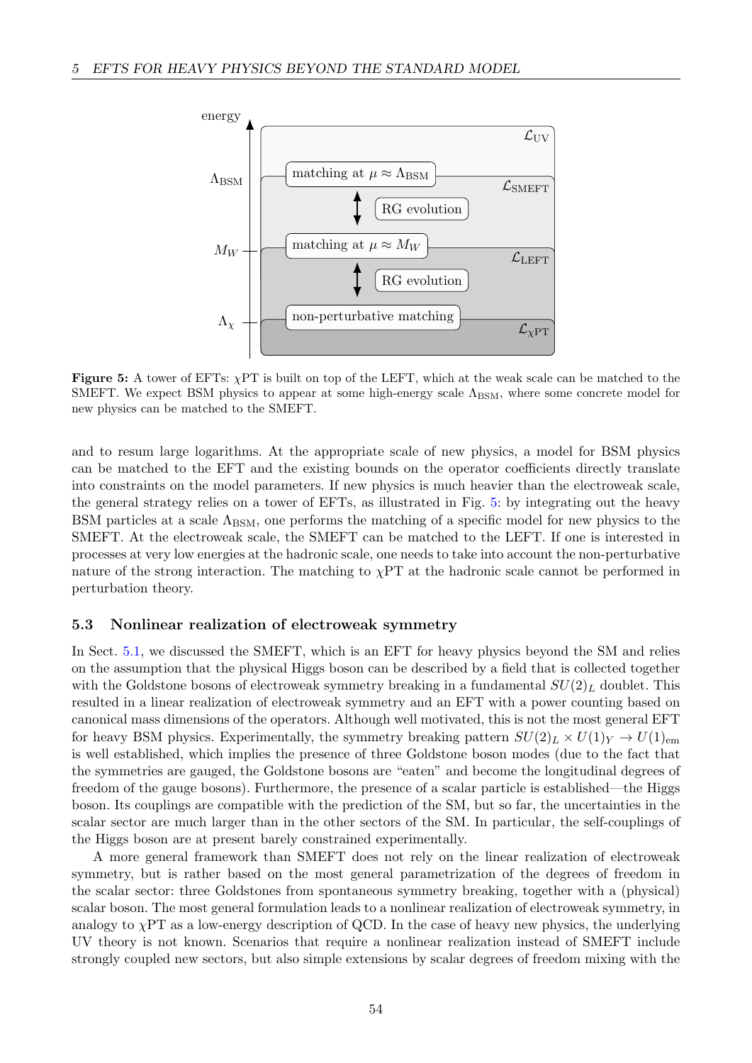energy

$\mathcal{L}_{\rm UV}$

$\Lambda_{\rm BSM}$ — matching at $\mu \approx \Lambda_{\rm BSM}$ — $\mathcal{L}_{\rm SMEFT}$

RG evolution

$M_W$ — matching at $\mu \approx M_W$ — $\mathcal{L}_{\rm LEFT}$

RG evolution

$\Lambda_\chi$ — non-perturbative matching — $\mathcal{L}_{\chi\rm PT}$

**Figure 5:** A tower of EFTs: $\chi$PT is built on top of the LEFT, which at the weak scale can be matched to the SMEFT. We expect BSM physics to appear at some high-energy scale $\Lambda_{\rm BSM}$, where some concrete model for new physics can be matched to the SMEFT.

and to resum large logarithms. At the appropriate scale of new physics, a model for BSM physics can be matched to the EFT and the existing bounds on the operator coefficients directly translate into constraints on the model parameters. If new physics is much heavier than the electroweak scale, the general strategy relies on a tower of EFTs, as illustrated in Fig. 5: by integrating out the heavy BSM particles at a scale $\Lambda_{\rm BSM}$, one performs the matching of a specific model for new physics to the SMEFT. At the electroweak scale, the SMEFT can be matched to the LEFT. If one is interested in processes at very low energies at the hadronic scale, one needs to take into account the non-perturbative nature of the strong interaction. The matching to $\chi$PT at the hadronic scale cannot be performed in perturbation theory.

### 5.3 Nonlinear realization of electroweak symmetry

In Sect. 5.1, we discussed the SMEFT, which is an EFT for heavy physics beyond the SM and relies on the assumption that the physical Higgs boson can be described by a field that is collected together with the Goldstone bosons of electroweak symmetry breaking in a fundamental $SU(2)_L$ doublet. This resulted in a linear realization of electroweak symmetry and an EFT with a power counting based on canonical mass dimensions of the operators. Although well motivated, this is not the most general EFT for heavy BSM physics. Experimentally, the symmetry breaking pattern $SU(2)_L \times U(1)_Y \to U(1)_{\rm em}$ is well established, which implies the presence of three Goldstone boson modes (due to the fact that the symmetries are gauged, the Goldstone bosons are "eaten" and become the longitudinal degrees of freedom of the gauge bosons). Furthermore, the presence of a scalar particle is established—the Higgs boson. Its couplings are compatible with the prediction of the SM, but so far, the uncertainties in the scalar sector are much larger than in the other sectors of the SM. In particular, the self-couplings of the Higgs boson are at present barely constrained experimentally.

A more general framework than SMEFT does not rely on the linear realization of electroweak symmetry, but is rather based on the most general parametrization of the degrees of freedom in the scalar sector: three Goldstones from spontaneous symmetry breaking, together with a (physical) scalar boson. The most general formulation leads to a nonlinear realization of electroweak symmetry, in analogy to $\chi$PT as a low-energy description of QCD. In the case of heavy new physics, the underlying UV theory is not known. Scenarios that require a nonlinear realization instead of SMEFT include strongly coupled new sectors, but also simple extensions by scalar degrees of freedom mixing with the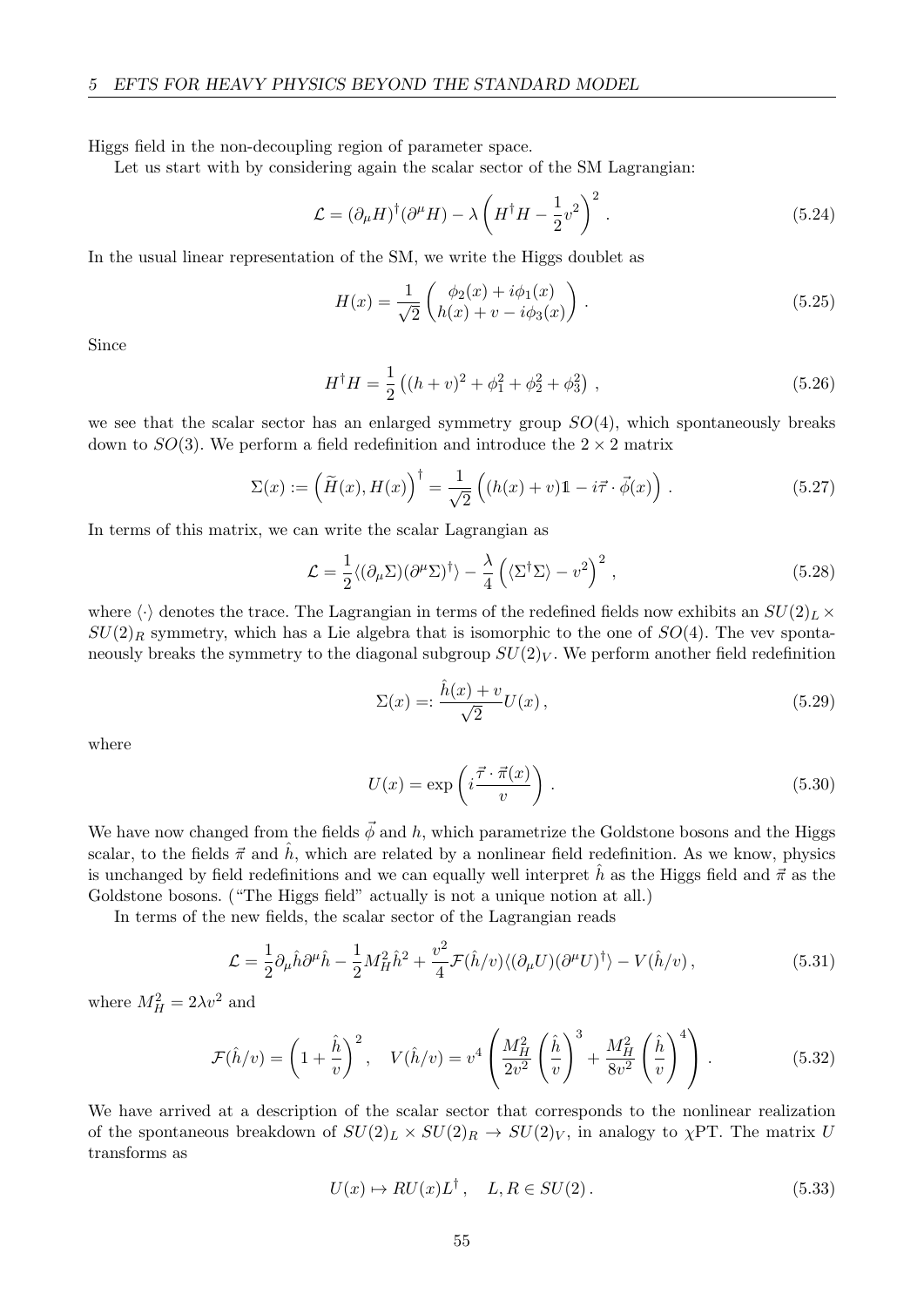Higgs field in the non-decoupling region of parameter space.

Let us start with by considering again the scalar sector of the SM Lagrangian:

$$\mathcal{L} = (\partial_\mu H)^\dagger(\partial^\mu H) - \lambda \left( H^\dagger H - \frac{1}{2}v^2 \right)^2 . \tag{5.24}$$

In the usual linear representation of the SM, we write the Higgs doublet as

$$H(x) = \frac{1}{\sqrt{2}} \begin{pmatrix} \phi_2(x) + i\phi_1(x) \\ h(x) + v - i\phi_3(x) \end{pmatrix} . \tag{5.25}$$

Since

$$H^\dagger H = \frac{1}{2}\left( (h+v)^2 + \phi_1^2 + \phi_2^2 + \phi_3^2 \right) , \tag{5.26}$$

we see that the scalar sector has an enlarged symmetry group $SO(4)$, which spontaneously breaks down to $SO(3)$. We perform a field redefinition and introduce the $2 \times 2$ matrix

$$\Sigma(x) := \left( \widetilde{H}(x), H(x) \right)^\dagger = \frac{1}{\sqrt{2}} \left( (h(x) + v)\mathbb{1} - i\vec{\tau} \cdot \vec{\phi}(x) \right) . \tag{5.27}$$

In terms of this matrix, we can write the scalar Lagrangian as

$$\mathcal{L} = \frac{1}{2} \langle (\partial_\mu \Sigma)(\partial^\mu \Sigma)^\dagger \rangle - \frac{\lambda}{4} \left( \langle \Sigma^\dagger \Sigma \rangle - v^2 \right)^2 , \tag{5.28}$$

where $\langle \cdot \rangle$ denotes the trace. The Lagrangian in terms of the redefined fields now exhibits an $SU(2)_L \times SU(2)_R$ symmetry, which has a Lie algebra that is isomorphic to the one of $SO(4)$. The vev spontaneously breaks the symmetry to the diagonal subgroup $SU(2)_V$. We perform another field redefinition

$$\Sigma(x) =: \frac{\hat{h}(x) + v}{\sqrt{2}} U(x) , \tag{5.29}$$

where

$$U(x) = \exp\left( i \frac{\vec{\tau} \cdot \vec{\pi}(x)}{v} \right) . \tag{5.30}$$

We have now changed from the fields $\vec{\phi}$ and $h$, which parametrize the Goldstone bosons and the Higgs scalar, to the fields $\vec{\pi}$ and $\hat{h}$, which are related by a nonlinear field redefinition. As we know, physics is unchanged by field redefinitions and we can equally well interpret $\hat{h}$ as the Higgs field and $\vec{\pi}$ as the Goldstone bosons. ("The Higgs field" actually is not a unique notion at all.)

In terms of the new fields, the scalar sector of the Lagrangian reads

$$\mathcal{L} = \frac{1}{2}\partial_\mu \hat{h} \partial^\mu \hat{h} - \frac{1}{2} M_H^2 \hat{h}^2 + \frac{v^2}{4} \mathcal{F}(\hat{h}/v) \langle (\partial_\mu U)(\partial^\mu U)^\dagger \rangle - V(\hat{h}/v) , \tag{5.31}$$

where $M_H^2 = 2\lambda v^2$ and

$$\mathcal{F}(\hat{h}/v) = \left( 1 + \frac{\hat{h}}{v} \right)^2 , \quad V(\hat{h}/v) = v^4 \left( \frac{M_H^2}{2v^2} \left( \frac{\hat{h}}{v} \right)^3 + \frac{M_H^2}{8v^2} \left( \frac{\hat{h}}{v} \right)^4 \right) . \tag{5.32}$$

We have arrived at a description of the scalar sector that corresponds to the nonlinear realization of the spontaneous breakdown of $SU(2)_L \times SU(2)_R \to SU(2)_V$, in analogy to $\chi$PT. The matrix $U$ transforms as

$$U(x) \mapsto R U(x) L^\dagger , \quad L, R \in SU(2) . \tag{5.33}$$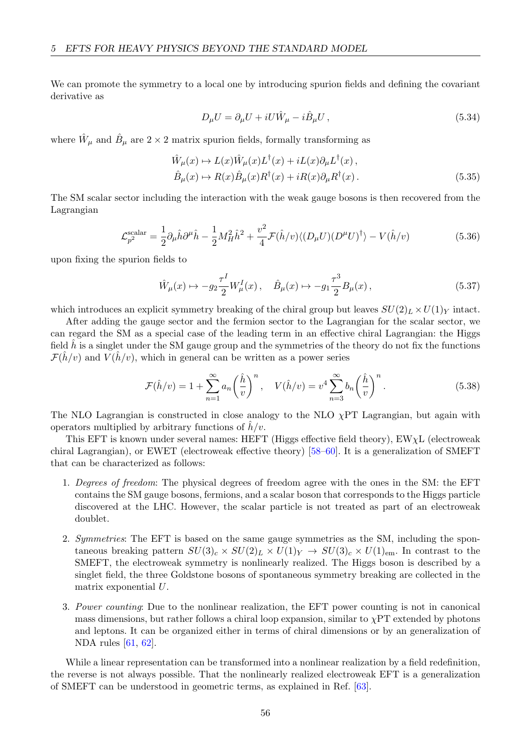We can promote the symmetry to a local one by introducing spurion fields and defining the covariant derivative as

$$D_\mu U = \partial_\mu U + iU\hat{W}_\mu - i\hat{B}_\mu U\,, \tag{5.34}$$

where $\hat{W}_\mu$ and $\hat{B}_\mu$ are $2\times 2$ matrix spurion fields, formally transforming as

$$\begin{aligned}
\hat{W}_\mu(x) &\mapsto L(x)\hat{W}_\mu(x)L^\dagger(x) + iL(x)\partial_\mu L^\dagger(x)\,,\\
\hat{B}_\mu(x) &\mapsto R(x)\hat{B}_\mu(x)R^\dagger(x) + iR(x)\partial_\mu R^\dagger(x)\,.
\end{aligned} \tag{5.35}$$

The SM scalar sector including the interaction with the weak gauge bosons is then recovered from the Lagrangian

$$\mathcal{L}^{\mathrm{scalar}}_{p^2} = \frac{1}{2}\partial_\mu\hat{h}\partial^\mu\hat{h} - \frac{1}{2}M_H^2\hat{h}^2 + \frac{v^2}{4}\mathcal{F}(\hat{h}/v)\langle (D_\mu U)(D^\mu U)^\dagger\rangle - V(\hat{h}/v) \tag{5.36}$$

upon fixing the spurion fields to

$$\hat{W}_\mu(x) \mapsto -g_2\frac{\tau^I}{2}W^I_\mu(x)\,, \quad \hat{B}_\mu(x) \mapsto -g_1\frac{\tau^3}{2}B_\mu(x)\,, \tag{5.37}$$

which introduces an explicit symmetry breaking of the chiral group but leaves $SU(2)_L\times U(1)_Y$ intact.

After adding the gauge sector and the fermion sector to the Lagrangian for the scalar sector, we can regard the SM as a special case of the leading term in an effective chiral Lagrangian: the Higgs field $\hat{h}$ is a singlet under the SM gauge group and the symmetries of the theory do not fix the functions $\mathcal{F}(\hat{h}/v)$ and $V(\hat{h}/v)$, which in general can be written as a power series

$$\mathcal{F}(\hat{h}/v) = 1 + \sum_{n=1}^\infty a_n\left(\frac{\hat{h}}{v}\right)^n\,, \quad V(\hat{h}/v) = v^4\sum_{n=3}^\infty b_n\left(\frac{\hat{h}}{v}\right)^n\,. \tag{5.38}$$

The NLO Lagrangian is constructed in close analogy to the NLO $\chi$PT Lagrangian, but again with operators multiplied by arbitrary functions of $\hat{h}/v$.

This EFT is known under several names: HEFT (Higgs effective field theory), EW$\chi$L (electroweak chiral Lagrangian), or EWET (electroweak effective theory) [58–60]. It is a generalization of SMEFT that can be characterized as follows:

1. *Degrees of freedom*: The physical degrees of freedom agree with the ones in the SM: the EFT contains the SM gauge bosons, fermions, and a scalar boson that corresponds to the Higgs particle discovered at the LHC. However, the scalar particle is not treated as part of an electroweak doublet.
2. *Symmetries*: The EFT is based on the same gauge symmetries as the SM, including the spontaneous breaking pattern $SU(3)_c\times SU(2)_L\times U(1)_Y \to SU(3)_c\times U(1)_{\mathrm{em}}$. In contrast to the SMEFT, the electroweak symmetry is nonlinearly realized. The Higgs boson is described by a singlet field, the three Goldstone bosons of spontaneous symmetry breaking are collected in the matrix exponential $U$.
3. *Power counting*: Due to the nonlinear realization, the EFT power counting is not in canonical mass dimensions, but rather follows a chiral loop expansion, similar to $\chi$PT extended by photons and leptons. It can be organized either in terms of chiral dimensions or by an generalization of NDA rules [61, 62].

While a linear representation can be transformed into a nonlinear realization by a field redefinition, the reverse is not always possible. That the nonlinearly realized electroweak EFT is a generalization of SMEFT can be understood in geometric terms, as explained in Ref. [63].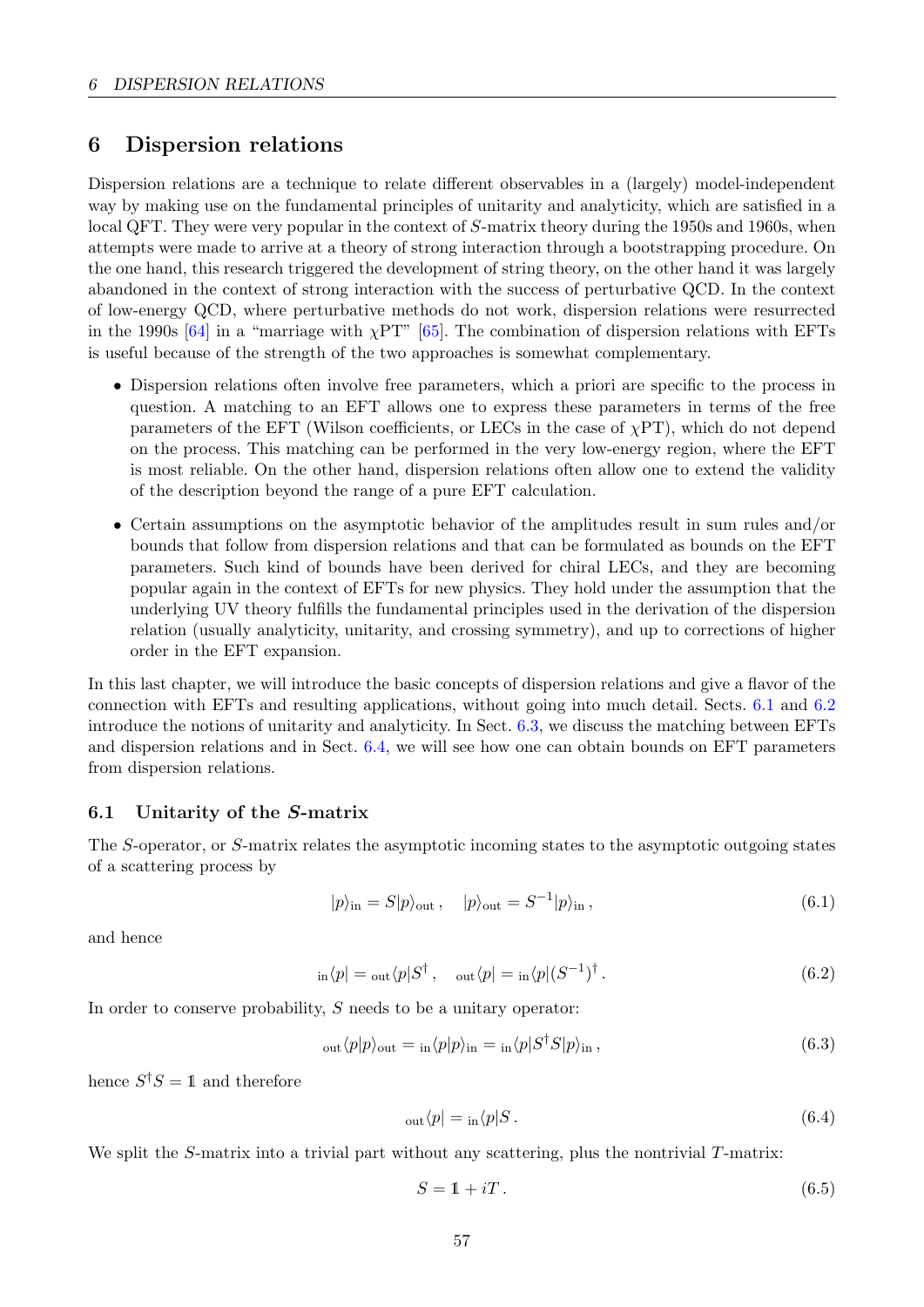# 6 Dispersion relations

Dispersion relations are a technique to relate different observables in a (largely) model-independent way by making use on the fundamental principles of unitarity and analyticity, which are satisfied in a local QFT. They were very popular in the context of $S$-matrix theory during the 1950s and 1960s, when attempts were made to arrive at a theory of strong interaction through a bootstrapping procedure. On the one hand, this research triggered the development of string theory, on the other hand it was largely abandoned in the context of strong interaction with the success of perturbative QCD. In the context of low-energy QCD, where perturbative methods do not work, dispersion relations were resurrected in the 1990s [64] in a "marriage with $\chi$PT" [65]. The combination of dispersion relations with EFTs is useful because of the strength of the two approaches is somewhat complementary.

- Dispersion relations often involve free parameters, which a priori are specific to the process in question. A matching to an EFT allows one to express these parameters in terms of the free parameters of the EFT (Wilson coefficients, or LECs in the case of $\chi$PT), which do not depend on the process. This matching can be performed in the very low-energy region, where the EFT is most reliable. On the other hand, dispersion relations often allow one to extend the validity of the description beyond the range of a pure EFT calculation.
- Certain assumptions on the asymptotic behavior of the amplitudes result in sum rules and/or bounds that follow from dispersion relations and that can be formulated as bounds on the EFT parameters. Such kind of bounds have been derived for chiral LECs, and they are becoming popular again in the context of EFTs for new physics. They hold under the assumption that the underlying UV theory fulfills the fundamental principles used in the derivation of the dispersion relation (usually analyticity, unitarity, and crossing symmetry), and up to corrections of higher order in the EFT expansion.

In this last chapter, we will introduce the basic concepts of dispersion relations and give a flavor of the connection with EFTs and resulting applications, without going into much detail. Sects. 6.1 and 6.2 introduce the notions of unitarity and analyticity. In Sect. 6.3, we discuss the matching between EFTs and dispersion relations and in Sect. 6.4, we will see how one can obtain bounds on EFT parameters from dispersion relations.

## 6.1 Unitarity of the $S$-matrix

The $S$-operator, or $S$-matrix relates the asymptotic incoming states to the asymptotic outgoing states of a scattering process by

$$|p\rangle_{\text{in}} = S|p\rangle_{\text{out}} \,, \quad |p\rangle_{\text{out}} = S^{-1}|p\rangle_{\text{in}} \,, \tag{6.1}$$

and hence

$${}_{\text{in}}\langle p| = {}_{\text{out}}\langle p|S^\dagger \,, \quad {}_{\text{out}}\langle p| = {}_{\text{in}}\langle p|(S^{-1})^\dagger \,. \tag{6.2}$$

In order to conserve probability, $S$ needs to be a unitary operator:

$${}_{\text{out}}\langle p|p\rangle_{\text{out}} = {}_{\text{in}}\langle p|p\rangle_{\text{in}} = {}_{\text{in}}\langle p|S^\dagger S|p\rangle_{\text{in}} \,, \tag{6.3}$$

hence $S^\dagger S = \mathbb{1}$ and therefore

$${}_{\text{out}}\langle p| = {}_{\text{in}}\langle p|S \,. \tag{6.4}$$

We split the $S$-matrix into a trivial part without any scattering, plus the nontrivial $T$-matrix:

$$S = \mathbb{1} + iT \,. \tag{6.5}$$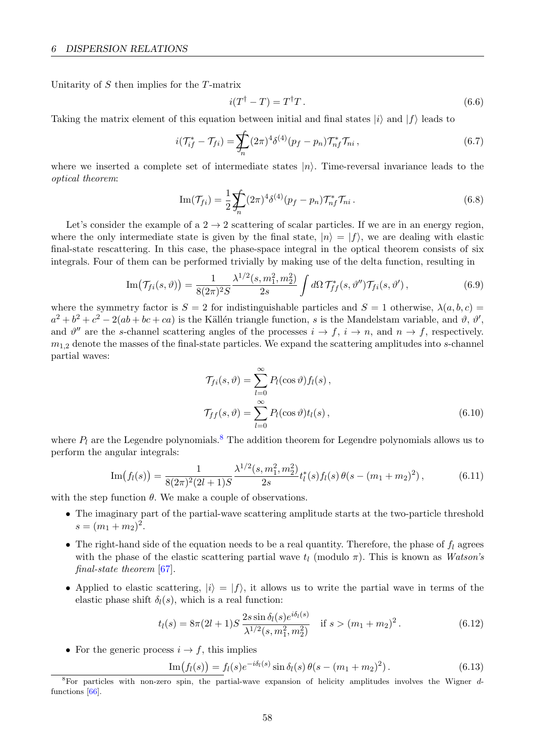Unitarity of $S$ then implies for the $T$-matrix

$$i(T^\dagger - T) = T^\dagger T\,. \tag{6.6}$$

Taking the matrix element of this equation between initial and final states $|i\rangle$ and $|f\rangle$ leads to

$$i(\mathcal{T}_{if}^* - \mathcal{T}_{fi}) = \sum\!\!\!\!\!\!\int_n (2\pi)^4 \delta^{(4)}(p_f - p_n) \mathcal{T}_{nf}^* \mathcal{T}_{ni}\,, \tag{6.7}$$

where we inserted a complete set of intermediate states $|n\rangle$. Time-reversal invariance leads to the *optical theorem*:

$$\mathrm{Im}(\mathcal{T}_{fi}) = \frac{1}{2} \sum\!\!\!\!\!\!\int_n (2\pi)^4 \delta^{(4)}(p_f - p_n) \mathcal{T}_{nf}^* \mathcal{T}_{ni}\,. \tag{6.8}$$

Let's consider the example of a $2 \to 2$ scattering of scalar particles. If we are in an energy region, where the only intermediate state is given by the final state, $|n\rangle = |f\rangle$, we are dealing with elastic final-state rescattering. In this case, the phase-space integral in the optical theorem consists of six integrals. Four of them can be performed trivially by making use of the delta function, resulting in

$$\mathrm{Im}\big(\mathcal{T}_{fi}(s, \vartheta)\big) = \frac{1}{8(2\pi)^2 S} \frac{\lambda^{1/2}(s, m_1^2, m_2^2)}{2s} \int d\Omega \, \mathcal{T}_{ff}^*(s, \vartheta'') \mathcal{T}_{fi}(s, \vartheta')\,, \tag{6.9}$$

where the symmetry factor is $S = 2$ for indistinguishable particles and $S = 1$ otherwise, $\lambda(a, b, c) = a^2 + b^2 + c^2 - 2(ab + bc + ca)$ is the Källén triangle function, $s$ is the Mandelstam variable, and $\vartheta$, $\vartheta'$, and $\vartheta''$ are the $s$-channel scattering angles of the processes $i \to f$, $i \to n$, and $n \to f$, respectively. $m_{1,2}$ denote the masses of the final-state particles. We expand the scattering amplitudes into $s$-channel partial waves:

$$\begin{aligned}
\mathcal{T}_{fi}(s, \vartheta) &= \sum_{l=0}^{\infty} P_l(\cos\vartheta) f_l(s)\,, \\
\mathcal{T}_{ff}(s, \vartheta) &= \sum_{l=0}^{\infty} P_l(\cos\vartheta) t_l(s)\,,
\end{aligned} \tag{6.10}$$

where $P_l$ are the Legendre polynomials.[8] The addition theorem for Legendre polynomials allows us to perform the angular integrals:

$$\mathrm{Im}\big(f_l(s)\big) = \frac{1}{8(2\pi)^2(2l+1)S} \frac{\lambda^{1/2}(s, m_1^2, m_2^2)}{2s} t_l^*(s) f_l(s)\, \theta(s - (m_1 + m_2)^2)\,, \tag{6.11}$$

with the step function $\theta$. We make a couple of observations.

- The imaginary part of the partial-wave scattering amplitude starts at the two-particle threshold $s = (m_1 + m_2)^2$.
- The right-hand side of the equation needs to be a real quantity. Therefore, the phase of $f_l$ agrees with the phase of the elastic scattering partial wave $t_l$ (modulo $\pi$). This is known as *Watson's final-state theorem* [67].
- Applied to elastic scattering, $|i\rangle = |f\rangle$, it allows us to write the partial wave in terms of the elastic phase shift $\delta_l(s)$, which is a real function:

$$t_l(s) = 8\pi(2l+1)S \, \frac{2s \sin\delta_l(s) e^{i\delta_l(s)}}{\lambda^{1/2}(s, m_1^2, m_2^2)} \quad \text{if } s > (m_1 + m_2)^2\,. \tag{6.12}$$

- For the generic process $i \to f$, this implies

$$\mathrm{Im}\big(f_l(s)\big) = f_l(s) e^{-i\delta_l(s)} \sin\delta_l(s)\, \theta(s - (m_1 + m_2)^2)\,. \tag{6.13}$$

[8] For particles with non-zero spin, the partial-wave expansion of helicity amplitudes involves the Wigner $d$-functions [66].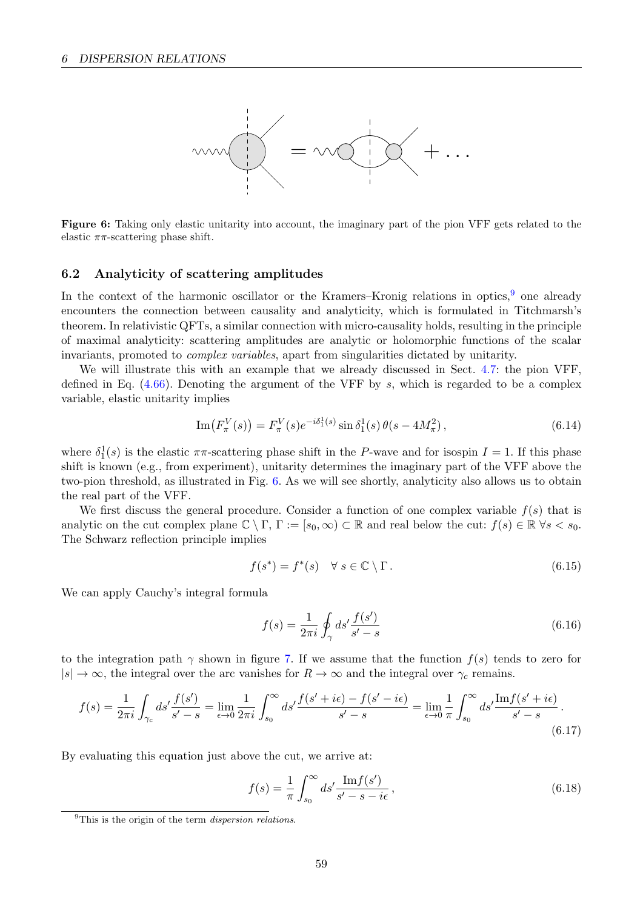**Figure 6:** Taking only elastic unitarity into account, the imaginary part of the pion VFF gets related to the elastic $\pi\pi$-scattering phase shift.

## 6.2 Analyticity of scattering amplitudes

In the context of the harmonic oscillator or the Kramers–Kronig relations in optics,[9] one already encounters the connection between causality and analyticity, which is formulated in Titchmarsh's theorem. In relativistic QFTs, a similar connection with micro-causality holds, resulting in the principle of maximal analyticity: scattering amplitudes are analytic or holomorphic functions of the scalar invariants, promoted to *complex variables*, apart from singularities dictated by unitarity.

We will illustrate this with an example that we already discussed in Sect. 4.7: the pion VFF, defined in Eq. (4.66). Denoting the argument of the VFF by $s$, which is regarded to be a complex variable, elastic unitarity implies

$$\mathrm{Im}\big(F_\pi^V(s)\big) = F_\pi^V(s) e^{-i\delta_1^1(s)} \sin\delta_1^1(s)\,\theta(s-4M_\pi^2)\,, \tag{6.14}$$

where $\delta_1^1(s)$ is the elastic $\pi\pi$-scattering phase shift in the $P$-wave and for isospin $I=1$. If this phase shift is known (e.g., from experiment), unitarity determines the imaginary part of the VFF above the two-pion threshold, as illustrated in Fig. 6. As we will see shortly, analyticity also allows us to obtain the real part of the VFF.

We first discuss the general procedure. Consider a function of one complex variable $f(s)$ that is analytic on the cut complex plane $\mathbb{C}\setminus\Gamma$, $\Gamma := [s_0,\infty)\subset\mathbb{R}$ and real below the cut: $f(s)\in\mathbb{R}\;\forall s < s_0$. The Schwarz reflection principle implies

$$f(s^*) = f^*(s) \quad \forall\, s\in\mathbb{C}\setminus\Gamma\,. \tag{6.15}$$

We can apply Cauchy's integral formula

$$f(s) = \frac{1}{2\pi i}\oint_\gamma ds' \frac{f(s')}{s'-s} \tag{6.16}$$

to the integration path $\gamma$ shown in figure 7. If we assume that the function $f(s)$ tends to zero for $|s|\to\infty$, the integral over the arc vanishes for $R\to\infty$ and the integral over $\gamma_c$ remains.

$$f(s) = \frac{1}{2\pi i}\int_{\gamma_c} ds' \frac{f(s')}{s'-s} = \lim_{\epsilon\to 0}\frac{1}{2\pi i}\int_{s_0}^\infty ds' \frac{f(s'+i\epsilon)-f(s'-i\epsilon)}{s'-s} = \lim_{\epsilon\to 0}\frac{1}{\pi}\int_{s_0}^\infty ds' \frac{\mathrm{Im}f(s'+i\epsilon)}{s'-s}\,. \tag{6.17}$$

By evaluating this equation just above the cut, we arrive at:

$$f(s) = \frac{1}{\pi}\int_{s_0}^\infty ds' \frac{\mathrm{Im}f(s')}{s'-s-i\epsilon}\,, \tag{6.18}$$

[9] This is the origin of the term *dispersion relations*.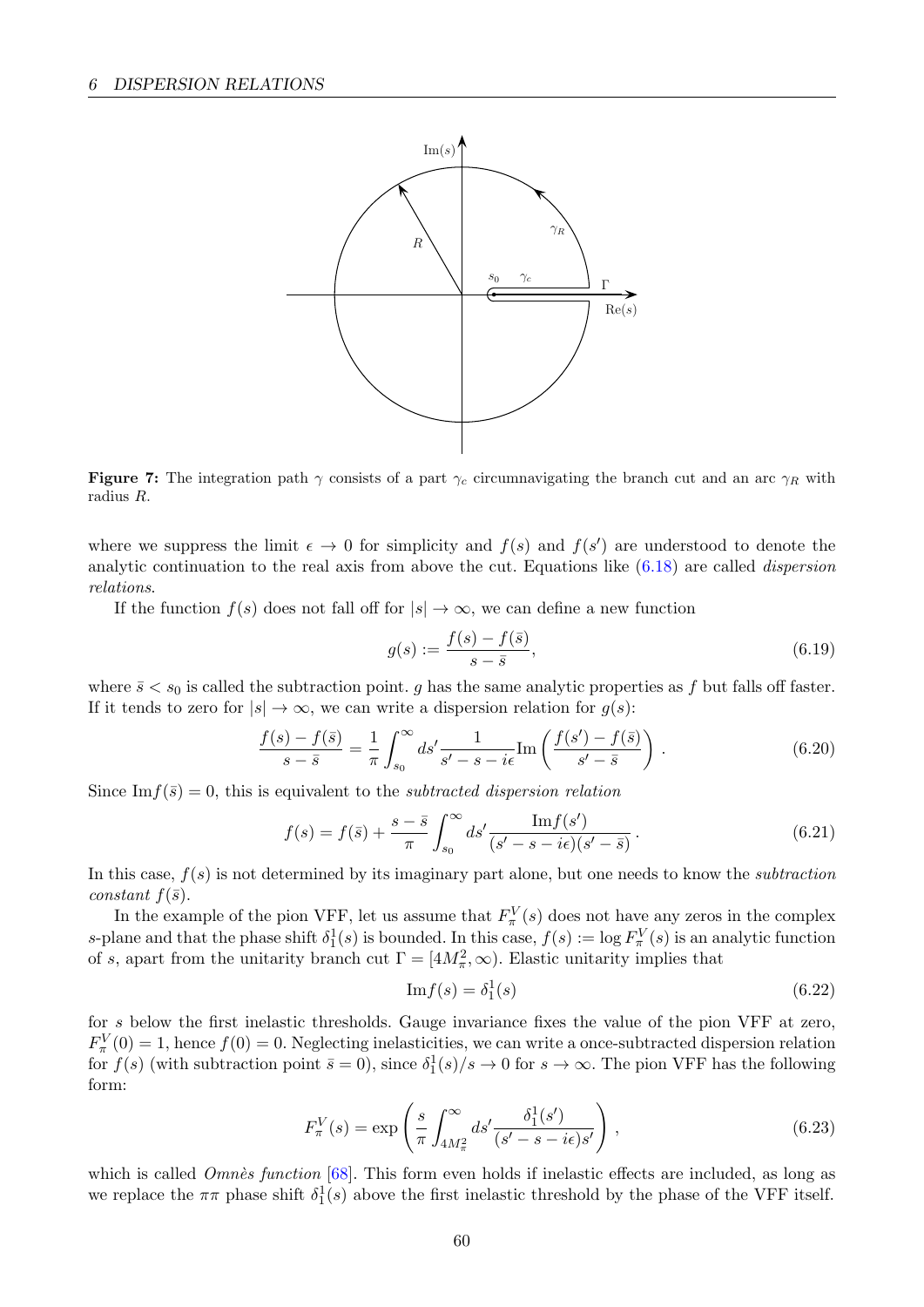**Figure 7:** The integration path $\gamma$ consists of a part $\gamma_c$ circumnavigating the branch cut and an arc $\gamma_R$ with radius $R$.

where we suppress the limit $\epsilon \to 0$ for simplicity and $f(s)$ and $f(s')$ are understood to denote the analytic continuation to the real axis from above the cut. Equations like (6.18) are called *dispersion relations*.

If the function $f(s)$ does not fall off for $|s| \to \infty$, we can define a new function

$$g(s) := \frac{f(s) - f(\bar{s})}{s - \bar{s}}, \tag{6.19}$$

where $\bar{s} < s_0$ is called the subtraction point. $g$ has the same analytic properties as $f$ but falls off faster. If it tends to zero for $|s| \to \infty$, we can write a dispersion relation for $g(s)$:

$$\frac{f(s) - f(\bar{s})}{s - \bar{s}} = \frac{1}{\pi} \int_{s_0}^{\infty} ds' \frac{1}{s' - s - i\epsilon} \mathrm{Im}\left( \frac{f(s') - f(\bar{s})}{s' - \bar{s}} \right) . \tag{6.20}$$

Since $\mathrm{Im} f(\bar{s}) = 0$, this is equivalent to the *subtracted dispersion relation*

$$f(s) = f(\bar{s}) + \frac{s - \bar{s}}{\pi} \int_{s_0}^{\infty} ds' \frac{\mathrm{Im} f(s')}{(s' - s - i\epsilon)(s' - \bar{s})} . \tag{6.21}$$

In this case, $f(s)$ is not determined by its imaginary part alone, but one needs to know the *subtraction constant* $f(\bar{s})$.

In the example of the pion VFF, let us assume that $F_\pi^V(s)$ does not have any zeros in the complex $s$-plane and that the phase shift $\delta_1^1(s)$ is bounded. In this case, $f(s) := \log F_\pi^V(s)$ is an analytic function of $s$, apart from the unitarity branch cut $\Gamma = [4M_\pi^2, \infty)$. Elastic unitarity implies that

$$\mathrm{Im} f(s) = \delta_1^1(s) \tag{6.22}$$

for $s$ below the first inelastic thresholds. Gauge invariance fixes the value of the pion VFF at zero, $F_\pi^V(0) = 1$, hence $f(0) = 0$. Neglecting inelasticities, we can write a once-subtracted dispersion relation for $f(s)$ (with subtraction point $\bar{s} = 0$), since $\delta_1^1(s)/s \to 0$ for $s \to \infty$. The pion VFF has the following form:

$$F_\pi^V(s) = \exp\left( \frac{s}{\pi} \int_{4M_\pi^2}^{\infty} ds' \frac{\delta_1^1(s')}{(s' - s - i\epsilon)s'} \right) , \tag{6.23}$$

which is called *Omnès function* [68]. This form even holds if inelastic effects are included, as long as we replace the $\pi\pi$ phase shift $\delta_1^1(s)$ above the first inelastic threshold by the phase of the VFF itself.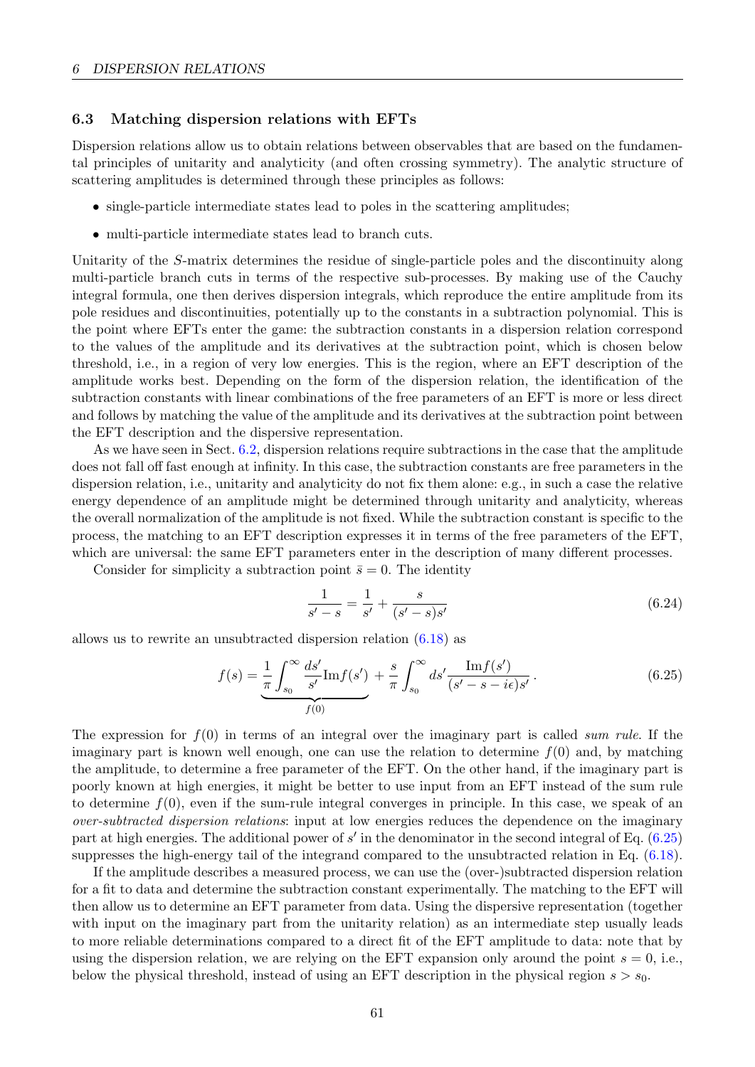### 6.3 Matching dispersion relations with EFTs

Dispersion relations allow us to obtain relations between observables that are based on the fundamental principles of unitarity and analyticity (and often crossing symmetry). The analytic structure of scattering amplitudes is determined through these principles as follows:

- single-particle intermediate states lead to poles in the scattering amplitudes;
- multi-particle intermediate states lead to branch cuts.

Unitarity of the $S$-matrix determines the residue of single-particle poles and the discontinuity along multi-particle branch cuts in terms of the respective sub-processes. By making use of the Cauchy integral formula, one then derives dispersion integrals, which reproduce the entire amplitude from its pole residues and discontinuities, potentially up to the constants in a subtraction polynomial. This is the point where EFTs enter the game: the subtraction constants in a dispersion relation correspond to the values of the amplitude and its derivatives at the subtraction point, which is chosen below threshold, i.e., in a region of very low energies. This is the region, where an EFT description of the amplitude works best. Depending on the form of the dispersion relation, the identification of the subtraction constants with linear combinations of the free parameters of an EFT is more or less direct and follows by matching the value of the amplitude and its derivatives at the subtraction point between the EFT description and the dispersive representation.

As we have seen in Sect. 6.2, dispersion relations require subtractions in the case that the amplitude does not fall off fast enough at infinity. In this case, the subtraction constants are free parameters in the dispersion relation, i.e., unitarity and analyticity do not fix them alone: e.g., in such a case the relative energy dependence of an amplitude might be determined through unitarity and analyticity, whereas the overall normalization of the amplitude is not fixed. While the subtraction constant is specific to the process, the matching to an EFT description expresses it in terms of the free parameters of the EFT, which are universal: the same EFT parameters enter in the description of many different processes.

Consider for simplicity a subtraction point $\bar{s} = 0$. The identity

$$\frac{1}{s'-s} = \frac{1}{s'} + \frac{s}{(s'-s)s'} \tag{6.24}$$

allows us to rewrite an unsubtracted dispersion relation (6.18) as

$$f(s) = \underbrace{\frac{1}{\pi}\int_{s_0}^{\infty} \frac{ds'}{s'} \mathrm{Im} f(s')}_{f(0)} + \frac{s}{\pi}\int_{s_0}^{\infty} ds' \frac{\mathrm{Im} f(s')}{(s'-s-i\epsilon)s'} \,. \tag{6.25}$$

The expression for $f(0)$ in terms of an integral over the imaginary part is called *sum rule*. If the imaginary part is known well enough, one can use the relation to determine $f(0)$ and, by matching the amplitude, to determine a free parameter of the EFT. On the other hand, if the imaginary part is poorly known at high energies, it might be better to use input from an EFT instead of the sum rule to determine $f(0)$, even if the sum-rule integral converges in principle. In this case, we speak of an *over-subtracted dispersion relations*: input at low energies reduces the dependence on the imaginary part at high energies. The additional power of $s'$ in the denominator in the second integral of Eq. (6.25) suppresses the high-energy tail of the integrand compared to the unsubtracted relation in Eq. (6.18).

If the amplitude describes a measured process, we can use the (over-)subtracted dispersion relation for a fit to data and determine the subtraction constant experimentally. The matching to the EFT will then allow us to determine an EFT parameter from data. Using the dispersive representation (together with input on the imaginary part from the unitarity relation) as an intermediate step usually leads to more reliable determinations compared to a direct fit of the EFT amplitude to data: note that by using the dispersion relation, we are relying on the EFT expansion only around the point $s = 0$, i.e., below the physical threshold, instead of using an EFT description in the physical region $s > s_0$.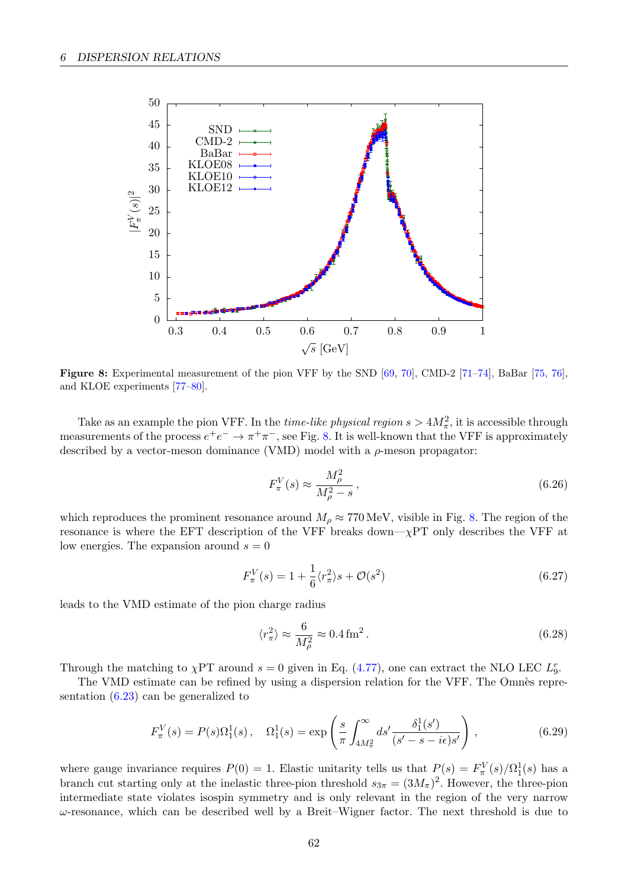**Figure 8:** Experimental measurement of the pion VFF by the SND [69, 70], CMD-2 [71–74], BaBar [75, 76], and KLOE experiments [77–80].

Take as an example the pion VFF. In the *time-like physical region* $s > 4M_\pi^2$, it is accessible through measurements of the process $e^+e^- \to \pi^+\pi^-$, see Fig. 8. It is well-known that the VFF is approximately described by a vector-meson dominance (VMD) model with a $\rho$-meson propagator:

$$F_\pi^V(s) \approx \frac{M_\rho^2}{M_\rho^2 - s}, \tag{6.26}$$

which reproduces the prominent resonance around $M_\rho \approx 770\,\text{MeV}$, visible in Fig. 8. The region of the resonance is where the EFT description of the VFF breaks down—$\chi$PT only describes the VFF at low energies. The expansion around $s = 0$

$$F_\pi^V(s) = 1 + \frac{1}{6}\langle r_\pi^2 \rangle s + \mathcal{O}(s^2) \tag{6.27}$$

leads to the VMD estimate of the pion charge radius

$$\langle r_\pi^2 \rangle \approx \frac{6}{M_\rho^2} \approx 0.4\,\text{fm}^2\,. \tag{6.28}$$

Through the matching to $\chi$PT around $s = 0$ given in Eq. (4.77), one can extract the NLO LEC $L_9^r$.

The VMD estimate can be refined by using a dispersion relation for the VFF. The Omnès representation (6.23) can be generalized to

$$F_\pi^V(s) = P(s)\Omega_1^1(s)\,, \quad \Omega_1^1(s) = \exp\left(\frac{s}{\pi}\int_{4M_\pi^2}^\infty ds' \frac{\delta_1^1(s')}{(s' - s - i\epsilon)s'}\right), \tag{6.29}$$

where gauge invariance requires $P(0) = 1$. Elastic unitarity tells us that $P(s) = F_\pi^V(s)/\Omega_1^1(s)$ has a branch cut starting only at the inelastic three-pion threshold $s_{3\pi} = (3M_\pi)^2$. However, the three-pion intermediate state violates isospin symmetry and is only relevant in the region of the very narrow $\omega$-resonance, which can be described well by a Breit–Wigner factor. The next threshold is due to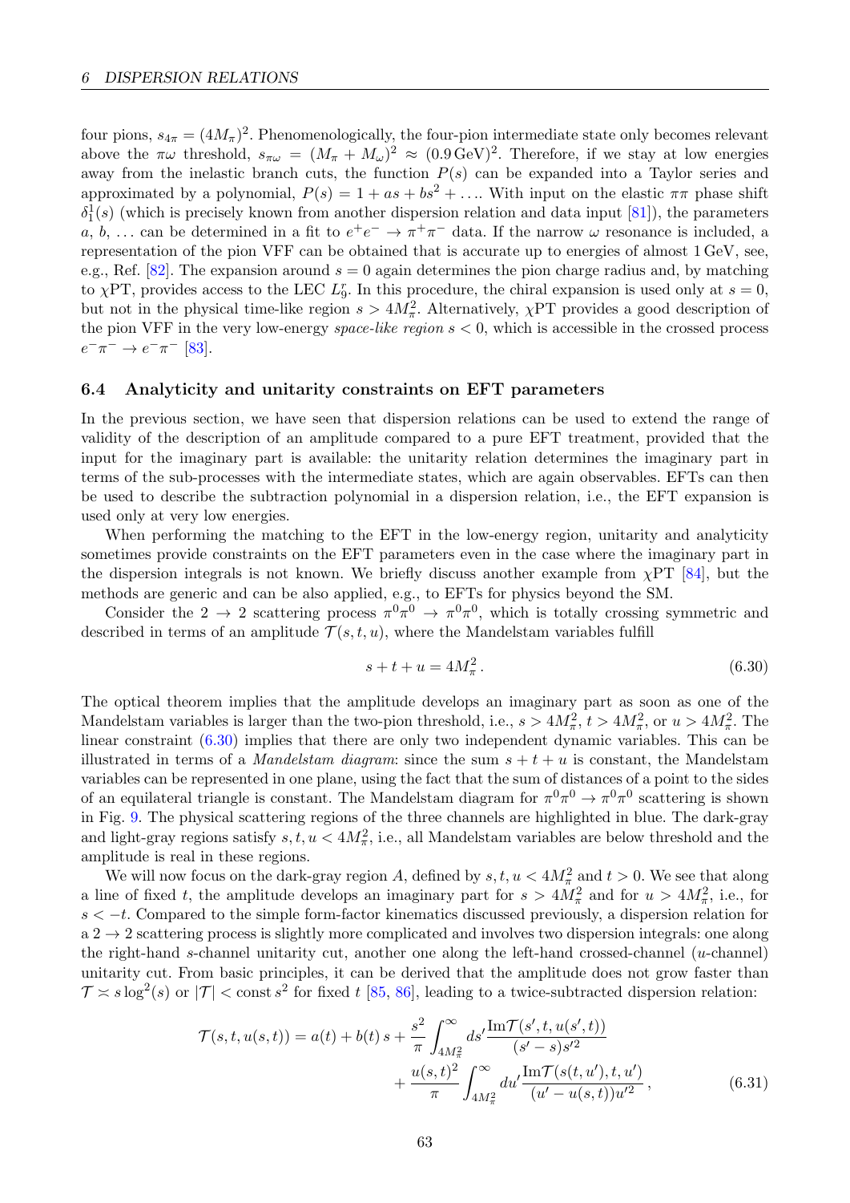four pions, $s_{4\pi} = (4M_\pi)^2$. Phenomenologically, the four-pion intermediate state only becomes relevant above the $\pi\omega$ threshold, $s_{\pi\omega} = (M_\pi + M_\omega)^2 \approx (0.9\,\text{GeV})^2$. Therefore, if we stay at low energies away from the inelastic branch cuts, the function $P(s)$ can be expanded into a Taylor series and approximated by a polynomial, $P(s) = 1 + as + bs^2 + \ldots$. With input on the elastic $\pi\pi$ phase shift $\delta_1^1(s)$ (which is precisely known from another dispersion relation and data input [81]), the parameters $a$, $b$, ... can be determined in a fit to $e^+e^- \to \pi^+\pi^-$ data. If the narrow $\omega$ resonance is included, a representation of the pion VFF can be obtained that is accurate up to energies of almost 1 GeV, see, e.g., Ref. [82]. The expansion around $s = 0$ again determines the pion charge radius and, by matching to $\chi$PT, provides access to the LEC $L_9^r$. In this procedure, the chiral expansion is used only at $s = 0$, but not in the physical time-like region $s > 4M_\pi^2$. Alternatively, $\chi$PT provides a good description of the pion VFF in the very low-energy *space-like region* $s < 0$, which is accessible in the crossed process $e^-\pi^- \to e^-\pi^-$ [83].

### 6.4 Analyticity and unitarity constraints on EFT parameters

In the previous section, we have seen that dispersion relations can be used to extend the range of validity of the description of an amplitude compared to a pure EFT treatment, provided that the input for the imaginary part is available: the unitarity relation determines the imaginary part in terms of the sub-processes with the intermediate states, which are again observables. EFTs can then be used to describe the subtraction polynomial in a dispersion relation, i.e., the EFT expansion is used only at very low energies.

When performing the matching to the EFT in the low-energy region, unitarity and analyticity sometimes provide constraints on the EFT parameters even in the case where the imaginary part in the dispersion integrals is not known. We briefly discuss another example from $\chi$PT [84], but the methods are generic and can be also applied, e.g., to EFTs for physics beyond the SM.

Consider the $2 \to 2$ scattering process $\pi^0\pi^0 \to \pi^0\pi^0$, which is totally crossing symmetric and described in terms of an amplitude $\mathcal{T}(s,t,u)$, where the Mandelstam variables fulfill

$$s + t + u = 4M_\pi^2\,. \tag{6.30}$$

The optical theorem implies that the amplitude develops an imaginary part as soon as one of the Mandelstam variables is larger than the two-pion threshold, i.e., $s > 4M_\pi^2$, $t > 4M_\pi^2$, or $u > 4M_\pi^2$. The linear constraint (6.30) implies that there are only two independent dynamic variables. This can be illustrated in terms of a *Mandelstam diagram*: since the sum $s + t + u$ is constant, the Mandelstam variables can be represented in one plane, using the fact that the sum of distances of a point to the sides of an equilateral triangle is constant. The Mandelstam diagram for $\pi^0\pi^0 \to \pi^0\pi^0$ scattering is shown in Fig. 9. The physical scattering regions of the three channels are highlighted in blue. The dark-gray and light-gray regions satisfy $s, t, u < 4M_\pi^2$, i.e., all Mandelstam variables are below threshold and the amplitude is real in these regions.

We will now focus on the dark-gray region $A$, defined by $s, t, u < 4M_\pi^2$ and $t > 0$. We see that along a line of fixed $t$, the amplitude develops an imaginary part for $s > 4M_\pi^2$ and for $u > 4M_\pi^2$, i.e., for $s < -t$. Compared to the simple form-factor kinematics discussed previously, a dispersion relation for a $2 \to 2$ scattering process is slightly more complicated and involves two dispersion integrals: one along the right-hand $s$-channel unitarity cut, another one along the left-hand crossed-channel ($u$-channel) unitarity cut. From basic principles, it can be derived that the amplitude does not grow faster than $\mathcal{T} \asymp s\log^2(s)$ or $|\mathcal{T}| < \text{const}\, s^2$ for fixed $t$ [85, 86], leading to a twice-subtracted dispersion relation:

$$\begin{aligned}
\mathcal{T}(s,t,u(s,t)) = a(t) + b(t)\,s &+ \frac{s^2}{\pi}\int_{4M_\pi^2}^\infty ds' \frac{\operatorname{Im}\mathcal{T}(s',t,u(s',t))}{(s'-s)s'^2} \\
&+ \frac{u(s,t)^2}{\pi}\int_{4M_\pi^2}^\infty du' \frac{\operatorname{Im}\mathcal{T}(s(t,u'),t,u')}{(u'-u(s,t))u'^2}\,,
\end{aligned} \tag{6.31}$$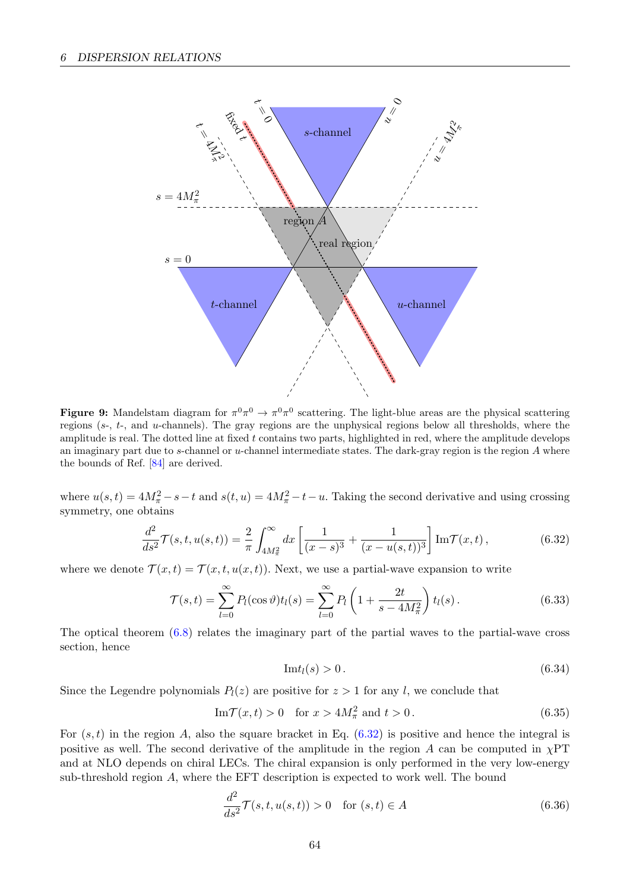**Figure 9:** Mandelstam diagram for $\pi^0\pi^0 \to \pi^0\pi^0$ scattering. The light-blue areas are the physical scattering regions ($s$-, $t$-, and $u$-channels). The gray regions are the unphysical regions below all thresholds, where the amplitude is real. The dotted line at fixed $t$ contains two parts, highlighted in red, where the amplitude develops an imaginary part due to $s$-channel or $u$-channel intermediate states. The dark-gray region is the region $A$ where the bounds of Ref. [84] are derived.

where $u(s,t) = 4M_\pi^2 - s - t$ and $s(t,u) = 4M_\pi^2 - t - u$. Taking the second derivative and using crossing symmetry, one obtains

$$\frac{d^2}{ds^2}\mathcal{T}(s,t,u(s,t)) = \frac{2}{\pi}\int_{4M_\pi^2}^{\infty} dx \left[\frac{1}{(x-s)^3} + \frac{1}{(x-u(s,t))^3}\right] \mathrm{Im}\mathcal{T}(x,t)\,, \tag{6.32}$$

where we denote $\mathcal{T}(x,t) = \mathcal{T}(x,t,u(x,t))$. Next, we use a partial-wave expansion to write

$$\mathcal{T}(s,t) = \sum_{l=0}^{\infty} P_l(\cos\vartheta) t_l(s) = \sum_{l=0}^{\infty} P_l\left(1 + \frac{2t}{s-4M_\pi^2}\right) t_l(s)\,. \tag{6.33}$$

The optical theorem (6.8) relates the imaginary part of the partial waves to the partial-wave cross section, hence

$$\mathrm{Im} t_l(s) > 0\,. \tag{6.34}$$

Since the Legendre polynomials $P_l(z)$ are positive for $z > 1$ for any $l$, we conclude that

$$\mathrm{Im}\mathcal{T}(x,t) > 0 \quad \text{for } x > 4M_\pi^2 \text{ and } t > 0\,. \tag{6.35}$$

For $(s,t)$ in the region $A$, also the square bracket in Eq. (6.32) is positive and hence the integral is positive as well. The second derivative of the amplitude in the region $A$ can be computed in $\chi$PT and at NLO depends on chiral LECs. The chiral expansion is only performed in the very low-energy sub-threshold region $A$, where the EFT description is expected to work well. The bound

$$\frac{d^2}{ds^2}\mathcal{T}(s,t,u(s,t)) > 0 \quad \text{for } (s,t) \in A \tag{6.36}$$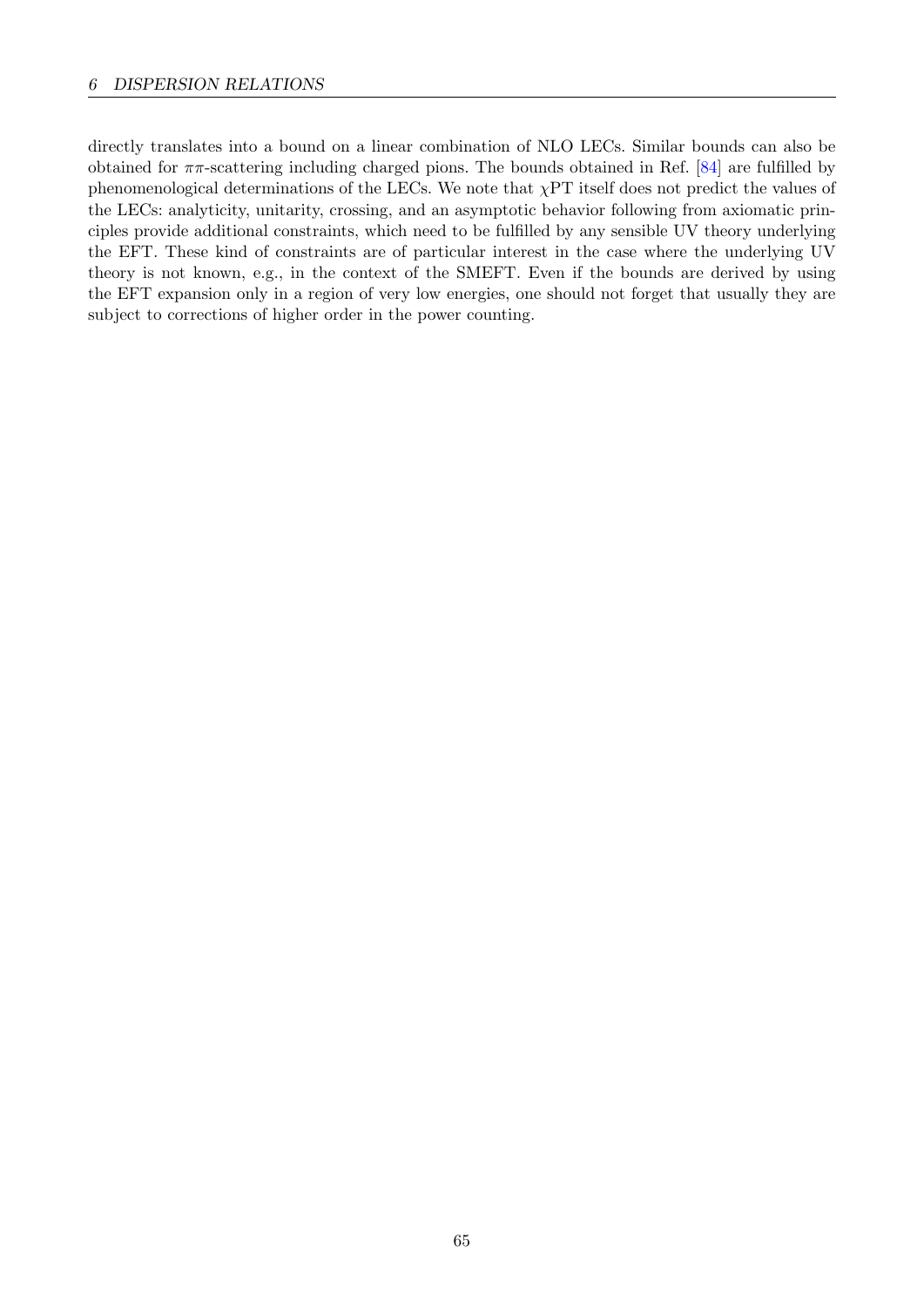directly translates into a bound on a linear combination of NLO LECs. Similar bounds can also be obtained for $\pi\pi$-scattering including charged pions. The bounds obtained in Ref. [84] are fulfilled by phenomenological determinations of the LECs. We note that $\chi$PT itself does not predict the values of the LECs: analyticity, unitarity, crossing, and an asymptotic behavior following from axiomatic principles provide additional constraints, which need to be fulfilled by any sensible UV theory underlying the EFT. These kind of constraints are of particular interest in the case where the underlying UV theory is not known, e.g., in the context of the SMEFT. Even if the bounds are derived by using the EFT expansion only in a region of very low energies, one should not forget that usually they are subject to corrections of higher order in the power counting.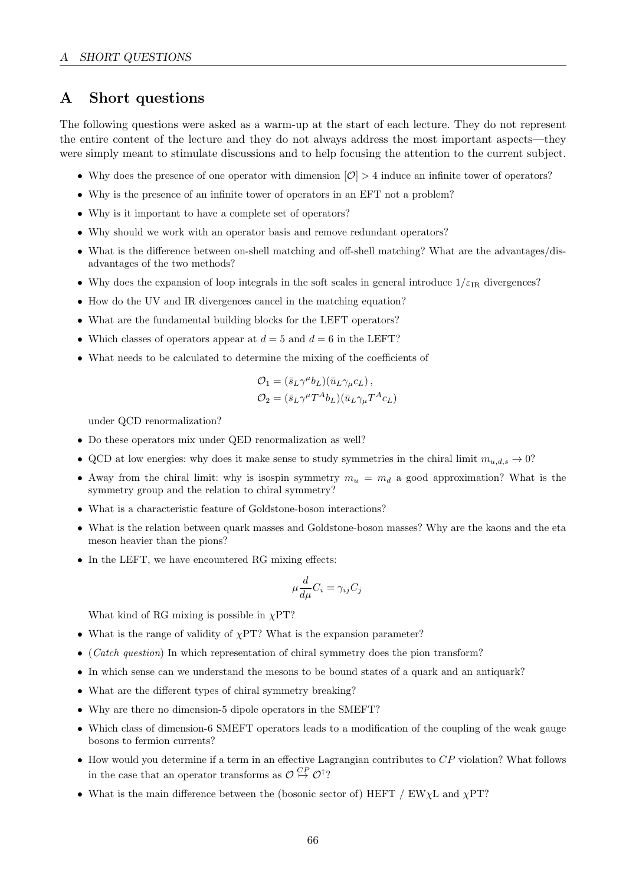## A Short questions

The following questions were asked as a warm-up at the start of each lecture. They do not represent the entire content of the lecture and they do not always address the most important aspects—they were simply meant to stimulate discussions and to help focusing the attention to the current subject.

- Why does the presence of one operator with dimension $[\mathcal{O}] > 4$ induce an infinite tower of operators?
- Why is the presence of an infinite tower of operators in an EFT not a problem?
- Why is it important to have a complete set of operators?
- Why should we work with an operator basis and remove redundant operators?
- What is the difference between on-shell matching and off-shell matching? What are the advantages/disadvantages of the two methods?
- Why does the expansion of loop integrals in the soft scales in general introduce $1/\varepsilon_{\mathrm{IR}}$ divergences?
- How do the UV and IR divergences cancel in the matching equation?
- What are the fundamental building blocks for the LEFT operators?
- Which classes of operators appear at $d = 5$ and $d = 6$ in the LEFT?
- What needs to be calculated to determine the mixing of the coefficients of

$$
\begin{aligned}
\mathcal{O}_1 &= (\bar{s}_L \gamma^\mu b_L)(\bar{u}_L \gamma_\mu c_L)\,, \\
\mathcal{O}_2 &= (\bar{s}_L \gamma^\mu T^A b_L)(\bar{u}_L \gamma_\mu T^A c_L)
\end{aligned}
$$

  under QCD renormalization?
- Do these operators mix under QED renormalization as well?
- QCD at low energies: why does it make sense to study symmetries in the chiral limit $m_{u,d,s} \to 0$?
- Away from the chiral limit: why is isospin symmetry $m_u = m_d$ a good approximation? What is the symmetry group and the relation to chiral symmetry?
- What is a characteristic feature of Goldstone-boson interactions?
- What is the relation between quark masses and Goldstone-boson masses? Why are the kaons and the eta meson heavier than the pions?
- In the LEFT, we have encountered RG mixing effects:

$$
\mu \frac{d}{d\mu} C_i = \gamma_{ij} C_j
$$

  What kind of RG mixing is possible in $\chi$PT?
- What is the range of validity of $\chi$PT? What is the expansion parameter?
- (*Catch question*) In which representation of chiral symmetry does the pion transform?
- In which sense can we understand the mesons to be bound states of a quark and an antiquark?
- What are the different types of chiral symmetry breaking?
- Why are there no dimension-5 dipole operators in the SMEFT?
- Which class of dimension-6 SMEFT operators leads to a modification of the coupling of the weak gauge bosons to fermion currents?
- How would you determine if a term in an effective Lagrangian contributes to $CP$ violation? What follows in the case that an operator transforms as $\mathcal{O} \overset{CP}{\mapsto} \mathcal{O}^\dagger$?
- What is the main difference between the (bosonic sector of) HEFT / EW$\chi$L and $\chi$PT?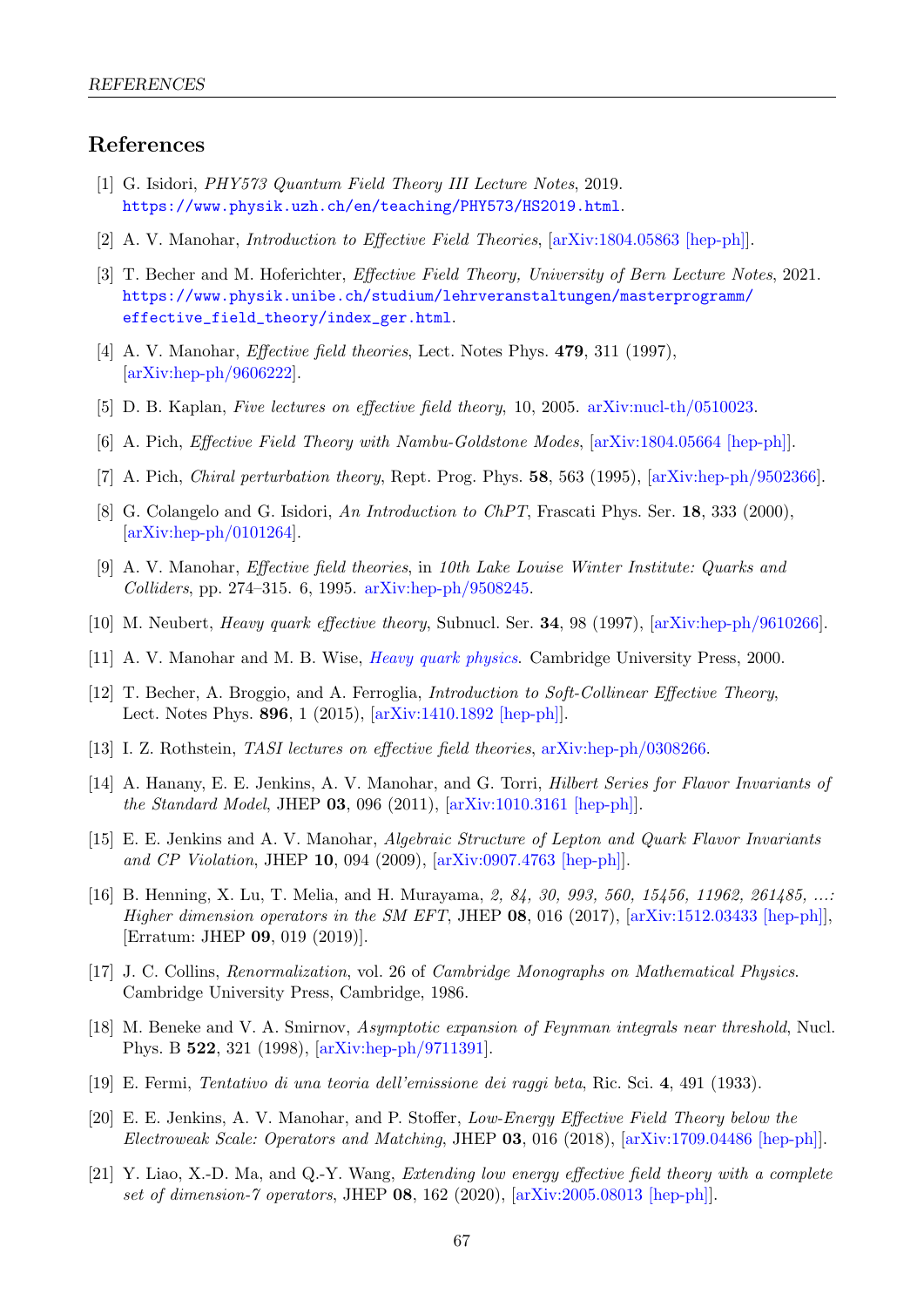# References

[1] G. Isidori, *PHY573 Quantum Field Theory III Lecture Notes*, 2019. https://www.physik.uzh.ch/en/teaching/PHY573/HS2019.html.

[2] A. V. Manohar, *Introduction to Effective Field Theories*, [arXiv:1804.05863 [hep-ph]].

[3] T. Becher and M. Hoferichter, *Effective Field Theory, University of Bern Lecture Notes*, 2021. https://www.physik.unibe.ch/studium/lehrveranstaltungen/masterprogramm/effective_field_theory/index_ger.html.

[4] A. V. Manohar, *Effective field theories*, Lect. Notes Phys. **479**, 311 (1997), [arXiv:hep-ph/9606222].

[5] D. B. Kaplan, *Five lectures on effective field theory*, 10, 2005. arXiv:nucl-th/0510023.

[6] A. Pich, *Effective Field Theory with Nambu-Goldstone Modes*, [arXiv:1804.05664 [hep-ph]].

[7] A. Pich, *Chiral perturbation theory*, Rept. Prog. Phys. **58**, 563 (1995), [arXiv:hep-ph/9502366].

[8] G. Colangelo and G. Isidori, *An Introduction to ChPT*, Frascati Phys. Ser. **18**, 333 (2000), [arXiv:hep-ph/0101264].

[9] A. V. Manohar, *Effective field theories*, in *10th Lake Louise Winter Institute: Quarks and Colliders*, pp. 274–315. 6, 1995. arXiv:hep-ph/9508245.

[10] M. Neubert, *Heavy quark effective theory*, Subnucl. Ser. **34**, 98 (1997), [arXiv:hep-ph/9610266].

[11] A. V. Manohar and M. B. Wise, *Heavy quark physics*. Cambridge University Press, 2000.

[12] T. Becher, A. Broggio, and A. Ferroglia, *Introduction to Soft-Collinear Effective Theory*, Lect. Notes Phys. **896**, 1 (2015), [arXiv:1410.1892 [hep-ph]].

[13] I. Z. Rothstein, *TASI lectures on effective field theories*, arXiv:hep-ph/0308266.

[14] A. Hanany, E. E. Jenkins, A. V. Manohar, and G. Torri, *Hilbert Series for Flavor Invariants of the Standard Model*, JHEP **03**, 096 (2011), [arXiv:1010.3161 [hep-ph]].

[15] E. E. Jenkins and A. V. Manohar, *Algebraic Structure of Lepton and Quark Flavor Invariants and CP Violation*, JHEP **10**, 094 (2009), [arXiv:0907.4763 [hep-ph]].

[16] B. Henning, X. Lu, T. Melia, and H. Murayama, *2, 84, 30, 993, 560, 15456, 11962, 261485, ...: Higher dimension operators in the SM EFT*, JHEP **08**, 016 (2017), [arXiv:1512.03433 [hep-ph]], [Erratum: JHEP **09**, 019 (2019)].

[17] J. C. Collins, *Renormalization*, vol. 26 of *Cambridge Monographs on Mathematical Physics*. Cambridge University Press, Cambridge, 1986.

[18] M. Beneke and V. A. Smirnov, *Asymptotic expansion of Feynman integrals near threshold*, Nucl. Phys. B **522**, 321 (1998), [arXiv:hep-ph/9711391].

[19] E. Fermi, *Tentativo di una teoria dell'emissione dei raggi beta*, Ric. Sci. **4**, 491 (1933).

[20] E. E. Jenkins, A. V. Manohar, and P. Stoffer, *Low-Energy Effective Field Theory below the Electroweak Scale: Operators and Matching*, JHEP **03**, 016 (2018), [arXiv:1709.04486 [hep-ph]].

[21] Y. Liao, X.-D. Ma, and Q.-Y. Wang, *Extending low energy effective field theory with a complete set of dimension-7 operators*, JHEP **08**, 162 (2020), [arXiv:2005.08013 [hep-ph]].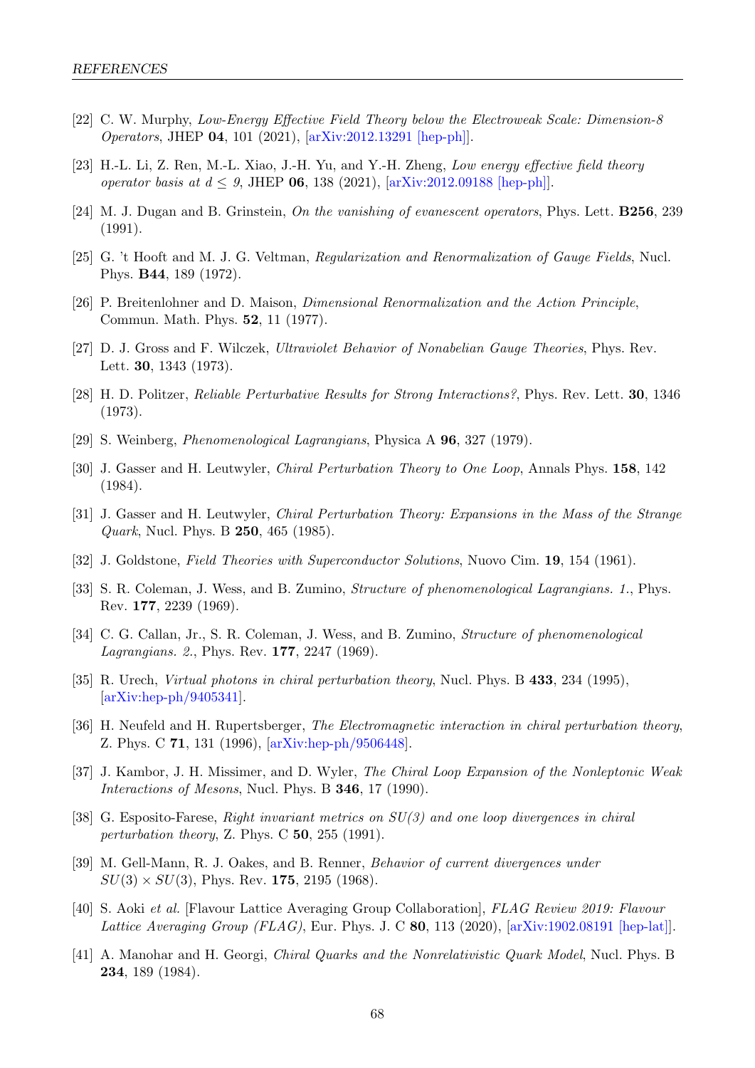[22] C. W. Murphy, *Low-Energy Effective Field Theory below the Electroweak Scale: Dimension-8 Operators*, JHEP **04**, 101 (2021), [arXiv:2012.13291 [hep-ph]].

[23] H.-L. Li, Z. Ren, M.-L. Xiao, J.-H. Yu, and Y.-H. Zheng, *Low energy effective field theory operator basis at $d \leq 9$*, JHEP **06**, 138 (2021), [arXiv:2012.09188 [hep-ph]].

[24] M. J. Dugan and B. Grinstein, *On the vanishing of evanescent operators*, Phys. Lett. **B256**, 239 (1991).

[25] G. 't Hooft and M. J. G. Veltman, *Regularization and Renormalization of Gauge Fields*, Nucl. Phys. **B44**, 189 (1972).

[26] P. Breitenlohner and D. Maison, *Dimensional Renormalization and the Action Principle*, Commun. Math. Phys. **52**, 11 (1977).

[27] D. J. Gross and F. Wilczek, *Ultraviolet Behavior of Nonabelian Gauge Theories*, Phys. Rev. Lett. **30**, 1343 (1973).

[28] H. D. Politzer, *Reliable Perturbative Results for Strong Interactions?*, Phys. Rev. Lett. **30**, 1346 (1973).

[29] S. Weinberg, *Phenomenological Lagrangians*, Physica A **96**, 327 (1979).

[30] J. Gasser and H. Leutwyler, *Chiral Perturbation Theory to One Loop*, Annals Phys. **158**, 142 (1984).

[31] J. Gasser and H. Leutwyler, *Chiral Perturbation Theory: Expansions in the Mass of the Strange Quark*, Nucl. Phys. B **250**, 465 (1985).

[32] J. Goldstone, *Field Theories with Superconductor Solutions*, Nuovo Cim. **19**, 154 (1961).

[33] S. R. Coleman, J. Wess, and B. Zumino, *Structure of phenomenological Lagrangians. 1.*, Phys. Rev. **177**, 2239 (1969).

[34] C. G. Callan, Jr., S. R. Coleman, J. Wess, and B. Zumino, *Structure of phenomenological Lagrangians. 2.*, Phys. Rev. **177**, 2247 (1969).

[35] R. Urech, *Virtual photons in chiral perturbation theory*, Nucl. Phys. B **433**, 234 (1995), [arXiv:hep-ph/9405341].

[36] H. Neufeld and H. Rupertsberger, *The Electromagnetic interaction in chiral perturbation theory*, Z. Phys. C **71**, 131 (1996), [arXiv:hep-ph/9506448].

[37] J. Kambor, J. H. Missimer, and D. Wyler, *The Chiral Loop Expansion of the Nonleptonic Weak Interactions of Mesons*, Nucl. Phys. B **346**, 17 (1990).

[38] G. Esposito-Farese, *Right invariant metrics on SU(3) and one loop divergences in chiral perturbation theory*, Z. Phys. C **50**, 255 (1991).

[39] M. Gell-Mann, R. J. Oakes, and B. Renner, *Behavior of current divergences under $SU(3) \times SU(3)$*, Phys. Rev. **175**, 2195 (1968).

[40] S. Aoki *et al.* [Flavour Lattice Averaging Group Collaboration], *FLAG Review 2019: Flavour Lattice Averaging Group (FLAG)*, Eur. Phys. J. C **80**, 113 (2020), [arXiv:1902.08191 [hep-lat]].

[41] A. Manohar and H. Georgi, *Chiral Quarks and the Nonrelativistic Quark Model*, Nucl. Phys. B **234**, 189 (1984).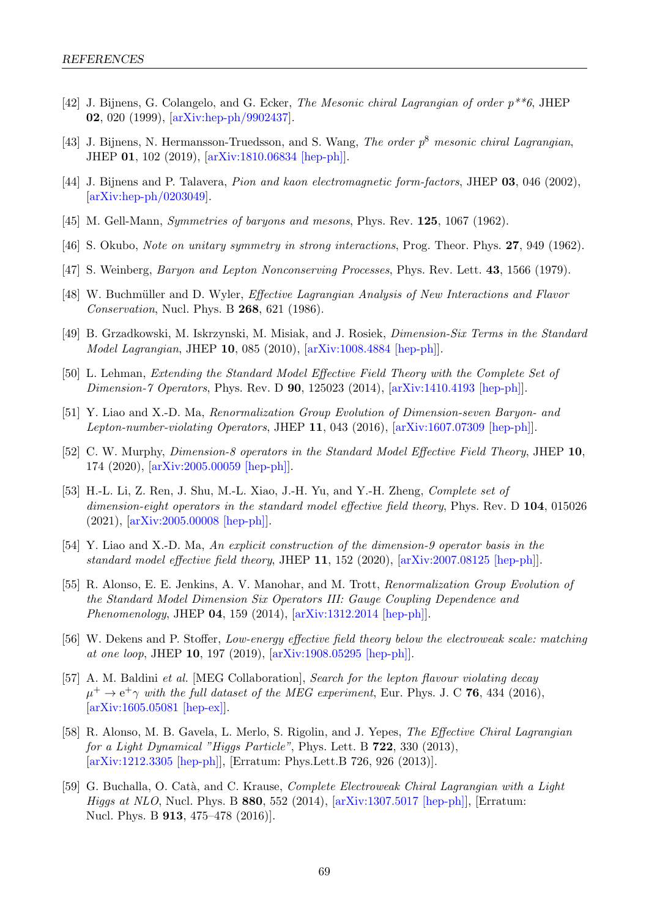- [42] J. Bijnens, G. Colangelo, and G. Ecker, *The Mesonic chiral Lagrangian of order p**6*, JHEP **02**, 020 (1999), [arXiv:hep-ph/9902437].
- [43] J. Bijnens, N. Hermansson-Truedsson, and S. Wang, *The order $p^8$ mesonic chiral Lagrangian*, JHEP **01**, 102 (2019), [arXiv:1810.06834 [hep-ph]].
- [44] J. Bijnens and P. Talavera, *Pion and kaon electromagnetic form-factors*, JHEP **03**, 046 (2002), [arXiv:hep-ph/0203049].
- [45] M. Gell-Mann, *Symmetries of baryons and mesons*, Phys. Rev. **125**, 1067 (1962).
- [46] S. Okubo, *Note on unitary symmetry in strong interactions*, Prog. Theor. Phys. **27**, 949 (1962).
- [47] S. Weinberg, *Baryon and Lepton Nonconserving Processes*, Phys. Rev. Lett. **43**, 1566 (1979).
- [48] W. Buchmüller and D. Wyler, *Effective Lagrangian Analysis of New Interactions and Flavor Conservation*, Nucl. Phys. B **268**, 621 (1986).
- [49] B. Grzadkowski, M. Iskrzynski, M. Misiak, and J. Rosiek, *Dimension-Six Terms in the Standard Model Lagrangian*, JHEP **10**, 085 (2010), [arXiv:1008.4884 [hep-ph]].
- [50] L. Lehman, *Extending the Standard Model Effective Field Theory with the Complete Set of Dimension-7 Operators*, Phys. Rev. D **90**, 125023 (2014), [arXiv:1410.4193 [hep-ph]].
- [51] Y. Liao and X.-D. Ma, *Renormalization Group Evolution of Dimension-seven Baryon- and Lepton-number-violating Operators*, JHEP **11**, 043 (2016), [arXiv:1607.07309 [hep-ph]].
- [52] C. W. Murphy, *Dimension-8 operators in the Standard Model Effective Field Theory*, JHEP **10**, 174 (2020), [arXiv:2005.00059 [hep-ph]].
- [53] H.-L. Li, Z. Ren, J. Shu, M.-L. Xiao, J.-H. Yu, and Y.-H. Zheng, *Complete set of dimension-eight operators in the standard model effective field theory*, Phys. Rev. D **104**, 015026 (2021), [arXiv:2005.00008 [hep-ph]].
- [54] Y. Liao and X.-D. Ma, *An explicit construction of the dimension-9 operator basis in the standard model effective field theory*, JHEP **11**, 152 (2020), [arXiv:2007.08125 [hep-ph]].
- [55] R. Alonso, E. E. Jenkins, A. V. Manohar, and M. Trott, *Renormalization Group Evolution of the Standard Model Dimension Six Operators III: Gauge Coupling Dependence and Phenomenology*, JHEP **04**, 159 (2014), [arXiv:1312.2014 [hep-ph]].
- [56] W. Dekens and P. Stoffer, *Low-energy effective field theory below the electroweak scale: matching at one loop*, JHEP **10**, 197 (2019), [arXiv:1908.05295 [hep-ph]].
- [57] A. M. Baldini *et al.* [MEG Collaboration], *Search for the lepton flavour violating decay $\mu^+ \to e^+\gamma$ with the full dataset of the MEG experiment*, Eur. Phys. J. C **76**, 434 (2016), [arXiv:1605.05081 [hep-ex]].
- [58] R. Alonso, M. B. Gavela, L. Merlo, S. Rigolin, and J. Yepes, *The Effective Chiral Lagrangian for a Light Dynamical "Higgs Particle"*, Phys. Lett. B **722**, 330 (2013), [arXiv:1212.3305 [hep-ph]], [Erratum: Phys.Lett.B 726, 926 (2013)].
- [59] G. Buchalla, O. Catà, and C. Krause, *Complete Electroweak Chiral Lagrangian with a Light Higgs at NLO*, Nucl. Phys. B **880**, 552 (2014), [arXiv:1307.5017 [hep-ph]], [Erratum: Nucl. Phys. B **913**, 475–478 (2016)].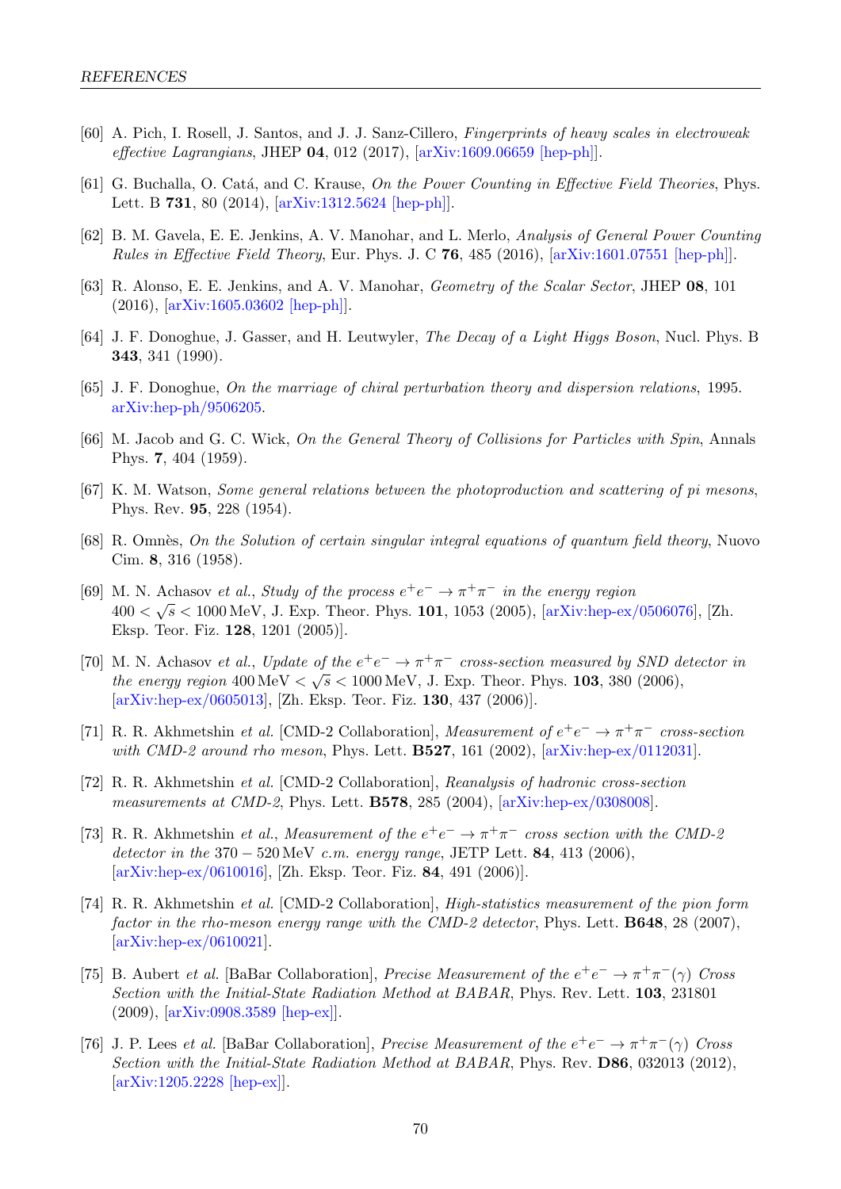[60] A. Pich, I. Rosell, J. Santos, and J. J. Sanz-Cillero, *Fingerprints of heavy scales in electroweak effective Lagrangians*, JHEP **04**, 012 (2017), [arXiv:1609.06659 [hep-ph]].

[61] G. Buchalla, O. Catá, and C. Krause, *On the Power Counting in Effective Field Theories*, Phys. Lett. B **731**, 80 (2014), [arXiv:1312.5624 [hep-ph]].

[62] B. M. Gavela, E. E. Jenkins, A. V. Manohar, and L. Merlo, *Analysis of General Power Counting Rules in Effective Field Theory*, Eur. Phys. J. C **76**, 485 (2016), [arXiv:1601.07551 [hep-ph]].

[63] R. Alonso, E. E. Jenkins, and A. V. Manohar, *Geometry of the Scalar Sector*, JHEP **08**, 101 (2016), [arXiv:1605.03602 [hep-ph]].

[64] J. F. Donoghue, J. Gasser, and H. Leutwyler, *The Decay of a Light Higgs Boson*, Nucl. Phys. B **343**, 341 (1990).

[65] J. F. Donoghue, *On the marriage of chiral perturbation theory and dispersion relations*, 1995. arXiv:hep-ph/9506205.

[66] M. Jacob and G. C. Wick, *On the General Theory of Collisions for Particles with Spin*, Annals Phys. **7**, 404 (1959).

[67] K. M. Watson, *Some general relations between the photoproduction and scattering of pi mesons*, Phys. Rev. **95**, 228 (1954).

[68] R. Omnès, *On the Solution of certain singular integral equations of quantum field theory*, Nuovo Cim. **8**, 316 (1958).

[69] M. N. Achasov *et al.*, *Study of the process $e^+e^- \to \pi^+\pi^-$ in the energy region $400 < \sqrt{s} < 1000$ MeV*, J. Exp. Theor. Phys. **101**, 1053 (2005), [arXiv:hep-ex/0506076], [Zh. Eksp. Teor. Fiz. **128**, 1201 (2005)].

[70] M. N. Achasov *et al.*, *Update of the $e^+e^- \to \pi^+\pi^-$ cross-section measured by SND detector in the energy region $400\,\text{MeV} < \sqrt{s} < 1000\,\text{MeV}$*, J. Exp. Theor. Phys. **103**, 380 (2006), [arXiv:hep-ex/0605013], [Zh. Eksp. Teor. Fiz. **130**, 437 (2006)].

[71] R. R. Akhmetshin *et al.* [CMD-2 Collaboration], *Measurement of $e^+e^- \to \pi^+\pi^-$ cross-section with CMD-2 around rho meson*, Phys. Lett. **B527**, 161 (2002), [arXiv:hep-ex/0112031].

[72] R. R. Akhmetshin *et al.* [CMD-2 Collaboration], *Reanalysis of hadronic cross-section measurements at CMD-2*, Phys. Lett. **B578**, 285 (2004), [arXiv:hep-ex/0308008].

[73] R. R. Akhmetshin *et al.*, *Measurement of the $e^+e^- \to \pi^+\pi^-$ cross section with the CMD-2 detector in the $370 - 520\,\text{MeV}$ c.m. energy range*, JETP Lett. **84**, 413 (2006), [arXiv:hep-ex/0610016], [Zh. Eksp. Teor. Fiz. **84**, 491 (2006)].

[74] R. R. Akhmetshin *et al.* [CMD-2 Collaboration], *High-statistics measurement of the pion form factor in the rho-meson energy range with the CMD-2 detector*, Phys. Lett. **B648**, 28 (2007), [arXiv:hep-ex/0610021].

[75] B. Aubert *et al.* [BaBar Collaboration], *Precise Measurement of the $e^+e^- \to \pi^+\pi^-(\gamma)$ Cross Section with the Initial-State Radiation Method at BABAR*, Phys. Rev. Lett. **103**, 231801 (2009), [arXiv:0908.3589 [hep-ex]].

[76] J. P. Lees *et al.* [BaBar Collaboration], *Precise Measurement of the $e^+e^- \to \pi^+\pi^-(\gamma)$ Cross Section with the Initial-State Radiation Method at BABAR*, Phys. Rev. **D86**, 032013 (2012), [arXiv:1205.2228 [hep-ex]].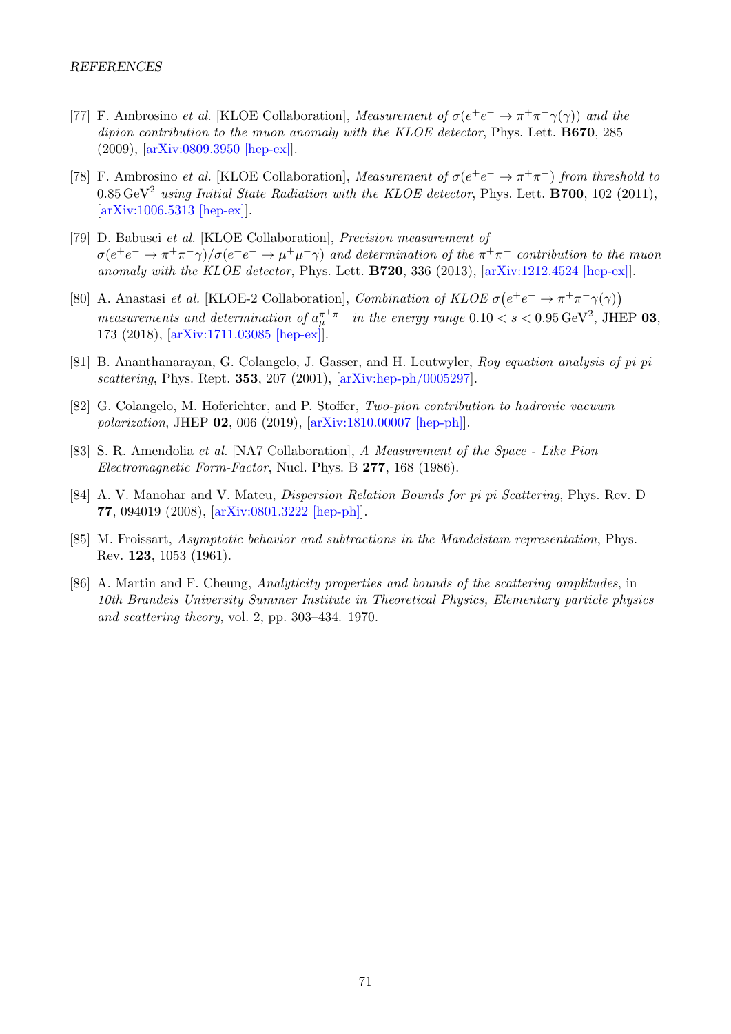[77] F. Ambrosino *et al.* [KLOE Collaboration], *Measurement of $\sigma(e^+e^- \to \pi^+\pi^-\gamma(\gamma))$ and the dipion contribution to the muon anomaly with the KLOE detector*, Phys. Lett. **B670**, 285 (2009), [arXiv:0809.3950 [hep-ex]].

[78] F. Ambrosino *et al.* [KLOE Collaboration], *Measurement of $\sigma(e^+e^- \to \pi^+\pi^-)$ from threshold to $0.85\,\mathrm{GeV}^2$ using Initial State Radiation with the KLOE detector*, Phys. Lett. **B700**, 102 (2011), [arXiv:1006.5313 [hep-ex]].

[79] D. Babusci *et al.* [KLOE Collaboration], *Precision measurement of $\sigma(e^+e^- \to \pi^+\pi^-\gamma)/\sigma(e^+e^- \to \mu^+\mu^-\gamma)$ and determination of the $\pi^+\pi^-$ contribution to the muon anomaly with the KLOE detector*, Phys. Lett. **B720**, 336 (2013), [arXiv:1212.4524 [hep-ex]].

[80] A. Anastasi *et al.* [KLOE-2 Collaboration], *Combination of KLOE $\sigma\big(e^+e^- \to \pi^+\pi^-\gamma(\gamma)\big)$ measurements and determination of $a_\mu^{\pi^+\pi^-}$ in the energy range $0.10 < s < 0.95\,\mathrm{GeV}^2$*, JHEP **03**, 173 (2018), [arXiv:1711.03085 [hep-ex]].

[81] B. Ananthanarayan, G. Colangelo, J. Gasser, and H. Leutwyler, *Roy equation analysis of pi pi scattering*, Phys. Rept. **353**, 207 (2001), [arXiv:hep-ph/0005297].

[82] G. Colangelo, M. Hoferichter, and P. Stoffer, *Two-pion contribution to hadronic vacuum polarization*, JHEP **02**, 006 (2019), [arXiv:1810.00007 [hep-ph]].

[83] S. R. Amendolia *et al.* [NA7 Collaboration], *A Measurement of the Space - Like Pion Electromagnetic Form-Factor*, Nucl. Phys. B **277**, 168 (1986).

[84] A. V. Manohar and V. Mateu, *Dispersion Relation Bounds for pi pi Scattering*, Phys. Rev. D **77**, 094019 (2008), [arXiv:0801.3222 [hep-ph]].

[85] M. Froissart, *Asymptotic behavior and subtractions in the Mandelstam representation*, Phys. Rev. **123**, 1053 (1961).

[86] A. Martin and F. Cheung, *Analyticity properties and bounds of the scattering amplitudes*, in *10th Brandeis University Summer Institute in Theoretical Physics, Elementary particle physics and scattering theory*, vol. 2, pp. 303–434. 1970.